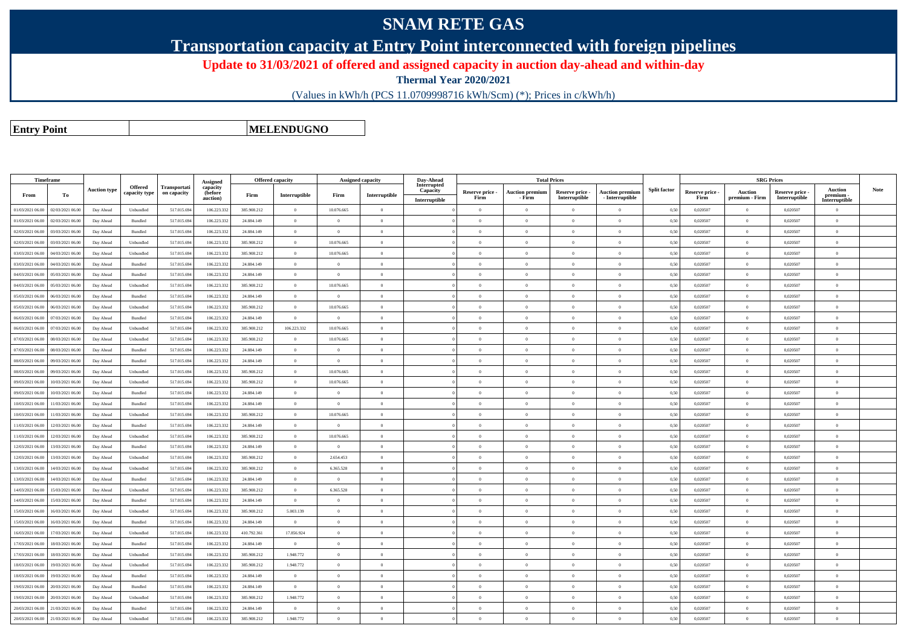# SNAM RETE GAS

## Transportation capacity at Entry Point interconnected with foreign pipelines

**Update to 31/03/2021 of offered and assigned capacity in auction day-ahead and within-day**

**Thermal Year 2020/2021**

(Values in kWh/h (PCS 11.0709998716 kWh/Scm) (*); Prices in c/kWh/h)

| **Entry Point** | | **MELENDUGNO** |
|---|---|---|

| Timeframe | | Auction type | Offered capacity type | Transportation capacity | Assigned capacity (before auction) | Offered capacity | | Assigned capacity | | Day-Ahead Interrupted Capacity | Total Prices | | | | Split factor | SRG Prices | | | | Note |
|---|---|---|---|---|---|---|---|---|---|---|---|---|---|---|---|---|---|---|---|---|
| From | To | | | | | Firm | Interruptible | Firm | Interruptible | Interruptible | Reserve price - Firm | Auction premium - Firm | Reserve price - Interruptible | Auction premium - Interruptible | | Reserve price - Firm | Auction premium - Firm | Reserve price - Interruptible | Auction premium - Interruptible | |
| 01/03/2021 06.00 | 02/03/2021 06.00 | Day Ahead | Unbundled | 517.015.694 | 106.223.332 | 385.908.212 | 0 | 10.076.665 | 0 | | 0 | 0 | 0 | 0 | 0,50 | 0,020507 | 0 | 0,020507 | 0 | |
| 01/03/2021 06.00 | 02/03/2021 06.00 | Day Ahead | Bundled | 517.015.694 | 106.223.332 | 24.884.149 | 0 | 0 | 0 | | 0 | 0 | 0 | 0 | 0,50 | 0,020507 | 0 | 0,020507 | 0 | |
| 02/03/2021 06.00 | 03/03/2021 06.00 | Day Ahead | Bundled | 517.015.694 | 106.223.332 | 24.884.149 | 0 | 0 | 0 | | 0 | 0 | 0 | 0 | 0,50 | 0,020507 | 0 | 0,020507 | 0 | |
| 02/03/2021 06.00 | 03/03/2021 06.00 | Day Ahead | Unbundled | 517.015.694 | 106.223.332 | 385.908.212 | 0 | 10.076.665 | 0 | | 0 | 0 | 0 | 0 | 0,50 | 0,020507 | 0 | 0,020507 | 0 | |
| 03/03/2021 06.00 | 04/03/2021 06.00 | Day Ahead | Unbundled | 517.015.694 | 106.223.332 | 385.908.212 | 0 | 10.076.665 | 0 | | 0 | 0 | 0 | 0 | 0,50 | 0,020507 | 0 | 0,020507 | 0 | |
| 03/03/2021 06.00 | 04/03/2021 06.00 | Day Ahead | Bundled | 517.015.694 | 106.223.332 | 24.884.149 | 0 | 0 | 0 | | 0 | 0 | 0 | 0 | 0,50 | 0,020507 | 0 | 0,020507 | 0 | |
| 04/03/2021 06.00 | 05/03/2021 06.00 | Day Ahead | Bundled | 517.015.694 | 106.223.332 | 24.884.149 | 0 | 0 | 0 | | 0 | 0 | 0 | 0 | 0,50 | 0,020507 | 0 | 0,020507 | 0 | |
| 04/03/2021 06.00 | 05/03/2021 06.00 | Day Ahead | Unbundled | 517.015.694 | 106.223.332 | 385.908.212 | 0 | 10.076.665 | 0 | | 0 | 0 | 0 | 0 | 0,50 | 0,020507 | 0 | 0,020507 | 0 | |
| 05/03/2021 06.00 | 06/03/2021 06.00 | Day Ahead | Bundled | 517.015.694 | 106.223.332 | 24.884.149 | 0 | 0 | 0 | | 0 | 0 | 0 | 0 | 0,50 | 0,020507 | 0 | 0,020507 | 0 | |
| 05/03/2021 06.00 | 06/03/2021 06.00 | Day Ahead | Unbundled | 517.015.694 | 106.223.332 | 385.908.212 | 0 | 10.076.665 | 0 | | 0 | 0 | 0 | 0 | 0,50 | 0,020507 | 0 | 0,020507 | 0 | |
| 06/03/2021 06.00 | 07/03/2021 06.00 | Day Ahead | Bundled | 517.015.694 | 106.223.332 | 24.884.149 | 0 | 0 | 0 | | 0 | 0 | 0 | 0 | 0,50 | 0,020507 | 0 | 0,020507 | 0 | |
| 06/03/2021 06.00 | 07/03/2021 06.00 | Day Ahead | Unbundled | 517.015.694 | 106.223.332 | 385.908.212 | 106.223.332 | 10.076.665 | 0 | | 0 | 0 | 0 | 0 | 0,50 | 0,020507 | 0 | 0,020507 | 0 | |
| 07/03/2021 06.00 | 08/03/2021 06.00 | Day Ahead | Unbundled | 517.015.694 | 106.223.332 | 385.908.212 | 0 | 10.076.665 | 0 | | 0 | 0 | 0 | 0 | 0,50 | 0,020507 | 0 | 0,020507 | 0 | |
| 07/03/2021 06.00 | 08/03/2021 06.00 | Day Ahead | Bundled | 517.015.694 | 106.223.332 | 24.884.149 | 0 | 0 | 0 | | 0 | 0 | 0 | 0 | 0,50 | 0,020507 | 0 | 0,020507 | 0 | |
| 08/03/2021 06.00 | 09/03/2021 06.00 | Day Ahead | Bundled | 517.015.694 | 106.223.332 | 24.884.149 | 0 | 0 | 0 | | 0 | 0 | 0 | 0 | 0,50 | 0,020507 | 0 | 0,020507 | 0 | |
| 08/03/2021 06.00 | 09/03/2021 06.00 | Day Ahead | Unbundled | 517.015.694 | 106.223.332 | 385.908.212 | 0 | 10.076.665 | 0 | | 0 | 0 | 0 | 0 | 0,50 | 0,020507 | 0 | 0,020507 | 0 | |
| 09/03/2021 06.00 | 10/03/2021 06.00 | Day Ahead | Unbundled | 517.015.694 | 106.223.332 | 385.908.212 | 0 | 10.076.665 | 0 | | 0 | 0 | 0 | 0 | 0,50 | 0,020507 | 0 | 0,020507 | 0 | |
| 09/03/2021 06.00 | 10/03/2021 06.00 | Day Ahead | Bundled | 517.015.694 | 106.223.332 | 24.884.149 | 0 | 0 | 0 | | 0 | 0 | 0 | 0 | 0,50 | 0,020507 | 0 | 0,020507 | 0 | |
| 10/03/2021 06.00 | 11/03/2021 06.00 | Day Ahead | Bundled | 517.015.694 | 106.223.332 | 24.884.149 | 0 | 0 | 0 | | 0 | 0 | 0 | 0 | 0,50 | 0,020507 | 0 | 0,020507 | 0 | |
| 10/03/2021 06.00 | 11/03/2021 06.00 | Day Ahead | Unbundled | 517.015.694 | 106.223.332 | 385.908.212 | 0 | 10.076.665 | 0 | | 0 | 0 | 0 | 0 | 0,50 | 0,020507 | 0 | 0,020507 | 0 | |
| 11/03/2021 06.00 | 12/03/2021 06.00 | Day Ahead | Bundled | 517.015.694 | 106.223.332 | 24.884.149 | 0 | 0 | 0 | | 0 | 0 | 0 | 0 | 0,50 | 0,020507 | 0 | 0,020507 | 0 | |
| 11/03/2021 06.00 | 12/03/2021 06.00 | Day Ahead | Unbundled | 517.015.694 | 106.223.332 | 385.908.212 | 0 | 10.076.665 | 0 | | 0 | 0 | 0 | 0 | 0,50 | 0,020507 | 0 | 0,020507 | 0 | |
| 12/03/2021 06.00 | 13/03/2021 06.00 | Day Ahead | Bundled | 517.015.694 | 106.223.332 | 24.884.149 | 0 | 0 | 0 | | 0 | 0 | 0 | 0 | 0,50 | 0,020507 | 0 | 0,020507 | 0 | |
| 12/03/2021 06.00 | 13/03/2021 06.00 | Day Ahead | Unbundled | 517.015.694 | 106.223.332 | 385.908.212 | 0 | 2.654.453 | 0 | | 0 | 0 | 0 | 0 | 0,50 | 0,020507 | 0 | 0,020507 | 0 | |
| 13/03/2021 06.00 | 14/03/2021 06.00 | Day Ahead | Unbundled | 517.015.694 | 106.223.332 | 385.908.212 | 0 | 6.365.528 | 0 | | 0 | 0 | 0 | 0 | 0,50 | 0,020507 | 0 | 0,020507 | 0 | |
| 13/03/2021 06.00 | 14/03/2021 06.00 | Day Ahead | Bundled | 517.015.694 | 106.223.332 | 24.884.149 | 0 | 0 | 0 | | 0 | 0 | 0 | 0 | 0,50 | 0,020507 | 0 | 0,020507 | 0 | |
| 14/03/2021 06.00 | 15/03/2021 06.00 | Day Ahead | Unbundled | 517.015.694 | 106.223.332 | 385.908.212 | 0 | 6.365.528 | 0 | | 0 | 0 | 0 | 0 | 0,50 | 0,020507 | 0 | 0,020507 | 0 | |
| 14/03/2021 06.00 | 15/03/2021 06.00 | Day Ahead | Bundled | 517.015.694 | 106.223.332 | 24.884.149 | 0 | 0 | 0 | | 0 | 0 | 0 | 0 | 0,50 | 0,020507 | 0 | 0,020507 | 0 | |
| 15/03/2021 06.00 | 16/03/2021 06.00 | Day Ahead | Unbundled | 517.015.694 | 106.223.332 | 385.908.212 | 5.003.139 | 0 | 0 | | 0 | 0 | 0 | 0 | 0,50 | 0,020507 | 0 | 0,020507 | 0 | |
| 15/03/2021 06.00 | 16/03/2021 06.00 | Day Ahead | Bundled | 517.015.694 | 106.223.332 | 24.884.149 | 0 | 0 | 0 | | 0 | 0 | 0 | 0 | 0,50 | 0,020507 | 0 | 0,020507 | 0 | |
| 16/03/2021 06.00 | 17/03/2021 06.00 | Day Ahead | Unbundled | 517.015.694 | 106.223.332 | 410.792.361 | 17.856.924 | 0 | 0 | | 0 | 0 | 0 | 0 | 0,50 | 0,020507 | 0 | 0,020507 | 0 | |
| 17/03/2021 06.00 | 18/03/2021 06.00 | Day Ahead | Bundled | 517.015.694 | 106.223.332 | 24.884.149 | 0 | 0 | 0 | | 0 | 0 | 0 | 0 | 0,50 | 0,020507 | 0 | 0,020507 | 0 | |
| 17/03/2021 06.00 | 18/03/2021 06.00 | Day Ahead | Unbundled | 517.015.694 | 106.223.332 | 385.908.212 | 1.948.772 | 0 | 0 | | 0 | 0 | 0 | 0 | 0,50 | 0,020507 | 0 | 0,020507 | 0 | |
| 18/03/2021 06.00 | 19/03/2021 06.00 | Day Ahead | Unbundled | 517.015.694 | 106.223.332 | 385.908.212 | 1.948.772 | 0 | 0 | | 0 | 0 | 0 | 0 | 0,50 | 0,020507 | 0 | 0,020507 | 0 | |
| 18/03/2021 06.00 | 19/03/2021 06.00 | Day Ahead | Bundled | 517.015.694 | 106.223.332 | 24.884.149 | 0 | 0 | 0 | | 0 | 0 | 0 | 0 | 0,50 | 0,020507 | 0 | 0,020507 | 0 | |
| 19/03/2021 06.00 | 20/03/2021 06.00 | Day Ahead | Bundled | 517.015.694 | 106.223.332 | 24.884.149 | 0 | 0 | 0 | | 0 | 0 | 0 | 0 | 0,50 | 0,020507 | 0 | 0,020507 | 0 | |
| 19/03/2021 06.00 | 20/03/2021 06.00 | Day Ahead | Unbundled | 517.015.694 | 106.223.332 | 385.908.212 | 1.948.772 | 0 | 0 | | 0 | 0 | 0 | 0 | 0,50 | 0,020507 | 0 | 0,020507 | 0 | |
| 20/03/2021 06.00 | 21/03/2021 06.00 | Day Ahead | Bundled | 517.015.694 | 106.223.332 | 24.884.149 | 0 | 0 | 0 | | 0 | 0 | 0 | 0 | 0,50 | 0,020507 | 0 | 0,020507 | 0 | |
| 20/03/2021 06.00 | 21/03/2021 06.00 | Day Ahead | Unbundled | 517.015.694 | 106.223.332 | 385.908.212 | 1.948.772 | 0 | 0 | | 0 | 0 | 0 | 0 | 0,50 | 0,020507 | 0 | 0,020507 | 0 | |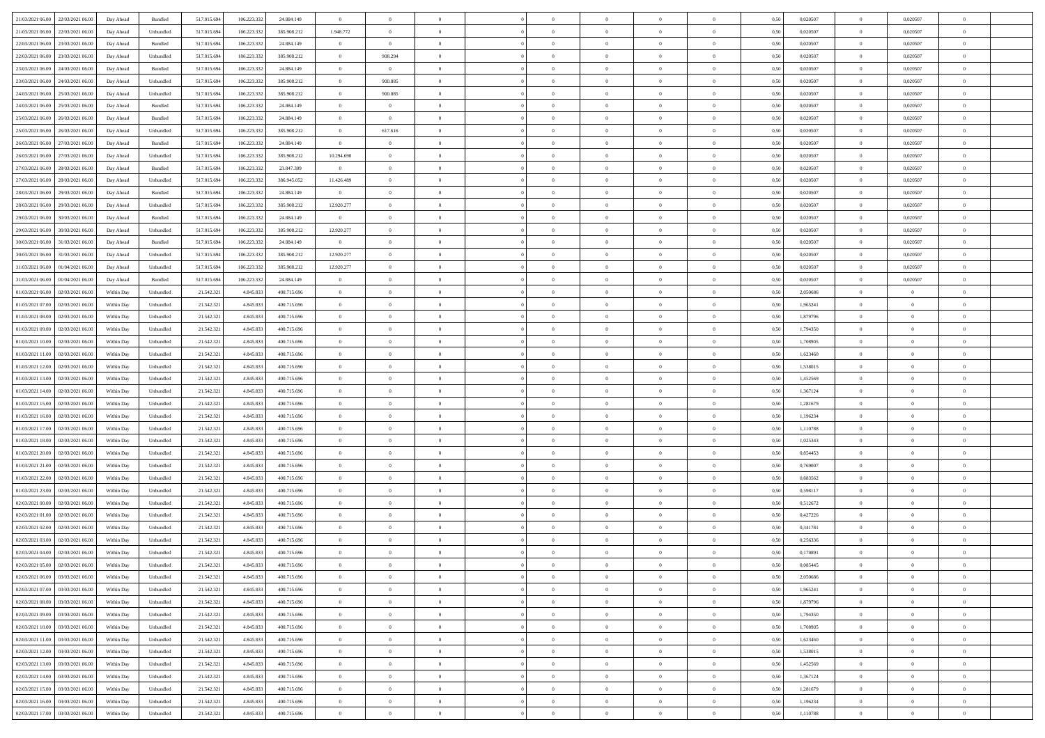| 21/03/2021 06:00 | 22/03/2021 06:00 | Day Ahead | Bundled | 517.015.694 | 106.223.332 | 24.884.149 | 0 | 0 | 0 | | 0 | 0 | 0 | 0 | 0,50 | 0,020507 | 0 | 0,020507 | 0 | |
|---|---|---|---|---|---|---|---|---|---|---|---|---|---|---|---|---|---|---|---|---|
| 21/03/2021 06:00 | 22/03/2021 06:00 | Day Ahead | Unbundled | 517.015.694 | 106.223.332 | 385.908.212 | 1.948.772 | 0 | 0 | | 0 | 0 | 0 | 0 | 0,50 | 0,020507 | 0 | 0,020507 | 0 | |
| 22/03/2021 06:00 | 23/03/2021 06:00 | Day Ahead | Bundled | 517.015.694 | 106.223.332 | 24.884.149 | 0 | 0 | 0 | | 0 | 0 | 0 | 0 | 0,50 | 0,020507 | 0 | 0,020507 | 0 | |
| 22/03/2021 06:00 | 23/03/2021 06:00 | Day Ahead | Unbundled | 517.015.694 | 106.223.332 | 385.908.212 | 0 | 908.294 | 0 | | 0 | 0 | 0 | 0 | 0,50 | 0,020507 | 0 | 0,020507 | 0 | |
| 23/03/2021 06:00 | 24/03/2021 06:00 | Day Ahead | Bundled | 517.015.694 | 106.223.332 | 24.884.149 | 0 | 0 | 0 | | 0 | 0 | 0 | 0 | 0,50 | 0,020507 | 0 | 0,020507 | 0 | |
| 23/03/2021 06:00 | 24/03/2021 06:00 | Day Ahead | Unbundled | 517.015.694 | 106.223.332 | 385.908.212 | 0 | 900.085 | 0 | | 0 | 0 | 0 | 0 | 0,50 | 0,020507 | 0 | 0,020507 | 0 | |
| 24/03/2021 06:00 | 25/03/2021 06:00 | Day Ahead | Unbundled | 517.015.694 | 106.223.332 | 385.908.212 | 0 | 900.085 | 0 | | 0 | 0 | 0 | 0 | 0,50 | 0,020507 | 0 | 0,020507 | 0 | |
| 24/03/2021 06:00 | 25/03/2021 06:00 | Day Ahead | Bundled | 517.015.694 | 106.223.332 | 24.884.149 | 0 | 0 | 0 | | 0 | 0 | 0 | 0 | 0,50 | 0,020507 | 0 | 0,020507 | 0 | |
| 25/03/2021 06:00 | 26/03/2021 06:00 | Day Ahead | Bundled | 517.015.694 | 106.223.332 | 24.884.149 | 0 | 0 | 0 | | 0 | 0 | 0 | 0 | 0,50 | 0,020507 | 0 | 0,020507 | 0 | |
| 25/03/2021 06:00 | 26/03/2021 06:00 | Day Ahead | Unbundled | 517.015.694 | 106.223.332 | 385.908.212 | 0 | 617.616 | 0 | | 0 | 0 | 0 | 0 | 0,50 | 0,020507 | 0 | 0,020507 | 0 | |
| 26/03/2021 06:00 | 27/03/2021 06:00 | Day Ahead | Bundled | 517.015.694 | 106.223.332 | 24.884.149 | 0 | 0 | 0 | | 0 | 0 | 0 | 0 | 0,50 | 0,020507 | 0 | 0,020507 | 0 | |
| 26/03/2021 06:00 | 27/03/2021 06:00 | Day Ahead | Unbundled | 517.015.694 | 106.223.332 | 385.908.212 | 10.294.690 | 0 | 0 | | 0 | 0 | 0 | 0 | 0,50 | 0,020507 | 0 | 0,020507 | 0 | |
| 27/03/2021 06:00 | 28/03/2021 06:00 | Day Ahead | Bundled | 517.015.694 | 106.223.332 | 23.847.309 | 0 | 0 | 0 | | 0 | 0 | 0 | 0 | 0,50 | 0,020507 | 0 | 0,020507 | 0 | |
| 27/03/2021 06:00 | 28/03/2021 06:00 | Day Ahead | Unbundled | 517.015.694 | 106.223.332 | 386.945.052 | 11.426.489 | 0 | 0 | | 0 | 0 | 0 | 0 | 0,50 | 0,020507 | 0 | 0,020507 | 0 | |
| 28/03/2021 06:00 | 29/03/2021 06:00 | Day Ahead | Bundled | 517.015.694 | 106.223.332 | 24.884.149 | 0 | 0 | 0 | | 0 | 0 | 0 | 0 | 0,50 | 0,020507 | 0 | 0,020507 | 0 | |
| 28/03/2021 06:00 | 29/03/2021 06:00 | Day Ahead | Unbundled | 517.015.694 | 106.223.332 | 385.908.212 | 12.920.277 | 0 | 0 | | 0 | 0 | 0 | 0 | 0,50 | 0,020507 | 0 | 0,020507 | 0 | |
| 29/03/2021 06:00 | 30/03/2021 06:00 | Day Ahead | Bundled | 517.015.694 | 106.223.332 | 24.884.149 | 0 | 0 | 0 | | 0 | 0 | 0 | 0 | 0,50 | 0,020507 | 0 | 0,020507 | 0 | |
| 29/03/2021 06:00 | 30/03/2021 06:00 | Day Ahead | Unbundled | 517.015.694 | 106.223.332 | 385.908.212 | 12.920.277 | 0 | 0 | | 0 | 0 | 0 | 0 | 0,50 | 0,020507 | 0 | 0,020507 | 0 | |
| 30/03/2021 06:00 | 31/03/2021 06:00 | Day Ahead | Bundled | 517.015.694 | 106.223.332 | 24.884.149 | 0 | 0 | 0 | | 0 | 0 | 0 | 0 | 0,50 | 0,020507 | 0 | 0,020507 | 0 | |
| 30/03/2021 06:00 | 31/03/2021 06:00 | Day Ahead | Unbundled | 517.015.694 | 106.223.332 | 385.908.212 | 12.920.277 | 0 | 0 | | 0 | 0 | 0 | 0 | 0,50 | 0,020507 | 0 | 0,020507 | 0 | |
| 31/03/2021 06:00 | 01/04/2021 06:00 | Day Ahead | Unbundled | 517.015.694 | 106.223.332 | 385.908.212 | 12.920.277 | 0 | 0 | | 0 | 0 | 0 | 0 | 0,50 | 0,020507 | 0 | 0,020507 | 0 | |
| 31/03/2021 06:00 | 01/04/2021 06:00 | Day Ahead | Bundled | 517.015.694 | 106.223.332 | 24.884.149 | 0 | 0 | 0 | | 0 | 0 | 0 | 0 | 0,50 | 0,020507 | 0 | 0,020507 | 0 | |
| 01/03/2021 06:00 | 02/03/2021 06:00 | Within Day | Unbundled | 21.542.321 | 4.845.833 | 400.715.696 | 0 | 0 | 0 | | 0 | 0 | 0 | 0 | 0,50 | 2,050686 | 0 | 0 | 0 | |
| 01/03/2021 07:00 | 02/03/2021 06:00 | Within Day | Unbundled | 21.542.321 | 4.845.833 | 400.715.696 | 0 | 0 | 0 | | 0 | 0 | 0 | 0 | 0,50 | 1,965241 | 0 | 0 | 0 | |
| 01/03/2021 08:00 | 02/03/2021 06:00 | Within Day | Unbundled | 21.542.321 | 4.845.833 | 400.715.696 | 0 | 0 | 0 | | 0 | 0 | 0 | 0 | 0,50 | 1,879796 | 0 | 0 | 0 | |
| 01/03/2021 09:00 | 02/03/2021 06:00 | Within Day | Unbundled | 21.542.321 | 4.845.833 | 400.715.696 | 0 | 0 | 0 | | 0 | 0 | 0 | 0 | 0,50 | 1,794350 | 0 | 0 | 0 | |
| 01/03/2021 10:00 | 02/03/2021 06:00 | Within Day | Unbundled | 21.542.321 | 4.845.833 | 400.715.696 | 0 | 0 | 0 | | 0 | 0 | 0 | 0 | 0,50 | 1,708905 | 0 | 0 | 0 | |
| 01/03/2021 11:00 | 02/03/2021 06:00 | Within Day | Unbundled | 21.542.321 | 4.845.833 | 400.715.696 | 0 | 0 | 0 | | 0 | 0 | 0 | 0 | 0,50 | 1,623460 | 0 | 0 | 0 | |
| 01/03/2021 12:00 | 02/03/2021 06:00 | Within Day | Unbundled | 21.542.321 | 4.845.833 | 400.715.696 | 0 | 0 | 0 | | 0 | 0 | 0 | 0 | 0,50 | 1,538015 | 0 | 0 | 0 | |
| 01/03/2021 13:00 | 02/03/2021 06:00 | Within Day | Unbundled | 21.542.321 | 4.845.833 | 400.715.696 | 0 | 0 | 0 | | 0 | 0 | 0 | 0 | 0,50 | 1,452569 | 0 | 0 | 0 | |
| 01/03/2021 14:00 | 02/03/2021 06:00 | Within Day | Unbundled | 21.542.321 | 4.845.833 | 400.715.696 | 0 | 0 | 0 | | 0 | 0 | 0 | 0 | 0,50 | 1,367124 | 0 | 0 | 0 | |
| 01/03/2021 15:00 | 02/03/2021 06:00 | Within Day | Unbundled | 21.542.321 | 4.845.833 | 400.715.696 | 0 | 0 | 0 | | 0 | 0 | 0 | 0 | 0,50 | 1,281679 | 0 | 0 | 0 | |
| 01/03/2021 16:00 | 02/03/2021 06:00 | Within Day | Unbundled | 21.542.321 | 4.845.833 | 400.715.696 | 0 | 0 | 0 | | 0 | 0 | 0 | 0 | 0,50 | 1,196234 | 0 | 0 | 0 | |
| 01/03/2021 17:00 | 02/03/2021 06:00 | Within Day | Unbundled | 21.542.321 | 4.845.833 | 400.715.696 | 0 | 0 | 0 | | 0 | 0 | 0 | 0 | 0,50 | 1,110788 | 0 | 0 | 0 | |
| 01/03/2021 18:00 | 02/03/2021 06:00 | Within Day | Unbundled | 21.542.321 | 4.845.833 | 400.715.696 | 0 | 0 | 0 | | 0 | 0 | 0 | 0 | 0,50 | 1,025343 | 0 | 0 | 0 | |
| 01/03/2021 20:00 | 02/03/2021 06:00 | Within Day | Unbundled | 21.542.321 | 4.845.833 | 400.715.696 | 0 | 0 | 0 | | 0 | 0 | 0 | 0 | 0,50 | 0,854453 | 0 | 0 | 0 | |
| 01/03/2021 21:00 | 02/03/2021 06:00 | Within Day | Unbundled | 21.542.321 | 4.845.833 | 400.715.696 | 0 | 0 | 0 | | 0 | 0 | 0 | 0 | 0,50 | 0,769007 | 0 | 0 | 0 | |
| 01/03/2021 22:00 | 02/03/2021 06:00 | Within Day | Unbundled | 21.542.321 | 4.845.833 | 400.715.696 | 0 | 0 | 0 | | 0 | 0 | 0 | 0 | 0,50 | 0,683562 | 0 | 0 | 0 | |
| 01/03/2021 23:00 | 02/03/2021 06:00 | Within Day | Unbundled | 21.542.321 | 4.845.833 | 400.715.696 | 0 | 0 | 0 | | 0 | 0 | 0 | 0 | 0,50 | 0,598117 | 0 | 0 | 0 | |
| 02/03/2021 00:00 | 02/03/2021 06:00 | Within Day | Unbundled | 21.542.321 | 4.845.833 | 400.715.696 | 0 | 0 | 0 | | 0 | 0 | 0 | 0 | 0,50 | 0,512672 | 0 | 0 | 0 | |
| 02/03/2021 01:00 | 02/03/2021 06:00 | Within Day | Unbundled | 21.542.321 | 4.845.833 | 400.715.696 | 0 | 0 | 0 | | 0 | 0 | 0 | 0 | 0,50 | 0,427226 | 0 | 0 | 0 | |
| 02/03/2021 02:00 | 02/03/2021 06:00 | Within Day | Unbundled | 21.542.321 | 4.845.833 | 400.715.696 | 0 | 0 | 0 | | 0 | 0 | 0 | 0 | 0,50 | 0,341781 | 0 | 0 | 0 | |
| 02/03/2021 03:00 | 02/03/2021 06:00 | Within Day | Unbundled | 21.542.321 | 4.845.833 | 400.715.696 | 0 | 0 | 0 | | 0 | 0 | 0 | 0 | 0,50 | 0,256336 | 0 | 0 | 0 | |
| 02/03/2021 04:00 | 02/03/2021 06:00 | Within Day | Unbundled | 21.542.321 | 4.845.833 | 400.715.696 | 0 | 0 | 0 | | 0 | 0 | 0 | 0 | 0,50 | 0,170891 | 0 | 0 | 0 | |
| 02/03/2021 05:00 | 02/03/2021 06:00 | Within Day | Unbundled | 21.542.321 | 4.845.833 | 400.715.696 | 0 | 0 | 0 | | 0 | 0 | 0 | 0 | 0,50 | 0,085445 | 0 | 0 | 0 | |
| 02/03/2021 06:00 | 03/03/2021 06:00 | Within Day | Unbundled | 21.542.321 | 4.845.833 | 400.715.696 | 0 | 0 | 0 | | 0 | 0 | 0 | 0 | 0,50 | 2,050686 | 0 | 0 | 0 | |
| 02/03/2021 07:00 | 03/03/2021 06:00 | Within Day | Unbundled | 21.542.321 | 4.845.833 | 400.715.696 | 0 | 0 | 0 | | 0 | 0 | 0 | 0 | 0,50 | 1,965241 | 0 | 0 | 0 | |
| 02/03/2021 08:00 | 03/03/2021 06:00 | Within Day | Unbundled | 21.542.321 | 4.845.833 | 400.715.696 | 0 | 0 | 0 | | 0 | 0 | 0 | 0 | 0,50 | 1,879796 | 0 | 0 | 0 | |
| 02/03/2021 09:00 | 03/03/2021 06:00 | Within Day | Unbundled | 21.542.321 | 4.845.833 | 400.715.696 | 0 | 0 | 0 | | 0 | 0 | 0 | 0 | 0,50 | 1,794350 | 0 | 0 | 0 | |
| 02/03/2021 10:00 | 03/03/2021 06:00 | Within Day | Unbundled | 21.542.321 | 4.845.833 | 400.715.696 | 0 | 0 | 0 | | 0 | 0 | 0 | 0 | 0,50 | 1,708905 | 0 | 0 | 0 | |
| 02/03/2021 11:00 | 03/03/2021 06:00 | Within Day | Unbundled | 21.542.321 | 4.845.833 | 400.715.696 | 0 | 0 | 0 | | 0 | 0 | 0 | 0 | 0,50 | 1,623460 | 0 | 0 | 0 | |
| 02/03/2021 12:00 | 03/03/2021 06:00 | Within Day | Unbundled | 21.542.321 | 4.845.833 | 400.715.696 | 0 | 0 | 0 | | 0 | 0 | 0 | 0 | 0,50 | 1,538015 | 0 | 0 | 0 | |
| 02/03/2021 13:00 | 03/03/2021 06:00 | Within Day | Unbundled | 21.542.321 | 4.845.833 | 400.715.696 | 0 | 0 | 0 | | 0 | 0 | 0 | 0 | 0,50 | 1,452569 | 0 | 0 | 0 | |
| 02/03/2021 14:00 | 03/03/2021 06:00 | Within Day | Unbundled | 21.542.321 | 4.845.833 | 400.715.696 | 0 | 0 | 0 | | 0 | 0 | 0 | 0 | 0,50 | 1,367124 | 0 | 0 | 0 | |
| 02/03/2021 15:00 | 03/03/2021 06:00 | Within Day | Unbundled | 21.542.321 | 4.845.833 | 400.715.696 | 0 | 0 | 0 | | 0 | 0 | 0 | 0 | 0,50 | 1,281679 | 0 | 0 | 0 | |
| 02/03/2021 16:00 | 03/03/2021 06:00 | Within Day | Unbundled | 21.542.321 | 4.845.833 | 400.715.696 | 0 | 0 | 0 | | 0 | 0 | 0 | 0 | 0,50 | 1,196234 | 0 | 0 | 0 | |
| 02/03/2021 17:00 | 03/03/2021 06:00 | Within Day | Unbundled | 21.542.321 | 4.845.833 | 400.715.696 | 0 | 0 | 0 | | 0 | 0 | 0 | 0 | 0,50 | 1,110788 | 0 | 0 | 0 | |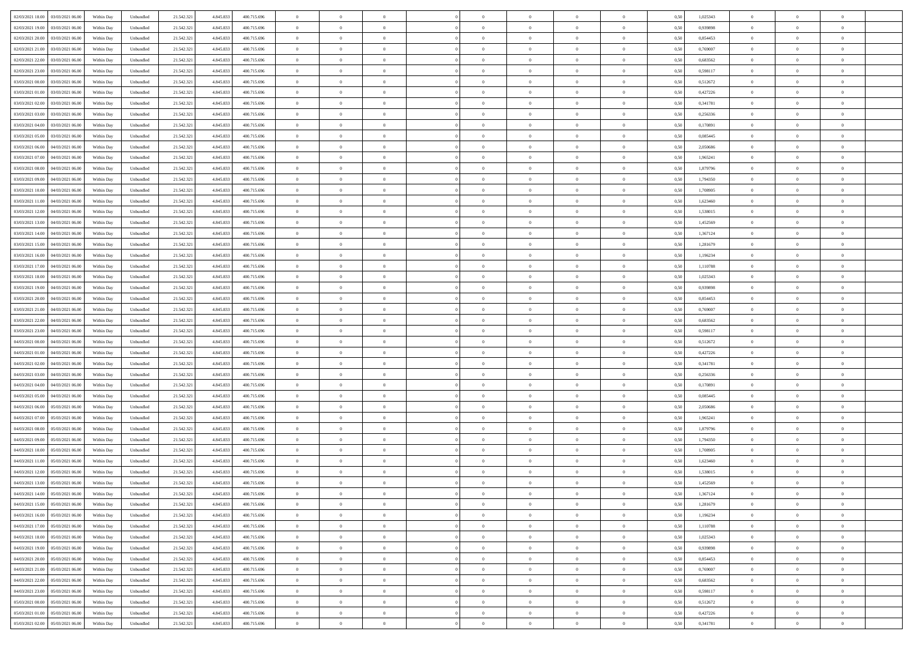| | | | | | | | | | | | | | | | | | | | | | |
|---|---|---|---|---|---|---|---|---|---|---|---|---|---|---|---|---|---|---|---|---|---|
| 02/03/2021 18:00 | 03/03/2021 06:00 | Within Day | Unbundled | 21.542.321 | 4.845.833 | 400.715.696 | 0 | 0 | 0 | | 0 | 0 | 0 | 0 | 0 | 0,50 | 1,025343 | 0 | 0 | 0 | |
| 02/03/2021 19:00 | 03/03/2021 06:00 | Within Day | Unbundled | 21.542.321 | 4.845.833 | 400.715.696 | 0 | 0 | 0 | | 0 | 0 | 0 | 0 | 0 | 0,50 | 0,939898 | 0 | 0 | 0 | |
| 02/03/2021 20:00 | 03/03/2021 06:00 | Within Day | Unbundled | 21.542.321 | 4.845.833 | 400.715.696 | 0 | 0 | 0 | | 0 | 0 | 0 | 0 | 0 | 0,50 | 0,854453 | 0 | 0 | 0 | |
| 02/03/2021 21:00 | 03/03/2021 06:00 | Within Day | Unbundled | 21.542.321 | 4.845.833 | 400.715.696 | 0 | 0 | 0 | | 0 | 0 | 0 | 0 | 0 | 0,50 | 0,769007 | 0 | 0 | 0 | |
| 02/03/2021 22:00 | 03/03/2021 06:00 | Within Day | Unbundled | 21.542.321 | 4.845.833 | 400.715.696 | 0 | 0 | 0 | | 0 | 0 | 0 | 0 | 0 | 0,50 | 0,683562 | 0 | 0 | 0 | |
| 02/03/2021 23:00 | 03/03/2021 06:00 | Within Day | Unbundled | 21.542.321 | 4.845.833 | 400.715.696 | 0 | 0 | 0 | | 0 | 0 | 0 | 0 | 0 | 0,50 | 0,598117 | 0 | 0 | 0 | |
| 03/03/2021 00:00 | 03/03/2021 06:00 | Within Day | Unbundled | 21.542.321 | 4.845.833 | 400.715.696 | 0 | 0 | 0 | | 0 | 0 | 0 | 0 | 0 | 0,50 | 0,512672 | 0 | 0 | 0 | |
| 03/03/2021 01:00 | 03/03/2021 06:00 | Within Day | Unbundled | 21.542.321 | 4.845.833 | 400.715.696 | 0 | 0 | 0 | | 0 | 0 | 0 | 0 | 0 | 0,50 | 0,427226 | 0 | 0 | 0 | |
| 03/03/2021 02:00 | 03/03/2021 06:00 | Within Day | Unbundled | 21.542.321 | 4.845.833 | 400.715.696 | 0 | 0 | 0 | | 0 | 0 | 0 | 0 | 0 | 0,50 | 0,341781 | 0 | 0 | 0 | |
| 03/03/2021 03:00 | 03/03/2021 06:00 | Within Day | Unbundled | 21.542.321 | 4.845.833 | 400.715.696 | 0 | 0 | 0 | | 0 | 0 | 0 | 0 | 0 | 0,50 | 0,256336 | 0 | 0 | 0 | |
| 03/03/2021 04:00 | 03/03/2021 06:00 | Within Day | Unbundled | 21.542.321 | 4.845.833 | 400.715.696 | 0 | 0 | 0 | | 0 | 0 | 0 | 0 | 0 | 0,50 | 0,170891 | 0 | 0 | 0 | |
| 03/03/2021 05:00 | 03/03/2021 06:00 | Within Day | Unbundled | 21.542.321 | 4.845.833 | 400.715.696 | 0 | 0 | 0 | | 0 | 0 | 0 | 0 | 0 | 0,50 | 0,085445 | 0 | 0 | 0 | |
| 03/03/2021 06:00 | 04/03/2021 06:00 | Within Day | Unbundled | 21.542.321 | 4.845.833 | 400.715.696 | 0 | 0 | 0 | | 0 | 0 | 0 | 0 | 0 | 0,50 | 2,050686 | 0 | 0 | 0 | |
| 03/03/2021 07:00 | 04/03/2021 06:00 | Within Day | Unbundled | 21.542.321 | 4.845.833 | 400.715.696 | 0 | 0 | 0 | | 0 | 0 | 0 | 0 | 0 | 0,50 | 1,965241 | 0 | 0 | 0 | |
| 03/03/2021 08:00 | 04/03/2021 06:00 | Within Day | Unbundled | 21.542.321 | 4.845.833 | 400.715.696 | 0 | 0 | 0 | | 0 | 0 | 0 | 0 | 0 | 0,50 | 1,879796 | 0 | 0 | 0 | |
| 03/03/2021 09:00 | 04/03/2021 06:00 | Within Day | Unbundled | 21.542.321 | 4.845.833 | 400.715.696 | 0 | 0 | 0 | | 0 | 0 | 0 | 0 | 0 | 0,50 | 1,794350 | 0 | 0 | 0 | |
| 03/03/2021 10:00 | 04/03/2021 06:00 | Within Day | Unbundled | 21.542.321 | 4.845.833 | 400.715.696 | 0 | 0 | 0 | | 0 | 0 | 0 | 0 | 0 | 0,50 | 1,708905 | 0 | 0 | 0 | |
| 03/03/2021 11:00 | 04/03/2021 06:00 | Within Day | Unbundled | 21.542.321 | 4.845.833 | 400.715.696 | 0 | 0 | 0 | | 0 | 0 | 0 | 0 | 0 | 0,50 | 1,623460 | 0 | 0 | 0 | |
| 03/03/2021 12:00 | 04/03/2021 06:00 | Within Day | Unbundled | 21.542.321 | 4.845.833 | 400.715.696 | 0 | 0 | 0 | | 0 | 0 | 0 | 0 | 0 | 0,50 | 1,538015 | 0 | 0 | 0 | |
| 03/03/2021 13:00 | 04/03/2021 06:00 | Within Day | Unbundled | 21.542.321 | 4.845.833 | 400.715.696 | 0 | 0 | 0 | | 0 | 0 | 0 | 0 | 0 | 0,50 | 1,452569 | 0 | 0 | 0 | |
| 03/03/2021 14:00 | 04/03/2021 06:00 | Within Day | Unbundled | 21.542.321 | 4.845.833 | 400.715.696 | 0 | 0 | 0 | | 0 | 0 | 0 | 0 | 0 | 0,50 | 1,367124 | 0 | 0 | 0 | |
| 03/03/2021 15:00 | 04/03/2021 06:00 | Within Day | Unbundled | 21.542.321 | 4.845.833 | 400.715.696 | 0 | 0 | 0 | | 0 | 0 | 0 | 0 | 0 | 0,50 | 1,281679 | 0 | 0 | 0 | |
| 03/03/2021 16:00 | 04/03/2021 06:00 | Within Day | Unbundled | 21.542.321 | 4.845.833 | 400.715.696 | 0 | 0 | 0 | | 0 | 0 | 0 | 0 | 0 | 0,50 | 1,196234 | 0 | 0 | 0 | |
| 03/03/2021 17:00 | 04/03/2021 06:00 | Within Day | Unbundled | 21.542.321 | 4.845.833 | 400.715.696 | 0 | 0 | 0 | | 0 | 0 | 0 | 0 | 0 | 0,50 | 1,110788 | 0 | 0 | 0 | |
| 03/03/2021 18:00 | 04/03/2021 06:00 | Within Day | Unbundled | 21.542.321 | 4.845.833 | 400.715.696 | 0 | 0 | 0 | | 0 | 0 | 0 | 0 | 0 | 0,50 | 1,025343 | 0 | 0 | 0 | |
| 03/03/2021 19:00 | 04/03/2021 06:00 | Within Day | Unbundled | 21.542.321 | 4.845.833 | 400.715.696 | 0 | 0 | 0 | | 0 | 0 | 0 | 0 | 0 | 0,50 | 0,939898 | 0 | 0 | 0 | |
| 03/03/2021 20:00 | 04/03/2021 06:00 | Within Day | Unbundled | 21.542.321 | 4.845.833 | 400.715.696 | 0 | 0 | 0 | | 0 | 0 | 0 | 0 | 0 | 0,50 | 0,854453 | 0 | 0 | 0 | |
| 03/03/2021 21:00 | 04/03/2021 06:00 | Within Day | Unbundled | 21.542.321 | 4.845.833 | 400.715.696 | 0 | 0 | 0 | | 0 | 0 | 0 | 0 | 0 | 0,50 | 0,769007 | 0 | 0 | 0 | |
| 03/03/2021 22:00 | 04/03/2021 06:00 | Within Day | Unbundled | 21.542.321 | 4.845.833 | 400.715.696 | 0 | 0 | 0 | | 0 | 0 | 0 | 0 | 0 | 0,50 | 0,683562 | 0 | 0 | 0 | |
| 03/03/2021 23:00 | 04/03/2021 06:00 | Within Day | Unbundled | 21.542.321 | 4.845.833 | 400.715.696 | 0 | 0 | 0 | | 0 | 0 | 0 | 0 | 0 | 0,50 | 0,598117 | 0 | 0 | 0 | |
| 04/03/2021 00:00 | 04/03/2021 06:00 | Within Day | Unbundled | 21.542.321 | 4.845.833 | 400.715.696 | 0 | 0 | 0 | | 0 | 0 | 0 | 0 | 0 | 0,50 | 0,512672 | 0 | 0 | 0 | |
| 04/03/2021 01:00 | 04/03/2021 06:00 | Within Day | Unbundled | 21.542.321 | 4.845.833 | 400.715.696 | 0 | 0 | 0 | | 0 | 0 | 0 | 0 | 0 | 0,50 | 0,427226 | 0 | 0 | 0 | |
| 04/03/2021 02:00 | 04/03/2021 06:00 | Within Day | Unbundled | 21.542.321 | 4.845.833 | 400.715.696 | 0 | 0 | 0 | | 0 | 0 | 0 | 0 | 0 | 0,50 | 0,341781 | 0 | 0 | 0 | |
| 04/03/2021 03:00 | 04/03/2021 06:00 | Within Day | Unbundled | 21.542.321 | 4.845.833 | 400.715.696 | 0 | 0 | 0 | | 0 | 0 | 0 | 0 | 0 | 0,50 | 0,256336 | 0 | 0 | 0 | |
| 04/03/2021 04:00 | 04/03/2021 06:00 | Within Day | Unbundled | 21.542.321 | 4.845.833 | 400.715.696 | 0 | 0 | 0 | | 0 | 0 | 0 | 0 | 0 | 0,50 | 0,170891 | 0 | 0 | 0 | |
| 04/03/2021 05:00 | 04/03/2021 06:00 | Within Day | Unbundled | 21.542.321 | 4.845.833 | 400.715.696 | 0 | 0 | 0 | | 0 | 0 | 0 | 0 | 0 | 0,50 | 0,085445 | 0 | 0 | 0 | |
| 04/03/2021 06:00 | 05/03/2021 06:00 | Within Day | Unbundled | 21.542.321 | 4.845.833 | 400.715.696 | 0 | 0 | 0 | | 0 | 0 | 0 | 0 | 0 | 0,50 | 2,050686 | 0 | 0 | 0 | |
| 04/03/2021 07:00 | 05/03/2021 06:00 | Within Day | Unbundled | 21.542.321 | 4.845.833 | 400.715.696 | 0 | 0 | 0 | | 0 | 0 | 0 | 0 | 0 | 0,50 | 1,965241 | 0 | 0 | 0 | |
| 04/03/2021 08:00 | 05/03/2021 06:00 | Within Day | Unbundled | 21.542.321 | 4.845.833 | 400.715.696 | 0 | 0 | 0 | | 0 | 0 | 0 | 0 | 0 | 0,50 | 1,879796 | 0 | 0 | 0 | |
| 04/03/2021 09:00 | 05/03/2021 06:00 | Within Day | Unbundled | 21.542.321 | 4.845.833 | 400.715.696 | 0 | 0 | 0 | | 0 | 0 | 0 | 0 | 0 | 0,50 | 1,794350 | 0 | 0 | 0 | |
| 04/03/2021 10:00 | 05/03/2021 06:00 | Within Day | Unbundled | 21.542.321 | 4.845.833 | 400.715.696 | 0 | 0 | 0 | | 0 | 0 | 0 | 0 | 0 | 0,50 | 1,708905 | 0 | 0 | 0 | |
| 04/03/2021 11:00 | 05/03/2021 06:00 | Within Day | Unbundled | 21.542.321 | 4.845.833 | 400.715.696 | 0 | 0 | 0 | | 0 | 0 | 0 | 0 | 0 | 0,50 | 1,623460 | 0 | 0 | 0 | |
| 04/03/2021 12:00 | 05/03/2021 06:00 | Within Day | Unbundled | 21.542.321 | 4.845.833 | 400.715.696 | 0 | 0 | 0 | | 0 | 0 | 0 | 0 | 0 | 0,50 | 1,538015 | 0 | 0 | 0 | |
| 04/03/2021 13:00 | 05/03/2021 06:00 | Within Day | Unbundled | 21.542.321 | 4.845.833 | 400.715.696 | 0 | 0 | 0 | | 0 | 0 | 0 | 0 | 0 | 0,50 | 1,452569 | 0 | 0 | 0 | |
| 04/03/2021 14:00 | 05/03/2021 06:00 | Within Day | Unbundled | 21.542.321 | 4.845.833 | 400.715.696 | 0 | 0 | 0 | | 0 | 0 | 0 | 0 | 0 | 0,50 | 1,367124 | 0 | 0 | 0 | |
| 04/03/2021 15:00 | 05/03/2021 06:00 | Within Day | Unbundled | 21.542.321 | 4.845.833 | 400.715.696 | 0 | 0 | 0 | | 0 | 0 | 0 | 0 | 0 | 0,50 | 1,281679 | 0 | 0 | 0 | |
| 04/03/2021 16:00 | 05/03/2021 06:00 | Within Day | Unbundled | 21.542.321 | 4.845.833 | 400.715.696 | 0 | 0 | 0 | | 0 | 0 | 0 | 0 | 0 | 0,50 | 1,196234 | 0 | 0 | 0 | |
| 04/03/2021 17:00 | 05/03/2021 06:00 | Within Day | Unbundled | 21.542.321 | 4.845.833 | 400.715.696 | 0 | 0 | 0 | | 0 | 0 | 0 | 0 | 0 | 0,50 | 1,110788 | 0 | 0 | 0 | |
| 04/03/2021 18:00 | 05/03/2021 06:00 | Within Day | Unbundled | 21.542.321 | 4.845.833 | 400.715.696 | 0 | 0 | 0 | | 0 | 0 | 0 | 0 | 0 | 0,50 | 1,025343 | 0 | 0 | 0 | |
| 04/03/2021 19:00 | 05/03/2021 06:00 | Within Day | Unbundled | 21.542.321 | 4.845.833 | 400.715.696 | 0 | 0 | 0 | | 0 | 0 | 0 | 0 | 0 | 0,50 | 0,939898 | 0 | 0 | 0 | |
| 04/03/2021 20:00 | 05/03/2021 06:00 | Within Day | Unbundled | 21.542.321 | 4.845.833 | 400.715.696 | 0 | 0 | 0 | | 0 | 0 | 0 | 0 | 0 | 0,50 | 0,854453 | 0 | 0 | 0 | |
| 04/03/2021 21:00 | 05/03/2021 06:00 | Within Day | Unbundled | 21.542.321 | 4.845.833 | 400.715.696 | 0 | 0 | 0 | | 0 | 0 | 0 | 0 | 0 | 0,50 | 0,769007 | 0 | 0 | 0 | |
| 04/03/2021 22:00 | 05/03/2021 06:00 | Within Day | Unbundled | 21.542.321 | 4.845.833 | 400.715.696 | 0 | 0 | 0 | | 0 | 0 | 0 | 0 | 0 | 0,50 | 0,683562 | 0 | 0 | 0 | |
| 04/03/2021 23:00 | 05/03/2021 06:00 | Within Day | Unbundled | 21.542.321 | 4.845.833 | 400.715.696 | 0 | 0 | 0 | | 0 | 0 | 0 | 0 | 0 | 0,50 | 0,598117 | 0 | 0 | 0 | |
| 05/03/2021 00:00 | 05/03/2021 06:00 | Within Day | Unbundled | 21.542.321 | 4.845.833 | 400.715.696 | 0 | 0 | 0 | | 0 | 0 | 0 | 0 | 0 | 0,50 | 0,512672 | 0 | 0 | 0 | |
| 05/03/2021 01:00 | 05/03/2021 06:00 | Within Day | Unbundled | 21.542.321 | 4.845.833 | 400.715.696 | 0 | 0 | 0 | | 0 | 0 | 0 | 0 | 0 | 0,50 | 0,427226 | 0 | 0 | 0 | |
| 05/03/2021 02:00 | 05/03/2021 06:00 | Within Day | Unbundled | 21.542.321 | 4.845.833 | 400.715.696 | 0 | 0 | 0 | | 0 | 0 | 0 | 0 | 0 | 0,50 | 0,341781 | 0 | 0 | 0 | |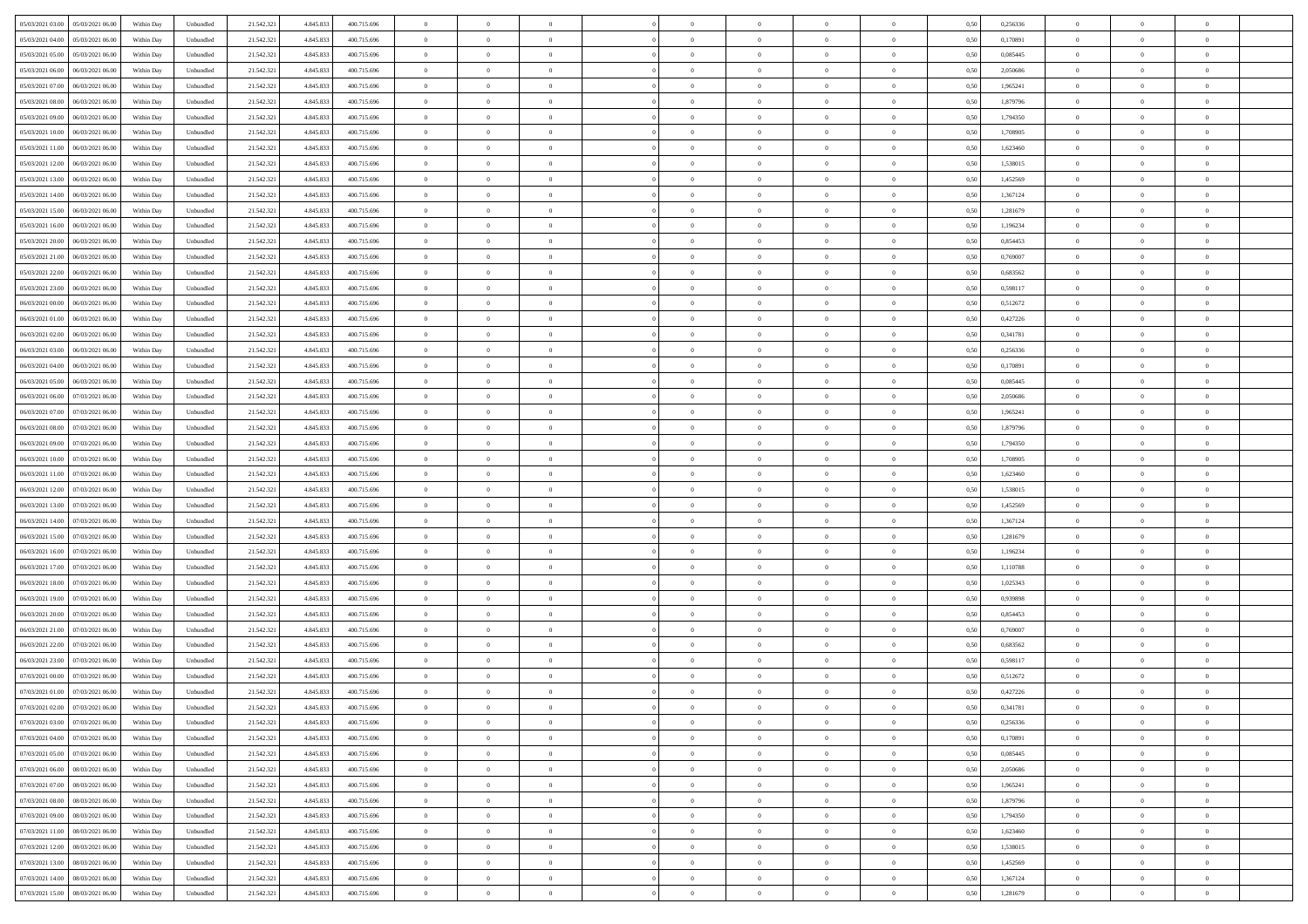| | | | | | | | | | | | | | | | | | | | | |
|---|---|---|---|---|---|---|---|---|---|---|---|---|---|---|---|---|---|---|---|---|
| 05/03/2021 03:00 | 05/03/2021 06:00 | Within Day | Unbundled | 21.542.321 | 4.845.833 | 400.715.696 | 0 | 0 | 0 | | 0 | 0 | 0 | 0 | 0,50 | 0,256336 | 0 | 0 | 0 | |
| 05/03/2021 04:00 | 05/03/2021 06:00 | Within Day | Unbundled | 21.542.321 | 4.845.833 | 400.715.696 | 0 | 0 | 0 | | 0 | 0 | 0 | 0 | 0,50 | 0,170891 | 0 | 0 | 0 | |
| 05/03/2021 05:00 | 05/03/2021 06:00 | Within Day | Unbundled | 21.542.321 | 4.845.833 | 400.715.696 | 0 | 0 | 0 | | 0 | 0 | 0 | 0 | 0,50 | 0,085445 | 0 | 0 | 0 | |
| 05/03/2021 06:00 | 06/03/2021 06:00 | Within Day | Unbundled | 21.542.321 | 4.845.833 | 400.715.696 | 0 | 0 | 0 | | 0 | 0 | 0 | 0 | 0,50 | 2,050686 | 0 | 0 | 0 | |
| 05/03/2021 07:00 | 06/03/2021 06:00 | Within Day | Unbundled | 21.542.321 | 4.845.833 | 400.715.696 | 0 | 0 | 0 | | 0 | 0 | 0 | 0 | 0,50 | 1,965241 | 0 | 0 | 0 | |
| 05/03/2021 08:00 | 06/03/2021 06:00 | Within Day | Unbundled | 21.542.321 | 4.845.833 | 400.715.696 | 0 | 0 | 0 | | 0 | 0 | 0 | 0 | 0,50 | 1,879796 | 0 | 0 | 0 | |
| 05/03/2021 09:00 | 06/03/2021 06:00 | Within Day | Unbundled | 21.542.321 | 4.845.833 | 400.715.696 | 0 | 0 | 0 | | 0 | 0 | 0 | 0 | 0,50 | 1,794350 | 0 | 0 | 0 | |
| 05/03/2021 10:00 | 06/03/2021 06:00 | Within Day | Unbundled | 21.542.321 | 4.845.833 | 400.715.696 | 0 | 0 | 0 | | 0 | 0 | 0 | 0 | 0,50 | 1,708905 | 0 | 0 | 0 | |
| 05/03/2021 11:00 | 06/03/2021 06:00 | Within Day | Unbundled | 21.542.321 | 4.845.833 | 400.715.696 | 0 | 0 | 0 | | 0 | 0 | 0 | 0 | 0,50 | 1,623460 | 0 | 0 | 0 | |
| 05/03/2021 12:00 | 06/03/2021 06:00 | Within Day | Unbundled | 21.542.321 | 4.845.833 | 400.715.696 | 0 | 0 | 0 | | 0 | 0 | 0 | 0 | 0,50 | 1,538015 | 0 | 0 | 0 | |
| 05/03/2021 13:00 | 06/03/2021 06:00 | Within Day | Unbundled | 21.542.321 | 4.845.833 | 400.715.696 | 0 | 0 | 0 | | 0 | 0 | 0 | 0 | 0,50 | 1,452569 | 0 | 0 | 0 | |
| 05/03/2021 14:00 | 06/03/2021 06:00 | Within Day | Unbundled | 21.542.321 | 4.845.833 | 400.715.696 | 0 | 0 | 0 | | 0 | 0 | 0 | 0 | 0,50 | 1,367124 | 0 | 0 | 0 | |
| 05/03/2021 15:00 | 06/03/2021 06:00 | Within Day | Unbundled | 21.542.321 | 4.845.833 | 400.715.696 | 0 | 0 | 0 | | 0 | 0 | 0 | 0 | 0,50 | 1,281679 | 0 | 0 | 0 | |
| 05/03/2021 16:00 | 06/03/2021 06:00 | Within Day | Unbundled | 21.542.321 | 4.845.833 | 400.715.696 | 0 | 0 | 0 | | 0 | 0 | 0 | 0 | 0,50 | 1,196234 | 0 | 0 | 0 | |
| 05/03/2021 20:00 | 06/03/2021 06:00 | Within Day | Unbundled | 21.542.321 | 4.845.833 | 400.715.696 | 0 | 0 | 0 | | 0 | 0 | 0 | 0 | 0,50 | 0,854453 | 0 | 0 | 0 | |
| 05/03/2021 21:00 | 06/03/2021 06:00 | Within Day | Unbundled | 21.542.321 | 4.845.833 | 400.715.696 | 0 | 0 | 0 | | 0 | 0 | 0 | 0 | 0,50 | 0,769007 | 0 | 0 | 0 | |
| 05/03/2021 22:00 | 06/03/2021 06:00 | Within Day | Unbundled | 21.542.321 | 4.845.833 | 400.715.696 | 0 | 0 | 0 | | 0 | 0 | 0 | 0 | 0,50 | 0,683562 | 0 | 0 | 0 | |
| 05/03/2021 23:00 | 06/03/2021 06:00 | Within Day | Unbundled | 21.542.321 | 4.845.833 | 400.715.696 | 0 | 0 | 0 | | 0 | 0 | 0 | 0 | 0,50 | 0,598117 | 0 | 0 | 0 | |
| 06/03/2021 00:00 | 06/03/2021 06:00 | Within Day | Unbundled | 21.542.321 | 4.845.833 | 400.715.696 | 0 | 0 | 0 | | 0 | 0 | 0 | 0 | 0,50 | 0,512672 | 0 | 0 | 0 | |
| 06/03/2021 01:00 | 06/03/2021 06:00 | Within Day | Unbundled | 21.542.321 | 4.845.833 | 400.715.696 | 0 | 0 | 0 | | 0 | 0 | 0 | 0 | 0,50 | 0,427226 | 0 | 0 | 0 | |
| 06/03/2021 02:00 | 06/03/2021 06:00 | Within Day | Unbundled | 21.542.321 | 4.845.833 | 400.715.696 | 0 | 0 | 0 | | 0 | 0 | 0 | 0 | 0,50 | 0,341781 | 0 | 0 | 0 | |
| 06/03/2021 03:00 | 06/03/2021 06:00 | Within Day | Unbundled | 21.542.321 | 4.845.833 | 400.715.696 | 0 | 0 | 0 | | 0 | 0 | 0 | 0 | 0,50 | 0,256336 | 0 | 0 | 0 | |
| 06/03/2021 04:00 | 06/03/2021 06:00 | Within Day | Unbundled | 21.542.321 | 4.845.833 | 400.715.696 | 0 | 0 | 0 | | 0 | 0 | 0 | 0 | 0,50 | 0,170891 | 0 | 0 | 0 | |
| 06/03/2021 05:00 | 06/03/2021 06:00 | Within Day | Unbundled | 21.542.321 | 4.845.833 | 400.715.696 | 0 | 0 | 0 | | 0 | 0 | 0 | 0 | 0,50 | 0,085445 | 0 | 0 | 0 | |
| 06/03/2021 06:00 | 07/03/2021 06:00 | Within Day | Unbundled | 21.542.321 | 4.845.833 | 400.715.696 | 0 | 0 | 0 | | 0 | 0 | 0 | 0 | 0,50 | 2,050686 | 0 | 0 | 0 | |
| 06/03/2021 07:00 | 07/03/2021 06:00 | Within Day | Unbundled | 21.542.321 | 4.845.833 | 400.715.696 | 0 | 0 | 0 | | 0 | 0 | 0 | 0 | 0,50 | 1,965241 | 0 | 0 | 0 | |
| 06/03/2021 08:00 | 07/03/2021 06:00 | Within Day | Unbundled | 21.542.321 | 4.845.833 | 400.715.696 | 0 | 0 | 0 | | 0 | 0 | 0 | 0 | 0,50 | 1,879796 | 0 | 0 | 0 | |
| 06/03/2021 09:00 | 07/03/2021 06:00 | Within Day | Unbundled | 21.542.321 | 4.845.833 | 400.715.696 | 0 | 0 | 0 | | 0 | 0 | 0 | 0 | 0,50 | 1,794350 | 0 | 0 | 0 | |
| 06/03/2021 10:00 | 07/03/2021 06:00 | Within Day | Unbundled | 21.542.321 | 4.845.833 | 400.715.696 | 0 | 0 | 0 | | 0 | 0 | 0 | 0 | 0,50 | 1,708905 | 0 | 0 | 0 | |
| 06/03/2021 11:00 | 07/03/2021 06:00 | Within Day | Unbundled | 21.542.321 | 4.845.833 | 400.715.696 | 0 | 0 | 0 | | 0 | 0 | 0 | 0 | 0,50 | 1,623460 | 0 | 0 | 0 | |
| 06/03/2021 12:00 | 07/03/2021 06:00 | Within Day | Unbundled | 21.542.321 | 4.845.833 | 400.715.696 | 0 | 0 | 0 | | 0 | 0 | 0 | 0 | 0,50 | 1,538015 | 0 | 0 | 0 | |
| 06/03/2021 13:00 | 07/03/2021 06:00 | Within Day | Unbundled | 21.542.321 | 4.845.833 | 400.715.696 | 0 | 0 | 0 | | 0 | 0 | 0 | 0 | 0,50 | 1,452569 | 0 | 0 | 0 | |
| 06/03/2021 14:00 | 07/03/2021 06:00 | Within Day | Unbundled | 21.542.321 | 4.845.833 | 400.715.696 | 0 | 0 | 0 | | 0 | 0 | 0 | 0 | 0,50 | 1,367124 | 0 | 0 | 0 | |
| 06/03/2021 15:00 | 07/03/2021 06:00 | Within Day | Unbundled | 21.542.321 | 4.845.833 | 400.715.696 | 0 | 0 | 0 | | 0 | 0 | 0 | 0 | 0,50 | 1,281679 | 0 | 0 | 0 | |
| 06/03/2021 16:00 | 07/03/2021 06:00 | Within Day | Unbundled | 21.542.321 | 4.845.833 | 400.715.696 | 0 | 0 | 0 | | 0 | 0 | 0 | 0 | 0,50 | 1,196234 | 0 | 0 | 0 | |
| 06/03/2021 17:00 | 07/03/2021 06:00 | Within Day | Unbundled | 21.542.321 | 4.845.833 | 400.715.696 | 0 | 0 | 0 | | 0 | 0 | 0 | 0 | 0,50 | 1,110788 | 0 | 0 | 0 | |
| 06/03/2021 18:00 | 07/03/2021 06:00 | Within Day | Unbundled | 21.542.321 | 4.845.833 | 400.715.696 | 0 | 0 | 0 | | 0 | 0 | 0 | 0 | 0,50 | 1,025343 | 0 | 0 | 0 | |
| 06/03/2021 19:00 | 07/03/2021 06:00 | Within Day | Unbundled | 21.542.321 | 4.845.833 | 400.715.696 | 0 | 0 | 0 | | 0 | 0 | 0 | 0 | 0,50 | 0,939898 | 0 | 0 | 0 | |
| 06/03/2021 20:00 | 07/03/2021 06:00 | Within Day | Unbundled | 21.542.321 | 4.845.833 | 400.715.696 | 0 | 0 | 0 | | 0 | 0 | 0 | 0 | 0,50 | 0,854453 | 0 | 0 | 0 | |
| 06/03/2021 21:00 | 07/03/2021 06:00 | Within Day | Unbundled | 21.542.321 | 4.845.833 | 400.715.696 | 0 | 0 | 0 | | 0 | 0 | 0 | 0 | 0,50 | 0,769007 | 0 | 0 | 0 | |
| 06/03/2021 22:00 | 07/03/2021 06:00 | Within Day | Unbundled | 21.542.321 | 4.845.833 | 400.715.696 | 0 | 0 | 0 | | 0 | 0 | 0 | 0 | 0,50 | 0,683562 | 0 | 0 | 0 | |
| 06/03/2021 23:00 | 07/03/2021 06:00 | Within Day | Unbundled | 21.542.321 | 4.845.833 | 400.715.696 | 0 | 0 | 0 | | 0 | 0 | 0 | 0 | 0,50 | 0,598117 | 0 | 0 | 0 | |
| 07/03/2021 00:00 | 07/03/2021 06:00 | Within Day | Unbundled | 21.542.321 | 4.845.833 | 400.715.696 | 0 | 0 | 0 | | 0 | 0 | 0 | 0 | 0,50 | 0,512672 | 0 | 0 | 0 | |
| 07/03/2021 01:00 | 07/03/2021 06:00 | Within Day | Unbundled | 21.542.321 | 4.845.833 | 400.715.696 | 0 | 0 | 0 | | 0 | 0 | 0 | 0 | 0,50 | 0,427226 | 0 | 0 | 0 | |
| 07/03/2021 02:00 | 07/03/2021 06:00 | Within Day | Unbundled | 21.542.321 | 4.845.833 | 400.715.696 | 0 | 0 | 0 | | 0 | 0 | 0 | 0 | 0,50 | 0,341781 | 0 | 0 | 0 | |
| 07/03/2021 03:00 | 07/03/2021 06:00 | Within Day | Unbundled | 21.542.321 | 4.845.833 | 400.715.696 | 0 | 0 | 0 | | 0 | 0 | 0 | 0 | 0,50 | 0,256336 | 0 | 0 | 0 | |
| 07/03/2021 04:00 | 07/03/2021 06:00 | Within Day | Unbundled | 21.542.321 | 4.845.833 | 400.715.696 | 0 | 0 | 0 | | 0 | 0 | 0 | 0 | 0,50 | 0,170891 | 0 | 0 | 0 | |
| 07/03/2021 05:00 | 07/03/2021 06:00 | Within Day | Unbundled | 21.542.321 | 4.845.833 | 400.715.696 | 0 | 0 | 0 | | 0 | 0 | 0 | 0 | 0,50 | 0,085445 | 0 | 0 | 0 | |
| 07/03/2021 06:00 | 08/03/2021 06:00 | Within Day | Unbundled | 21.542.321 | 4.845.833 | 400.715.696 | 0 | 0 | 0 | | 0 | 0 | 0 | 0 | 0,50 | 2,050686 | 0 | 0 | 0 | |
| 07/03/2021 07:00 | 08/03/2021 06:00 | Within Day | Unbundled | 21.542.321 | 4.845.833 | 400.715.696 | 0 | 0 | 0 | | 0 | 0 | 0 | 0 | 0,50 | 1,965241 | 0 | 0 | 0 | |
| 07/03/2021 08:00 | 08/03/2021 06:00 | Within Day | Unbundled | 21.542.321 | 4.845.833 | 400.715.696 | 0 | 0 | 0 | | 0 | 0 | 0 | 0 | 0,50 | 1,879796 | 0 | 0 | 0 | |
| 07/03/2021 09:00 | 08/03/2021 06:00 | Within Day | Unbundled | 21.542.321 | 4.845.833 | 400.715.696 | 0 | 0 | 0 | | 0 | 0 | 0 | 0 | 0,50 | 1,794350 | 0 | 0 | 0 | |
| 07/03/2021 11:00 | 08/03/2021 06:00 | Within Day | Unbundled | 21.542.321 | 4.845.833 | 400.715.696 | 0 | 0 | 0 | | 0 | 0 | 0 | 0 | 0,50 | 1,623460 | 0 | 0 | 0 | |
| 07/03/2021 12:00 | 08/03/2021 06:00 | Within Day | Unbundled | 21.542.321 | 4.845.833 | 400.715.696 | 0 | 0 | 0 | | 0 | 0 | 0 | 0 | 0,50 | 1,538015 | 0 | 0 | 0 | |
| 07/03/2021 13:00 | 08/03/2021 06:00 | Within Day | Unbundled | 21.542.321 | 4.845.833 | 400.715.696 | 0 | 0 | 0 | | 0 | 0 | 0 | 0 | 0,50 | 1,452569 | 0 | 0 | 0 | |
| 07/03/2021 14:00 | 08/03/2021 06:00 | Within Day | Unbundled | 21.542.321 | 4.845.833 | 400.715.696 | 0 | 0 | 0 | | 0 | 0 | 0 | 0 | 0,50 | 1,367124 | 0 | 0 | 0 | |
| 07/03/2021 15:00 | 08/03/2021 06:00 | Within Day | Unbundled | 21.542.321 | 4.845.833 | 400.715.696 | 0 | 0 | 0 | | 0 | 0 | 0 | 0 | 0,50 | 1,281679 | 0 | 0 | 0 | |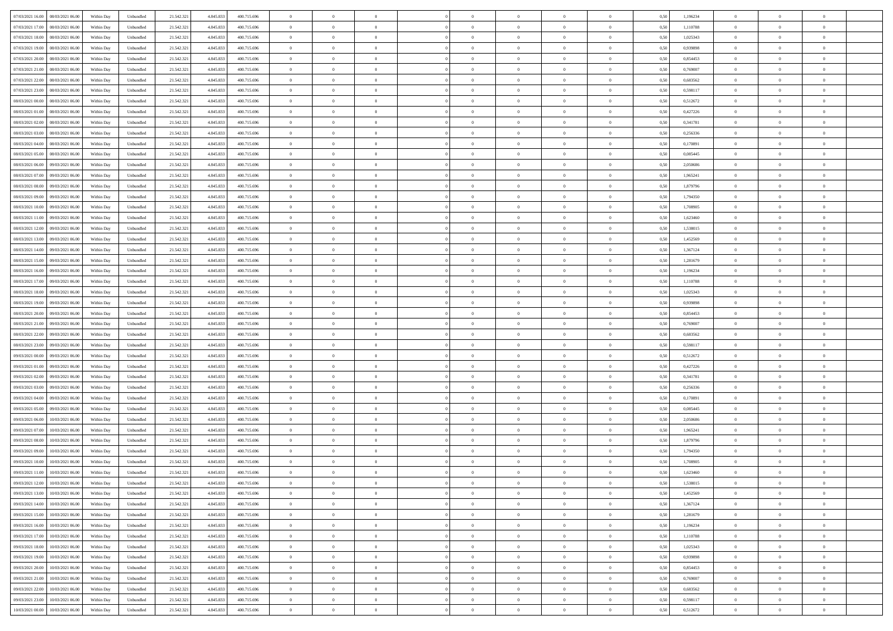| | | | | | | | | | | | | | | | | | | | | | |
|---|---|---|---|---|---|---|---|---|---|---|---|---|---|---|---|---|---|---|---|---|---|
| 07/03/2021 16:00 | 08/03/2021 06:00 | Within Day | Unbundled | 21.542.321 | 4.845.833 | 400.715.696 | 0 | 0 | 0 | | 0 | 0 | 0 | 0 | 0 | 0,50 | 1,196234 | 0 | 0 | 0 | |
| 07/03/2021 17:00 | 08/03/2021 06:00 | Within Day | Unbundled | 21.542.321 | 4.845.833 | 400.715.696 | 0 | 0 | 0 | | 0 | 0 | 0 | 0 | 0 | 0,50 | 1,110788 | 0 | 0 | 0 | |
| 07/03/2021 18:00 | 08/03/2021 06:00 | Within Day | Unbundled | 21.542.321 | 4.845.833 | 400.715.696 | 0 | 0 | 0 | | 0 | 0 | 0 | 0 | 0 | 0,50 | 1,025343 | 0 | 0 | 0 | |
| 07/03/2021 19:00 | 08/03/2021 06:00 | Within Day | Unbundled | 21.542.321 | 4.845.833 | 400.715.696 | 0 | 0 | 0 | | 0 | 0 | 0 | 0 | 0 | 0,50 | 0,939898 | 0 | 0 | 0 | |
| 07/03/2021 20:00 | 08/03/2021 06:00 | Within Day | Unbundled | 21.542.321 | 4.845.833 | 400.715.696 | 0 | 0 | 0 | | 0 | 0 | 0 | 0 | 0 | 0,50 | 0,854453 | 0 | 0 | 0 | |
| 07/03/2021 21:00 | 08/03/2021 06:00 | Within Day | Unbundled | 21.542.321 | 4.845.833 | 400.715.696 | 0 | 0 | 0 | | 0 | 0 | 0 | 0 | 0 | 0,50 | 0,769007 | 0 | 0 | 0 | |
| 07/03/2021 22:00 | 08/03/2021 06:00 | Within Day | Unbundled | 21.542.321 | 4.845.833 | 400.715.696 | 0 | 0 | 0 | | 0 | 0 | 0 | 0 | 0 | 0,50 | 0,683562 | 0 | 0 | 0 | |
| 07/03/2021 23:00 | 08/03/2021 06:00 | Within Day | Unbundled | 21.542.321 | 4.845.833 | 400.715.696 | 0 | 0 | 0 | | 0 | 0 | 0 | 0 | 0 | 0,50 | 0,598117 | 0 | 0 | 0 | |
| 08/03/2021 00:00 | 08/03/2021 06:00 | Within Day | Unbundled | 21.542.321 | 4.845.833 | 400.715.696 | 0 | 0 | 0 | | 0 | 0 | 0 | 0 | 0 | 0,50 | 0,512672 | 0 | 0 | 0 | |
| 08/03/2021 01:00 | 08/03/2021 06:00 | Within Day | Unbundled | 21.542.321 | 4.845.833 | 400.715.696 | 0 | 0 | 0 | | 0 | 0 | 0 | 0 | 0 | 0,50 | 0,427226 | 0 | 0 | 0 | |
| 08/03/2021 02:00 | 08/03/2021 06:00 | Within Day | Unbundled | 21.542.321 | 4.845.833 | 400.715.696 | 0 | 0 | 0 | | 0 | 0 | 0 | 0 | 0 | 0,50 | 0,341781 | 0 | 0 | 0 | |
| 08/03/2021 03:00 | 08/03/2021 06:00 | Within Day | Unbundled | 21.542.321 | 4.845.833 | 400.715.696 | 0 | 0 | 0 | | 0 | 0 | 0 | 0 | 0 | 0,50 | 0,256336 | 0 | 0 | 0 | |
| 08/03/2021 04:00 | 08/03/2021 06:00 | Within Day | Unbundled | 21.542.321 | 4.845.833 | 400.715.696 | 0 | 0 | 0 | | 0 | 0 | 0 | 0 | 0 | 0,50 | 0,170891 | 0 | 0 | 0 | |
| 08/03/2021 05:00 | 08/03/2021 06:00 | Within Day | Unbundled | 21.542.321 | 4.845.833 | 400.715.696 | 0 | 0 | 0 | | 0 | 0 | 0 | 0 | 0 | 0,50 | 0,085445 | 0 | 0 | 0 | |
| 08/03/2021 06:00 | 09/03/2021 06:00 | Within Day | Unbundled | 21.542.321 | 4.845.833 | 400.715.696 | 0 | 0 | 0 | | 0 | 0 | 0 | 0 | 0 | 0,50 | 2,050686 | 0 | 0 | 0 | |
| 08/03/2021 07:00 | 09/03/2021 06:00 | Within Day | Unbundled | 21.542.321 | 4.845.833 | 400.715.696 | 0 | 0 | 0 | | 0 | 0 | 0 | 0 | 0 | 0,50 | 1,965241 | 0 | 0 | 0 | |
| 08/03/2021 08:00 | 09/03/2021 06:00 | Within Day | Unbundled | 21.542.321 | 4.845.833 | 400.715.696 | 0 | 0 | 0 | | 0 | 0 | 0 | 0 | 0 | 0,50 | 1,879796 | 0 | 0 | 0 | |
| 08/03/2021 09:00 | 09/03/2021 06:00 | Within Day | Unbundled | 21.542.321 | 4.845.833 | 400.715.696 | 0 | 0 | 0 | | 0 | 0 | 0 | 0 | 0 | 0,50 | 1,794350 | 0 | 0 | 0 | |
| 08/03/2021 10:00 | 09/03/2021 06:00 | Within Day | Unbundled | 21.542.321 | 4.845.833 | 400.715.696 | 0 | 0 | 0 | | 0 | 0 | 0 | 0 | 0 | 0,50 | 1,708905 | 0 | 0 | 0 | |
| 08/03/2021 11:00 | 09/03/2021 06:00 | Within Day | Unbundled | 21.542.321 | 4.845.833 | 400.715.696 | 0 | 0 | 0 | | 0 | 0 | 0 | 0 | 0 | 0,50 | 1,623460 | 0 | 0 | 0 | |
| 08/03/2021 12:00 | 09/03/2021 06:00 | Within Day | Unbundled | 21.542.321 | 4.845.833 | 400.715.696 | 0 | 0 | 0 | | 0 | 0 | 0 | 0 | 0 | 0,50 | 1,538015 | 0 | 0 | 0 | |
| 08/03/2021 13:00 | 09/03/2021 06:00 | Within Day | Unbundled | 21.542.321 | 4.845.833 | 400.715.696 | 0 | 0 | 0 | | 0 | 0 | 0 | 0 | 0 | 0,50 | 1,452569 | 0 | 0 | 0 | |
| 08/03/2021 14:00 | 09/03/2021 06:00 | Within Day | Unbundled | 21.542.321 | 4.845.833 | 400.715.696 | 0 | 0 | 0 | | 0 | 0 | 0 | 0 | 0 | 0,50 | 1,367124 | 0 | 0 | 0 | |
| 08/03/2021 15:00 | 09/03/2021 06:00 | Within Day | Unbundled | 21.542.321 | 4.845.833 | 400.715.696 | 0 | 0 | 0 | | 0 | 0 | 0 | 0 | 0 | 0,50 | 1,281679 | 0 | 0 | 0 | |
| 08/03/2021 16:00 | 09/03/2021 06:00 | Within Day | Unbundled | 21.542.321 | 4.845.833 | 400.715.696 | 0 | 0 | 0 | | 0 | 0 | 0 | 0 | 0 | 0,50 | 1,196234 | 0 | 0 | 0 | |
| 08/03/2021 17:00 | 09/03/2021 06:00 | Within Day | Unbundled | 21.542.321 | 4.845.833 | 400.715.696 | 0 | 0 | 0 | | 0 | 0 | 0 | 0 | 0 | 0,50 | 1,110788 | 0 | 0 | 0 | |
| 08/03/2021 18:00 | 09/03/2021 06:00 | Within Day | Unbundled | 21.542.321 | 4.845.833 | 400.715.696 | 0 | 0 | 0 | | 0 | 0 | 0 | 0 | 0 | 0,50 | 1,025343 | 0 | 0 | 0 | |
| 08/03/2021 19:00 | 09/03/2021 06:00 | Within Day | Unbundled | 21.542.321 | 4.845.833 | 400.715.696 | 0 | 0 | 0 | | 0 | 0 | 0 | 0 | 0 | 0,50 | 0,939898 | 0 | 0 | 0 | |
| 08/03/2021 20:00 | 09/03/2021 06:00 | Within Day | Unbundled | 21.542.321 | 4.845.833 | 400.715.696 | 0 | 0 | 0 | | 0 | 0 | 0 | 0 | 0 | 0,50 | 0,854453 | 0 | 0 | 0 | |
| 08/03/2021 21:00 | 09/03/2021 06:00 | Within Day | Unbundled | 21.542.321 | 4.845.833 | 400.715.696 | 0 | 0 | 0 | | 0 | 0 | 0 | 0 | 0 | 0,50 | 0,769007 | 0 | 0 | 0 | |
| 08/03/2021 22:00 | 09/03/2021 06:00 | Within Day | Unbundled | 21.542.321 | 4.845.833 | 400.715.696 | 0 | 0 | 0 | | 0 | 0 | 0 | 0 | 0 | 0,50 | 0,683562 | 0 | 0 | 0 | |
| 08/03/2021 23:00 | 09/03/2021 06:00 | Within Day | Unbundled | 21.542.321 | 4.845.833 | 400.715.696 | 0 | 0 | 0 | | 0 | 0 | 0 | 0 | 0 | 0,50 | 0,598117 | 0 | 0 | 0 | |
| 09/03/2021 00:00 | 09/03/2021 06:00 | Within Day | Unbundled | 21.542.321 | 4.845.833 | 400.715.696 | 0 | 0 | 0 | | 0 | 0 | 0 | 0 | 0 | 0,50 | 0,512672 | 0 | 0 | 0 | |
| 09/03/2021 01:00 | 09/03/2021 06:00 | Within Day | Unbundled | 21.542.321 | 4.845.833 | 400.715.696 | 0 | 0 | 0 | | 0 | 0 | 0 | 0 | 0 | 0,50 | 0,427226 | 0 | 0 | 0 | |
| 09/03/2021 02:00 | 09/03/2021 06:00 | Within Day | Unbundled | 21.542.321 | 4.845.833 | 400.715.696 | 0 | 0 | 0 | | 0 | 0 | 0 | 0 | 0 | 0,50 | 0,341781 | 0 | 0 | 0 | |
| 09/03/2021 03:00 | 09/03/2021 06:00 | Within Day | Unbundled | 21.542.321 | 4.845.833 | 400.715.696 | 0 | 0 | 0 | | 0 | 0 | 0 | 0 | 0 | 0,50 | 0,256336 | 0 | 0 | 0 | |
| 09/03/2021 04:00 | 09/03/2021 06:00 | Within Day | Unbundled | 21.542.321 | 4.845.833 | 400.715.696 | 0 | 0 | 0 | | 0 | 0 | 0 | 0 | 0 | 0,50 | 0,170891 | 0 | 0 | 0 | |
| 09/03/2021 05:00 | 09/03/2021 06:00 | Within Day | Unbundled | 21.542.321 | 4.845.833 | 400.715.696 | 0 | 0 | 0 | | 0 | 0 | 0 | 0 | 0 | 0,50 | 0,085445 | 0 | 0 | 0 | |
| 09/03/2021 06:00 | 10/03/2021 06:00 | Within Day | Unbundled | 21.542.321 | 4.845.833 | 400.715.696 | 0 | 0 | 0 | | 0 | 0 | 0 | 0 | 0 | 0,50 | 2,050686 | 0 | 0 | 0 | |
| 09/03/2021 07:00 | 10/03/2021 06:00 | Within Day | Unbundled | 21.542.321 | 4.845.833 | 400.715.696 | 0 | 0 | 0 | | 0 | 0 | 0 | 0 | 0 | 0,50 | 1,965241 | 0 | 0 | 0 | |
| 09/03/2021 08:00 | 10/03/2021 06:00 | Within Day | Unbundled | 21.542.321 | 4.845.833 | 400.715.696 | 0 | 0 | 0 | | 0 | 0 | 0 | 0 | 0 | 0,50 | 1,879796 | 0 | 0 | 0 | |
| 09/03/2021 09:00 | 10/03/2021 06:00 | Within Day | Unbundled | 21.542.321 | 4.845.833 | 400.715.696 | 0 | 0 | 0 | | 0 | 0 | 0 | 0 | 0 | 0,50 | 1,794350 | 0 | 0 | 0 | |
| 09/03/2021 10:00 | 10/03/2021 06:00 | Within Day | Unbundled | 21.542.321 | 4.845.833 | 400.715.696 | 0 | 0 | 0 | | 0 | 0 | 0 | 0 | 0 | 0,50 | 1,708905 | 0 | 0 | 0 | |
| 09/03/2021 11:00 | 10/03/2021 06:00 | Within Day | Unbundled | 21.542.321 | 4.845.833 | 400.715.696 | 0 | 0 | 0 | | 0 | 0 | 0 | 0 | 0 | 0,50 | 1,623460 | 0 | 0 | 0 | |
| 09/03/2021 12:00 | 10/03/2021 06:00 | Within Day | Unbundled | 21.542.321 | 4.845.833 | 400.715.696 | 0 | 0 | 0 | | 0 | 0 | 0 | 0 | 0 | 0,50 | 1,538015 | 0 | 0 | 0 | |
| 09/03/2021 13:00 | 10/03/2021 06:00 | Within Day | Unbundled | 21.542.321 | 4.845.833 | 400.715.696 | 0 | 0 | 0 | | 0 | 0 | 0 | 0 | 0 | 0,50 | 1,452569 | 0 | 0 | 0 | |
| 09/03/2021 14:00 | 10/03/2021 06:00 | Within Day | Unbundled | 21.542.321 | 4.845.833 | 400.715.696 | 0 | 0 | 0 | | 0 | 0 | 0 | 0 | 0 | 0,50 | 1,367124 | 0 | 0 | 0 | |
| 09/03/2021 15:00 | 10/03/2021 06:00 | Within Day | Unbundled | 21.542.321 | 4.845.833 | 400.715.696 | 0 | 0 | 0 | | 0 | 0 | 0 | 0 | 0 | 0,50 | 1,281679 | 0 | 0 | 0 | |
| 09/03/2021 16:00 | 10/03/2021 06:00 | Within Day | Unbundled | 21.542.321 | 4.845.833 | 400.715.696 | 0 | 0 | 0 | | 0 | 0 | 0 | 0 | 0 | 0,50 | 1,196234 | 0 | 0 | 0 | |
| 09/03/2021 17:00 | 10/03/2021 06:00 | Within Day | Unbundled | 21.542.321 | 4.845.833 | 400.715.696 | 0 | 0 | 0 | | 0 | 0 | 0 | 0 | 0 | 0,50 | 1,110788 | 0 | 0 | 0 | |
| 09/03/2021 18:00 | 10/03/2021 06:00 | Within Day | Unbundled | 21.542.321 | 4.845.833 | 400.715.696 | 0 | 0 | 0 | | 0 | 0 | 0 | 0 | 0 | 0,50 | 1,025343 | 0 | 0 | 0 | |
| 09/03/2021 19:00 | 10/03/2021 06:00 | Within Day | Unbundled | 21.542.321 | 4.845.833 | 400.715.696 | 0 | 0 | 0 | | 0 | 0 | 0 | 0 | 0 | 0,50 | 0,939898 | 0 | 0 | 0 | |
| 09/03/2021 20:00 | 10/03/2021 06:00 | Within Day | Unbundled | 21.542.321 | 4.845.833 | 400.715.696 | 0 | 0 | 0 | | 0 | 0 | 0 | 0 | 0 | 0,50 | 0,854453 | 0 | 0 | 0 | |
| 09/03/2021 21:00 | 10/03/2021 06:00 | Within Day | Unbundled | 21.542.321 | 4.845.833 | 400.715.696 | 0 | 0 | 0 | | 0 | 0 | 0 | 0 | 0 | 0,50 | 0,769007 | 0 | 0 | 0 | |
| 09/03/2021 22:00 | 10/03/2021 06:00 | Within Day | Unbundled | 21.542.321 | 4.845.833 | 400.715.696 | 0 | 0 | 0 | | 0 | 0 | 0 | 0 | 0 | 0,50 | 0,683562 | 0 | 0 | 0 | |
| 09/03/2021 23:00 | 10/03/2021 06:00 | Within Day | Unbundled | 21.542.321 | 4.845.833 | 400.715.696 | 0 | 0 | 0 | | 0 | 0 | 0 | 0 | 0 | 0,50 | 0,598117 | 0 | 0 | 0 | |
| 10/03/2021 00:00 | 10/03/2021 06:00 | Within Day | Unbundled | 21.542.321 | 4.845.833 | 400.715.696 | 0 | 0 | 0 | | 0 | 0 | 0 | 0 | 0 | 0,50 | 0,512672 | 0 | 0 | 0 | |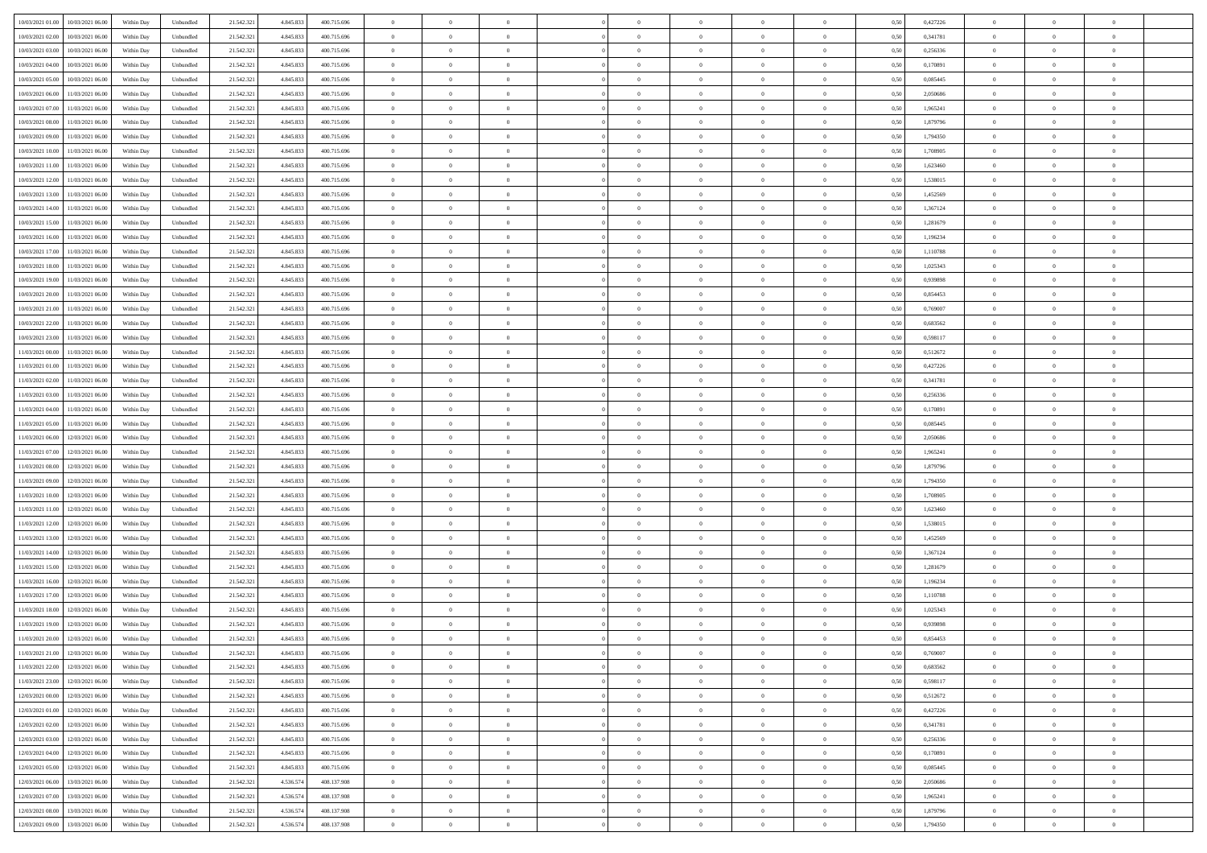| | | | | | | | | | | | | | | | | | | | | | |
|---|---|---|---|---|---|---|---|---|---|---|---|---|---|---|---|---|---|---|---|---|---|
| 10/03/2021 01:00 | 10/03/2021 06:00 | Within Day | Unbundled | 21.542.321 | 4.845.833 | 400.715.696 | 0 | 0 | 0 | | 0 | 0 | 0 | 0 | 0,50 | 0,427226 | 0 | 0 | 0 | |
| 10/03/2021 02:00 | 10/03/2021 06:00 | Within Day | Unbundled | 21.542.321 | 4.845.833 | 400.715.696 | 0 | 0 | 0 | | 0 | 0 | 0 | 0 | 0,50 | 0,341781 | 0 | 0 | 0 | |
| 10/03/2021 03:00 | 10/03/2021 06:00 | Within Day | Unbundled | 21.542.321 | 4.845.833 | 400.715.696 | 0 | 0 | 0 | | 0 | 0 | 0 | 0 | 0,50 | 0,256336 | 0 | 0 | 0 | |
| 10/03/2021 04:00 | 10/03/2021 06:00 | Within Day | Unbundled | 21.542.321 | 4.845.833 | 400.715.696 | 0 | 0 | 0 | | 0 | 0 | 0 | 0 | 0,50 | 0,170891 | 0 | 0 | 0 | |
| 10/03/2021 05:00 | 10/03/2021 06:00 | Within Day | Unbundled | 21.542.321 | 4.845.833 | 400.715.696 | 0 | 0 | 0 | | 0 | 0 | 0 | 0 | 0,50 | 0,085445 | 0 | 0 | 0 | |
| 10/03/2021 06:00 | 11/03/2021 06:00 | Within Day | Unbundled | 21.542.321 | 4.845.833 | 400.715.696 | 0 | 0 | 0 | | 0 | 0 | 0 | 0 | 0,50 | 2,050686 | 0 | 0 | 0 | |
| 10/03/2021 07:00 | 11/03/2021 06:00 | Within Day | Unbundled | 21.542.321 | 4.845.833 | 400.715.696 | 0 | 0 | 0 | | 0 | 0 | 0 | 0 | 0,50 | 1,965241 | 0 | 0 | 0 | |
| 10/03/2021 08:00 | 11/03/2021 06:00 | Within Day | Unbundled | 21.542.321 | 4.845.833 | 400.715.696 | 0 | 0 | 0 | | 0 | 0 | 0 | 0 | 0,50 | 1,879796 | 0 | 0 | 0 | |
| 10/03/2021 09:00 | 11/03/2021 06:00 | Within Day | Unbundled | 21.542.321 | 4.845.833 | 400.715.696 | 0 | 0 | 0 | | 0 | 0 | 0 | 0 | 0,50 | 1,794350 | 0 | 0 | 0 | |
| 10/03/2021 10:00 | 11/03/2021 06:00 | Within Day | Unbundled | 21.542.321 | 4.845.833 | 400.715.696 | 0 | 0 | 0 | | 0 | 0 | 0 | 0 | 0,50 | 1,708905 | 0 | 0 | 0 | |
| 10/03/2021 11:00 | 11/03/2021 06:00 | Within Day | Unbundled | 21.542.321 | 4.845.833 | 400.715.696 | 0 | 0 | 0 | | 0 | 0 | 0 | 0 | 0,50 | 1,623460 | 0 | 0 | 0 | |
| 10/03/2021 12:00 | 11/03/2021 06:00 | Within Day | Unbundled | 21.542.321 | 4.845.833 | 400.715.696 | 0 | 0 | 0 | | 0 | 0 | 0 | 0 | 0,50 | 1,538015 | 0 | 0 | 0 | |
| 10/03/2021 13:00 | 11/03/2021 06:00 | Within Day | Unbundled | 21.542.321 | 4.845.833 | 400.715.696 | 0 | 0 | 0 | | 0 | 0 | 0 | 0 | 0,50 | 1,452569 | 0 | 0 | 0 | |
| 10/03/2021 14:00 | 11/03/2021 06:00 | Within Day | Unbundled | 21.542.321 | 4.845.833 | 400.715.696 | 0 | 0 | 0 | | 0 | 0 | 0 | 0 | 0,50 | 1,367124 | 0 | 0 | 0 | |
| 10/03/2021 15:00 | 11/03/2021 06:00 | Within Day | Unbundled | 21.542.321 | 4.845.833 | 400.715.696 | 0 | 0 | 0 | | 0 | 0 | 0 | 0 | 0,50 | 1,281679 | 0 | 0 | 0 | |
| 10/03/2021 16:00 | 11/03/2021 06:00 | Within Day | Unbundled | 21.542.321 | 4.845.833 | 400.715.696 | 0 | 0 | 0 | | 0 | 0 | 0 | 0 | 0,50 | 1,196234 | 0 | 0 | 0 | |
| 10/03/2021 17:00 | 11/03/2021 06:00 | Within Day | Unbundled | 21.542.321 | 4.845.833 | 400.715.696 | 0 | 0 | 0 | | 0 | 0 | 0 | 0 | 0,50 | 1,110788 | 0 | 0 | 0 | |
| 10/03/2021 18:00 | 11/03/2021 06:00 | Within Day | Unbundled | 21.542.321 | 4.845.833 | 400.715.696 | 0 | 0 | 0 | | 0 | 0 | 0 | 0 | 0,50 | 1,025343 | 0 | 0 | 0 | |
| 10/03/2021 19:00 | 11/03/2021 06:00 | Within Day | Unbundled | 21.542.321 | 4.845.833 | 400.715.696 | 0 | 0 | 0 | | 0 | 0 | 0 | 0 | 0,50 | 0,939898 | 0 | 0 | 0 | |
| 10/03/2021 20:00 | 11/03/2021 06:00 | Within Day | Unbundled | 21.542.321 | 4.845.833 | 400.715.696 | 0 | 0 | 0 | | 0 | 0 | 0 | 0 | 0,50 | 0,854453 | 0 | 0 | 0 | |
| 10/03/2021 21:00 | 11/03/2021 06:00 | Within Day | Unbundled | 21.542.321 | 4.845.833 | 400.715.696 | 0 | 0 | 0 | | 0 | 0 | 0 | 0 | 0,50 | 0,769007 | 0 | 0 | 0 | |
| 10/03/2021 22:00 | 11/03/2021 06:00 | Within Day | Unbundled | 21.542.321 | 4.845.833 | 400.715.696 | 0 | 0 | 0 | | 0 | 0 | 0 | 0 | 0,50 | 0,683562 | 0 | 0 | 0 | |
| 10/03/2021 23:00 | 11/03/2021 06:00 | Within Day | Unbundled | 21.542.321 | 4.845.833 | 400.715.696 | 0 | 0 | 0 | | 0 | 0 | 0 | 0 | 0,50 | 0,598117 | 0 | 0 | 0 | |
| 11/03/2021 00:00 | 11/03/2021 06:00 | Within Day | Unbundled | 21.542.321 | 4.845.833 | 400.715.696 | 0 | 0 | 0 | | 0 | 0 | 0 | 0 | 0,50 | 0,512672 | 0 | 0 | 0 | |
| 11/03/2021 01:00 | 11/03/2021 06:00 | Within Day | Unbundled | 21.542.321 | 4.845.833 | 400.715.696 | 0 | 0 | 0 | | 0 | 0 | 0 | 0 | 0,50 | 0,427226 | 0 | 0 | 0 | |
| 11/03/2021 02:00 | 11/03/2021 06:00 | Within Day | Unbundled | 21.542.321 | 4.845.833 | 400.715.696 | 0 | 0 | 0 | | 0 | 0 | 0 | 0 | 0,50 | 0,341781 | 0 | 0 | 0 | |
| 11/03/2021 03:00 | 11/03/2021 06:00 | Within Day | Unbundled | 21.542.321 | 4.845.833 | 400.715.696 | 0 | 0 | 0 | | 0 | 0 | 0 | 0 | 0,50 | 0,256336 | 0 | 0 | 0 | |
| 11/03/2021 04:00 | 11/03/2021 06:00 | Within Day | Unbundled | 21.542.321 | 4.845.833 | 400.715.696 | 0 | 0 | 0 | | 0 | 0 | 0 | 0 | 0,50 | 0,170891 | 0 | 0 | 0 | |
| 11/03/2021 05:00 | 11/03/2021 06:00 | Within Day | Unbundled | 21.542.321 | 4.845.833 | 400.715.696 | 0 | 0 | 0 | | 0 | 0 | 0 | 0 | 0,50 | 0,085445 | 0 | 0 | 0 | |
| 11/03/2021 06:00 | 12/03/2021 06:00 | Within Day | Unbundled | 21.542.321 | 4.845.833 | 400.715.696 | 0 | 0 | 0 | | 0 | 0 | 0 | 0 | 0,50 | 2,050686 | 0 | 0 | 0 | |
| 11/03/2021 07:00 | 12/03/2021 06:00 | Within Day | Unbundled | 21.542.321 | 4.845.833 | 400.715.696 | 0 | 0 | 0 | | 0 | 0 | 0 | 0 | 0,50 | 1,965241 | 0 | 0 | 0 | |
| 11/03/2021 08:00 | 12/03/2021 06:00 | Within Day | Unbundled | 21.542.321 | 4.845.833 | 400.715.696 | 0 | 0 | 0 | | 0 | 0 | 0 | 0 | 0,50 | 1,879796 | 0 | 0 | 0 | |
| 11/03/2021 09:00 | 12/03/2021 06:00 | Within Day | Unbundled | 21.542.321 | 4.845.833 | 400.715.696 | 0 | 0 | 0 | | 0 | 0 | 0 | 0 | 0,50 | 1,794350 | 0 | 0 | 0 | |
| 11/03/2021 10:00 | 12/03/2021 06:00 | Within Day | Unbundled | 21.542.321 | 4.845.833 | 400.715.696 | 0 | 0 | 0 | | 0 | 0 | 0 | 0 | 0,50 | 1,708905 | 0 | 0 | 0 | |
| 11/03/2021 11:00 | 12/03/2021 06:00 | Within Day | Unbundled | 21.542.321 | 4.845.833 | 400.715.696 | 0 | 0 | 0 | | 0 | 0 | 0 | 0 | 0,50 | 1,623460 | 0 | 0 | 0 | |
| 11/03/2021 12:00 | 12/03/2021 06:00 | Within Day | Unbundled | 21.542.321 | 4.845.833 | 400.715.696 | 0 | 0 | 0 | | 0 | 0 | 0 | 0 | 0,50 | 1,538015 | 0 | 0 | 0 | |
| 11/03/2021 13:00 | 12/03/2021 06:00 | Within Day | Unbundled | 21.542.321 | 4.845.833 | 400.715.696 | 0 | 0 | 0 | | 0 | 0 | 0 | 0 | 0,50 | 1,452569 | 0 | 0 | 0 | |
| 11/03/2021 14:00 | 12/03/2021 06:00 | Within Day | Unbundled | 21.542.321 | 4.845.833 | 400.715.696 | 0 | 0 | 0 | | 0 | 0 | 0 | 0 | 0,50 | 1,367124 | 0 | 0 | 0 | |
| 11/03/2021 15:00 | 12/03/2021 06:00 | Within Day | Unbundled | 21.542.321 | 4.845.833 | 400.715.696 | 0 | 0 | 0 | | 0 | 0 | 0 | 0 | 0,50 | 1,281679 | 0 | 0 | 0 | |
| 11/03/2021 16:00 | 12/03/2021 06:00 | Within Day | Unbundled | 21.542.321 | 4.845.833 | 400.715.696 | 0 | 0 | 0 | | 0 | 0 | 0 | 0 | 0,50 | 1,196234 | 0 | 0 | 0 | |
| 11/03/2021 17:00 | 12/03/2021 06:00 | Within Day | Unbundled | 21.542.321 | 4.845.833 | 400.715.696 | 0 | 0 | 0 | | 0 | 0 | 0 | 0 | 0,50 | 1,110788 | 0 | 0 | 0 | |
| 11/03/2021 18:00 | 12/03/2021 06:00 | Within Day | Unbundled | 21.542.321 | 4.845.833 | 400.715.696 | 0 | 0 | 0 | | 0 | 0 | 0 | 0 | 0,50 | 1,025343 | 0 | 0 | 0 | |
| 11/03/2021 19:00 | 12/03/2021 06:00 | Within Day | Unbundled | 21.542.321 | 4.845.833 | 400.715.696 | 0 | 0 | 0 | | 0 | 0 | 0 | 0 | 0,50 | 0,939898 | 0 | 0 | 0 | |
| 11/03/2021 20:00 | 12/03/2021 06:00 | Within Day | Unbundled | 21.542.321 | 4.845.833 | 400.715.696 | 0 | 0 | 0 | | 0 | 0 | 0 | 0 | 0,50 | 0,854453 | 0 | 0 | 0 | |
| 11/03/2021 21:00 | 12/03/2021 06:00 | Within Day | Unbundled | 21.542.321 | 4.845.833 | 400.715.696 | 0 | 0 | 0 | | 0 | 0 | 0 | 0 | 0,50 | 0,769007 | 0 | 0 | 0 | |
| 11/03/2021 22:00 | 12/03/2021 06:00 | Within Day | Unbundled | 21.542.321 | 4.845.833 | 400.715.696 | 0 | 0 | 0 | | 0 | 0 | 0 | 0 | 0,50 | 0,683562 | 0 | 0 | 0 | |
| 11/03/2021 23:00 | 12/03/2021 06:00 | Within Day | Unbundled | 21.542.321 | 4.845.833 | 400.715.696 | 0 | 0 | 0 | | 0 | 0 | 0 | 0 | 0,50 | 0,598117 | 0 | 0 | 0 | |
| 12/03/2021 00:00 | 12/03/2021 06:00 | Within Day | Unbundled | 21.542.321 | 4.845.833 | 400.715.696 | 0 | 0 | 0 | | 0 | 0 | 0 | 0 | 0,50 | 0,512672 | 0 | 0 | 0 | |
| 12/03/2021 01:00 | 12/03/2021 06:00 | Within Day | Unbundled | 21.542.321 | 4.845.833 | 400.715.696 | 0 | 0 | 0 | | 0 | 0 | 0 | 0 | 0,50 | 0,427226 | 0 | 0 | 0 | |
| 12/03/2021 02:00 | 12/03/2021 06:00 | Within Day | Unbundled | 21.542.321 | 4.845.833 | 400.715.696 | 0 | 0 | 0 | | 0 | 0 | 0 | 0 | 0,50 | 0,341781 | 0 | 0 | 0 | |
| 12/03/2021 03:00 | 12/03/2021 06:00 | Within Day | Unbundled | 21.542.321 | 4.845.833 | 400.715.696 | 0 | 0 | 0 | | 0 | 0 | 0 | 0 | 0,50 | 0,256336 | 0 | 0 | 0 | |
| 12/03/2021 04:00 | 12/03/2021 06:00 | Within Day | Unbundled | 21.542.321 | 4.845.833 | 400.715.696 | 0 | 0 | 0 | | 0 | 0 | 0 | 0 | 0,50 | 0,170891 | 0 | 0 | 0 | |
| 12/03/2021 05:00 | 12/03/2021 06:00 | Within Day | Unbundled | 21.542.321 | 4.845.833 | 400.715.696 | 0 | 0 | 0 | | 0 | 0 | 0 | 0 | 0,50 | 0,085445 | 0 | 0 | 0 | |
| 12/03/2021 06:00 | 13/03/2021 06:00 | Within Day | Unbundled | 21.542.321 | 4.536.574 | 408.137.908 | 0 | 0 | 0 | | 0 | 0 | 0 | 0 | 0,50 | 2,050686 | 0 | 0 | 0 | |
| 12/03/2021 07:00 | 13/03/2021 06:00 | Within Day | Unbundled | 21.542.321 | 4.536.574 | 408.137.908 | 0 | 0 | 0 | | 0 | 0 | 0 | 0 | 0,50 | 1,965241 | 0 | 0 | 0 | |
| 12/03/2021 08:00 | 13/03/2021 06:00 | Within Day | Unbundled | 21.542.321 | 4.536.574 | 408.137.908 | 0 | 0 | 0 | | 0 | 0 | 0 | 0 | 0,50 | 1,879796 | 0 | 0 | 0 | |
| 12/03/2021 09:00 | 13/03/2021 06:00 | Within Day | Unbundled | 21.542.321 | 4.536.574 | 408.137.908 | 0 | 0 | 0 | | 0 | 0 | 0 | 0 | 0,50 | 1,794350 | 0 | 0 | 0 | |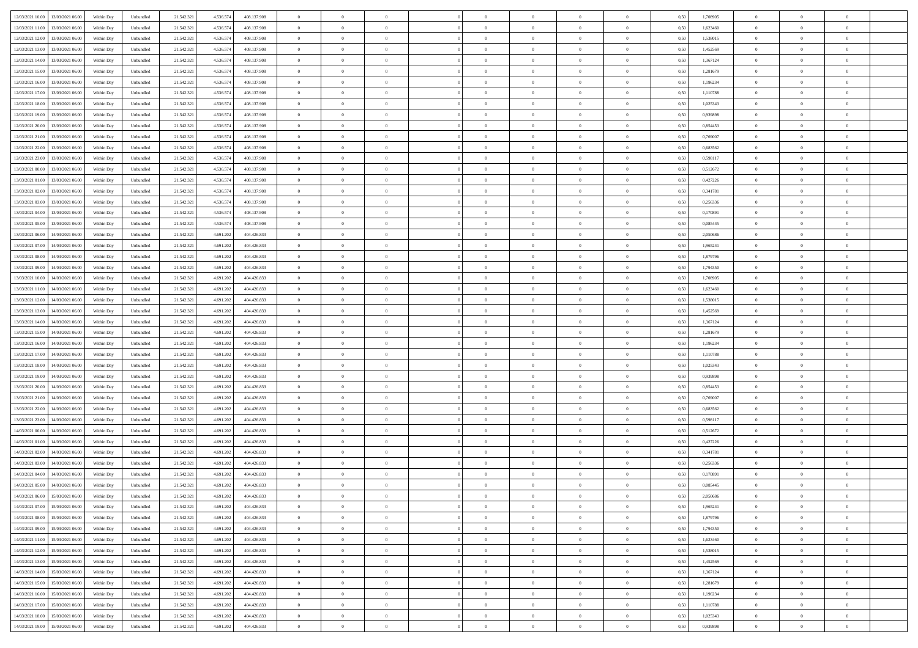| 12/03/2021 10:00 | 13/03/2021 06:00 | Within Day | Unbundled | 21.542.321 | 4.536.574 | 408.137.908 | 0 | 0 | 0 | | 0 | 0 | 0 | 0 | 0,50 | 1,708905 | 0 | 0 | 0 | |
|---|---|---|---|---|---|---|---|---|---|---|---|---|---|---|---|---|---|---|---|---|
| 12/03/2021 11:00 | 13/03/2021 06:00 | Within Day | Unbundled | 21.542.321 | 4.536.574 | 408.137.908 | 0 | 0 | 0 | | 0 | 0 | 0 | 0 | 0,50 | 1,623460 | 0 | 0 | 0 | |
| 12/03/2021 12:00 | 13/03/2021 06:00 | Within Day | Unbundled | 21.542.321 | 4.536.574 | 408.137.908 | 0 | 0 | 0 | | 0 | 0 | 0 | 0 | 0,50 | 1,538015 | 0 | 0 | 0 | |
| 12/03/2021 13:00 | 13/03/2021 06:00 | Within Day | Unbundled | 21.542.321 | 4.536.574 | 408.137.908 | 0 | 0 | 0 | | 0 | 0 | 0 | 0 | 0,50 | 1,452569 | 0 | 0 | 0 | |
| 12/03/2021 14:00 | 13/03/2021 06:00 | Within Day | Unbundled | 21.542.321 | 4.536.574 | 408.137.908 | 0 | 0 | 0 | | 0 | 0 | 0 | 0 | 0,50 | 1,367124 | 0 | 0 | 0 | |
| 12/03/2021 15:00 | 13/03/2021 06:00 | Within Day | Unbundled | 21.542.321 | 4.536.574 | 408.137.908 | 0 | 0 | 0 | | 0 | 0 | 0 | 0 | 0,50 | 1,281679 | 0 | 0 | 0 | |
| 12/03/2021 16:00 | 13/03/2021 06:00 | Within Day | Unbundled | 21.542.321 | 4.536.574 | 408.137.908 | 0 | 0 | 0 | | 0 | 0 | 0 | 0 | 0,50 | 1,196234 | 0 | 0 | 0 | |
| 12/03/2021 17:00 | 13/03/2021 06:00 | Within Day | Unbundled | 21.542.321 | 4.536.574 | 408.137.908 | 0 | 0 | 0 | | 0 | 0 | 0 | 0 | 0,50 | 1,110788 | 0 | 0 | 0 | |
| 12/03/2021 18:00 | 13/03/2021 06:00 | Within Day | Unbundled | 21.542.321 | 4.536.574 | 408.137.908 | 0 | 0 | 0 | | 0 | 0 | 0 | 0 | 0,50 | 1,025343 | 0 | 0 | 0 | |
| 12/03/2021 19:00 | 13/03/2021 06:00 | Within Day | Unbundled | 21.542.321 | 4.536.574 | 408.137.908 | 0 | 0 | 0 | | 0 | 0 | 0 | 0 | 0,50 | 0,939898 | 0 | 0 | 0 | |
| 12/03/2021 20:00 | 13/03/2021 06:00 | Within Day | Unbundled | 21.542.321 | 4.536.574 | 408.137.908 | 0 | 0 | 0 | | 0 | 0 | 0 | 0 | 0,50 | 0,854453 | 0 | 0 | 0 | |
| 12/03/2021 21:00 | 13/03/2021 06:00 | Within Day | Unbundled | 21.542.321 | 4.536.574 | 408.137.908 | 0 | 0 | 0 | | 0 | 0 | 0 | 0 | 0,50 | 0,769007 | 0 | 0 | 0 | |
| 12/03/2021 22:00 | 13/03/2021 06:00 | Within Day | Unbundled | 21.542.321 | 4.536.574 | 408.137.908 | 0 | 0 | 0 | | 0 | 0 | 0 | 0 | 0,50 | 0,683562 | 0 | 0 | 0 | |
| 12/03/2021 23:00 | 13/03/2021 06:00 | Within Day | Unbundled | 21.542.321 | 4.536.574 | 408.137.908 | 0 | 0 | 0 | | 0 | 0 | 0 | 0 | 0,50 | 0,598117 | 0 | 0 | 0 | |
| 13/03/2021 00:00 | 13/03/2021 06:00 | Within Day | Unbundled | 21.542.321 | 4.536.574 | 408.137.908 | 0 | 0 | 0 | | 0 | 0 | 0 | 0 | 0,50 | 0,512672 | 0 | 0 | 0 | |
| 13/03/2021 01:00 | 13/03/2021 06:00 | Within Day | Unbundled | 21.542.321 | 4.536.574 | 408.137.908 | 0 | 0 | 0 | | 0 | 0 | 0 | 0 | 0,50 | 0,427226 | 0 | 0 | 0 | |
| 13/03/2021 02:00 | 13/03/2021 06:00 | Within Day | Unbundled | 21.542.321 | 4.536.574 | 408.137.908 | 0 | 0 | 0 | | 0 | 0 | 0 | 0 | 0,50 | 0,341781 | 0 | 0 | 0 | |
| 13/03/2021 03:00 | 13/03/2021 06:00 | Within Day | Unbundled | 21.542.321 | 4.536.574 | 408.137.908 | 0 | 0 | 0 | | 0 | 0 | 0 | 0 | 0,50 | 0,256336 | 0 | 0 | 0 | |
| 13/03/2021 04:00 | 13/03/2021 06:00 | Within Day | Unbundled | 21.542.321 | 4.536.574 | 408.137.908 | 0 | 0 | 0 | | 0 | 0 | 0 | 0 | 0,50 | 0,170891 | 0 | 0 | 0 | |
| 13/03/2021 05:00 | 13/03/2021 06:00 | Within Day | Unbundled | 21.542.321 | 4.536.574 | 408.137.908 | 0 | 0 | 0 | | 0 | 0 | 0 | 0 | 0,50 | 0,085445 | 0 | 0 | 0 | |
| 13/03/2021 06:00 | 14/03/2021 06:00 | Within Day | Unbundled | 21.542.321 | 4.691.202 | 404.426.833 | 0 | 0 | 0 | | 0 | 0 | 0 | 0 | 0,50 | 2,050686 | 0 | 0 | 0 | |
| 13/03/2021 07:00 | 14/03/2021 06:00 | Within Day | Unbundled | 21.542.321 | 4.691.202 | 404.426.833 | 0 | 0 | 0 | | 0 | 0 | 0 | 0 | 0,50 | 1,965241 | 0 | 0 | 0 | |
| 13/03/2021 08:00 | 14/03/2021 06:00 | Within Day | Unbundled | 21.542.321 | 4.691.202 | 404.426.833 | 0 | 0 | 0 | | 0 | 0 | 0 | 0 | 0,50 | 1,879796 | 0 | 0 | 0 | |
| 13/03/2021 09:00 | 14/03/2021 06:00 | Within Day | Unbundled | 21.542.321 | 4.691.202 | 404.426.833 | 0 | 0 | 0 | | 0 | 0 | 0 | 0 | 0,50 | 1,794350 | 0 | 0 | 0 | |
| 13/03/2021 10:00 | 14/03/2021 06:00 | Within Day | Unbundled | 21.542.321 | 4.691.202 | 404.426.833 | 0 | 0 | 0 | | 0 | 0 | 0 | 0 | 0,50 | 1,708905 | 0 | 0 | 0 | |
| 13/03/2021 11:00 | 14/03/2021 06:00 | Within Day | Unbundled | 21.542.321 | 4.691.202 | 404.426.833 | 0 | 0 | 0 | | 0 | 0 | 0 | 0 | 0,50 | 1,623460 | 0 | 0 | 0 | |
| 13/03/2021 12:00 | 14/03/2021 06:00 | Within Day | Unbundled | 21.542.321 | 4.691.202 | 404.426.833 | 0 | 0 | 0 | | 0 | 0 | 0 | 0 | 0,50 | 1,538015 | 0 | 0 | 0 | |
| 13/03/2021 13:00 | 14/03/2021 06:00 | Within Day | Unbundled | 21.542.321 | 4.691.202 | 404.426.833 | 0 | 0 | 0 | | 0 | 0 | 0 | 0 | 0,50 | 1,452569 | 0 | 0 | 0 | |
| 13/03/2021 14:00 | 14/03/2021 06:00 | Within Day | Unbundled | 21.542.321 | 4.691.202 | 404.426.833 | 0 | 0 | 0 | | 0 | 0 | 0 | 0 | 0,50 | 1,367124 | 0 | 0 | 0 | |
| 13/03/2021 15:00 | 14/03/2021 06:00 | Within Day | Unbundled | 21.542.321 | 4.691.202 | 404.426.833 | 0 | 0 | 0 | | 0 | 0 | 0 | 0 | 0,50 | 1,281679 | 0 | 0 | 0 | |
| 13/03/2021 16:00 | 14/03/2021 06:00 | Within Day | Unbundled | 21.542.321 | 4.691.202 | 404.426.833 | 0 | 0 | 0 | | 0 | 0 | 0 | 0 | 0,50 | 1,196234 | 0 | 0 | 0 | |
| 13/03/2021 17:00 | 14/03/2021 06:00 | Within Day | Unbundled | 21.542.321 | 4.691.202 | 404.426.833 | 0 | 0 | 0 | | 0 | 0 | 0 | 0 | 0,50 | 1,110788 | 0 | 0 | 0 | |
| 13/03/2021 18:00 | 14/03/2021 06:00 | Within Day | Unbundled | 21.542.321 | 4.691.202 | 404.426.833 | 0 | 0 | 0 | | 0 | 0 | 0 | 0 | 0,50 | 1,025343 | 0 | 0 | 0 | |
| 13/03/2021 19:00 | 14/03/2021 06:00 | Within Day | Unbundled | 21.542.321 | 4.691.202 | 404.426.833 | 0 | 0 | 0 | | 0 | 0 | 0 | 0 | 0,50 | 0,939898 | 0 | 0 | 0 | |
| 13/03/2021 20:00 | 14/03/2021 06:00 | Within Day | Unbundled | 21.542.321 | 4.691.202 | 404.426.833 | 0 | 0 | 0 | | 0 | 0 | 0 | 0 | 0,50 | 0,854453 | 0 | 0 | 0 | |
| 13/03/2021 21:00 | 14/03/2021 06:00 | Within Day | Unbundled | 21.542.321 | 4.691.202 | 404.426.833 | 0 | 0 | 0 | | 0 | 0 | 0 | 0 | 0,50 | 0,769007 | 0 | 0 | 0 | |
| 13/03/2021 22:00 | 14/03/2021 06:00 | Within Day | Unbundled | 21.542.321 | 4.691.202 | 404.426.833 | 0 | 0 | 0 | | 0 | 0 | 0 | 0 | 0,50 | 0,683562 | 0 | 0 | 0 | |
| 13/03/2021 23:00 | 14/03/2021 06:00 | Within Day | Unbundled | 21.542.321 | 4.691.202 | 404.426.833 | 0 | 0 | 0 | | 0 | 0 | 0 | 0 | 0,50 | 0,598117 | 0 | 0 | 0 | |
| 14/03/2021 00:00 | 14/03/2021 06:00 | Within Day | Unbundled | 21.542.321 | 4.691.202 | 404.426.833 | 0 | 0 | 0 | | 0 | 0 | 0 | 0 | 0,50 | 0,512672 | 0 | 0 | 0 | |
| 14/03/2021 01:00 | 14/03/2021 06:00 | Within Day | Unbundled | 21.542.321 | 4.691.202 | 404.426.833 | 0 | 0 | 0 | | 0 | 0 | 0 | 0 | 0,50 | 0,427226 | 0 | 0 | 0 | |
| 14/03/2021 02:00 | 14/03/2021 06:00 | Within Day | Unbundled | 21.542.321 | 4.691.202 | 404.426.833 | 0 | 0 | 0 | | 0 | 0 | 0 | 0 | 0,50 | 0,341781 | 0 | 0 | 0 | |
| 14/03/2021 03:00 | 14/03/2021 06:00 | Within Day | Unbundled | 21.542.321 | 4.691.202 | 404.426.833 | 0 | 0 | 0 | | 0 | 0 | 0 | 0 | 0,50 | 0,256336 | 0 | 0 | 0 | |
| 14/03/2021 04:00 | 14/03/2021 06:00 | Within Day | Unbundled | 21.542.321 | 4.691.202 | 404.426.833 | 0 | 0 | 0 | | 0 | 0 | 0 | 0 | 0,50 | 0,170891 | 0 | 0 | 0 | |
| 14/03/2021 05:00 | 14/03/2021 06:00 | Within Day | Unbundled | 21.542.321 | 4.691.202 | 404.426.833 | 0 | 0 | 0 | | 0 | 0 | 0 | 0 | 0,50 | 0,085445 | 0 | 0 | 0 | |
| 14/03/2021 06:00 | 15/03/2021 06:00 | Within Day | Unbundled | 21.542.321 | 4.691.202 | 404.426.833 | 0 | 0 | 0 | | 0 | 0 | 0 | 0 | 0,50 | 2,050686 | 0 | 0 | 0 | |
| 14/03/2021 07:00 | 15/03/2021 06:00 | Within Day | Unbundled | 21.542.321 | 4.691.202 | 404.426.833 | 0 | 0 | 0 | | 0 | 0 | 0 | 0 | 0,50 | 1,965241 | 0 | 0 | 0 | |
| 14/03/2021 08:00 | 15/03/2021 06:00 | Within Day | Unbundled | 21.542.321 | 4.691.202 | 404.426.833 | 0 | 0 | 0 | | 0 | 0 | 0 | 0 | 0,50 | 1,879796 | 0 | 0 | 0 | |
| 14/03/2021 09:00 | 15/03/2021 06:00 | Within Day | Unbundled | 21.542.321 | 4.691.202 | 404.426.833 | 0 | 0 | 0 | | 0 | 0 | 0 | 0 | 0,50 | 1,794350 | 0 | 0 | 0 | |
| 14/03/2021 11:00 | 15/03/2021 06:00 | Within Day | Unbundled | 21.542.321 | 4.691.202 | 404.426.833 | 0 | 0 | 0 | | 0 | 0 | 0 | 0 | 0,50 | 1,623460 | 0 | 0 | 0 | |
| 14/03/2021 12:00 | 15/03/2021 06:00 | Within Day | Unbundled | 21.542.321 | 4.691.202 | 404.426.833 | 0 | 0 | 0 | | 0 | 0 | 0 | 0 | 0,50 | 1,538015 | 0 | 0 | 0 | |
| 14/03/2021 13:00 | 15/03/2021 06:00 | Within Day | Unbundled | 21.542.321 | 4.691.202 | 404.426.833 | 0 | 0 | 0 | | 0 | 0 | 0 | 0 | 0,50 | 1,452569 | 0 | 0 | 0 | |
| 14/03/2021 14:00 | 15/03/2021 06:00 | Within Day | Unbundled | 21.542.321 | 4.691.202 | 404.426.833 | 0 | 0 | 0 | | 0 | 0 | 0 | 0 | 0,50 | 1,367124 | 0 | 0 | 0 | |
| 14/03/2021 15:00 | 15/03/2021 06:00 | Within Day | Unbundled | 21.542.321 | 4.691.202 | 404.426.833 | 0 | 0 | 0 | | 0 | 0 | 0 | 0 | 0,50 | 1,281679 | 0 | 0 | 0 | |
| 14/03/2021 16:00 | 15/03/2021 06:00 | Within Day | Unbundled | 21.542.321 | 4.691.202 | 404.426.833 | 0 | 0 | 0 | | 0 | 0 | 0 | 0 | 0,50 | 1,196234 | 0 | 0 | 0 | |
| 14/03/2021 17:00 | 15/03/2021 06:00 | Within Day | Unbundled | 21.542.321 | 4.691.202 | 404.426.833 | 0 | 0 | 0 | | 0 | 0 | 0 | 0 | 0,50 | 1,110788 | 0 | 0 | 0 | |
| 14/03/2021 18:00 | 15/03/2021 06:00 | Within Day | Unbundled | 21.542.321 | 4.691.202 | 404.426.833 | 0 | 0 | 0 | | 0 | 0 | 0 | 0 | 0,50 | 1,025343 | 0 | 0 | 0 | |
| 14/03/2021 19:00 | 15/03/2021 06:00 | Within Day | Unbundled | 21.542.321 | 4.691.202 | 404.426.833 | 0 | 0 | 0 | | 0 | 0 | 0 | 0 | 0,50 | 0,939898 | 0 | 0 | 0 | |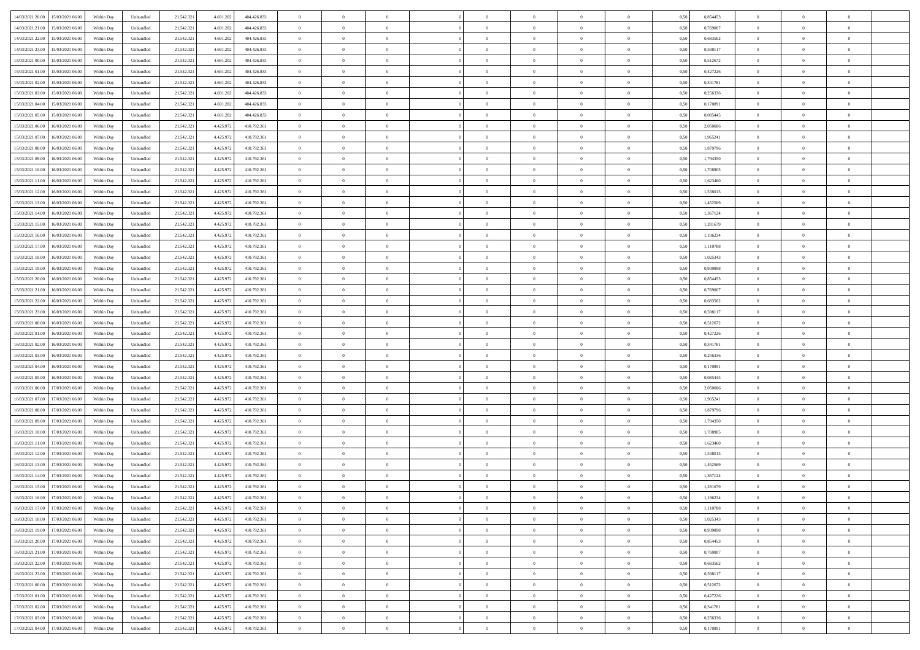| 14/03/2021 20:00 | 15/03/2021 06:00 | Within Day | Unbundled | 21.542.321 | 4.691.202 | 404.426.833 | 0 | 0 | 0 | | 0 | 0 | 0 | 0 | 0,50 | 0,854453 | 0 | 0 | 0 | |
|---|---|---|---|---|---|---|---|---|---|---|---|---|---|---|---|---|---|---|---|---|
| 14/03/2021 21:00 | 15/03/2021 06:00 | Within Day | Unbundled | 21.542.321 | 4.691.202 | 404.426.833 | 0 | 0 | 0 | | 0 | 0 | 0 | 0 | 0,50 | 0,769007 | 0 | 0 | 0 | |
| 14/03/2021 22:00 | 15/03/2021 06:00 | Within Day | Unbundled | 21.542.321 | 4.691.202 | 404.426.833 | 0 | 0 | 0 | | 0 | 0 | 0 | 0 | 0,50 | 0,683562 | 0 | 0 | 0 | |
| 14/03/2021 23:00 | 15/03/2021 06:00 | Within Day | Unbundled | 21.542.321 | 4.691.202 | 404.426.833 | 0 | 0 | 0 | | 0 | 0 | 0 | 0 | 0,50 | 0,598117 | 0 | 0 | 0 | |
| 15/03/2021 00:00 | 15/03/2021 06:00 | Within Day | Unbundled | 21.542.321 | 4.691.202 | 404.426.833 | 0 | 0 | 0 | | 0 | 0 | 0 | 0 | 0,50 | 0,512672 | 0 | 0 | 0 | |
| 15/03/2021 01:00 | 15/03/2021 06:00 | Within Day | Unbundled | 21.542.321 | 4.691.202 | 404.426.833 | 0 | 0 | 0 | | 0 | 0 | 0 | 0 | 0,50 | 0,427226 | 0 | 0 | 0 | |
| 15/03/2021 02:00 | 15/03/2021 06:00 | Within Day | Unbundled | 21.542.321 | 4.691.202 | 404.426.833 | 0 | 0 | 0 | | 0 | 0 | 0 | 0 | 0,50 | 0,341781 | 0 | 0 | 0 | |
| 15/03/2021 03:00 | 15/03/2021 06:00 | Within Day | Unbundled | 21.542.321 | 4.691.202 | 404.426.833 | 0 | 0 | 0 | | 0 | 0 | 0 | 0 | 0,50 | 0,256336 | 0 | 0 | 0 | |
| 15/03/2021 04:00 | 15/03/2021 06:00 | Within Day | Unbundled | 21.542.321 | 4.691.202 | 404.426.833 | 0 | 0 | 0 | | 0 | 0 | 0 | 0 | 0,50 | 0,170891 | 0 | 0 | 0 | |
| 15/03/2021 05:00 | 15/03/2021 06:00 | Within Day | Unbundled | 21.542.321 | 4.691.202 | 404.426.833 | 0 | 0 | 0 | | 0 | 0 | 0 | 0 | 0,50 | 0,085445 | 0 | 0 | 0 | |
| 15/03/2021 06:00 | 16/03/2021 06:00 | Within Day | Unbundled | 21.542.321 | 4.425.972 | 410.792.361 | 0 | 0 | 0 | | 0 | 0 | 0 | 0 | 0,50 | 2,050686 | 0 | 0 | 0 | |
| 15/03/2021 07:00 | 16/03/2021 06:00 | Within Day | Unbundled | 21.542.321 | 4.425.972 | 410.792.361 | 0 | 0 | 0 | | 0 | 0 | 0 | 0 | 0,50 | 1,965241 | 0 | 0 | 0 | |
| 15/03/2021 08:00 | 16/03/2021 06:00 | Within Day | Unbundled | 21.542.321 | 4.425.972 | 410.792.361 | 0 | 0 | 0 | | 0 | 0 | 0 | 0 | 0,50 | 1,879796 | 0 | 0 | 0 | |
| 15/03/2021 09:00 | 16/03/2021 06:00 | Within Day | Unbundled | 21.542.321 | 4.425.972 | 410.792.361 | 0 | 0 | 0 | | 0 | 0 | 0 | 0 | 0,50 | 1,794350 | 0 | 0 | 0 | |
| 15/03/2021 10:00 | 16/03/2021 06:00 | Within Day | Unbundled | 21.542.321 | 4.425.972 | 410.792.361 | 0 | 0 | 0 | | 0 | 0 | 0 | 0 | 0,50 | 1,708905 | 0 | 0 | 0 | |
| 15/03/2021 11:00 | 16/03/2021 06:00 | Within Day | Unbundled | 21.542.321 | 4.425.972 | 410.792.361 | 0 | 0 | 0 | | 0 | 0 | 0 | 0 | 0,50 | 1,623460 | 0 | 0 | 0 | |
| 15/03/2021 12:00 | 16/03/2021 06:00 | Within Day | Unbundled | 21.542.321 | 4.425.972 | 410.792.361 | 0 | 0 | 0 | | 0 | 0 | 0 | 0 | 0,50 | 1,538015 | 0 | 0 | 0 | |
| 15/03/2021 13:00 | 16/03/2021 06:00 | Within Day | Unbundled | 21.542.321 | 4.425.972 | 410.792.361 | 0 | 0 | 0 | | 0 | 0 | 0 | 0 | 0,50 | 1,452569 | 0 | 0 | 0 | |
| 15/03/2021 14:00 | 16/03/2021 06:00 | Within Day | Unbundled | 21.542.321 | 4.425.972 | 410.792.361 | 0 | 0 | 0 | | 0 | 0 | 0 | 0 | 0,50 | 1,367124 | 0 | 0 | 0 | |
| 15/03/2021 15:00 | 16/03/2021 06:00 | Within Day | Unbundled | 21.542.321 | 4.425.972 | 410.792.361 | 0 | 0 | 0 | | 0 | 0 | 0 | 0 | 0,50 | 1,281679 | 0 | 0 | 0 | |
| 15/03/2021 16:00 | 16/03/2021 06:00 | Within Day | Unbundled | 21.542.321 | 4.425.972 | 410.792.361 | 0 | 0 | 0 | | 0 | 0 | 0 | 0 | 0,50 | 1,196234 | 0 | 0 | 0 | |
| 15/03/2021 17:00 | 16/03/2021 06:00 | Within Day | Unbundled | 21.542.321 | 4.425.972 | 410.792.361 | 0 | 0 | 0 | | 0 | 0 | 0 | 0 | 0,50 | 1,110788 | 0 | 0 | 0 | |
| 15/03/2021 18:00 | 16/03/2021 06:00 | Within Day | Unbundled | 21.542.321 | 4.425.972 | 410.792.361 | 0 | 0 | 0 | | 0 | 0 | 0 | 0 | 0,50 | 1,025343 | 0 | 0 | 0 | |
| 15/03/2021 19:00 | 16/03/2021 06:00 | Within Day | Unbundled | 21.542.321 | 4.425.972 | 410.792.361 | 0 | 0 | 0 | | 0 | 0 | 0 | 0 | 0,50 | 0,939898 | 0 | 0 | 0 | |
| 15/03/2021 20:00 | 16/03/2021 06:00 | Within Day | Unbundled | 21.542.321 | 4.425.972 | 410.792.361 | 0 | 0 | 0 | | 0 | 0 | 0 | 0 | 0,50 | 0,854453 | 0 | 0 | 0 | |
| 15/03/2021 21:00 | 16/03/2021 06:00 | Within Day | Unbundled | 21.542.321 | 4.425.972 | 410.792.361 | 0 | 0 | 0 | | 0 | 0 | 0 | 0 | 0,50 | 0,769007 | 0 | 0 | 0 | |
| 15/03/2021 22:00 | 16/03/2021 06:00 | Within Day | Unbundled | 21.542.321 | 4.425.972 | 410.792.361 | 0 | 0 | 0 | | 0 | 0 | 0 | 0 | 0,50 | 0,683562 | 0 | 0 | 0 | |
| 15/03/2021 23:00 | 16/03/2021 06:00 | Within Day | Unbundled | 21.542.321 | 4.425.972 | 410.792.361 | 0 | 0 | 0 | | 0 | 0 | 0 | 0 | 0,50 | 0,598117 | 0 | 0 | 0 | |
| 16/03/2021 00:00 | 16/03/2021 06:00 | Within Day | Unbundled | 21.542.321 | 4.425.972 | 410.792.361 | 0 | 0 | 0 | | 0 | 0 | 0 | 0 | 0,50 | 0,512672 | 0 | 0 | 0 | |
| 16/03/2021 01:00 | 16/03/2021 06:00 | Within Day | Unbundled | 21.542.321 | 4.425.972 | 410.792.361 | 0 | 0 | 0 | | 0 | 0 | 0 | 0 | 0,50 | 0,427226 | 0 | 0 | 0 | |
| 16/03/2021 02:00 | 16/03/2021 06:00 | Within Day | Unbundled | 21.542.321 | 4.425.972 | 410.792.361 | 0 | 0 | 0 | | 0 | 0 | 0 | 0 | 0,50 | 0,341781 | 0 | 0 | 0 | |
| 16/03/2021 03:00 | 16/03/2021 06:00 | Within Day | Unbundled | 21.542.321 | 4.425.972 | 410.792.361 | 0 | 0 | 0 | | 0 | 0 | 0 | 0 | 0,50 | 0,256336 | 0 | 0 | 0 | |
| 16/03/2021 04:00 | 16/03/2021 06:00 | Within Day | Unbundled | 21.542.321 | 4.425.972 | 410.792.361 | 0 | 0 | 0 | | 0 | 0 | 0 | 0 | 0,50 | 0,170891 | 0 | 0 | 0 | |
| 16/03/2021 05:00 | 16/03/2021 06:00 | Within Day | Unbundled | 21.542.321 | 4.425.972 | 410.792.361 | 0 | 0 | 0 | | 0 | 0 | 0 | 0 | 0,50 | 0,085445 | 0 | 0 | 0 | |
| 16/03/2021 06:00 | 17/03/2021 06:00 | Within Day | Unbundled | 21.542.321 | 4.425.972 | 410.792.361 | 0 | 0 | 0 | | 0 | 0 | 0 | 0 | 0,50 | 2,050686 | 0 | 0 | 0 | |
| 16/03/2021 07:00 | 17/03/2021 06:00 | Within Day | Unbundled | 21.542.321 | 4.425.972 | 410.792.361 | 0 | 0 | 0 | | 0 | 0 | 0 | 0 | 0,50 | 1,965241 | 0 | 0 | 0 | |
| 16/03/2021 08:00 | 17/03/2021 06:00 | Within Day | Unbundled | 21.542.321 | 4.425.972 | 410.792.361 | 0 | 0 | 0 | | 0 | 0 | 0 | 0 | 0,50 | 1,879796 | 0 | 0 | 0 | |
| 16/03/2021 09:00 | 17/03/2021 06:00 | Within Day | Unbundled | 21.542.321 | 4.425.972 | 410.792.361 | 0 | 0 | 0 | | 0 | 0 | 0 | 0 | 0,50 | 1,794350 | 0 | 0 | 0 | |
| 16/03/2021 10:00 | 17/03/2021 06:00 | Within Day | Unbundled | 21.542.321 | 4.425.972 | 410.792.361 | 0 | 0 | 0 | | 0 | 0 | 0 | 0 | 0,50 | 1,708905 | 0 | 0 | 0 | |
| 16/03/2021 11:00 | 17/03/2021 06:00 | Within Day | Unbundled | 21.542.321 | 4.425.972 | 410.792.361 | 0 | 0 | 0 | | 0 | 0 | 0 | 0 | 0,50 | 1,623460 | 0 | 0 | 0 | |
| 16/03/2021 12:00 | 17/03/2021 06:00 | Within Day | Unbundled | 21.542.321 | 4.425.972 | 410.792.361 | 0 | 0 | 0 | | 0 | 0 | 0 | 0 | 0,50 | 1,538015 | 0 | 0 | 0 | |
| 16/03/2021 13:00 | 17/03/2021 06:00 | Within Day | Unbundled | 21.542.321 | 4.425.972 | 410.792.361 | 0 | 0 | 0 | | 0 | 0 | 0 | 0 | 0,50 | 1,452569 | 0 | 0 | 0 | |
| 16/03/2021 14:00 | 17/03/2021 06:00 | Within Day | Unbundled | 21.542.321 | 4.425.972 | 410.792.361 | 0 | 0 | 0 | | 0 | 0 | 0 | 0 | 0,50 | 1,367124 | 0 | 0 | 0 | |
| 16/03/2021 15:00 | 17/03/2021 06:00 | Within Day | Unbundled | 21.542.321 | 4.425.972 | 410.792.361 | 0 | 0 | 0 | | 0 | 0 | 0 | 0 | 0,50 | 1,281679 | 0 | 0 | 0 | |
| 16/03/2021 16:00 | 17/03/2021 06:00 | Within Day | Unbundled | 21.542.321 | 4.425.972 | 410.792.361 | 0 | 0 | 0 | | 0 | 0 | 0 | 0 | 0,50 | 1,196234 | 0 | 0 | 0 | |
| 16/03/2021 17:00 | 17/03/2021 06:00 | Within Day | Unbundled | 21.542.321 | 4.425.972 | 410.792.361 | 0 | 0 | 0 | | 0 | 0 | 0 | 0 | 0,50 | 1,110788 | 0 | 0 | 0 | |
| 16/03/2021 18:00 | 17/03/2021 06:00 | Within Day | Unbundled | 21.542.321 | 4.425.972 | 410.792.361 | 0 | 0 | 0 | | 0 | 0 | 0 | 0 | 0,50 | 1,025343 | 0 | 0 | 0 | |
| 16/03/2021 19:00 | 17/03/2021 06:00 | Within Day | Unbundled | 21.542.321 | 4.425.972 | 410.792.361 | 0 | 0 | 0 | | 0 | 0 | 0 | 0 | 0,50 | 0,939898 | 0 | 0 | 0 | |
| 16/03/2021 20:00 | 17/03/2021 06:00 | Within Day | Unbundled | 21.542.321 | 4.425.972 | 410.792.361 | 0 | 0 | 0 | | 0 | 0 | 0 | 0 | 0,50 | 0,854453 | 0 | 0 | 0 | |
| 16/03/2021 21:00 | 17/03/2021 06:00 | Within Day | Unbundled | 21.542.321 | 4.425.972 | 410.792.361 | 0 | 0 | 0 | | 0 | 0 | 0 | 0 | 0,50 | 0,769007 | 0 | 0 | 0 | |
| 16/03/2021 22:00 | 17/03/2021 06:00 | Within Day | Unbundled | 21.542.321 | 4.425.972 | 410.792.361 | 0 | 0 | 0 | | 0 | 0 | 0 | 0 | 0,50 | 0,683562 | 0 | 0 | 0 | |
| 16/03/2021 23:00 | 17/03/2021 06:00 | Within Day | Unbundled | 21.542.321 | 4.425.972 | 410.792.361 | 0 | 0 | 0 | | 0 | 0 | 0 | 0 | 0,50 | 0,598117 | 0 | 0 | 0 | |
| 17/03/2021 00:00 | 17/03/2021 06:00 | Within Day | Unbundled | 21.542.321 | 4.425.972 | 410.792.361 | 0 | 0 | 0 | | 0 | 0 | 0 | 0 | 0,50 | 0,512672 | 0 | 0 | 0 | |
| 17/03/2021 01:00 | 17/03/2021 06:00 | Within Day | Unbundled | 21.542.321 | 4.425.972 | 410.792.361 | 0 | 0 | 0 | | 0 | 0 | 0 | 0 | 0,50 | 0,427226 | 0 | 0 | 0 | |
| 17/03/2021 02:00 | 17/03/2021 06:00 | Within Day | Unbundled | 21.542.321 | 4.425.972 | 410.792.361 | 0 | 0 | 0 | | 0 | 0 | 0 | 0 | 0,50 | 0,341781 | 0 | 0 | 0 | |
| 17/03/2021 03:00 | 17/03/2021 06:00 | Within Day | Unbundled | 21.542.321 | 4.425.972 | 410.792.361 | 0 | 0 | 0 | | 0 | 0 | 0 | 0 | 0,50 | 0,256336 | 0 | 0 | 0 | |
| 17/03/2021 04:00 | 17/03/2021 06:00 | Within Day | Unbundled | 21.542.321 | 4.425.972 | 410.792.361 | 0 | 0 | 0 | | 0 | 0 | 0 | 0 | 0,50 | 0,170891 | 0 | 0 | 0 | |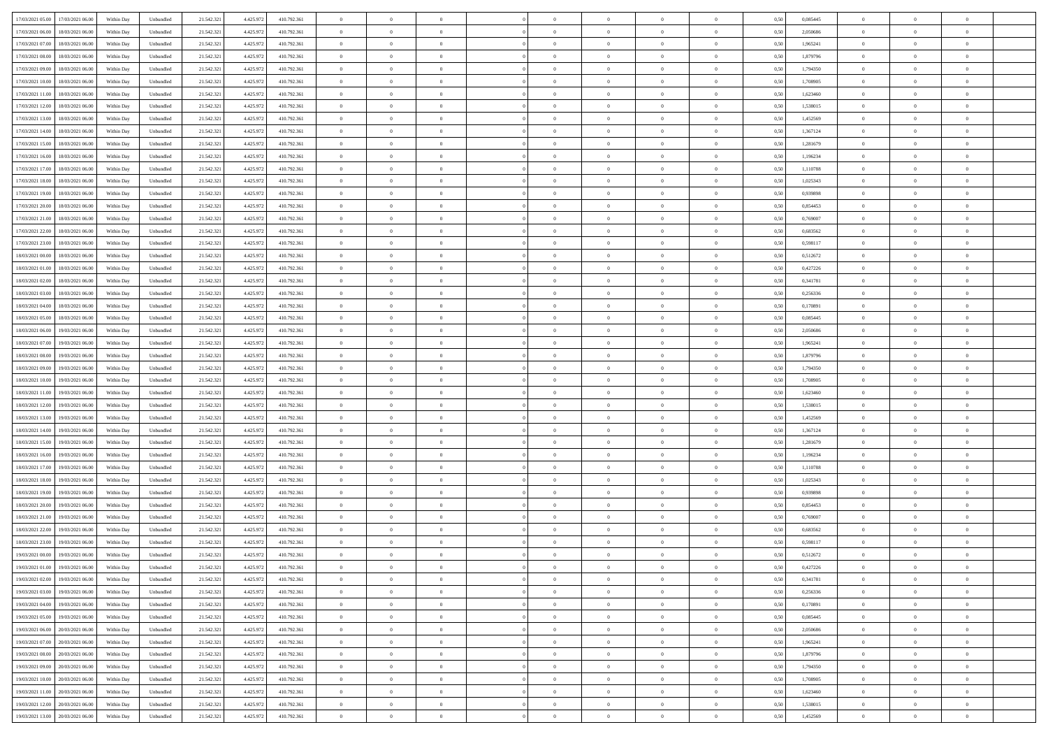| 17/03/2021 05:00 | 17/03/2021 06:00 | Within Day | Unbundled | 21.542.321 | 4.425.972 | 410.792.361 | 0 | 0 | 0 | 0 | 0 | 0 | 0 | 0 | 0,50 | 0,085445 | 0 | 0 | 0 |
|---|---|---|---|---|---|---|---|---|---|---|---|---|---|---|---|---|---|---|---|
| 17/03/2021 06:00 | 18/03/2021 06:00 | Within Day | Unbundled | 21.542.321 | 4.425.972 | 410.792.361 | 0 | 0 | 0 | 0 | 0 | 0 | 0 | 0 | 0,50 | 2,050686 | 0 | 0 | 0 |
| 17/03/2021 07:00 | 18/03/2021 06:00 | Within Day | Unbundled | 21.542.321 | 4.425.972 | 410.792.361 | 0 | 0 | 0 | 0 | 0 | 0 | 0 | 0 | 0,50 | 1,965241 | 0 | 0 | 0 |
| 17/03/2021 08:00 | 18/03/2021 06:00 | Within Day | Unbundled | 21.542.321 | 4.425.972 | 410.792.361 | 0 | 0 | 0 | 0 | 0 | 0 | 0 | 0 | 0,50 | 1,879796 | 0 | 0 | 0 |
| 17/03/2021 09:00 | 18/03/2021 06:00 | Within Day | Unbundled | 21.542.321 | 4.425.972 | 410.792.361 | 0 | 0 | 0 | 0 | 0 | 0 | 0 | 0 | 0,50 | 1,794350 | 0 | 0 | 0 |
| 17/03/2021 10:00 | 18/03/2021 06:00 | Within Day | Unbundled | 21.542.321 | 4.425.972 | 410.792.361 | 0 | 0 | 0 | 0 | 0 | 0 | 0 | 0 | 0,50 | 1,708905 | 0 | 0 | 0 |
| 17/03/2021 11:00 | 18/03/2021 06:00 | Within Day | Unbundled | 21.542.321 | 4.425.972 | 410.792.361 | 0 | 0 | 0 | 0 | 0 | 0 | 0 | 0 | 0,50 | 1,623460 | 0 | 0 | 0 |
| 17/03/2021 12:00 | 18/03/2021 06:00 | Within Day | Unbundled | 21.542.321 | 4.425.972 | 410.792.361 | 0 | 0 | 0 | 0 | 0 | 0 | 0 | 0 | 0,50 | 1,538015 | 0 | 0 | 0 |
| 17/03/2021 13:00 | 18/03/2021 06:00 | Within Day | Unbundled | 21.542.321 | 4.425.972 | 410.792.361 | 0 | 0 | 0 | 0 | 0 | 0 | 0 | 0 | 0,50 | 1,452569 | 0 | 0 | 0 |
| 17/03/2021 14:00 | 18/03/2021 06:00 | Within Day | Unbundled | 21.542.321 | 4.425.972 | 410.792.361 | 0 | 0 | 0 | 0 | 0 | 0 | 0 | 0 | 0,50 | 1,367124 | 0 | 0 | 0 |
| 17/03/2021 15:00 | 18/03/2021 06:00 | Within Day | Unbundled | 21.542.321 | 4.425.972 | 410.792.361 | 0 | 0 | 0 | 0 | 0 | 0 | 0 | 0 | 0,50 | 1,281679 | 0 | 0 | 0 |
| 17/03/2021 16:00 | 18/03/2021 06:00 | Within Day | Unbundled | 21.542.321 | 4.425.972 | 410.792.361 | 0 | 0 | 0 | 0 | 0 | 0 | 0 | 0 | 0,50 | 1,196234 | 0 | 0 | 0 |
| 17/03/2021 17:00 | 18/03/2021 06:00 | Within Day | Unbundled | 21.542.321 | 4.425.972 | 410.792.361 | 0 | 0 | 0 | 0 | 0 | 0 | 0 | 0 | 0,50 | 1,110788 | 0 | 0 | 0 |
| 17/03/2021 18:00 | 18/03/2021 06:00 | Within Day | Unbundled | 21.542.321 | 4.425.972 | 410.792.361 | 0 | 0 | 0 | 0 | 0 | 0 | 0 | 0 | 0,50 | 1,025343 | 0 | 0 | 0 |
| 17/03/2021 19:00 | 18/03/2021 06:00 | Within Day | Unbundled | 21.542.321 | 4.425.972 | 410.792.361 | 0 | 0 | 0 | 0 | 0 | 0 | 0 | 0 | 0,50 | 0,939898 | 0 | 0 | 0 |
| 17/03/2021 20:00 | 18/03/2021 06:00 | Within Day | Unbundled | 21.542.321 | 4.425.972 | 410.792.361 | 0 | 0 | 0 | 0 | 0 | 0 | 0 | 0 | 0,50 | 0,854453 | 0 | 0 | 0 |
| 17/03/2021 21:00 | 18/03/2021 06:00 | Within Day | Unbundled | 21.542.321 | 4.425.972 | 410.792.361 | 0 | 0 | 0 | 0 | 0 | 0 | 0 | 0 | 0,50 | 0,769007 | 0 | 0 | 0 |
| 17/03/2021 22:00 | 18/03/2021 06:00 | Within Day | Unbundled | 21.542.321 | 4.425.972 | 410.792.361 | 0 | 0 | 0 | 0 | 0 | 0 | 0 | 0 | 0,50 | 0,683562 | 0 | 0 | 0 |
| 17/03/2021 23:00 | 18/03/2021 06:00 | Within Day | Unbundled | 21.542.321 | 4.425.972 | 410.792.361 | 0 | 0 | 0 | 0 | 0 | 0 | 0 | 0 | 0,50 | 0,598117 | 0 | 0 | 0 |
| 18/03/2021 00:00 | 18/03/2021 06:00 | Within Day | Unbundled | 21.542.321 | 4.425.972 | 410.792.361 | 0 | 0 | 0 | 0 | 0 | 0 | 0 | 0 | 0,50 | 0,512672 | 0 | 0 | 0 |
| 18/03/2021 01:00 | 18/03/2021 06:00 | Within Day | Unbundled | 21.542.321 | 4.425.972 | 410.792.361 | 0 | 0 | 0 | 0 | 0 | 0 | 0 | 0 | 0,50 | 0,427226 | 0 | 0 | 0 |
| 18/03/2021 02:00 | 18/03/2021 06:00 | Within Day | Unbundled | 21.542.321 | 4.425.972 | 410.792.361 | 0 | 0 | 0 | 0 | 0 | 0 | 0 | 0 | 0,50 | 0,341781 | 0 | 0 | 0 |
| 18/03/2021 03:00 | 18/03/2021 06:00 | Within Day | Unbundled | 21.542.321 | 4.425.972 | 410.792.361 | 0 | 0 | 0 | 0 | 0 | 0 | 0 | 0 | 0,50 | 0,256336 | 0 | 0 | 0 |
| 18/03/2021 04:00 | 18/03/2021 06:00 | Within Day | Unbundled | 21.542.321 | 4.425.972 | 410.792.361 | 0 | 0 | 0 | 0 | 0 | 0 | 0 | 0 | 0,50 | 0,170891 | 0 | 0 | 0 |
| 18/03/2021 05:00 | 18/03/2021 06:00 | Within Day | Unbundled | 21.542.321 | 4.425.972 | 410.792.361 | 0 | 0 | 0 | 0 | 0 | 0 | 0 | 0 | 0,50 | 0,085445 | 0 | 0 | 0 |
| 18/03/2021 06:00 | 19/03/2021 06:00 | Within Day | Unbundled | 21.542.321 | 4.425.972 | 410.792.361 | 0 | 0 | 0 | 0 | 0 | 0 | 0 | 0 | 0,50 | 2,050686 | 0 | 0 | 0 |
| 18/03/2021 07:00 | 19/03/2021 06:00 | Within Day | Unbundled | 21.542.321 | 4.425.972 | 410.792.361 | 0 | 0 | 0 | 0 | 0 | 0 | 0 | 0 | 0,50 | 1,965241 | 0 | 0 | 0 |
| 18/03/2021 08:00 | 19/03/2021 06:00 | Within Day | Unbundled | 21.542.321 | 4.425.972 | 410.792.361 | 0 | 0 | 0 | 0 | 0 | 0 | 0 | 0 | 0,50 | 1,879796 | 0 | 0 | 0 |
| 18/03/2021 09:00 | 19/03/2021 06:00 | Within Day | Unbundled | 21.542.321 | 4.425.972 | 410.792.361 | 0 | 0 | 0 | 0 | 0 | 0 | 0 | 0 | 0,50 | 1,794350 | 0 | 0 | 0 |
| 18/03/2021 10:00 | 19/03/2021 06:00 | Within Day | Unbundled | 21.542.321 | 4.425.972 | 410.792.361 | 0 | 0 | 0 | 0 | 0 | 0 | 0 | 0 | 0,50 | 1,708905 | 0 | 0 | 0 |
| 18/03/2021 11:00 | 19/03/2021 06:00 | Within Day | Unbundled | 21.542.321 | 4.425.972 | 410.792.361 | 0 | 0 | 0 | 0 | 0 | 0 | 0 | 0 | 0,50 | 1,623460 | 0 | 0 | 0 |
| 18/03/2021 12:00 | 19/03/2021 06:00 | Within Day | Unbundled | 21.542.321 | 4.425.972 | 410.792.361 | 0 | 0 | 0 | 0 | 0 | 0 | 0 | 0 | 0,50 | 1,538015 | 0 | 0 | 0 |
| 18/03/2021 13:00 | 19/03/2021 06:00 | Within Day | Unbundled | 21.542.321 | 4.425.972 | 410.792.361 | 0 | 0 | 0 | 0 | 0 | 0 | 0 | 0 | 0,50 | 1,452569 | 0 | 0 | 0 |
| 18/03/2021 14:00 | 19/03/2021 06:00 | Within Day | Unbundled | 21.542.321 | 4.425.972 | 410.792.361 | 0 | 0 | 0 | 0 | 0 | 0 | 0 | 0 | 0,50 | 1,367124 | 0 | 0 | 0 |
| 18/03/2021 15:00 | 19/03/2021 06:00 | Within Day | Unbundled | 21.542.321 | 4.425.972 | 410.792.361 | 0 | 0 | 0 | 0 | 0 | 0 | 0 | 0 | 0,50 | 1,281679 | 0 | 0 | 0 |
| 18/03/2021 16:00 | 19/03/2021 06:00 | Within Day | Unbundled | 21.542.321 | 4.425.972 | 410.792.361 | 0 | 0 | 0 | 0 | 0 | 0 | 0 | 0 | 0,50 | 1,196234 | 0 | 0 | 0 |
| 18/03/2021 17:00 | 19/03/2021 06:00 | Within Day | Unbundled | 21.542.321 | 4.425.972 | 410.792.361 | 0 | 0 | 0 | 0 | 0 | 0 | 0 | 0 | 0,50 | 1,110788 | 0 | 0 | 0 |
| 18/03/2021 18:00 | 19/03/2021 06:00 | Within Day | Unbundled | 21.542.321 | 4.425.972 | 410.792.361 | 0 | 0 | 0 | 0 | 0 | 0 | 0 | 0 | 0,50 | 1,025343 | 0 | 0 | 0 |
| 18/03/2021 19:00 | 19/03/2021 06:00 | Within Day | Unbundled | 21.542.321 | 4.425.972 | 410.792.361 | 0 | 0 | 0 | 0 | 0 | 0 | 0 | 0 | 0,50 | 0,939898 | 0 | 0 | 0 |
| 18/03/2021 20:00 | 19/03/2021 06:00 | Within Day | Unbundled | 21.542.321 | 4.425.972 | 410.792.361 | 0 | 0 | 0 | 0 | 0 | 0 | 0 | 0 | 0,50 | 0,854453 | 0 | 0 | 0 |
| 18/03/2021 21:00 | 19/03/2021 06:00 | Within Day | Unbundled | 21.542.321 | 4.425.972 | 410.792.361 | 0 | 0 | 0 | 0 | 0 | 0 | 0 | 0 | 0,50 | 0,769007 | 0 | 0 | 0 |
| 18/03/2021 22:00 | 19/03/2021 06:00 | Within Day | Unbundled | 21.542.321 | 4.425.972 | 410.792.361 | 0 | 0 | 0 | 0 | 0 | 0 | 0 | 0 | 0,50 | 0,683562 | 0 | 0 | 0 |
| 18/03/2021 23:00 | 19/03/2021 06:00 | Within Day | Unbundled | 21.542.321 | 4.425.972 | 410.792.361 | 0 | 0 | 0 | 0 | 0 | 0 | 0 | 0 | 0,50 | 0,598117 | 0 | 0 | 0 |
| 19/03/2021 00:00 | 19/03/2021 06:00 | Within Day | Unbundled | 21.542.321 | 4.425.972 | 410.792.361 | 0 | 0 | 0 | 0 | 0 | 0 | 0 | 0 | 0,50 | 0,512672 | 0 | 0 | 0 |
| 19/03/2021 01:00 | 19/03/2021 06:00 | Within Day | Unbundled | 21.542.321 | 4.425.972 | 410.792.361 | 0 | 0 | 0 | 0 | 0 | 0 | 0 | 0 | 0,50 | 0,427226 | 0 | 0 | 0 |
| 19/03/2021 02:00 | 19/03/2021 06:00 | Within Day | Unbundled | 21.542.321 | 4.425.972 | 410.792.361 | 0 | 0 | 0 | 0 | 0 | 0 | 0 | 0 | 0,50 | 0,341781 | 0 | 0 | 0 |
| 19/03/2021 03:00 | 19/03/2021 06:00 | Within Day | Unbundled | 21.542.321 | 4.425.972 | 410.792.361 | 0 | 0 | 0 | 0 | 0 | 0 | 0 | 0 | 0,50 | 0,256336 | 0 | 0 | 0 |
| 19/03/2021 04:00 | 19/03/2021 06:00 | Within Day | Unbundled | 21.542.321 | 4.425.972 | 410.792.361 | 0 | 0 | 0 | 0 | 0 | 0 | 0 | 0 | 0,50 | 0,170891 | 0 | 0 | 0 |
| 19/03/2021 05:00 | 19/03/2021 06:00 | Within Day | Unbundled | 21.542.321 | 4.425.972 | 410.792.361 | 0 | 0 | 0 | 0 | 0 | 0 | 0 | 0 | 0,50 | 0,085445 | 0 | 0 | 0 |
| 19/03/2021 06:00 | 20/03/2021 06:00 | Within Day | Unbundled | 21.542.321 | 4.425.972 | 410.792.361 | 0 | 0 | 0 | 0 | 0 | 0 | 0 | 0 | 0,50 | 2,050686 | 0 | 0 | 0 |
| 19/03/2021 07:00 | 20/03/2021 06:00 | Within Day | Unbundled | 21.542.321 | 4.425.972 | 410.792.361 | 0 | 0 | 0 | 0 | 0 | 0 | 0 | 0 | 0,50 | 1,965241 | 0 | 0 | 0 |
| 19/03/2021 08:00 | 20/03/2021 06:00 | Within Day | Unbundled | 21.542.321 | 4.425.972 | 410.792.361 | 0 | 0 | 0 | 0 | 0 | 0 | 0 | 0 | 0,50 | 1,879796 | 0 | 0 | 0 |
| 19/03/2021 09:00 | 20/03/2021 06:00 | Within Day | Unbundled | 21.542.321 | 4.425.972 | 410.792.361 | 0 | 0 | 0 | 0 | 0 | 0 | 0 | 0 | 0,50 | 1,794350 | 0 | 0 | 0 |
| 19/03/2021 10:00 | 20/03/2021 06:00 | Within Day | Unbundled | 21.542.321 | 4.425.972 | 410.792.361 | 0 | 0 | 0 | 0 | 0 | 0 | 0 | 0 | 0,50 | 1,708905 | 0 | 0 | 0 |
| 19/03/2021 11:00 | 20/03/2021 06:00 | Within Day | Unbundled | 21.542.321 | 4.425.972 | 410.792.361 | 0 | 0 | 0 | 0 | 0 | 0 | 0 | 0 | 0,50 | 1,623460 | 0 | 0 | 0 |
| 19/03/2021 12:00 | 20/03/2021 06:00 | Within Day | Unbundled | 21.542.321 | 4.425.972 | 410.792.361 | 0 | 0 | 0 | 0 | 0 | 0 | 0 | 0 | 0,50 | 1,538015 | 0 | 0 | 0 |
| 19/03/2021 13:00 | 20/03/2021 06:00 | Within Day | Unbundled | 21.542.321 | 4.425.972 | 410.792.361 | 0 | 0 | 0 | 0 | 0 | 0 | 0 | 0 | 0,50 | 1,452569 | 0 | 0 | 0 |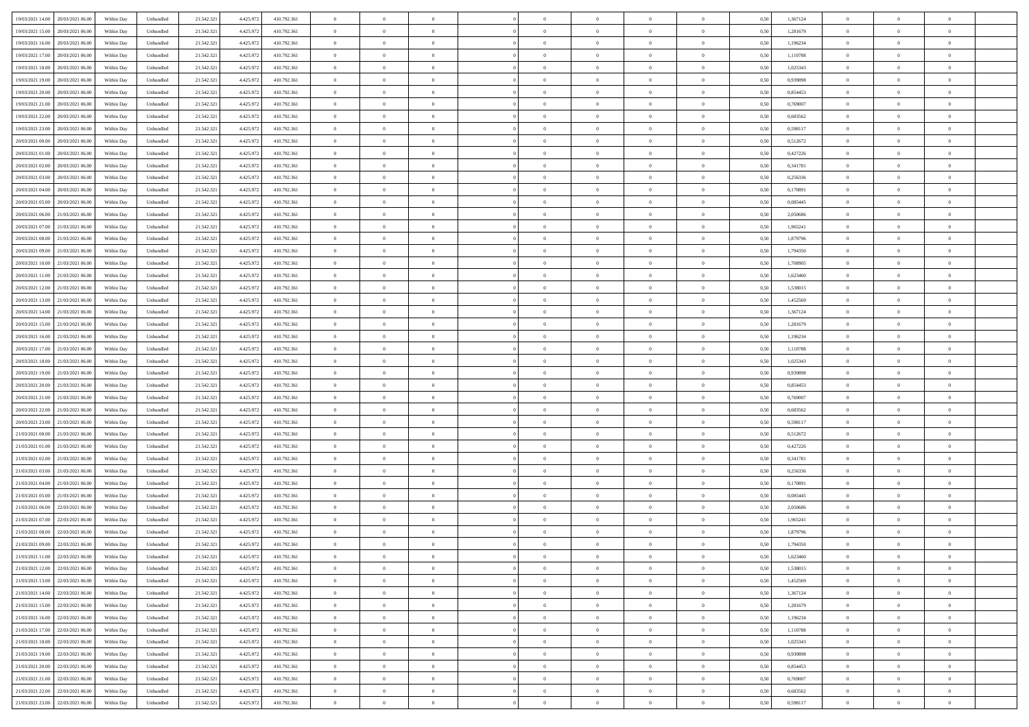| 19/03/2021 14:00 | 20/03/2021 06:00 | Within Day | Unbundled | 21.542.321 | 4.425.972 | 410.792.361 | 0 | 0 | 0 | | 0 | 0 | 0 | 0 | 0,50 | 1,367124 | 0 | 0 | 0 | |
|---|---|---|---|---|---|---|---|---|---|---|---|---|---|---|---|---|---|---|---|---|
| 19/03/2021 15:00 | 20/03/2021 06:00 | Within Day | Unbundled | 21.542.321 | 4.425.972 | 410.792.361 | 0 | 0 | 0 | | 0 | 0 | 0 | 0 | 0,50 | 1,281679 | 0 | 0 | 0 | |
| 19/03/2021 16:00 | 20/03/2021 06:00 | Within Day | Unbundled | 21.542.321 | 4.425.972 | 410.792.361 | 0 | 0 | 0 | | 0 | 0 | 0 | 0 | 0,50 | 1,196234 | 0 | 0 | 0 | |
| 19/03/2021 17:00 | 20/03/2021 06:00 | Within Day | Unbundled | 21.542.321 | 4.425.972 | 410.792.361 | 0 | 0 | 0 | | 0 | 0 | 0 | 0 | 0,50 | 1,110788 | 0 | 0 | 0 | |
| 19/03/2021 18:00 | 20/03/2021 06:00 | Within Day | Unbundled | 21.542.321 | 4.425.972 | 410.792.361 | 0 | 0 | 0 | | 0 | 0 | 0 | 0 | 0,50 | 1,025343 | 0 | 0 | 0 | |
| 19/03/2021 19:00 | 20/03/2021 06:00 | Within Day | Unbundled | 21.542.321 | 4.425.972 | 410.792.361 | 0 | 0 | 0 | | 0 | 0 | 0 | 0 | 0,50 | 0,939898 | 0 | 0 | 0 | |
| 19/03/2021 20:00 | 20/03/2021 06:00 | Within Day | Unbundled | 21.542.321 | 4.425.972 | 410.792.361 | 0 | 0 | 0 | | 0 | 0 | 0 | 0 | 0,50 | 0,854453 | 0 | 0 | 0 | |
| 19/03/2021 21:00 | 20/03/2021 06:00 | Within Day | Unbundled | 21.542.321 | 4.425.972 | 410.792.361 | 0 | 0 | 0 | | 0 | 0 | 0 | 0 | 0,50 | 0,769007 | 0 | 0 | 0 | |
| 19/03/2021 22:00 | 20/03/2021 06:00 | Within Day | Unbundled | 21.542.321 | 4.425.972 | 410.792.361 | 0 | 0 | 0 | | 0 | 0 | 0 | 0 | 0,50 | 0,683562 | 0 | 0 | 0 | |
| 19/03/2021 23:00 | 20/03/2021 06:00 | Within Day | Unbundled | 21.542.321 | 4.425.972 | 410.792.361 | 0 | 0 | 0 | | 0 | 0 | 0 | 0 | 0,50 | 0,598117 | 0 | 0 | 0 | |
| 20/03/2021 00:00 | 20/03/2021 06:00 | Within Day | Unbundled | 21.542.321 | 4.425.972 | 410.792.361 | 0 | 0 | 0 | | 0 | 0 | 0 | 0 | 0,50 | 0,512672 | 0 | 0 | 0 | |
| 20/03/2021 01:00 | 20/03/2021 06:00 | Within Day | Unbundled | 21.542.321 | 4.425.972 | 410.792.361 | 0 | 0 | 0 | | 0 | 0 | 0 | 0 | 0,50 | 0,427226 | 0 | 0 | 0 | |
| 20/03/2021 02:00 | 20/03/2021 06:00 | Within Day | Unbundled | 21.542.321 | 4.425.972 | 410.792.361 | 0 | 0 | 0 | | 0 | 0 | 0 | 0 | 0,50 | 0,341781 | 0 | 0 | 0 | |
| 20/03/2021 03:00 | 20/03/2021 06:00 | Within Day | Unbundled | 21.542.321 | 4.425.972 | 410.792.361 | 0 | 0 | 0 | | 0 | 0 | 0 | 0 | 0,50 | 0,256336 | 0 | 0 | 0 | |
| 20/03/2021 04:00 | 20/03/2021 06:00 | Within Day | Unbundled | 21.542.321 | 4.425.972 | 410.792.361 | 0 | 0 | 0 | | 0 | 0 | 0 | 0 | 0,50 | 0,170891 | 0 | 0 | 0 | |
| 20/03/2021 05:00 | 20/03/2021 06:00 | Within Day | Unbundled | 21.542.321 | 4.425.972 | 410.792.361 | 0 | 0 | 0 | | 0 | 0 | 0 | 0 | 0,50 | 0,085445 | 0 | 0 | 0 | |
| 20/03/2021 06:00 | 21/03/2021 06:00 | Within Day | Unbundled | 21.542.321 | 4.425.972 | 410.792.361 | 0 | 0 | 0 | | 0 | 0 | 0 | 0 | 0,50 | 2,050686 | 0 | 0 | 0 | |
| 20/03/2021 07:00 | 21/03/2021 06:00 | Within Day | Unbundled | 21.542.321 | 4.425.972 | 410.792.361 | 0 | 0 | 0 | | 0 | 0 | 0 | 0 | 0,50 | 1,965241 | 0 | 0 | 0 | |
| 20/03/2021 08:00 | 21/03/2021 06:00 | Within Day | Unbundled | 21.542.321 | 4.425.972 | 410.792.361 | 0 | 0 | 0 | | 0 | 0 | 0 | 0 | 0,50 | 1,879796 | 0 | 0 | 0 | |
| 20/03/2021 09:00 | 21/03/2021 06:00 | Within Day | Unbundled | 21.542.321 | 4.425.972 | 410.792.361 | 0 | 0 | 0 | | 0 | 0 | 0 | 0 | 0,50 | 1,794350 | 0 | 0 | 0 | |
| 20/03/2021 10:00 | 21/03/2021 06:00 | Within Day | Unbundled | 21.542.321 | 4.425.972 | 410.792.361 | 0 | 0 | 0 | | 0 | 0 | 0 | 0 | 0,50 | 1,708905 | 0 | 0 | 0 | |
| 20/03/2021 11:00 | 21/03/2021 06:00 | Within Day | Unbundled | 21.542.321 | 4.425.972 | 410.792.361 | 0 | 0 | 0 | | 0 | 0 | 0 | 0 | 0,50 | 1,623460 | 0 | 0 | 0 | |
| 20/03/2021 12:00 | 21/03/2021 06:00 | Within Day | Unbundled | 21.542.321 | 4.425.972 | 410.792.361 | 0 | 0 | 0 | | 0 | 0 | 0 | 0 | 0,50 | 1,538015 | 0 | 0 | 0 | |
| 20/03/2021 13:00 | 21/03/2021 06:00 | Within Day | Unbundled | 21.542.321 | 4.425.972 | 410.792.361 | 0 | 0 | 0 | | 0 | 0 | 0 | 0 | 0,50 | 1,452569 | 0 | 0 | 0 | |
| 20/03/2021 14:00 | 21/03/2021 06:00 | Within Day | Unbundled | 21.542.321 | 4.425.972 | 410.792.361 | 0 | 0 | 0 | | 0 | 0 | 0 | 0 | 0,50 | 1,367124 | 0 | 0 | 0 | |
| 20/03/2021 15:00 | 21/03/2021 06:00 | Within Day | Unbundled | 21.542.321 | 4.425.972 | 410.792.361 | 0 | 0 | 0 | | 0 | 0 | 0 | 0 | 0,50 | 1,281679 | 0 | 0 | 0 | |
| 20/03/2021 16:00 | 21/03/2021 06:00 | Within Day | Unbundled | 21.542.321 | 4.425.972 | 410.792.361 | 0 | 0 | 0 | | 0 | 0 | 0 | 0 | 0,50 | 1,196234 | 0 | 0 | 0 | |
| 20/03/2021 17:00 | 21/03/2021 06:00 | Within Day | Unbundled | 21.542.321 | 4.425.972 | 410.792.361 | 0 | 0 | 0 | | 0 | 0 | 0 | 0 | 0,50 | 1,110788 | 0 | 0 | 0 | |
| 20/03/2021 18:00 | 21/03/2021 06:00 | Within Day | Unbundled | 21.542.321 | 4.425.972 | 410.792.361 | 0 | 0 | 0 | | 0 | 0 | 0 | 0 | 0,50 | 1,025343 | 0 | 0 | 0 | |
| 20/03/2021 19:00 | 21/03/2021 06:00 | Within Day | Unbundled | 21.542.321 | 4.425.972 | 410.792.361 | 0 | 0 | 0 | | 0 | 0 | 0 | 0 | 0,50 | 0,939898 | 0 | 0 | 0 | |
| 20/03/2021 20:00 | 21/03/2021 06:00 | Within Day | Unbundled | 21.542.321 | 4.425.972 | 410.792.361 | 0 | 0 | 0 | | 0 | 0 | 0 | 0 | 0,50 | 0,854453 | 0 | 0 | 0 | |
| 20/03/2021 21:00 | 21/03/2021 06:00 | Within Day | Unbundled | 21.542.321 | 4.425.972 | 410.792.361 | 0 | 0 | 0 | | 0 | 0 | 0 | 0 | 0,50 | 0,769007 | 0 | 0 | 0 | |
| 20/03/2021 22:00 | 21/03/2021 06:00 | Within Day | Unbundled | 21.542.321 | 4.425.972 | 410.792.361 | 0 | 0 | 0 | | 0 | 0 | 0 | 0 | 0,50 | 0,683562 | 0 | 0 | 0 | |
| 20/03/2021 23:00 | 21/03/2021 06:00 | Within Day | Unbundled | 21.542.321 | 4.425.972 | 410.792.361 | 0 | 0 | 0 | | 0 | 0 | 0 | 0 | 0,50 | 0,598117 | 0 | 0 | 0 | |
| 21/03/2021 00:00 | 21/03/2021 06:00 | Within Day | Unbundled | 21.542.321 | 4.425.972 | 410.792.361 | 0 | 0 | 0 | | 0 | 0 | 0 | 0 | 0,50 | 0,512672 | 0 | 0 | 0 | |
| 21/03/2021 01:00 | 21/03/2021 06:00 | Within Day | Unbundled | 21.542.321 | 4.425.972 | 410.792.361 | 0 | 0 | 0 | | 0 | 0 | 0 | 0 | 0,50 | 0,427226 | 0 | 0 | 0 | |
| 21/03/2021 02:00 | 21/03/2021 06:00 | Within Day | Unbundled | 21.542.321 | 4.425.972 | 410.792.361 | 0 | 0 | 0 | | 0 | 0 | 0 | 0 | 0,50 | 0,341781 | 0 | 0 | 0 | |
| 21/03/2021 03:00 | 21/03/2021 06:00 | Within Day | Unbundled | 21.542.321 | 4.425.972 | 410.792.361 | 0 | 0 | 0 | | 0 | 0 | 0 | 0 | 0,50 | 0,256336 | 0 | 0 | 0 | |
| 21/03/2021 04:00 | 21/03/2021 06:00 | Within Day | Unbundled | 21.542.321 | 4.425.972 | 410.792.361 | 0 | 0 | 0 | | 0 | 0 | 0 | 0 | 0,50 | 0,170891 | 0 | 0 | 0 | |
| 21/03/2021 05:00 | 21/03/2021 06:00 | Within Day | Unbundled | 21.542.321 | 4.425.972 | 410.792.361 | 0 | 0 | 0 | | 0 | 0 | 0 | 0 | 0,50 | 0,085445 | 0 | 0 | 0 | |
| 21/03/2021 06:00 | 22/03/2021 06:00 | Within Day | Unbundled | 21.542.321 | 4.425.972 | 410.792.361 | 0 | 0 | 0 | | 0 | 0 | 0 | 0 | 0,50 | 2,050686 | 0 | 0 | 0 | |
| 21/03/2021 07:00 | 22/03/2021 06:00 | Within Day | Unbundled | 21.542.321 | 4.425.972 | 410.792.361 | 0 | 0 | 0 | | 0 | 0 | 0 | 0 | 0,50 | 1,965241 | 0 | 0 | 0 | |
| 21/03/2021 08:00 | 22/03/2021 06:00 | Within Day | Unbundled | 21.542.321 | 4.425.972 | 410.792.361 | 0 | 0 | 0 | | 0 | 0 | 0 | 0 | 0,50 | 1,879796 | 0 | 0 | 0 | |
| 21/03/2021 09:00 | 22/03/2021 06:00 | Within Day | Unbundled | 21.542.321 | 4.425.972 | 410.792.361 | 0 | 0 | 0 | | 0 | 0 | 0 | 0 | 0,50 | 1,794350 | 0 | 0 | 0 | |
| 21/03/2021 11:00 | 22/03/2021 06:00 | Within Day | Unbundled | 21.542.321 | 4.425.972 | 410.792.361 | 0 | 0 | 0 | | 0 | 0 | 0 | 0 | 0,50 | 1,623460 | 0 | 0 | 0 | |
| 21/03/2021 12:00 | 22/03/2021 06:00 | Within Day | Unbundled | 21.542.321 | 4.425.972 | 410.792.361 | 0 | 0 | 0 | | 0 | 0 | 0 | 0 | 0,50 | 1,538015 | 0 | 0 | 0 | |
| 21/03/2021 13:00 | 22/03/2021 06:00 | Within Day | Unbundled | 21.542.321 | 4.425.972 | 410.792.361 | 0 | 0 | 0 | | 0 | 0 | 0 | 0 | 0,50 | 1,452569 | 0 | 0 | 0 | |
| 21/03/2021 14:00 | 22/03/2021 06:00 | Within Day | Unbundled | 21.542.321 | 4.425.972 | 410.792.361 | 0 | 0 | 0 | | 0 | 0 | 0 | 0 | 0,50 | 1,367124 | 0 | 0 | 0 | |
| 21/03/2021 15:00 | 22/03/2021 06:00 | Within Day | Unbundled | 21.542.321 | 4.425.972 | 410.792.361 | 0 | 0 | 0 | | 0 | 0 | 0 | 0 | 0,50 | 1,281679 | 0 | 0 | 0 | |
| 21/03/2021 16:00 | 22/03/2021 06:00 | Within Day | Unbundled | 21.542.321 | 4.425.972 | 410.792.361 | 0 | 0 | 0 | | 0 | 0 | 0 | 0 | 0,50 | 1,196234 | 0 | 0 | 0 | |
| 21/03/2021 17:00 | 22/03/2021 06:00 | Within Day | Unbundled | 21.542.321 | 4.425.972 | 410.792.361 | 0 | 0 | 0 | | 0 | 0 | 0 | 0 | 0,50 | 1,110788 | 0 | 0 | 0 | |
| 21/03/2021 18:00 | 22/03/2021 06:00 | Within Day | Unbundled | 21.542.321 | 4.425.972 | 410.792.361 | 0 | 0 | 0 | | 0 | 0 | 0 | 0 | 0,50 | 1,025343 | 0 | 0 | 0 | |
| 21/03/2021 19:00 | 22/03/2021 06:00 | Within Day | Unbundled | 21.542.321 | 4.425.972 | 410.792.361 | 0 | 0 | 0 | | 0 | 0 | 0 | 0 | 0,50 | 0,939898 | 0 | 0 | 0 | |
| 21/03/2021 20:00 | 22/03/2021 06:00 | Within Day | Unbundled | 21.542.321 | 4.425.972 | 410.792.361 | 0 | 0 | 0 | | 0 | 0 | 0 | 0 | 0,50 | 0,854453 | 0 | 0 | 0 | |
| 21/03/2021 21:00 | 22/03/2021 06:00 | Within Day | Unbundled | 21.542.321 | 4.425.972 | 410.792.361 | 0 | 0 | 0 | | 0 | 0 | 0 | 0 | 0,50 | 0,769007 | 0 | 0 | 0 | |
| 21/03/2021 22:00 | 22/03/2021 06:00 | Within Day | Unbundled | 21.542.321 | 4.425.972 | 410.792.361 | 0 | 0 | 0 | | 0 | 0 | 0 | 0 | 0,50 | 0,683562 | 0 | 0 | 0 | |
| 21/03/2021 23:00 | 22/03/2021 06:00 | Within Day | Unbundled | 21.542.321 | 4.425.972 | 410.792.361 | 0 | 0 | 0 | | 0 | 0 | 0 | 0 | 0,50 | 0,598117 | 0 | 0 | 0 | |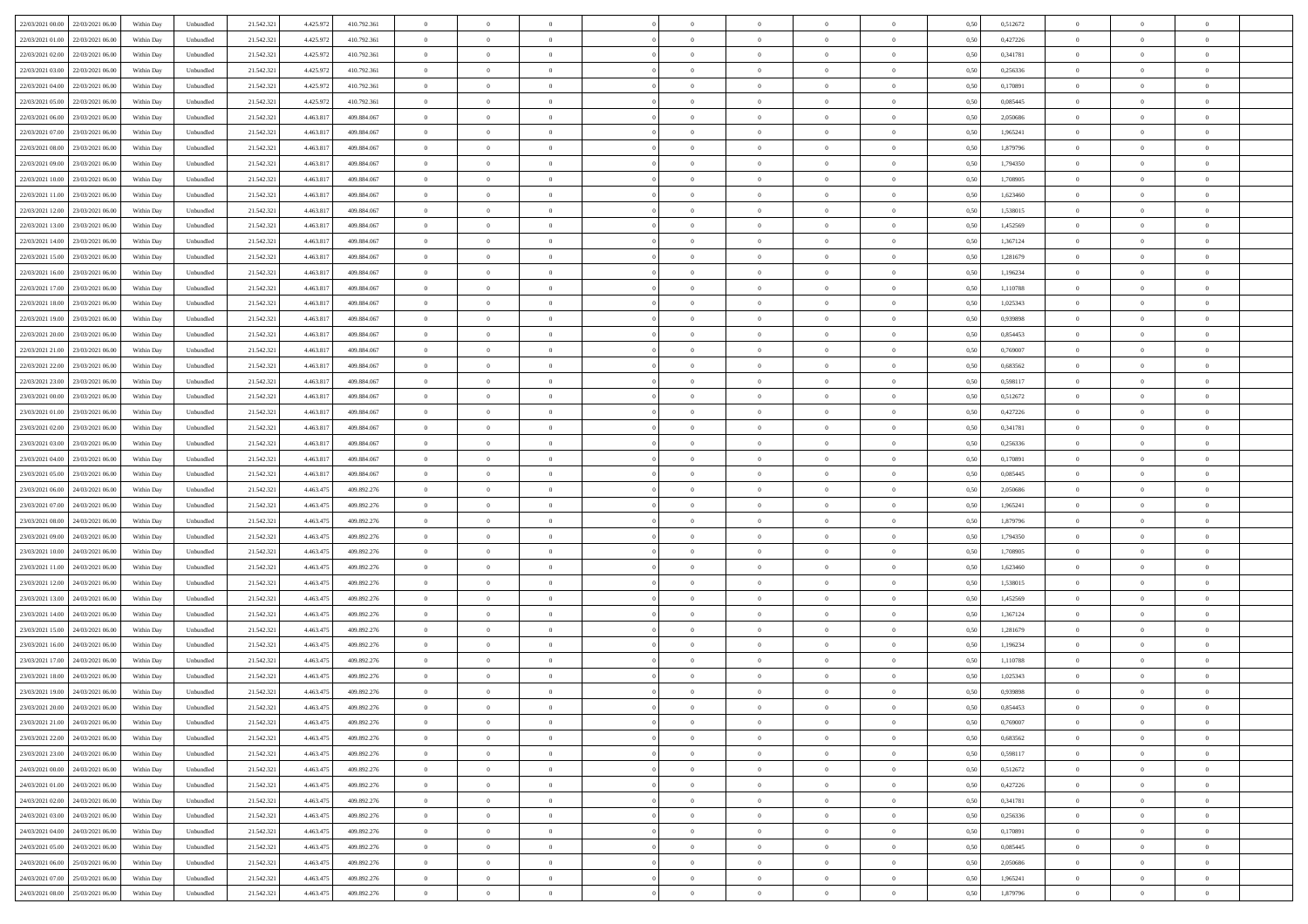| | | | | | | | | | | | | | | | | | | | | | |
|---|---|---|---|---|---|---|---|---|---|---|---|---|---|---|---|---|---|---|---|---|---|
| 22/03/2021 00:00 | 22/03/2021 06:00 | Within Day | Unbundled | 21.542.321 | 4.425.972 | 410.792.361 | 0 | 0 | 0 | | 0 | 0 | 0 | 0 | 0,50 | 0,512672 | 0 | 0 | 0 | |
| 22/03/2021 01:00 | 22/03/2021 06:00 | Within Day | Unbundled | 21.542.321 | 4.425.972 | 410.792.361 | 0 | 0 | 0 | | 0 | 0 | 0 | 0 | 0,50 | 0,427226 | 0 | 0 | 0 | |
| 22/03/2021 02:00 | 22/03/2021 06:00 | Within Day | Unbundled | 21.542.321 | 4.425.972 | 410.792.361 | 0 | 0 | 0 | | 0 | 0 | 0 | 0 | 0,50 | 0,341781 | 0 | 0 | 0 | |
| 22/03/2021 03:00 | 22/03/2021 06:00 | Within Day | Unbundled | 21.542.321 | 4.425.972 | 410.792.361 | 0 | 0 | 0 | | 0 | 0 | 0 | 0 | 0,50 | 0,256336 | 0 | 0 | 0 | |
| 22/03/2021 04:00 | 22/03/2021 06:00 | Within Day | Unbundled | 21.542.321 | 4.425.972 | 410.792.361 | 0 | 0 | 0 | | 0 | 0 | 0 | 0 | 0,50 | 0,170891 | 0 | 0 | 0 | |
| 22/03/2021 05:00 | 22/03/2021 06:00 | Within Day | Unbundled | 21.542.321 | 4.425.972 | 410.792.361 | 0 | 0 | 0 | | 0 | 0 | 0 | 0 | 0,50 | 0,085445 | 0 | 0 | 0 | |
| 22/03/2021 06:00 | 23/03/2021 06:00 | Within Day | Unbundled | 21.542.321 | 4.463.817 | 409.884.067 | 0 | 0 | 0 | | 0 | 0 | 0 | 0 | 0,50 | 2,050686 | 0 | 0 | 0 | |
| 22/03/2021 07:00 | 23/03/2021 06:00 | Within Day | Unbundled | 21.542.321 | 4.463.817 | 409.884.067 | 0 | 0 | 0 | | 0 | 0 | 0 | 0 | 0,50 | 1,965241 | 0 | 0 | 0 | |
| 22/03/2021 08:00 | 23/03/2021 06:00 | Within Day | Unbundled | 21.542.321 | 4.463.817 | 409.884.067 | 0 | 0 | 0 | | 0 | 0 | 0 | 0 | 0,50 | 1,879796 | 0 | 0 | 0 | |
| 22/03/2021 09:00 | 23/03/2021 06:00 | Within Day | Unbundled | 21.542.321 | 4.463.817 | 409.884.067 | 0 | 0 | 0 | | 0 | 0 | 0 | 0 | 0,50 | 1,794350 | 0 | 0 | 0 | |
| 22/03/2021 10:00 | 23/03/2021 06:00 | Within Day | Unbundled | 21.542.321 | 4.463.817 | 409.884.067 | 0 | 0 | 0 | | 0 | 0 | 0 | 0 | 0,50 | 1,708905 | 0 | 0 | 0 | |
| 22/03/2021 11:00 | 23/03/2021 06:00 | Within Day | Unbundled | 21.542.321 | 4.463.817 | 409.884.067 | 0 | 0 | 0 | | 0 | 0 | 0 | 0 | 0,50 | 1,623460 | 0 | 0 | 0 | |
| 22/03/2021 12:00 | 23/03/2021 06:00 | Within Day | Unbundled | 21.542.321 | 4.463.817 | 409.884.067 | 0 | 0 | 0 | | 0 | 0 | 0 | 0 | 0,50 | 1,538015 | 0 | 0 | 0 | |
| 22/03/2021 13:00 | 23/03/2021 06:00 | Within Day | Unbundled | 21.542.321 | 4.463.817 | 409.884.067 | 0 | 0 | 0 | | 0 | 0 | 0 | 0 | 0,50 | 1,452569 | 0 | 0 | 0 | |
| 22/03/2021 14:00 | 23/03/2021 06:00 | Within Day | Unbundled | 21.542.321 | 4.463.817 | 409.884.067 | 0 | 0 | 0 | | 0 | 0 | 0 | 0 | 0,50 | 1,367124 | 0 | 0 | 0 | |
| 22/03/2021 15:00 | 23/03/2021 06:00 | Within Day | Unbundled | 21.542.321 | 4.463.817 | 409.884.067 | 0 | 0 | 0 | | 0 | 0 | 0 | 0 | 0,50 | 1,281679 | 0 | 0 | 0 | |
| 22/03/2021 16:00 | 23/03/2021 06:00 | Within Day | Unbundled | 21.542.321 | 4.463.817 | 409.884.067 | 0 | 0 | 0 | | 0 | 0 | 0 | 0 | 0,50 | 1,196234 | 0 | 0 | 0 | |
| 22/03/2021 17:00 | 23/03/2021 06:00 | Within Day | Unbundled | 21.542.321 | 4.463.817 | 409.884.067 | 0 | 0 | 0 | | 0 | 0 | 0 | 0 | 0,50 | 1,110788 | 0 | 0 | 0 | |
| 22/03/2021 18:00 | 23/03/2021 06:00 | Within Day | Unbundled | 21.542.321 | 4.463.817 | 409.884.067 | 0 | 0 | 0 | | 0 | 0 | 0 | 0 | 0,50 | 1,025343 | 0 | 0 | 0 | |
| 22/03/2021 19:00 | 23/03/2021 06:00 | Within Day | Unbundled | 21.542.321 | 4.463.817 | 409.884.067 | 0 | 0 | 0 | | 0 | 0 | 0 | 0 | 0,50 | 0,939898 | 0 | 0 | 0 | |
| 22/03/2021 20:00 | 23/03/2021 06:00 | Within Day | Unbundled | 21.542.321 | 4.463.817 | 409.884.067 | 0 | 0 | 0 | | 0 | 0 | 0 | 0 | 0,50 | 0,854453 | 0 | 0 | 0 | |
| 22/03/2021 21:00 | 23/03/2021 06:00 | Within Day | Unbundled | 21.542.321 | 4.463.817 | 409.884.067 | 0 | 0 | 0 | | 0 | 0 | 0 | 0 | 0,50 | 0,769007 | 0 | 0 | 0 | |
| 22/03/2021 22:00 | 23/03/2021 06:00 | Within Day | Unbundled | 21.542.321 | 4.463.817 | 409.884.067 | 0 | 0 | 0 | | 0 | 0 | 0 | 0 | 0,50 | 0,683562 | 0 | 0 | 0 | |
| 22/03/2021 23:00 | 23/03/2021 06:00 | Within Day | Unbundled | 21.542.321 | 4.463.817 | 409.884.067 | 0 | 0 | 0 | | 0 | 0 | 0 | 0 | 0,50 | 0,598117 | 0 | 0 | 0 | |
| 23/03/2021 00:00 | 23/03/2021 06:00 | Within Day | Unbundled | 21.542.321 | 4.463.817 | 409.884.067 | 0 | 0 | 0 | | 0 | 0 | 0 | 0 | 0,50 | 0,512672 | 0 | 0 | 0 | |
| 23/03/2021 01:00 | 23/03/2021 06:00 | Within Day | Unbundled | 21.542.321 | 4.463.817 | 409.884.067 | 0 | 0 | 0 | | 0 | 0 | 0 | 0 | 0,50 | 0,427226 | 0 | 0 | 0 | |
| 23/03/2021 02:00 | 23/03/2021 06:00 | Within Day | Unbundled | 21.542.321 | 4.463.817 | 409.884.067 | 0 | 0 | 0 | | 0 | 0 | 0 | 0 | 0,50 | 0,341781 | 0 | 0 | 0 | |
| 23/03/2021 03:00 | 23/03/2021 06:00 | Within Day | Unbundled | 21.542.321 | 4.463.817 | 409.884.067 | 0 | 0 | 0 | | 0 | 0 | 0 | 0 | 0,50 | 0,256336 | 0 | 0 | 0 | |
| 23/03/2021 04:00 | 23/03/2021 06:00 | Within Day | Unbundled | 21.542.321 | 4.463.817 | 409.884.067 | 0 | 0 | 0 | | 0 | 0 | 0 | 0 | 0,50 | 0,170891 | 0 | 0 | 0 | |
| 23/03/2021 05:00 | 23/03/2021 06:00 | Within Day | Unbundled | 21.542.321 | 4.463.817 | 409.884.067 | 0 | 0 | 0 | | 0 | 0 | 0 | 0 | 0,50 | 0,085445 | 0 | 0 | 0 | |
| 23/03/2021 06:00 | 24/03/2021 06:00 | Within Day | Unbundled | 21.542.321 | 4.463.475 | 409.892.276 | 0 | 0 | 0 | | 0 | 0 | 0 | 0 | 0,50 | 2,050686 | 0 | 0 | 0 | |
| 23/03/2021 07:00 | 24/03/2021 06:00 | Within Day | Unbundled | 21.542.321 | 4.463.475 | 409.892.276 | 0 | 0 | 0 | | 0 | 0 | 0 | 0 | 0,50 | 1,965241 | 0 | 0 | 0 | |
| 23/03/2021 08:00 | 24/03/2021 06:00 | Within Day | Unbundled | 21.542.321 | 4.463.475 | 409.892.276 | 0 | 0 | 0 | | 0 | 0 | 0 | 0 | 0,50 | 1,879796 | 0 | 0 | 0 | |
| 23/03/2021 09:00 | 24/03/2021 06:00 | Within Day | Unbundled | 21.542.321 | 4.463.475 | 409.892.276 | 0 | 0 | 0 | | 0 | 0 | 0 | 0 | 0,50 | 1,794350 | 0 | 0 | 0 | |
| 23/03/2021 10:00 | 24/03/2021 06:00 | Within Day | Unbundled | 21.542.321 | 4.463.475 | 409.892.276 | 0 | 0 | 0 | | 0 | 0 | 0 | 0 | 0,50 | 1,708905 | 0 | 0 | 0 | |
| 23/03/2021 11:00 | 24/03/2021 06:00 | Within Day | Unbundled | 21.542.321 | 4.463.475 | 409.892.276 | 0 | 0 | 0 | | 0 | 0 | 0 | 0 | 0,50 | 1,623460 | 0 | 0 | 0 | |
| 23/03/2021 12:00 | 24/03/2021 06:00 | Within Day | Unbundled | 21.542.321 | 4.463.475 | 409.892.276 | 0 | 0 | 0 | | 0 | 0 | 0 | 0 | 0,50 | 1,538015 | 0 | 0 | 0 | |
| 23/03/2021 13:00 | 24/03/2021 06:00 | Within Day | Unbundled | 21.542.321 | 4.463.475 | 409.892.276 | 0 | 0 | 0 | | 0 | 0 | 0 | 0 | 0,50 | 1,452569 | 0 | 0 | 0 | |
| 23/03/2021 14:00 | 24/03/2021 06:00 | Within Day | Unbundled | 21.542.321 | 4.463.475 | 409.892.276 | 0 | 0 | 0 | | 0 | 0 | 0 | 0 | 0,50 | 1,367124 | 0 | 0 | 0 | |
| 23/03/2021 15:00 | 24/03/2021 06:00 | Within Day | Unbundled | 21.542.321 | 4.463.475 | 409.892.276 | 0 | 0 | 0 | | 0 | 0 | 0 | 0 | 0,50 | 1,281679 | 0 | 0 | 0 | |
| 23/03/2021 16:00 | 24/03/2021 06:00 | Within Day | Unbundled | 21.542.321 | 4.463.475 | 409.892.276 | 0 | 0 | 0 | | 0 | 0 | 0 | 0 | 0,50 | 1,196234 | 0 | 0 | 0 | |
| 23/03/2021 17:00 | 24/03/2021 06:00 | Within Day | Unbundled | 21.542.321 | 4.463.475 | 409.892.276 | 0 | 0 | 0 | | 0 | 0 | 0 | 0 | 0,50 | 1,110788 | 0 | 0 | 0 | |
| 23/03/2021 18:00 | 24/03/2021 06:00 | Within Day | Unbundled | 21.542.321 | 4.463.475 | 409.892.276 | 0 | 0 | 0 | | 0 | 0 | 0 | 0 | 0,50 | 1,025343 | 0 | 0 | 0 | |
| 23/03/2021 19:00 | 24/03/2021 06:00 | Within Day | Unbundled | 21.542.321 | 4.463.475 | 409.892.276 | 0 | 0 | 0 | | 0 | 0 | 0 | 0 | 0,50 | 0,939898 | 0 | 0 | 0 | |
| 23/03/2021 20:00 | 24/03/2021 06:00 | Within Day | Unbundled | 21.542.321 | 4.463.475 | 409.892.276 | 0 | 0 | 0 | | 0 | 0 | 0 | 0 | 0,50 | 0,854453 | 0 | 0 | 0 | |
| 23/03/2021 21:00 | 24/03/2021 06:00 | Within Day | Unbundled | 21.542.321 | 4.463.475 | 409.892.276 | 0 | 0 | 0 | | 0 | 0 | 0 | 0 | 0,50 | 0,769007 | 0 | 0 | 0 | |
| 23/03/2021 22:00 | 24/03/2021 06:00 | Within Day | Unbundled | 21.542.321 | 4.463.475 | 409.892.276 | 0 | 0 | 0 | | 0 | 0 | 0 | 0 | 0,50 | 0,683562 | 0 | 0 | 0 | |
| 23/03/2021 23:00 | 24/03/2021 06:00 | Within Day | Unbundled | 21.542.321 | 4.463.475 | 409.892.276 | 0 | 0 | 0 | | 0 | 0 | 0 | 0 | 0,50 | 0,598117 | 0 | 0 | 0 | |
| 24/03/2021 00:00 | 24/03/2021 06:00 | Within Day | Unbundled | 21.542.321 | 4.463.475 | 409.892.276 | 0 | 0 | 0 | | 0 | 0 | 0 | 0 | 0,50 | 0,512672 | 0 | 0 | 0 | |
| 24/03/2021 01:00 | 24/03/2021 06:00 | Within Day | Unbundled | 21.542.321 | 4.463.475 | 409.892.276 | 0 | 0 | 0 | | 0 | 0 | 0 | 0 | 0,50 | 0,427226 | 0 | 0 | 0 | |
| 24/03/2021 02:00 | 24/03/2021 06:00 | Within Day | Unbundled | 21.542.321 | 4.463.475 | 409.892.276 | 0 | 0 | 0 | | 0 | 0 | 0 | 0 | 0,50 | 0,341781 | 0 | 0 | 0 | |
| 24/03/2021 03:00 | 24/03/2021 06:00 | Within Day | Unbundled | 21.542.321 | 4.463.475 | 409.892.276 | 0 | 0 | 0 | | 0 | 0 | 0 | 0 | 0,50 | 0,256336 | 0 | 0 | 0 | |
| 24/03/2021 04:00 | 24/03/2021 06:00 | Within Day | Unbundled | 21.542.321 | 4.463.475 | 409.892.276 | 0 | 0 | 0 | | 0 | 0 | 0 | 0 | 0,50 | 0,170891 | 0 | 0 | 0 | |
| 24/03/2021 05:00 | 24/03/2021 06:00 | Within Day | Unbundled | 21.542.321 | 4.463.475 | 409.892.276 | 0 | 0 | 0 | | 0 | 0 | 0 | 0 | 0,50 | 0,085445 | 0 | 0 | 0 | |
| 24/03/2021 06:00 | 25/03/2021 06:00 | Within Day | Unbundled | 21.542.321 | 4.463.475 | 409.892.276 | 0 | 0 | 0 | | 0 | 0 | 0 | 0 | 0,50 | 2,050686 | 0 | 0 | 0 | |
| 24/03/2021 07:00 | 25/03/2021 06:00 | Within Day | Unbundled | 21.542.321 | 4.463.475 | 409.892.276 | 0 | 0 | 0 | | 0 | 0 | 0 | 0 | 0,50 | 1,965241 | 0 | 0 | 0 | |
| 24/03/2021 08:00 | 25/03/2021 06:00 | Within Day | Unbundled | 21.542.321 | 4.463.475 | 409.892.276 | 0 | 0 | 0 | | 0 | 0 | 0 | 0 | 0,50 | 1,879796 | 0 | 0 | 0 | |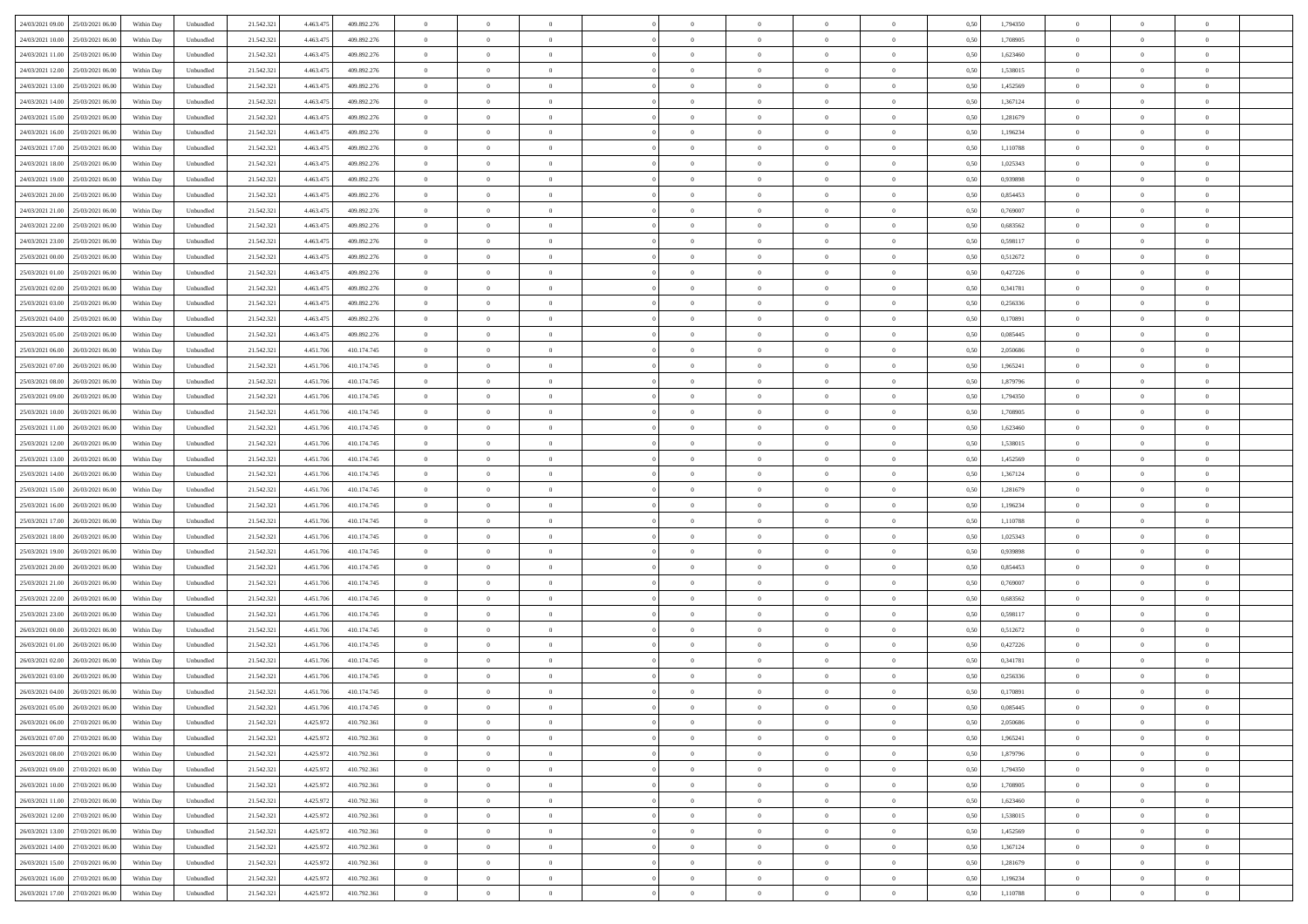| | | | | | | | | | | | | | | | | | | | | | |
|---|---|---|---|---|---|---|---|---|---|---|---|---|---|---|---|---|---|---|---|---|---|
| 24/03/2021 09:00 | 25/03/2021 06:00 | Within Day | Unbundled | 21.542.321 | 4.463.475 | 409.892.276 | 0 | 0 | 0 | | 0 | 0 | 0 | 0 | 0,50 | 1,794350 | 0 | 0 | 0 | |
| 24/03/2021 10:00 | 25/03/2021 06:00 | Within Day | Unbundled | 21.542.321 | 4.463.475 | 409.892.276 | 0 | 0 | 0 | | 0 | 0 | 0 | 0 | 0,50 | 1,708905 | 0 | 0 | 0 | |
| 24/03/2021 11:00 | 25/03/2021 06:00 | Within Day | Unbundled | 21.542.321 | 4.463.475 | 409.892.276 | 0 | 0 | 0 | | 0 | 0 | 0 | 0 | 0,50 | 1,623460 | 0 | 0 | 0 | |
| 24/03/2021 12:00 | 25/03/2021 06:00 | Within Day | Unbundled | 21.542.321 | 4.463.475 | 409.892.276 | 0 | 0 | 0 | | 0 | 0 | 0 | 0 | 0,50 | 1,538015 | 0 | 0 | 0 | |
| 24/03/2021 13:00 | 25/03/2021 06:00 | Within Day | Unbundled | 21.542.321 | 4.463.475 | 409.892.276 | 0 | 0 | 0 | | 0 | 0 | 0 | 0 | 0,50 | 1,452569 | 0 | 0 | 0 | |
| 24/03/2021 14:00 | 25/03/2021 06:00 | Within Day | Unbundled | 21.542.321 | 4.463.475 | 409.892.276 | 0 | 0 | 0 | | 0 | 0 | 0 | 0 | 0,50 | 1,367124 | 0 | 0 | 0 | |
| 24/03/2021 15:00 | 25/03/2021 06:00 | Within Day | Unbundled | 21.542.321 | 4.463.475 | 409.892.276 | 0 | 0 | 0 | | 0 | 0 | 0 | 0 | 0,50 | 1,281679 | 0 | 0 | 0 | |
| 24/03/2021 16:00 | 25/03/2021 06:00 | Within Day | Unbundled | 21.542.321 | 4.463.475 | 409.892.276 | 0 | 0 | 0 | | 0 | 0 | 0 | 0 | 0,50 | 1,196234 | 0 | 0 | 0 | |
| 24/03/2021 17:00 | 25/03/2021 06:00 | Within Day | Unbundled | 21.542.321 | 4.463.475 | 409.892.276 | 0 | 0 | 0 | | 0 | 0 | 0 | 0 | 0,50 | 1,110788 | 0 | 0 | 0 | |
| 24/03/2021 18:00 | 25/03/2021 06:00 | Within Day | Unbundled | 21.542.321 | 4.463.475 | 409.892.276 | 0 | 0 | 0 | | 0 | 0 | 0 | 0 | 0,50 | 1,025343 | 0 | 0 | 0 | |
| 24/03/2021 19:00 | 25/03/2021 06:00 | Within Day | Unbundled | 21.542.321 | 4.463.475 | 409.892.276 | 0 | 0 | 0 | | 0 | 0 | 0 | 0 | 0,50 | 0,939898 | 0 | 0 | 0 | |
| 24/03/2021 20:00 | 25/03/2021 06:00 | Within Day | Unbundled | 21.542.321 | 4.463.475 | 409.892.276 | 0 | 0 | 0 | | 0 | 0 | 0 | 0 | 0,50 | 0,854453 | 0 | 0 | 0 | |
| 24/03/2021 21:00 | 25/03/2021 06:00 | Within Day | Unbundled | 21.542.321 | 4.463.475 | 409.892.276 | 0 | 0 | 0 | | 0 | 0 | 0 | 0 | 0,50 | 0,769007 | 0 | 0 | 0 | |
| 24/03/2021 22:00 | 25/03/2021 06:00 | Within Day | Unbundled | 21.542.321 | 4.463.475 | 409.892.276 | 0 | 0 | 0 | | 0 | 0 | 0 | 0 | 0,50 | 0,683562 | 0 | 0 | 0 | |
| 24/03/2021 23:00 | 25/03/2021 06:00 | Within Day | Unbundled | 21.542.321 | 4.463.475 | 409.892.276 | 0 | 0 | 0 | | 0 | 0 | 0 | 0 | 0,50 | 0,598117 | 0 | 0 | 0 | |
| 25/03/2021 00:00 | 25/03/2021 06:00 | Within Day | Unbundled | 21.542.321 | 4.463.475 | 409.892.276 | 0 | 0 | 0 | | 0 | 0 | 0 | 0 | 0,50 | 0,512672 | 0 | 0 | 0 | |
| 25/03/2021 01:00 | 25/03/2021 06:00 | Within Day | Unbundled | 21.542.321 | 4.463.475 | 409.892.276 | 0 | 0 | 0 | | 0 | 0 | 0 | 0 | 0,50 | 0,427226 | 0 | 0 | 0 | |
| 25/03/2021 02:00 | 25/03/2021 06:00 | Within Day | Unbundled | 21.542.321 | 4.463.475 | 409.892.276 | 0 | 0 | 0 | | 0 | 0 | 0 | 0 | 0,50 | 0,341781 | 0 | 0 | 0 | |
| 25/03/2021 03:00 | 25/03/2021 06:00 | Within Day | Unbundled | 21.542.321 | 4.463.475 | 409.892.276 | 0 | 0 | 0 | | 0 | 0 | 0 | 0 | 0,50 | 0,256336 | 0 | 0 | 0 | |
| 25/03/2021 04:00 | 25/03/2021 06:00 | Within Day | Unbundled | 21.542.321 | 4.463.475 | 409.892.276 | 0 | 0 | 0 | | 0 | 0 | 0 | 0 | 0,50 | 0,170891 | 0 | 0 | 0 | |
| 25/03/2021 05:00 | 25/03/2021 06:00 | Within Day | Unbundled | 21.542.321 | 4.463.475 | 409.892.276 | 0 | 0 | 0 | | 0 | 0 | 0 | 0 | 0,50 | 0,085445 | 0 | 0 | 0 | |
| 25/03/2021 06:00 | 26/03/2021 06:00 | Within Day | Unbundled | 21.542.321 | 4.451.706 | 410.174.745 | 0 | 0 | 0 | | 0 | 0 | 0 | 0 | 0,50 | 2,050686 | 0 | 0 | 0 | |
| 25/03/2021 07:00 | 26/03/2021 06:00 | Within Day | Unbundled | 21.542.321 | 4.451.706 | 410.174.745 | 0 | 0 | 0 | | 0 | 0 | 0 | 0 | 0,50 | 1,965241 | 0 | 0 | 0 | |
| 25/03/2021 08:00 | 26/03/2021 06:00 | Within Day | Unbundled | 21.542.321 | 4.451.706 | 410.174.745 | 0 | 0 | 0 | | 0 | 0 | 0 | 0 | 0,50 | 1,879796 | 0 | 0 | 0 | |
| 25/03/2021 09:00 | 26/03/2021 06:00 | Within Day | Unbundled | 21.542.321 | 4.451.706 | 410.174.745 | 0 | 0 | 0 | | 0 | 0 | 0 | 0 | 0,50 | 1,794350 | 0 | 0 | 0 | |
| 25/03/2021 10:00 | 26/03/2021 06:00 | Within Day | Unbundled | 21.542.321 | 4.451.706 | 410.174.745 | 0 | 0 | 0 | | 0 | 0 | 0 | 0 | 0,50 | 1,708905 | 0 | 0 | 0 | |
| 25/03/2021 11:00 | 26/03/2021 06:00 | Within Day | Unbundled | 21.542.321 | 4.451.706 | 410.174.745 | 0 | 0 | 0 | | 0 | 0 | 0 | 0 | 0,50 | 1,623460 | 0 | 0 | 0 | |
| 25/03/2021 12:00 | 26/03/2021 06:00 | Within Day | Unbundled | 21.542.321 | 4.451.706 | 410.174.745 | 0 | 0 | 0 | | 0 | 0 | 0 | 0 | 0,50 | 1,538015 | 0 | 0 | 0 | |
| 25/03/2021 13:00 | 26/03/2021 06:00 | Within Day | Unbundled | 21.542.321 | 4.451.706 | 410.174.745 | 0 | 0 | 0 | | 0 | 0 | 0 | 0 | 0,50 | 1,452569 | 0 | 0 | 0 | |
| 25/03/2021 14:00 | 26/03/2021 06:00 | Within Day | Unbundled | 21.542.321 | 4.451.706 | 410.174.745 | 0 | 0 | 0 | | 0 | 0 | 0 | 0 | 0,50 | 1,367124 | 0 | 0 | 0 | |
| 25/03/2021 15:00 | 26/03/2021 06:00 | Within Day | Unbundled | 21.542.321 | 4.451.706 | 410.174.745 | 0 | 0 | 0 | | 0 | 0 | 0 | 0 | 0,50 | 1,281679 | 0 | 0 | 0 | |
| 25/03/2021 16:00 | 26/03/2021 06:00 | Within Day | Unbundled | 21.542.321 | 4.451.706 | 410.174.745 | 0 | 0 | 0 | | 0 | 0 | 0 | 0 | 0,50 | 1,196234 | 0 | 0 | 0 | |
| 25/03/2021 17:00 | 26/03/2021 06:00 | Within Day | Unbundled | 21.542.321 | 4.451.706 | 410.174.745 | 0 | 0 | 0 | | 0 | 0 | 0 | 0 | 0,50 | 1,110788 | 0 | 0 | 0 | |
| 25/03/2021 18:00 | 26/03/2021 06:00 | Within Day | Unbundled | 21.542.321 | 4.451.706 | 410.174.745 | 0 | 0 | 0 | | 0 | 0 | 0 | 0 | 0,50 | 1,025343 | 0 | 0 | 0 | |
| 25/03/2021 19:00 | 26/03/2021 06:00 | Within Day | Unbundled | 21.542.321 | 4.451.706 | 410.174.745 | 0 | 0 | 0 | | 0 | 0 | 0 | 0 | 0,50 | 0,939898 | 0 | 0 | 0 | |
| 25/03/2021 20:00 | 26/03/2021 06:00 | Within Day | Unbundled | 21.542.321 | 4.451.706 | 410.174.745 | 0 | 0 | 0 | | 0 | 0 | 0 | 0 | 0,50 | 0,854453 | 0 | 0 | 0 | |
| 25/03/2021 21:00 | 26/03/2021 06:00 | Within Day | Unbundled | 21.542.321 | 4.451.706 | 410.174.745 | 0 | 0 | 0 | | 0 | 0 | 0 | 0 | 0,50 | 0,769007 | 0 | 0 | 0 | |
| 25/03/2021 22:00 | 26/03/2021 06:00 | Within Day | Unbundled | 21.542.321 | 4.451.706 | 410.174.745 | 0 | 0 | 0 | | 0 | 0 | 0 | 0 | 0,50 | 0,683562 | 0 | 0 | 0 | |
| 25/03/2021 23:00 | 26/03/2021 06:00 | Within Day | Unbundled | 21.542.321 | 4.451.706 | 410.174.745 | 0 | 0 | 0 | | 0 | 0 | 0 | 0 | 0,50 | 0,598117 | 0 | 0 | 0 | |
| 26/03/2021 00:00 | 26/03/2021 06:00 | Within Day | Unbundled | 21.542.321 | 4.451.706 | 410.174.745 | 0 | 0 | 0 | | 0 | 0 | 0 | 0 | 0,50 | 0,512672 | 0 | 0 | 0 | |
| 26/03/2021 01:00 | 26/03/2021 06:00 | Within Day | Unbundled | 21.542.321 | 4.451.706 | 410.174.745 | 0 | 0 | 0 | | 0 | 0 | 0 | 0 | 0,50 | 0,427226 | 0 | 0 | 0 | |
| 26/03/2021 02:00 | 26/03/2021 06:00 | Within Day | Unbundled | 21.542.321 | 4.451.706 | 410.174.745 | 0 | 0 | 0 | | 0 | 0 | 0 | 0 | 0,50 | 0,341781 | 0 | 0 | 0 | |
| 26/03/2021 03:00 | 26/03/2021 06:00 | Within Day | Unbundled | 21.542.321 | 4.451.706 | 410.174.745 | 0 | 0 | 0 | | 0 | 0 | 0 | 0 | 0,50 | 0,256336 | 0 | 0 | 0 | |
| 26/03/2021 04:00 | 26/03/2021 06:00 | Within Day | Unbundled | 21.542.321 | 4.451.706 | 410.174.745 | 0 | 0 | 0 | | 0 | 0 | 0 | 0 | 0,50 | 0,170891 | 0 | 0 | 0 | |
| 26/03/2021 05:00 | 26/03/2021 06:00 | Within Day | Unbundled | 21.542.321 | 4.451.706 | 410.174.745 | 0 | 0 | 0 | | 0 | 0 | 0 | 0 | 0,50 | 0,085445 | 0 | 0 | 0 | |
| 26/03/2021 06:00 | 27/03/2021 06:00 | Within Day | Unbundled | 21.542.321 | 4.425.972 | 410.792.361 | 0 | 0 | 0 | | 0 | 0 | 0 | 0 | 0,50 | 2,050686 | 0 | 0 | 0 | |
| 26/03/2021 07:00 | 27/03/2021 06:00 | Within Day | Unbundled | 21.542.321 | 4.425.972 | 410.792.361 | 0 | 0 | 0 | | 0 | 0 | 0 | 0 | 0,50 | 1,965241 | 0 | 0 | 0 | |
| 26/03/2021 08:00 | 27/03/2021 06:00 | Within Day | Unbundled | 21.542.321 | 4.425.972 | 410.792.361 | 0 | 0 | 0 | | 0 | 0 | 0 | 0 | 0,50 | 1,879796 | 0 | 0 | 0 | |
| 26/03/2021 09:00 | 27/03/2021 06:00 | Within Day | Unbundled | 21.542.321 | 4.425.972 | 410.792.361 | 0 | 0 | 0 | | 0 | 0 | 0 | 0 | 0,50 | 1,794350 | 0 | 0 | 0 | |
| 26/03/2021 10:00 | 27/03/2021 06:00 | Within Day | Unbundled | 21.542.321 | 4.425.972 | 410.792.361 | 0 | 0 | 0 | | 0 | 0 | 0 | 0 | 0,50 | 1,708905 | 0 | 0 | 0 | |
| 26/03/2021 11:00 | 27/03/2021 06:00 | Within Day | Unbundled | 21.542.321 | 4.425.972 | 410.792.361 | 0 | 0 | 0 | | 0 | 0 | 0 | 0 | 0,50 | 1,623460 | 0 | 0 | 0 | |
| 26/03/2021 12:00 | 27/03/2021 06:00 | Within Day | Unbundled | 21.542.321 | 4.425.972 | 410.792.361 | 0 | 0 | 0 | | 0 | 0 | 0 | 0 | 0,50 | 1,538015 | 0 | 0 | 0 | |
| 26/03/2021 13:00 | 27/03/2021 06:00 | Within Day | Unbundled | 21.542.321 | 4.425.972 | 410.792.361 | 0 | 0 | 0 | | 0 | 0 | 0 | 0 | 0,50 | 1,452569 | 0 | 0 | 0 | |
| 26/03/2021 14:00 | 27/03/2021 06:00 | Within Day | Unbundled | 21.542.321 | 4.425.972 | 410.792.361 | 0 | 0 | 0 | | 0 | 0 | 0 | 0 | 0,50 | 1,367124 | 0 | 0 | 0 | |
| 26/03/2021 15:00 | 27/03/2021 06:00 | Within Day | Unbundled | 21.542.321 | 4.425.972 | 410.792.361 | 0 | 0 | 0 | | 0 | 0 | 0 | 0 | 0,50 | 1,281679 | 0 | 0 | 0 | |
| 26/03/2021 16:00 | 27/03/2021 06:00 | Within Day | Unbundled | 21.542.321 | 4.425.972 | 410.792.361 | 0 | 0 | 0 | | 0 | 0 | 0 | 0 | 0,50 | 1,196234 | 0 | 0 | 0 | |
| 26/03/2021 17:00 | 27/03/2021 06:00 | Within Day | Unbundled | 21.542.321 | 4.425.972 | 410.792.361 | 0 | 0 | 0 | | 0 | 0 | 0 | 0 | 0,50 | 1,110788 | 0 | 0 | 0 | |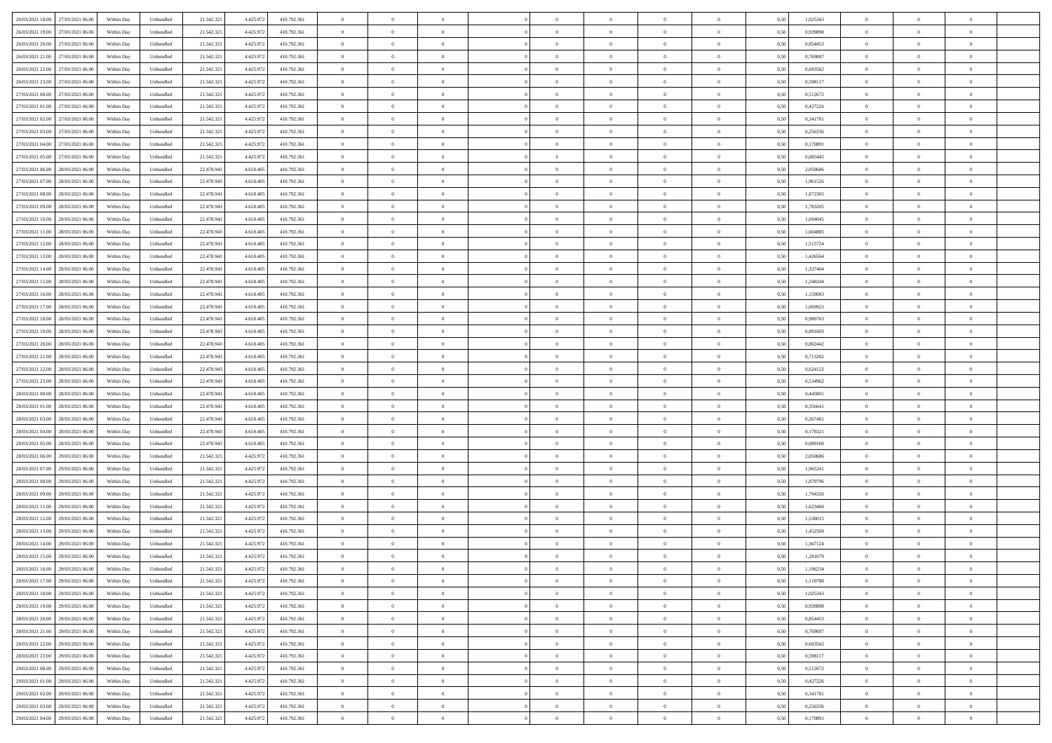| | | | | | | | | | | | | | | | | | | | | | |
|---|---|---|---|---|---|---|---|---|---|---|---|---|---|---|---|---|---|---|---|---|---|
| 26/03/2021 18.00 | 27/03/2021 06.00 | Within Day | Unbundled | 21.542.321 | 4.425.972 | 410.792.361 | 0 | 0 | 0 | | 0 | 0 | 0 | 0 | 0,50 | 1,025343 | 0 | 0 | 0 | |
| 26/03/2021 19.00 | 27/03/2021 06.00 | Within Day | Unbundled | 21.542.321 | 4.425.972 | 410.792.361 | 0 | 0 | 0 | | 0 | 0 | 0 | 0 | 0,50 | 0,939898 | 0 | 0 | 0 | |
| 26/03/2021 20.00 | 27/03/2021 06.00 | Within Day | Unbundled | 21.542.321 | 4.425.972 | 410.792.361 | 0 | 0 | 0 | | 0 | 0 | 0 | 0 | 0,50 | 0,854453 | 0 | 0 | 0 | |
| 26/03/2021 21.00 | 27/03/2021 06.00 | Within Day | Unbundled | 21.542.321 | 4.425.972 | 410.792.361 | 0 | 0 | 0 | | 0 | 0 | 0 | 0 | 0,50 | 0,769007 | 0 | 0 | 0 | |
| 26/03/2021 22.00 | 27/03/2021 06.00 | Within Day | Unbundled | 21.542.321 | 4.425.972 | 410.792.361 | 0 | 0 | 0 | | 0 | 0 | 0 | 0 | 0,50 | 0,683562 | 0 | 0 | 0 | |
| 26/03/2021 23.00 | 27/03/2021 06.00 | Within Day | Unbundled | 21.542.321 | 4.425.972 | 410.792.361 | 0 | 0 | 0 | | 0 | 0 | 0 | 0 | 0,50 | 0,598117 | 0 | 0 | 0 | |
| 27/03/2021 00.00 | 27/03/2021 06.00 | Within Day | Unbundled | 21.542.321 | 4.425.972 | 410.792.361 | 0 | 0 | 0 | | 0 | 0 | 0 | 0 | 0,50 | 0,512672 | 0 | 0 | 0 | |
| 27/03/2021 01.00 | 27/03/2021 06.00 | Within Day | Unbundled | 21.542.321 | 4.425.972 | 410.792.361 | 0 | 0 | 0 | | 0 | 0 | 0 | 0 | 0,50 | 0,427226 | 0 | 0 | 0 | |
| 27/03/2021 02.00 | 27/03/2021 06.00 | Within Day | Unbundled | 21.542.321 | 4.425.972 | 410.792.361 | 0 | 0 | 0 | | 0 | 0 | 0 | 0 | 0,50 | 0,341781 | 0 | 0 | 0 | |
| 27/03/2021 03.00 | 27/03/2021 06.00 | Within Day | Unbundled | 21.542.321 | 4.425.972 | 410.792.361 | 0 | 0 | 0 | | 0 | 0 | 0 | 0 | 0,50 | 0,256336 | 0 | 0 | 0 | |
| 27/03/2021 04.00 | 27/03/2021 06.00 | Within Day | Unbundled | 21.542.321 | 4.425.972 | 410.792.361 | 0 | 0 | 0 | | 0 | 0 | 0 | 0 | 0,50 | 0,170891 | 0 | 0 | 0 | |
| 27/03/2021 05.00 | 27/03/2021 06.00 | Within Day | Unbundled | 21.542.321 | 4.425.972 | 410.792.361 | 0 | 0 | 0 | | 0 | 0 | 0 | 0 | 0,50 | 0,085445 | 0 | 0 | 0 | |
| 27/03/2021 06.00 | 28/03/2021 06.00 | Within Day | Unbundled | 22.478.943 | 4.618.405 | 410.792.361 | 0 | 0 | 0 | | 0 | 0 | 0 | 0 | 0,50 | 2,050686 | 0 | 0 | 0 | |
| 27/03/2021 07.00 | 28/03/2021 06.00 | Within Day | Unbundled | 22.478.943 | 4.618.405 | 410.792.361 | 0 | 0 | 0 | | 0 | 0 | 0 | 0 | 0,50 | 1,961526 | 0 | 0 | 0 | |
| 27/03/2021 08.00 | 28/03/2021 06.00 | Within Day | Unbundled | 22.478.943 | 4.618.405 | 410.792.361 | 0 | 0 | 0 | | 0 | 0 | 0 | 0 | 0,50 | 1,872365 | 0 | 0 | 0 | |
| 27/03/2021 09.00 | 28/03/2021 06.00 | Within Day | Unbundled | 22.478.943 | 4.618.405 | 410.792.361 | 0 | 0 | 0 | | 0 | 0 | 0 | 0 | 0,50 | 1,783205 | 0 | 0 | 0 | |
| 27/03/2021 10.00 | 28/03/2021 06.00 | Within Day | Unbundled | 22.478.943 | 4.618.405 | 410.792.361 | 0 | 0 | 0 | | 0 | 0 | 0 | 0 | 0,50 | 1,694045 | 0 | 0 | 0 | |
| 27/03/2021 11.00 | 28/03/2021 06.00 | Within Day | Unbundled | 22.478.943 | 4.618.405 | 410.792.361 | 0 | 0 | 0 | | 0 | 0 | 0 | 0 | 0,50 | 1,604885 | 0 | 0 | 0 | |
| 27/03/2021 12.00 | 28/03/2021 06.00 | Within Day | Unbundled | 22.478.943 | 4.618.405 | 410.792.361 | 0 | 0 | 0 | | 0 | 0 | 0 | 0 | 0,50 | 1,515724 | 0 | 0 | 0 | |
| 27/03/2021 13.00 | 28/03/2021 06.00 | Within Day | Unbundled | 22.478.943 | 4.618.405 | 410.792.361 | 0 | 0 | 0 | | 0 | 0 | 0 | 0 | 0,50 | 1,426564 | 0 | 0 | 0 | |
| 27/03/2021 14.00 | 28/03/2021 06.00 | Within Day | Unbundled | 22.478.943 | 4.618.405 | 410.792.361 | 0 | 0 | 0 | | 0 | 0 | 0 | 0 | 0,50 | 1,337404 | 0 | 0 | 0 | |
| 27/03/2021 15.00 | 28/03/2021 06.00 | Within Day | Unbundled | 22.478.943 | 4.618.405 | 410.792.361 | 0 | 0 | 0 | | 0 | 0 | 0 | 0 | 0,50 | 1,248244 | 0 | 0 | 0 | |
| 27/03/2021 16.00 | 28/03/2021 06.00 | Within Day | Unbundled | 22.478.943 | 4.618.405 | 410.792.361 | 0 | 0 | 0 | | 0 | 0 | 0 | 0 | 0,50 | 1,159083 | 0 | 0 | 0 | |
| 27/03/2021 17.00 | 28/03/2021 06.00 | Within Day | Unbundled | 22.478.943 | 4.618.405 | 410.792.361 | 0 | 0 | 0 | | 0 | 0 | 0 | 0 | 0,50 | 1,069923 | 0 | 0 | 0 | |
| 27/03/2021 18.00 | 28/03/2021 06.00 | Within Day | Unbundled | 22.478.943 | 4.618.405 | 410.792.361 | 0 | 0 | 0 | | 0 | 0 | 0 | 0 | 0,50 | 0,980763 | 0 | 0 | 0 | |
| 27/03/2021 19.00 | 28/03/2021 06.00 | Within Day | Unbundled | 22.478.943 | 4.618.405 | 410.792.361 | 0 | 0 | 0 | | 0 | 0 | 0 | 0 | 0,50 | 0,891603 | 0 | 0 | 0 | |
| 27/03/2021 20.00 | 28/03/2021 06.00 | Within Day | Unbundled | 22.478.943 | 4.618.405 | 410.792.361 | 0 | 0 | 0 | | 0 | 0 | 0 | 0 | 0,50 | 0,802442 | 0 | 0 | 0 | |
| 27/03/2021 21.00 | 28/03/2021 06.00 | Within Day | Unbundled | 22.478.943 | 4.618.405 | 410.792.361 | 0 | 0 | 0 | | 0 | 0 | 0 | 0 | 0,50 | 0,713282 | 0 | 0 | 0 | |
| 27/03/2021 22.00 | 28/03/2021 06.00 | Within Day | Unbundled | 22.478.943 | 4.618.405 | 410.792.361 | 0 | 0 | 0 | | 0 | 0 | 0 | 0 | 0,50 | 0,624122 | 0 | 0 | 0 | |
| 27/03/2021 23.00 | 28/03/2021 06.00 | Within Day | Unbundled | 22.478.943 | 4.618.405 | 410.792.361 | 0 | 0 | 0 | | 0 | 0 | 0 | 0 | 0,50 | 0,534962 | 0 | 0 | 0 | |
| 28/03/2021 00.00 | 28/03/2021 06.00 | Within Day | Unbundled | 22.478.943 | 4.618.405 | 410.792.361 | 0 | 0 | 0 | | 0 | 0 | 0 | 0 | 0,50 | 0,445801 | 0 | 0 | 0 | |
| 28/03/2021 01.00 | 28/03/2021 06.00 | Within Day | Unbundled | 22.478.943 | 4.618.405 | 410.792.361 | 0 | 0 | 0 | | 0 | 0 | 0 | 0 | 0,50 | 0,356641 | 0 | 0 | 0 | |
| 28/03/2021 03.00 | 28/03/2021 06.00 | Within Day | Unbundled | 22.478.943 | 4.618.405 | 410.792.361 | 0 | 0 | 0 | | 0 | 0 | 0 | 0 | 0,50 | 0,267481 | 0 | 0 | 0 | |
| 28/03/2021 04.00 | 28/03/2021 06.00 | Within Day | Unbundled | 22.478.943 | 4.618.405 | 410.792.361 | 0 | 0 | 0 | | 0 | 0 | 0 | 0 | 0,50 | 0,178321 | 0 | 0 | 0 | |
| 28/03/2021 05.00 | 28/03/2021 06.00 | Within Day | Unbundled | 22.478.943 | 4.618.405 | 410.792.361 | 0 | 0 | 0 | | 0 | 0 | 0 | 0 | 0,50 | 0,089160 | 0 | 0 | 0 | |
| 28/03/2021 06.00 | 29/03/2021 06.00 | Within Day | Unbundled | 21.542.321 | 4.425.972 | 410.792.361 | 0 | 0 | 0 | | 0 | 0 | 0 | 0 | 0,50 | 2,050686 | 0 | 0 | 0 | |
| 28/03/2021 07.00 | 29/03/2021 06.00 | Within Day | Unbundled | 21.542.321 | 4.425.972 | 410.792.361 | 0 | 0 | 0 | | 0 | 0 | 0 | 0 | 0,50 | 1,965241 | 0 | 0 | 0 | |
| 28/03/2021 08.00 | 29/03/2021 06.00 | Within Day | Unbundled | 21.542.321 | 4.425.972 | 410.792.361 | 0 | 0 | 0 | | 0 | 0 | 0 | 0 | 0,50 | 1,879796 | 0 | 0 | 0 | |
| 28/03/2021 09.00 | 29/03/2021 06.00 | Within Day | Unbundled | 21.542.321 | 4.425.972 | 410.792.361 | 0 | 0 | 0 | | 0 | 0 | 0 | 0 | 0,50 | 1,794350 | 0 | 0 | 0 | |
| 28/03/2021 11.00 | 29/03/2021 06.00 | Within Day | Unbundled | 21.542.321 | 4.425.972 | 410.792.361 | 0 | 0 | 0 | | 0 | 0 | 0 | 0 | 0,50 | 1,623460 | 0 | 0 | 0 | |
| 28/03/2021 12.00 | 29/03/2021 06.00 | Within Day | Unbundled | 21.542.321 | 4.425.972 | 410.792.361 | 0 | 0 | 0 | | 0 | 0 | 0 | 0 | 0,50 | 1,538015 | 0 | 0 | 0 | |
| 28/03/2021 13.00 | 29/03/2021 06.00 | Within Day | Unbundled | 21.542.321 | 4.425.972 | 410.792.361 | 0 | 0 | 0 | | 0 | 0 | 0 | 0 | 0,50 | 1,452569 | 0 | 0 | 0 | |
| 28/03/2021 14.00 | 29/03/2021 06.00 | Within Day | Unbundled | 21.542.321 | 4.425.972 | 410.792.361 | 0 | 0 | 0 | | 0 | 0 | 0 | 0 | 0,50 | 1,367124 | 0 | 0 | 0 | |
| 28/03/2021 15.00 | 29/03/2021 06.00 | Within Day | Unbundled | 21.542.321 | 4.425.972 | 410.792.361 | 0 | 0 | 0 | | 0 | 0 | 0 | 0 | 0,50 | 1,281679 | 0 | 0 | 0 | |
| 28/03/2021 16.00 | 29/03/2021 06.00 | Within Day | Unbundled | 21.542.321 | 4.425.972 | 410.792.361 | 0 | 0 | 0 | | 0 | 0 | 0 | 0 | 0,50 | 1,196234 | 0 | 0 | 0 | |
| 28/03/2021 17.00 | 29/03/2021 06.00 | Within Day | Unbundled | 21.542.321 | 4.425.972 | 410.792.361 | 0 | 0 | 0 | | 0 | 0 | 0 | 0 | 0,50 | 1,110788 | 0 | 0 | 0 | |
| 28/03/2021 18.00 | 29/03/2021 06.00 | Within Day | Unbundled | 21.542.321 | 4.425.972 | 410.792.361 | 0 | 0 | 0 | | 0 | 0 | 0 | 0 | 0,50 | 1,025343 | 0 | 0 | 0 | |
| 28/03/2021 19.00 | 29/03/2021 06.00 | Within Day | Unbundled | 21.542.321 | 4.425.972 | 410.792.361 | 0 | 0 | 0 | | 0 | 0 | 0 | 0 | 0,50 | 0,939898 | 0 | 0 | 0 | |
| 28/03/2021 20.00 | 29/03/2021 06.00 | Within Day | Unbundled | 21.542.321 | 4.425.972 | 410.792.361 | 0 | 0 | 0 | | 0 | 0 | 0 | 0 | 0,50 | 0,854453 | 0 | 0 | 0 | |
| 28/03/2021 21.00 | 29/03/2021 06.00 | Within Day | Unbundled | 21.542.321 | 4.425.972 | 410.792.361 | 0 | 0 | 0 | | 0 | 0 | 0 | 0 | 0,50 | 0,769007 | 0 | 0 | 0 | |
| 28/03/2021 22.00 | 29/03/2021 06.00 | Within Day | Unbundled | 21.542.321 | 4.425.972 | 410.792.361 | 0 | 0 | 0 | | 0 | 0 | 0 | 0 | 0,50 | 0,683562 | 0 | 0 | 0 | |
| 28/03/2021 23.00 | 29/03/2021 06.00 | Within Day | Unbundled | 21.542.321 | 4.425.972 | 410.792.361 | 0 | 0 | 0 | | 0 | 0 | 0 | 0 | 0,50 | 0,598117 | 0 | 0 | 0 | |
| 29/03/2021 00.00 | 29/03/2021 06.00 | Within Day | Unbundled | 21.542.321 | 4.425.972 | 410.792.361 | 0 | 0 | 0 | | 0 | 0 | 0 | 0 | 0,50 | 0,512672 | 0 | 0 | 0 | |
| 29/03/2021 01.00 | 29/03/2021 06.00 | Within Day | Unbundled | 21.542.321 | 4.425.972 | 410.792.361 | 0 | 0 | 0 | | 0 | 0 | 0 | 0 | 0,50 | 0,427226 | 0 | 0 | 0 | |
| 29/03/2021 02.00 | 29/03/2021 06.00 | Within Day | Unbundled | 21.542.321 | 4.425.972 | 410.792.361 | 0 | 0 | 0 | | 0 | 0 | 0 | 0 | 0,50 | 0,341781 | 0 | 0 | 0 | |
| 29/03/2021 03.00 | 29/03/2021 06.00 | Within Day | Unbundled | 21.542.321 | 4.425.972 | 410.792.361 | 0 | 0 | 0 | | 0 | 0 | 0 | 0 | 0,50 | 0,256336 | 0 | 0 | 0 | |
| 29/03/2021 04.00 | 29/03/2021 06.00 | Within Day | Unbundled | 21.542.321 | 4.425.972 | 410.792.361 | 0 | 0 | 0 | | 0 | 0 | 0 | 0 | 0,50 | 0,170891 | 0 | 0 | 0 | |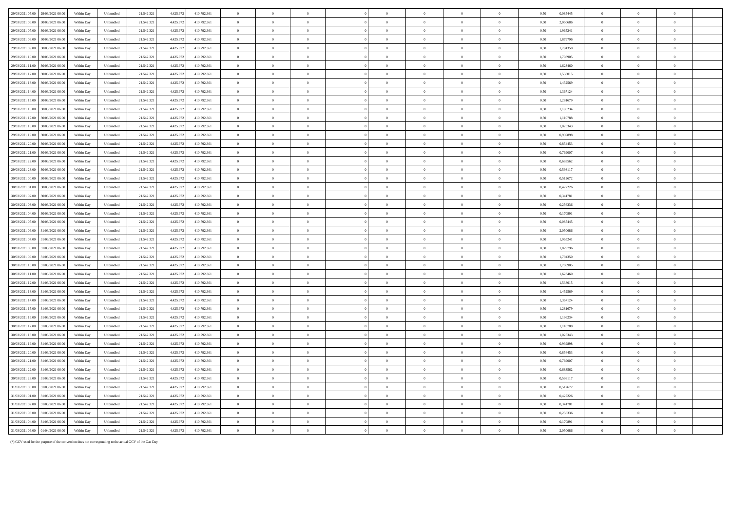| | | | | | | | | | | | | | | | | | | | | | |
|---|---|---|---|---|---|---|---|---|---|---|---|---|---|---|---|---|---|---|---|---|---|
| 29/03/2021 05.00 | 29/03/2021 06.00 | Within Day | Unbundled | 21.542.321 | 4.425.972 | 410.792.361 | 0 | 0 | 0 | | 0 | 0 | 0 | 0 | 0 | 0,50 | 0,085445 | 0 | 0 | 0 | |
| 29/03/2021 06.00 | 30/03/2021 06.00 | Within Day | Unbundled | 21.542.321 | 4.425.972 | 410.792.361 | 0 | 0 | 0 | | 0 | 0 | 0 | 0 | 0 | 0,50 | 2,050686 | 0 | 0 | 0 | |
| 29/03/2021 07.00 | 30/03/2021 06.00 | Within Day | Unbundled | 21.542.321 | 4.425.972 | 410.792.361 | 0 | 0 | 0 | | 0 | 0 | 0 | 0 | 0 | 0,50 | 1,965241 | 0 | 0 | 0 | |
| 29/03/2021 08.00 | 30/03/2021 06.00 | Within Day | Unbundled | 21.542.321 | 4.425.972 | 410.792.361 | 0 | 0 | 0 | | 0 | 0 | 0 | 0 | 0 | 0,50 | 1,879796 | 0 | 0 | 0 | |
| 29/03/2021 09.00 | 30/03/2021 06.00 | Within Day | Unbundled | 21.542.321 | 4.425.972 | 410.792.361 | 0 | 0 | 0 | | 0 | 0 | 0 | 0 | 0 | 0,50 | 1,794350 | 0 | 0 | 0 | |
| 29/03/2021 10.00 | 30/03/2021 06.00 | Within Day | Unbundled | 21.542.321 | 4.425.972 | 410.792.361 | 0 | 0 | 0 | | 0 | 0 | 0 | 0 | 0 | 0,50 | 1,708905 | 0 | 0 | 0 | |
| 29/03/2021 11.00 | 30/03/2021 06.00 | Within Day | Unbundled | 21.542.321 | 4.425.972 | 410.792.361 | 0 | 0 | 0 | | 0 | 0 | 0 | 0 | 0 | 0,50 | 1,623460 | 0 | 0 | 0 | |
| 29/03/2021 12.00 | 30/03/2021 06.00 | Within Day | Unbundled | 21.542.321 | 4.425.972 | 410.792.361 | 0 | 0 | 0 | | 0 | 0 | 0 | 0 | 0 | 0,50 | 1,538015 | 0 | 0 | 0 | |
| 29/03/2021 13.00 | 30/03/2021 06.00 | Within Day | Unbundled | 21.542.321 | 4.425.972 | 410.792.361 | 0 | 0 | 0 | | 0 | 0 | 0 | 0 | 0 | 0,50 | 1,452569 | 0 | 0 | 0 | |
| 29/03/2021 14.00 | 30/03/2021 06.00 | Within Day | Unbundled | 21.542.321 | 4.425.972 | 410.792.361 | 0 | 0 | 0 | | 0 | 0 | 0 | 0 | 0 | 0,50 | 1,367124 | 0 | 0 | 0 | |
| 29/03/2021 15.00 | 30/03/2021 06.00 | Within Day | Unbundled | 21.542.321 | 4.425.972 | 410.792.361 | 0 | 0 | 0 | | 0 | 0 | 0 | 0 | 0 | 0,50 | 1,281679 | 0 | 0 | 0 | |
| 29/03/2021 16.00 | 30/03/2021 06.00 | Within Day | Unbundled | 21.542.321 | 4.425.972 | 410.792.361 | 0 | 0 | 0 | | 0 | 0 | 0 | 0 | 0 | 0,50 | 1,196234 | 0 | 0 | 0 | |
| 29/03/2021 17.00 | 30/03/2021 06.00 | Within Day | Unbundled | 21.542.321 | 4.425.972 | 410.792.361 | 0 | 0 | 0 | | 0 | 0 | 0 | 0 | 0 | 0,50 | 1,110788 | 0 | 0 | 0 | |
| 29/03/2021 18.00 | 30/03/2021 06.00 | Within Day | Unbundled | 21.542.321 | 4.425.972 | 410.792.361 | 0 | 0 | 0 | | 0 | 0 | 0 | 0 | 0 | 0,50 | 1,025343 | 0 | 0 | 0 | |
| 29/03/2021 19.00 | 30/03/2021 06.00 | Within Day | Unbundled | 21.542.321 | 4.425.972 | 410.792.361 | 0 | 0 | 0 | | 0 | 0 | 0 | 0 | 0 | 0,50 | 0,939898 | 0 | 0 | 0 | |
| 29/03/2021 20.00 | 30/03/2021 06.00 | Within Day | Unbundled | 21.542.321 | 4.425.972 | 410.792.361 | 0 | 0 | 0 | | 0 | 0 | 0 | 0 | 0 | 0,50 | 0,854453 | 0 | 0 | 0 | |
| 29/03/2021 21.00 | 30/03/2021 06.00 | Within Day | Unbundled | 21.542.321 | 4.425.972 | 410.792.361 | 0 | 0 | 0 | | 0 | 0 | 0 | 0 | 0 | 0,50 | 0,769007 | 0 | 0 | 0 | |
| 29/03/2021 22.00 | 30/03/2021 06.00 | Within Day | Unbundled | 21.542.321 | 4.425.972 | 410.792.361 | 0 | 0 | 0 | | 0 | 0 | 0 | 0 | 0 | 0,50 | 0,683562 | 0 | 0 | 0 | |
| 29/03/2021 23.00 | 30/03/2021 06.00 | Within Day | Unbundled | 21.542.321 | 4.425.972 | 410.792.361 | 0 | 0 | 0 | | 0 | 0 | 0 | 0 | 0 | 0,50 | 0,598117 | 0 | 0 | 0 | |
| 30/03/2021 00.00 | 30/03/2021 06.00 | Within Day | Unbundled | 21.542.321 | 4.425.972 | 410.792.361 | 0 | 0 | 0 | | 0 | 0 | 0 | 0 | 0 | 0,50 | 0,512672 | 0 | 0 | 0 | |
| 30/03/2021 01.00 | 30/03/2021 06.00 | Within Day | Unbundled | 21.542.321 | 4.425.972 | 410.792.361 | 0 | 0 | 0 | | 0 | 0 | 0 | 0 | 0 | 0,50 | 0,427226 | 0 | 0 | 0 | |
| 30/03/2021 02.00 | 30/03/2021 06.00 | Within Day | Unbundled | 21.542.321 | 4.425.972 | 410.792.361 | 0 | 0 | 0 | | 0 | 0 | 0 | 0 | 0 | 0,50 | 0,341781 | 0 | 0 | 0 | |
| 30/03/2021 03.00 | 30/03/2021 06.00 | Within Day | Unbundled | 21.542.321 | 4.425.972 | 410.792.361 | 0 | 0 | 0 | | 0 | 0 | 0 | 0 | 0 | 0,50 | 0,256336 | 0 | 0 | 0 | |
| 30/03/2021 04.00 | 30/03/2021 06.00 | Within Day | Unbundled | 21.542.321 | 4.425.972 | 410.792.361 | 0 | 0 | 0 | | 0 | 0 | 0 | 0 | 0 | 0,50 | 0,170891 | 0 | 0 | 0 | |
| 30/03/2021 05.00 | 30/03/2021 06.00 | Within Day | Unbundled | 21.542.321 | 4.425.972 | 410.792.361 | 0 | 0 | 0 | | 0 | 0 | 0 | 0 | 0 | 0,50 | 0,085445 | 0 | 0 | 0 | |
| 30/03/2021 06.00 | 31/03/2021 06.00 | Within Day | Unbundled | 21.542.321 | 4.425.972 | 410.792.361 | 0 | 0 | 0 | | 0 | 0 | 0 | 0 | 0 | 0,50 | 2,050686 | 0 | 0 | 0 | |
| 30/03/2021 07.00 | 31/03/2021 06.00 | Within Day | Unbundled | 21.542.321 | 4.425.972 | 410.792.361 | 0 | 0 | 0 | | 0 | 0 | 0 | 0 | 0 | 0,50 | 1,965241 | 0 | 0 | 0 | |
| 30/03/2021 08.00 | 31/03/2021 06.00 | Within Day | Unbundled | 21.542.321 | 4.425.972 | 410.792.361 | 0 | 0 | 0 | | 0 | 0 | 0 | 0 | 0 | 0,50 | 1,879796 | 0 | 0 | 0 | |
| 30/03/2021 09.00 | 31/03/2021 06.00 | Within Day | Unbundled | 21.542.321 | 4.425.972 | 410.792.361 | 0 | 0 | 0 | | 0 | 0 | 0 | 0 | 0 | 0,50 | 1,794350 | 0 | 0 | 0 | |
| 30/03/2021 10.00 | 31/03/2021 06.00 | Within Day | Unbundled | 21.542.321 | 4.425.972 | 410.792.361 | 0 | 0 | 0 | | 0 | 0 | 0 | 0 | 0 | 0,50 | 1,708905 | 0 | 0 | 0 | |
| 30/03/2021 11.00 | 31/03/2021 06.00 | Within Day | Unbundled | 21.542.321 | 4.425.972 | 410.792.361 | 0 | 0 | 0 | | 0 | 0 | 0 | 0 | 0 | 0,50 | 1,623460 | 0 | 0 | 0 | |
| 30/03/2021 12.00 | 31/03/2021 06.00 | Within Day | Unbundled | 21.542.321 | 4.425.972 | 410.792.361 | 0 | 0 | 0 | | 0 | 0 | 0 | 0 | 0 | 0,50 | 1,538015 | 0 | 0 | 0 | |
| 30/03/2021 13.00 | 31/03/2021 06.00 | Within Day | Unbundled | 21.542.321 | 4.425.972 | 410.792.361 | 0 | 0 | 0 | | 0 | 0 | 0 | 0 | 0 | 0,50 | 1,452569 | 0 | 0 | 0 | |
| 30/03/2021 14.00 | 31/03/2021 06.00 | Within Day | Unbundled | 21.542.321 | 4.425.972 | 410.792.361 | 0 | 0 | 0 | | 0 | 0 | 0 | 0 | 0 | 0,50 | 1,367124 | 0 | 0 | 0 | |
| 30/03/2021 15.00 | 31/03/2021 06.00 | Within Day | Unbundled | 21.542.321 | 4.425.972 | 410.792.361 | 0 | 0 | 0 | | 0 | 0 | 0 | 0 | 0 | 0,50 | 1,281679 | 0 | 0 | 0 | |
| 30/03/2021 16.00 | 31/03/2021 06.00 | Within Day | Unbundled | 21.542.321 | 4.425.972 | 410.792.361 | 0 | 0 | 0 | | 0 | 0 | 0 | 0 | 0 | 0,50 | 1,196234 | 0 | 0 | 0 | |
| 30/03/2021 17.00 | 31/03/2021 06.00 | Within Day | Unbundled | 21.542.321 | 4.425.972 | 410.792.361 | 0 | 0 | 0 | | 0 | 0 | 0 | 0 | 0 | 0,50 | 1,110788 | 0 | 0 | 0 | |
| 30/03/2021 18.00 | 31/03/2021 06.00 | Within Day | Unbundled | 21.542.321 | 4.425.972 | 410.792.361 | 0 | 0 | 0 | | 0 | 0 | 0 | 0 | 0 | 0,50 | 1,025343 | 0 | 0 | 0 | |
| 30/03/2021 19.00 | 31/03/2021 06.00 | Within Day | Unbundled | 21.542.321 | 4.425.972 | 410.792.361 | 0 | 0 | 0 | | 0 | 0 | 0 | 0 | 0 | 0,50 | 0,939898 | 0 | 0 | 0 | |
| 30/03/2021 20.00 | 31/03/2021 06.00 | Within Day | Unbundled | 21.542.321 | 4.425.972 | 410.792.361 | 0 | 0 | 0 | | 0 | 0 | 0 | 0 | 0 | 0,50 | 0,854453 | 0 | 0 | 0 | |
| 30/03/2021 21.00 | 31/03/2021 06.00 | Within Day | Unbundled | 21.542.321 | 4.425.972 | 410.792.361 | 0 | 0 | 0 | | 0 | 0 | 0 | 0 | 0 | 0,50 | 0,769007 | 0 | 0 | 0 | |
| 30/03/2021 22.00 | 31/03/2021 06.00 | Within Day | Unbundled | 21.542.321 | 4.425.972 | 410.792.361 | 0 | 0 | 0 | | 0 | 0 | 0 | 0 | 0 | 0,50 | 0,683562 | 0 | 0 | 0 | |
| 30/03/2021 23.00 | 31/03/2021 06.00 | Within Day | Unbundled | 21.542.321 | 4.425.972 | 410.792.361 | 0 | 0 | 0 | | 0 | 0 | 0 | 0 | 0 | 0,50 | 0,598117 | 0 | 0 | 0 | |
| 31/03/2021 00.00 | 31/03/2021 06.00 | Within Day | Unbundled | 21.542.321 | 4.425.972 | 410.792.361 | 0 | 0 | 0 | | 0 | 0 | 0 | 0 | 0 | 0,50 | 0,512672 | 0 | 0 | 0 | |
| 31/03/2021 01.00 | 31/03/2021 06.00 | Within Day | Unbundled | 21.542.321 | 4.425.972 | 410.792.361 | 0 | 0 | 0 | | 0 | 0 | 0 | 0 | 0 | 0,50 | 0,427226 | 0 | 0 | 0 | |
| 31/03/2021 02.00 | 31/03/2021 06.00 | Within Day | Unbundled | 21.542.321 | 4.425.972 | 410.792.361 | 0 | 0 | 0 | | 0 | 0 | 0 | 0 | 0 | 0,50 | 0,341781 | 0 | 0 | 0 | |
| 31/03/2021 03.00 | 31/03/2021 06.00 | Within Day | Unbundled | 21.542.321 | 4.425.972 | 410.792.361 | 0 | 0 | 0 | | 0 | 0 | 0 | 0 | 0 | 0,50 | 0,256336 | 0 | 0 | 0 | |
| 31/03/2021 04.00 | 31/03/2021 06.00 | Within Day | Unbundled | 21.542.321 | 4.425.972 | 410.792.361 | 0 | 0 | 0 | | 0 | 0 | 0 | 0 | 0 | 0,50 | 0,170891 | 0 | 0 | 0 | |
| 31/03/2021 06.00 | 01/04/2021 06.00 | Within Day | Unbundled | 21.542.321 | 4.425.972 | 410.792.361 | 0 | 0 | 0 | | 0 | 0 | 0 | 0 | 0 | 0,50 | 2,050686 | 0 | 0 | 0 | |

(*) GCV used for the purpose of the conversion does not corresponding to the actual GCV of the Gas Day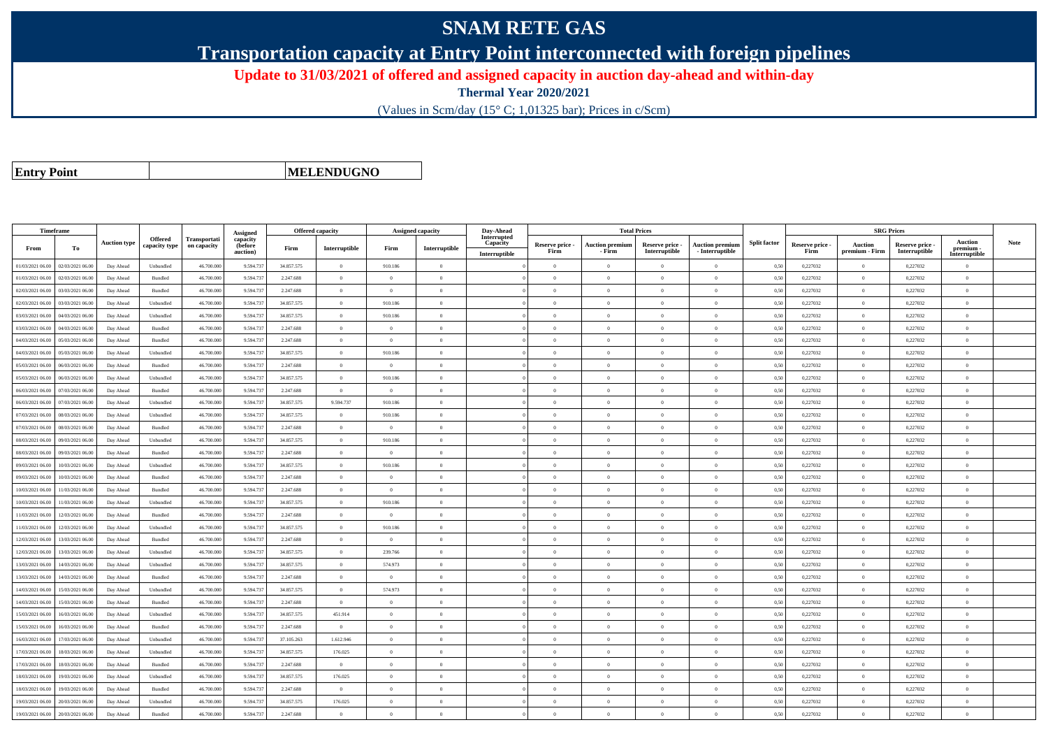# SNAM RETE GAS

## Transportation capacity at Entry Point interconnected with foreign pipelines

### Update to 31/03/2021 of offered and assigned capacity in auction day-ahead and within-day

**Thermal Year 2020/2021**

(Values in Scm/day (15° C; 1,01325 bar); Prices in c/Scm)

| **Entry Point** | | **MELENDUGNO** |
|---|---|---|

| Timeframe | | Auction type | Offered capacity type | Transportation capacity | Assigned capacity (before auction) | Offered capacity | | Assigned capacity | | Day-Ahead Interrupted Capacity | Total Prices | | | | Split factor | SRG Prices | | | | Note |
|---|---|---|---|---|---|---|---|---|---|---|---|---|---|---|---|---|---|---|---|---|
| From | To | | | | | Firm | Interruptible | Firm | Interruptible | Interruptible | Reserve price - Firm | Auction premium - Firm | Reserve price - Interruptible | Auction premium - Interruptible | | Reserve price - Firm | Auction premium - Firm | Reserve price - Interruptible | Auction premium - Interruptible | |
| 01/03/2021 06.00 | 02/03/2021 06.00 | Day Ahead | Unbundled | 46.700.000 | 9.594.737 | 34.857.575 | 0 | 910.186 | 0 | 0 | 0 | 0 | 0 | 0 | 0,50 | 0,227032 | 0 | 0,227032 | 0 | |
| 01/03/2021 06.00 | 02/03/2021 06.00 | Day Ahead | Bundled | 46.700.000 | 9.594.737 | 2.247.688 | 0 | 0 | 0 | 0 | 0 | 0 | 0 | 0 | 0,50 | 0,227032 | 0 | 0,227032 | 0 | |
| 02/03/2021 06.00 | 03/03/2021 06.00 | Day Ahead | Bundled | 46.700.000 | 9.594.737 | 2.247.688 | 0 | 0 | 0 | 0 | 0 | 0 | 0 | 0 | 0,50 | 0,227032 | 0 | 0,227032 | 0 | |
| 02/03/2021 06.00 | 03/03/2021 06.00 | Day Ahead | Unbundled | 46.700.000 | 9.594.737 | 34.857.575 | 0 | 910.186 | 0 | 0 | 0 | 0 | 0 | 0 | 0,50 | 0,227032 | 0 | 0,227032 | 0 | |
| 03/03/2021 06.00 | 04/03/2021 06.00 | Day Ahead | Unbundled | 46.700.000 | 9.594.737 | 34.857.575 | 0 | 910.186 | 0 | 0 | 0 | 0 | 0 | 0 | 0,50 | 0,227032 | 0 | 0,227032 | 0 | |
| 03/03/2021 06.00 | 04/03/2021 06.00 | Day Ahead | Bundled | 46.700.000 | 9.594.737 | 2.247.688 | 0 | 0 | 0 | 0 | 0 | 0 | 0 | 0 | 0,50 | 0,227032 | 0 | 0,227032 | 0 | |
| 04/03/2021 06.00 | 05/03/2021 06.00 | Day Ahead | Bundled | 46.700.000 | 9.594.737 | 2.247.688 | 0 | 0 | 0 | 0 | 0 | 0 | 0 | 0 | 0,50 | 0,227032 | 0 | 0,227032 | 0 | |
| 04/03/2021 06.00 | 05/03/2021 06.00 | Day Ahead | Unbundled | 46.700.000 | 9.594.737 | 34.857.575 | 0 | 910.186 | 0 | 0 | 0 | 0 | 0 | 0 | 0,50 | 0,227032 | 0 | 0,227032 | 0 | |
| 05/03/2021 06.00 | 06/03/2021 06.00 | Day Ahead | Bundled | 46.700.000 | 9.594.737 | 2.247.688 | 0 | 0 | 0 | 0 | 0 | 0 | 0 | 0 | 0,50 | 0,227032 | 0 | 0,227032 | 0 | |
| 05/03/2021 06.00 | 06/03/2021 06.00 | Day Ahead | Unbundled | 46.700.000 | 9.594.737 | 34.857.575 | 0 | 910.186 | 0 | 0 | 0 | 0 | 0 | 0 | 0,50 | 0,227032 | 0 | 0,227032 | 0 | |
| 06/03/2021 06.00 | 07/03/2021 06.00 | Day Ahead | Bundled | 46.700.000 | 9.594.737 | 2.247.688 | 0 | 0 | 0 | 0 | 0 | 0 | 0 | 0 | 0,50 | 0,227032 | 0 | 0,227032 | 0 | |
| 06/03/2021 06.00 | 07/03/2021 06.00 | Day Ahead | Unbundled | 46.700.000 | 9.594.737 | 34.857.575 | 9.594.737 | 910.186 | 0 | 0 | 0 | 0 | 0 | 0 | 0,50 | 0,227032 | 0 | 0,227032 | 0 | |
| 07/03/2021 06.00 | 08/03/2021 06.00 | Day Ahead | Unbundled | 46.700.000 | 9.594.737 | 34.857.575 | 0 | 910.186 | 0 | 0 | 0 | 0 | 0 | 0 | 0,50 | 0,227032 | 0 | 0,227032 | 0 | |
| 07/03/2021 06.00 | 08/03/2021 06.00 | Day Ahead | Bundled | 46.700.000 | 9.594.737 | 2.247.688 | 0 | 0 | 0 | 0 | 0 | 0 | 0 | 0 | 0,50 | 0,227032 | 0 | 0,227032 | 0 | |
| 08/03/2021 06.00 | 09/03/2021 06.00 | Day Ahead | Unbundled | 46.700.000 | 9.594.737 | 34.857.575 | 0 | 910.186 | 0 | 0 | 0 | 0 | 0 | 0 | 0,50 | 0,227032 | 0 | 0,227032 | 0 | |
| 08/03/2021 06.00 | 09/03/2021 06.00 | Day Ahead | Bundled | 46.700.000 | 9.594.737 | 2.247.688 | 0 | 0 | 0 | 0 | 0 | 0 | 0 | 0 | 0,50 | 0,227032 | 0 | 0,227032 | 0 | |
| 09/03/2021 06.00 | 10/03/2021 06.00 | Day Ahead | Unbundled | 46.700.000 | 9.594.737 | 34.857.575 | 0 | 910.186 | 0 | 0 | 0 | 0 | 0 | 0 | 0,50 | 0,227032 | 0 | 0,227032 | 0 | |
| 09/03/2021 06.00 | 10/03/2021 06.00 | Day Ahead | Bundled | 46.700.000 | 9.594.737 | 2.247.688 | 0 | 0 | 0 | 0 | 0 | 0 | 0 | 0 | 0,50 | 0,227032 | 0 | 0,227032 | 0 | |
| 10/03/2021 06.00 | 11/03/2021 06.00 | Day Ahead | Bundled | 46.700.000 | 9.594.737 | 2.247.688 | 0 | 0 | 0 | 0 | 0 | 0 | 0 | 0 | 0,50 | 0,227032 | 0 | 0,227032 | 0 | |
| 10/03/2021 06.00 | 11/03/2021 06.00 | Day Ahead | Unbundled | 46.700.000 | 9.594.737 | 34.857.575 | 0 | 910.186 | 0 | 0 | 0 | 0 | 0 | 0 | 0,50 | 0,227032 | 0 | 0,227032 | 0 | |
| 11/03/2021 06.00 | 12/03/2021 06.00 | Day Ahead | Bundled | 46.700.000 | 9.594.737 | 2.247.688 | 0 | 0 | 0 | 0 | 0 | 0 | 0 | 0 | 0,50 | 0,227032 | 0 | 0,227032 | 0 | |
| 11/03/2021 06.00 | 12/03/2021 06.00 | Day Ahead | Unbundled | 46.700.000 | 9.594.737 | 34.857.575 | 0 | 910.186 | 0 | 0 | 0 | 0 | 0 | 0 | 0,50 | 0,227032 | 0 | 0,227032 | 0 | |
| 12/03/2021 06.00 | 13/03/2021 06.00 | Day Ahead | Bundled | 46.700.000 | 9.594.737 | 2.247.688 | 0 | 0 | 0 | 0 | 0 | 0 | 0 | 0 | 0,50 | 0,227032 | 0 | 0,227032 | 0 | |
| 12/03/2021 06.00 | 13/03/2021 06.00 | Day Ahead | Unbundled | 46.700.000 | 9.594.737 | 34.857.575 | 0 | 239.766 | 0 | 0 | 0 | 0 | 0 | 0 | 0,50 | 0,227032 | 0 | 0,227032 | 0 | |
| 13/03/2021 06.00 | 14/03/2021 06.00 | Day Ahead | Unbundled | 46.700.000 | 9.594.737 | 34.857.575 | 0 | 574.973 | 0 | 0 | 0 | 0 | 0 | 0 | 0,50 | 0,227032 | 0 | 0,227032 | 0 | |
| 13/03/2021 06.00 | 14/03/2021 06.00 | Day Ahead | Bundled | 46.700.000 | 9.594.737 | 2.247.688 | 0 | 0 | 0 | 0 | 0 | 0 | 0 | 0 | 0,50 | 0,227032 | 0 | 0,227032 | 0 | |
| 14/03/2021 06.00 | 15/03/2021 06.00 | Day Ahead | Unbundled | 46.700.000 | 9.594.737 | 34.857.575 | 0 | 574.973 | 0 | 0 | 0 | 0 | 0 | 0 | 0,50 | 0,227032 | 0 | 0,227032 | 0 | |
| 14/03/2021 06.00 | 15/03/2021 06.00 | Day Ahead | Bundled | 46.700.000 | 9.594.737 | 2.247.688 | 0 | 0 | 0 | 0 | 0 | 0 | 0 | 0 | 0,50 | 0,227032 | 0 | 0,227032 | 0 | |
| 15/03/2021 06.00 | 16/03/2021 06.00 | Day Ahead | Unbundled | 46.700.000 | 9.594.737 | 34.857.575 | 451.914 | 0 | 0 | 0 | 0 | 0 | 0 | 0 | 0,50 | 0,227032 | 0 | 0,227032 | 0 | |
| 15/03/2021 06.00 | 16/03/2021 06.00 | Day Ahead | Bundled | 46.700.000 | 9.594.737 | 2.247.688 | 0 | 0 | 0 | 0 | 0 | 0 | 0 | 0 | 0,50 | 0,227032 | 0 | 0,227032 | 0 | |
| 16/03/2021 06.00 | 17/03/2021 06.00 | Day Ahead | Unbundled | 46.700.000 | 9.594.737 | 37.105.263 | 1.612.946 | 0 | 0 | 0 | 0 | 0 | 0 | 0 | 0,50 | 0,227032 | 0 | 0,227032 | 0 | |
| 17/03/2021 06.00 | 18/03/2021 06.00 | Day Ahead | Unbundled | 46.700.000 | 9.594.737 | 34.857.575 | 176.025 | 0 | 0 | 0 | 0 | 0 | 0 | 0 | 0,50 | 0,227032 | 0 | 0,227032 | 0 | |
| 17/03/2021 06.00 | 18/03/2021 06.00 | Day Ahead | Bundled | 46.700.000 | 9.594.737 | 2.247.688 | 0 | 0 | 0 | 0 | 0 | 0 | 0 | 0 | 0,50 | 0,227032 | 0 | 0,227032 | 0 | |
| 18/03/2021 06.00 | 19/03/2021 06.00 | Day Ahead | Unbundled | 46.700.000 | 9.594.737 | 34.857.575 | 176.025 | 0 | 0 | 0 | 0 | 0 | 0 | 0 | 0,50 | 0,227032 | 0 | 0,227032 | 0 | |
| 18/03/2021 06.00 | 19/03/2021 06.00 | Day Ahead | Bundled | 46.700.000 | 9.594.737 | 2.247.688 | 0 | 0 | 0 | 0 | 0 | 0 | 0 | 0 | 0,50 | 0,227032 | 0 | 0,227032 | 0 | |
| 19/03/2021 06.00 | 20/03/2021 06.00 | Day Ahead | Unbundled | 46.700.000 | 9.594.737 | 34.857.575 | 176.025 | 0 | 0 | 0 | 0 | 0 | 0 | 0 | 0,50 | 0,227032 | 0 | 0,227032 | 0 | |
| 19/03/2021 06.00 | 20/03/2021 06.00 | Day Ahead | Bundled | 46.700.000 | 9.594.737 | 2.247.688 | 0 | 0 | 0 | 0 | 0 | 0 | 0 | 0 | 0,50 | 0,227032 | 0 | 0,227032 | 0 | |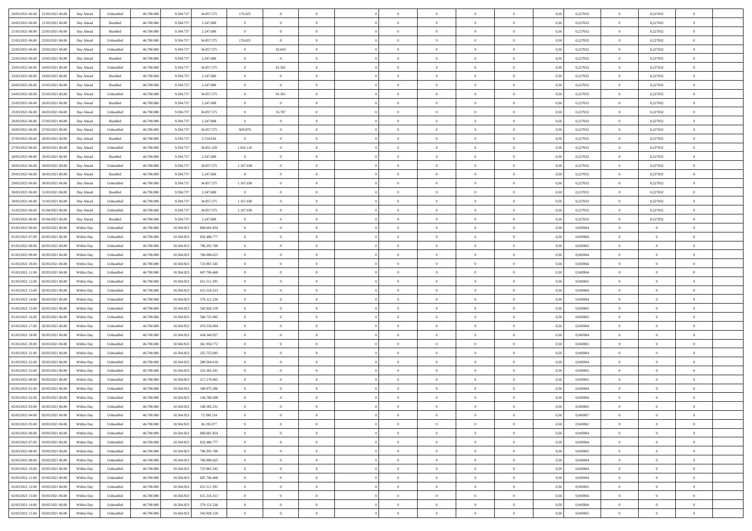| | | | | | | | | | | | | | | | | | | | | |
|---|---|---|---|---|---|---|---|---|---|---|---|---|---|---|---|---|---|---|---|---|
| 20/03/2021 06:00 | 21/03/2021 06:00 | Day Ahead | Unbundled | 46.700.000 | 9.594.737 | 34.857.575 | 176.025 | 0 | 0 | | 0 | 0 | 0 | 0 | 0,50 | 0,227032 | 0 | 0,227032 | 0 | |
| 20/03/2021 06:00 | 21/03/2021 06:00 | Day Ahead | Bundled | 46.700.000 | 9.594.737 | 2.247.688 | 0 | 0 | 0 | | 0 | 0 | 0 | 0 | 0,50 | 0,227032 | 0 | 0,227032 | 0 | |
| 21/03/2021 06:00 | 22/03/2021 06:00 | Day Ahead | Bundled | 46.700.000 | 9.594.737 | 2.247.688 | 0 | 0 | 0 | | 0 | 0 | 0 | 0 | 0,50 | 0,227032 | 0 | 0,227032 | 0 | |
| 21/03/2021 06:00 | 22/03/2021 06:00 | Day Ahead | Unbundled | 46.700.000 | 9.594.737 | 34.857.575 | 176.025 | 0 | 0 | | 0 | 0 | 0 | 0 | 0,50 | 0,227032 | 0 | 0,227032 | 0 | |
| 22/03/2021 06:00 | 23/03/2021 06:00 | Day Ahead | Unbundled | 46.700.000 | 9.594.737 | 34.857.575 | 0 | 82.043 | 0 | | 0 | 0 | 0 | 0 | 0,50 | 0,227032 | 0 | 0,227032 | 0 | |
| 22/03/2021 06:00 | 23/03/2021 06:00 | Day Ahead | Bundled | 46.700.000 | 9.594.737 | 2.247.688 | 0 | 0 | 0 | | 0 | 0 | 0 | 0 | 0,50 | 0,227032 | 0 | 0,227032 | 0 | |
| 23/03/2021 06:00 | 24/03/2021 06:00 | Day Ahead | Unbundled | 46.700.000 | 9.594.737 | 34.857.575 | 0 | 81.301 | 0 | | 0 | 0 | 0 | 0 | 0,50 | 0,227032 | 0 | 0,227032 | 0 | |
| 23/03/2021 06:00 | 24/03/2021 06:00 | Day Ahead | Bundled | 46.700.000 | 9.594.737 | 2.247.688 | 0 | 0 | 0 | | 0 | 0 | 0 | 0 | 0,50 | 0,227032 | 0 | 0,227032 | 0 | |
| 24/03/2021 06:00 | 25/03/2021 06:00 | Day Ahead | Bundled | 46.700.000 | 9.594.737 | 2.247.688 | 0 | 0 | 0 | | 0 | 0 | 0 | 0 | 0,50 | 0,227032 | 0 | 0,227032 | 0 | |
| 24/03/2021 06:00 | 25/03/2021 06:00 | Day Ahead | Unbundled | 46.700.000 | 9.594.737 | 34.857.575 | 0 | 81.301 | 0 | | 0 | 0 | 0 | 0 | 0,50 | 0,227032 | 0 | 0,227032 | 0 | |
| 25/03/2021 06:00 | 26/03/2021 06:00 | Day Ahead | Bundled | 46.700.000 | 9.594.737 | 2.247.688 | 0 | 0 | 0 | | 0 | 0 | 0 | 0 | 0,50 | 0,227032 | 0 | 0,227032 | 0 | |
| 25/03/2021 06:00 | 26/03/2021 06:00 | Day Ahead | Unbundled | 46.700.000 | 9.594.737 | 34.857.575 | 0 | 55.787 | 0 | | 0 | 0 | 0 | 0 | 0,50 | 0,227032 | 0 | 0,227032 | 0 | |
| 26/03/2021 06:00 | 27/03/2021 06:00 | Day Ahead | Bundled | 46.700.000 | 9.594.737 | 2.247.688 | 0 | 0 | 0 | | 0 | 0 | 0 | 0 | 0,50 | 0,227032 | 0 | 0,227032 | 0 | |
| 26/03/2021 06:00 | 27/03/2021 06:00 | Day Ahead | Unbundled | 46.700.000 | 9.594.737 | 34.857.575 | 929.879 | 0 | 0 | | 0 | 0 | 0 | 0 | 0,50 | 0,227032 | 0 | 0,227032 | 0 | |
| 27/03/2021 06:00 | 28/03/2021 06:00 | Day Ahead | Bundled | 46.700.000 | 9.594.737 | 2.154.034 | 0 | 0 | 0 | | 0 | 0 | 0 | 0 | 0,50 | 0,227032 | 0 | 0,227032 | 0 | |
| 27/03/2021 06:00 | 28/03/2021 06:00 | Day Ahead | Unbundled | 46.700.000 | 9.594.737 | 34.951.229 | 1.032.110 | 0 | 0 | | 0 | 0 | 0 | 0 | 0,50 | 0,227032 | 0 | 0,227032 | 0 | |
| 28/03/2021 06:00 | 29/03/2021 06:00 | Day Ahead | Bundled | 46.700.000 | 9.594.737 | 2.247.688 | 0 | 0 | 0 | | 0 | 0 | 0 | 0 | 0,50 | 0,227032 | 0 | 0,227032 | 0 | |
| 28/03/2021 06:00 | 29/03/2021 06:00 | Day Ahead | Unbundled | 46.700.000 | 9.594.737 | 34.857.575 | 1.167.038 | 0 | 0 | | 0 | 0 | 0 | 0 | 0,50 | 0,227032 | 0 | 0,227032 | 0 | |
| 29/03/2021 06:00 | 30/03/2021 06:00 | Day Ahead | Bundled | 46.700.000 | 9.594.737 | 2.247.688 | 0 | 0 | 0 | | 0 | 0 | 0 | 0 | 0,50 | 0,227032 | 0 | 0,227032 | 0 | |
| 29/03/2021 06:00 | 30/03/2021 06:00 | Day Ahead | Unbundled | 46.700.000 | 9.594.737 | 34.857.575 | 1.167.038 | 0 | 0 | | 0 | 0 | 0 | 0 | 0,50 | 0,227032 | 0 | 0,227032 | 0 | |
| 30/03/2021 06:00 | 31/03/2021 06:00 | Day Ahead | Bundled | 46.700.000 | 9.594.737 | 2.247.688 | 0 | 0 | 0 | | 0 | 0 | 0 | 0 | 0,50 | 0,227032 | 0 | 0,227032 | 0 | |
| 30/03/2021 06:00 | 31/03/2021 06:00 | Day Ahead | Unbundled | 46.700.000 | 9.594.737 | 34.857.575 | 1.167.038 | 0 | 0 | | 0 | 0 | 0 | 0 | 0,50 | 0,227032 | 0 | 0,227032 | 0 | |
| 31/03/2021 06:00 | 01/04/2021 06:00 | Day Ahead | Unbundled | 46.700.000 | 9.594.737 | 34.857.575 | 1.167.038 | 0 | 0 | | 0 | 0 | 0 | 0 | 0,50 | 0,227032 | 0 | 0,227032 | 0 | |
| 31/03/2021 06:00 | 01/04/2021 06:00 | Day Ahead | Bundled | 46.700.000 | 9.594.737 | 2.247.688 | 0 | 0 | 0 | | 0 | 0 | 0 | 0 | 0,50 | 0,227032 | 0 | 0,227032 | 0 | |
| 01/03/2021 06:00 | 02/03/2021 06:00 | Within Day | Unbundled | 46.700.000 | 10.504.923 | 868.681.854 | 0 | 0 | 0 | | 0 | 0 | 0 | 0 | 0,50 | 0,945964 | 0 | 0 | 0 | |
| 01/03/2021 07:00 | 02/03/2021 06:00 | Within Day | Unbundled | 46.700.000 | 10.504.923 | 832.486.777 | 0 | 0 | 0 | | 0 | 0 | 0 | 0 | 0,50 | 0,945964 | 0 | 0 | 0 | |
| 01/03/2021 08:00 | 02/03/2021 06:00 | Within Day | Unbundled | 46.700.000 | 10.504.923 | 796.291.700 | 0 | 0 | 0 | | 0 | 0 | 0 | 0 | 0,50 | 0,945965 | 0 | 0 | 0 | |
| 01/03/2021 09:00 | 02/03/2021 06:00 | Within Day | Unbundled | 46.700.000 | 10.504.923 | 760.096.623 | 0 | 0 | 0 | | 0 | 0 | 0 | 0 | 0,50 | 0,945964 | 0 | 0 | 0 | |
| 01/03/2021 10:00 | 02/03/2021 06:00 | Within Day | Unbundled | 46.700.000 | 10.504.923 | 723.901.545 | 0 | 0 | 0 | | 0 | 0 | 0 | 0 | 0,50 | 0,945964 | 0 | 0 | 0 | |
| 01/03/2021 11:00 | 02/03/2021 06:00 | Within Day | Unbundled | 46.700.000 | 10.504.923 | 687.706.468 | 0 | 0 | 0 | | 0 | 0 | 0 | 0 | 0,50 | 0,945964 | 0 | 0 | 0 | |
| 01/03/2021 12:00 | 02/03/2021 06:00 | Within Day | Unbundled | 46.700.000 | 10.504.923 | 651.511.391 | 0 | 0 | 0 | | 0 | 0 | 0 | 0 | 0,50 | 0,945965 | 0 | 0 | 0 | |
| 01/03/2021 13:00 | 02/03/2021 06:00 | Within Day | Unbundled | 46.700.000 | 10.504.923 | 615.316.313 | 0 | 0 | 0 | | 0 | 0 | 0 | 0 | 0,50 | 0,945964 | 0 | 0 | 0 | |
| 01/03/2021 14:00 | 02/03/2021 06:00 | Within Day | Unbundled | 46.700.000 | 10.504.923 | 579.121.236 | 0 | 0 | 0 | | 0 | 0 | 0 | 0 | 0,50 | 0,945964 | 0 | 0 | 0 | |
| 01/03/2021 15:00 | 02/03/2021 06:00 | Within Day | Unbundled | 46.700.000 | 10.504.923 | 542.926.159 | 0 | 0 | 0 | | 0 | 0 | 0 | 0 | 0,50 | 0,945965 | 0 | 0 | 0 | |
| 01/03/2021 16:00 | 02/03/2021 06:00 | Within Day | Unbundled | 46.700.000 | 10.504.923 | 506.731.082 | 0 | 0 | 0 | | 0 | 0 | 0 | 0 | 0,50 | 0,945965 | 0 | 0 | 0 | |
| 01/03/2021 17:00 | 02/03/2021 06:00 | Within Day | Unbundled | 46.700.000 | 10.504.923 | 470.536.004 | 0 | 0 | 0 | | 0 | 0 | 0 | 0 | 0,50 | 0,945964 | 0 | 0 | 0 | |
| 01/03/2021 18:00 | 02/03/2021 06:00 | Within Day | Unbundled | 46.700.000 | 10.504.923 | 434.340.927 | 0 | 0 | 0 | | 0 | 0 | 0 | 0 | 0,50 | 0,945964 | 0 | 0 | 0 | |
| 01/03/2021 20:00 | 02/03/2021 06:00 | Within Day | Unbundled | 46.700.000 | 10.504.923 | 361.950.772 | 0 | 0 | 0 | | 0 | 0 | 0 | 0 | 0,50 | 0,945965 | 0 | 0 | 0 | |
| 01/03/2021 21:00 | 02/03/2021 06:00 | Within Day | Unbundled | 46.700.000 | 10.504.923 | 325.755.695 | 0 | 0 | 0 | | 0 | 0 | 0 | 0 | 0,50 | 0,945964 | 0 | 0 | 0 | |
| 01/03/2021 22:00 | 02/03/2021 06:00 | Within Day | Unbundled | 46.700.000 | 10.504.923 | 289.560.618 | 0 | 0 | 0 | | 0 | 0 | 0 | 0 | 0,50 | 0,945964 | 0 | 0 | 0 | |
| 01/03/2021 23:00 | 02/03/2021 06:00 | Within Day | Unbundled | 46.700.000 | 10.504.923 | 253.365.541 | 0 | 0 | 0 | | 0 | 0 | 0 | 0 | 0,50 | 0,945965 | 0 | 0 | 0 | |
| 02/03/2021 00:00 | 02/03/2021 06:00 | Within Day | Unbundled | 46.700.000 | 10.504.923 | 217.170.463 | 0 | 0 | 0 | | 0 | 0 | 0 | 0 | 0,50 | 0,945965 | 0 | 0 | 0 | |
| 02/03/2021 01:00 | 02/03/2021 06:00 | Within Day | Unbundled | 46.700.000 | 10.504.923 | 180.975.386 | 0 | 0 | 0 | | 0 | 0 | 0 | 0 | 0,50 | 0,945964 | 0 | 0 | 0 | |
| 02/03/2021 02:00 | 02/03/2021 06:00 | Within Day | Unbundled | 46.700.000 | 10.504.923 | 144.780.309 | 0 | 0 | 0 | | 0 | 0 | 0 | 0 | 0,50 | 0,945964 | 0 | 0 | 0 | |
| 02/03/2021 03:00 | 02/03/2021 06:00 | Within Day | Unbundled | 46.700.000 | 10.504.923 | 108.585.231 | 0 | 0 | 0 | | 0 | 0 | 0 | 0 | 0,50 | 0,945965 | 0 | 0 | 0 | |
| 02/03/2021 04:00 | 02/03/2021 06:00 | Within Day | Unbundled | 46.700.000 | 10.504.923 | 72.390.154 | 0 | 0 | 0 | | 0 | 0 | 0 | 0 | 0,50 | 0,945967 | 0 | 0 | 0 | |
| 02/03/2021 05:00 | 02/03/2021 06:00 | Within Day | Unbundled | 46.700.000 | 10.504.923 | 36.195.077 | 0 | 0 | 0 | | 0 | 0 | 0 | 0 | 0,50 | 0,945962 | 0 | 0 | 0 | |
| 02/03/2021 06:00 | 03/03/2021 06:00 | Within Day | Unbundled | 46.700.000 | 10.504.923 | 868.681.854 | 0 | 0 | 0 | | 0 | 0 | 0 | 0 | 0,50 | 0,945964 | 0 | 0 | 0 | |
| 02/03/2021 07:00 | 03/03/2021 06:00 | Within Day | Unbundled | 46.700.000 | 10.504.923 | 832.486.777 | 0 | 0 | 0 | | 0 | 0 | 0 | 0 | 0,50 | 0,945964 | 0 | 0 | 0 | |
| 02/03/2021 08:00 | 03/03/2021 06:00 | Within Day | Unbundled | 46.700.000 | 10.504.923 | 796.291.700 | 0 | 0 | 0 | | 0 | 0 | 0 | 0 | 0,50 | 0,945965 | 0 | 0 | 0 | |
| 02/03/2021 09:00 | 03/03/2021 06:00 | Within Day | Unbundled | 46.700.000 | 10.504.923 | 760.096.623 | 0 | 0 | 0 | | 0 | 0 | 0 | 0 | 0,50 | 0,945964 | 0 | 0 | 0 | |
| 02/03/2021 10:00 | 03/03/2021 06:00 | Within Day | Unbundled | 46.700.000 | 10.504.923 | 723.901.545 | 0 | 0 | 0 | | 0 | 0 | 0 | 0 | 0,50 | 0,945964 | 0 | 0 | 0 | |
| 02/03/2021 11:00 | 03/03/2021 06:00 | Within Day | Unbundled | 46.700.000 | 10.504.923 | 687.706.468 | 0 | 0 | 0 | | 0 | 0 | 0 | 0 | 0,50 | 0,945964 | 0 | 0 | 0 | |
| 02/03/2021 12:00 | 03/03/2021 06:00 | Within Day | Unbundled | 46.700.000 | 10.504.923 | 651.511.391 | 0 | 0 | 0 | | 0 | 0 | 0 | 0 | 0,50 | 0,945965 | 0 | 0 | 0 | |
| 02/03/2021 13:00 | 03/03/2021 06:00 | Within Day | Unbundled | 46.700.000 | 10.504.923 | 615.316.313 | 0 | 0 | 0 | | 0 | 0 | 0 | 0 | 0,50 | 0,945964 | 0 | 0 | 0 | |
| 02/03/2021 14:00 | 03/03/2021 06:00 | Within Day | Unbundled | 46.700.000 | 10.504.923 | 579.121.236 | 0 | 0 | 0 | | 0 | 0 | 0 | 0 | 0,50 | 0,945964 | 0 | 0 | 0 | |
| 02/03/2021 15:00 | 03/03/2021 06:00 | Within Day | Unbundled | 46.700.000 | 10.504.923 | 542.926.159 | 0 | 0 | 0 | | 0 | 0 | 0 | 0 | 0,50 | 0,945965 | 0 | 0 | 0 | |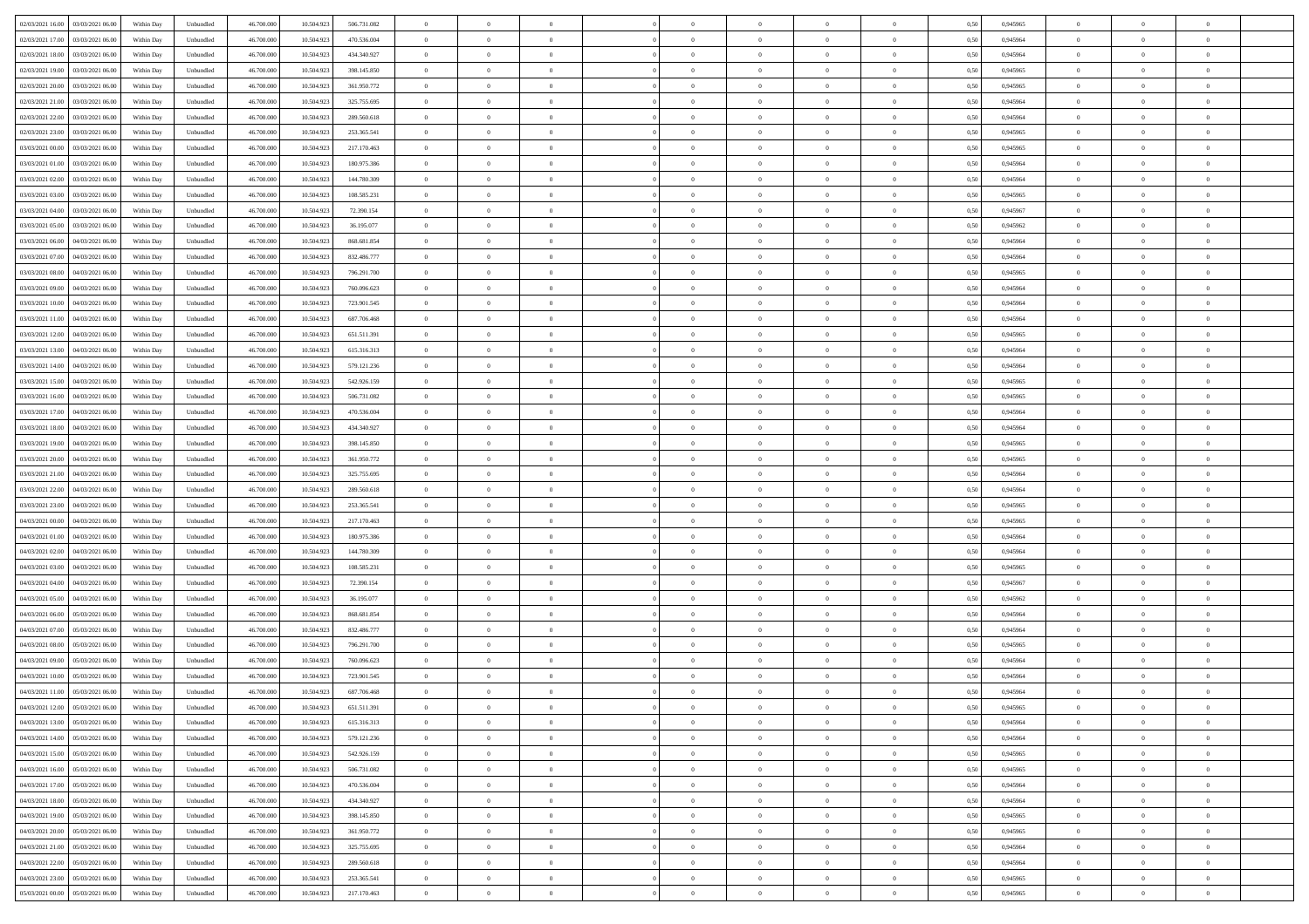| | | | | | | | | | | | | | | | | | | | | | |
|---|---|---|---|---|---|---|---|---|---|---|---|---|---|---|---|---|---|---|---|---|---|
| 02/03/2021 16:00 | 03/03/2021 06:00 | Within Day | Unbundled | 46.700.000 | 10.504.923 | 506.731.082 | 0 | 0 | 0 | | 0 | 0 | 0 | 0 | 0 | 0,50 | 0,945965 | 0 | 0 | 0 | |
| 02/03/2021 17:00 | 03/03/2021 06:00 | Within Day | Unbundled | 46.700.000 | 10.504.923 | 470.536.004 | 0 | 0 | 0 | | 0 | 0 | 0 | 0 | 0 | 0,50 | 0,945964 | 0 | 0 | 0 | |
| 02/03/2021 18:00 | 03/03/2021 06:00 | Within Day | Unbundled | 46.700.000 | 10.504.923 | 434.340.927 | 0 | 0 | 0 | | 0 | 0 | 0 | 0 | 0 | 0,50 | 0,945964 | 0 | 0 | 0 | |
| 02/03/2021 19:00 | 03/03/2021 06:00 | Within Day | Unbundled | 46.700.000 | 10.504.923 | 398.145.850 | 0 | 0 | 0 | | 0 | 0 | 0 | 0 | 0 | 0,50 | 0,945965 | 0 | 0 | 0 | |
| 02/03/2021 20:00 | 03/03/2021 06:00 | Within Day | Unbundled | 46.700.000 | 10.504.923 | 361.950.772 | 0 | 0 | 0 | | 0 | 0 | 0 | 0 | 0 | 0,50 | 0,945965 | 0 | 0 | 0 | |
| 02/03/2021 21:00 | 03/03/2021 06:00 | Within Day | Unbundled | 46.700.000 | 10.504.923 | 325.755.695 | 0 | 0 | 0 | | 0 | 0 | 0 | 0 | 0 | 0,50 | 0,945964 | 0 | 0 | 0 | |
| 02/03/2021 22:00 | 03/03/2021 06:00 | Within Day | Unbundled | 46.700.000 | 10.504.923 | 289.560.618 | 0 | 0 | 0 | | 0 | 0 | 0 | 0 | 0 | 0,50 | 0,945964 | 0 | 0 | 0 | |
| 02/03/2021 23:00 | 03/03/2021 06:00 | Within Day | Unbundled | 46.700.000 | 10.504.923 | 253.365.541 | 0 | 0 | 0 | | 0 | 0 | 0 | 0 | 0 | 0,50 | 0,945965 | 0 | 0 | 0 | |
| 03/03/2021 00:00 | 03/03/2021 06:00 | Within Day | Unbundled | 46.700.000 | 10.504.923 | 217.170.463 | 0 | 0 | 0 | | 0 | 0 | 0 | 0 | 0 | 0,50 | 0,945965 | 0 | 0 | 0 | |
| 03/03/2021 01:00 | 03/03/2021 06:00 | Within Day | Unbundled | 46.700.000 | 10.504.923 | 180.975.386 | 0 | 0 | 0 | | 0 | 0 | 0 | 0 | 0 | 0,50 | 0,945964 | 0 | 0 | 0 | |
| 03/03/2021 02:00 | 03/03/2021 06:00 | Within Day | Unbundled | 46.700.000 | 10.504.923 | 144.780.309 | 0 | 0 | 0 | | 0 | 0 | 0 | 0 | 0 | 0,50 | 0,945964 | 0 | 0 | 0 | |
| 03/03/2021 03:00 | 03/03/2021 06:00 | Within Day | Unbundled | 46.700.000 | 10.504.923 | 108.585.231 | 0 | 0 | 0 | | 0 | 0 | 0 | 0 | 0 | 0,50 | 0,945965 | 0 | 0 | 0 | |
| 03/03/2021 04:00 | 03/03/2021 06:00 | Within Day | Unbundled | 46.700.000 | 10.504.923 | 72.390.154 | 0 | 0 | 0 | | 0 | 0 | 0 | 0 | 0 | 0,50 | 0,945967 | 0 | 0 | 0 | |
| 03/03/2021 05:00 | 03/03/2021 06:00 | Within Day | Unbundled | 46.700.000 | 10.504.923 | 36.195.077 | 0 | 0 | 0 | | 0 | 0 | 0 | 0 | 0 | 0,50 | 0,945962 | 0 | 0 | 0 | |
| 03/03/2021 06:00 | 04/03/2021 06:00 | Within Day | Unbundled | 46.700.000 | 10.504.923 | 868.681.854 | 0 | 0 | 0 | | 0 | 0 | 0 | 0 | 0 | 0,50 | 0,945964 | 0 | 0 | 0 | |
| 03/03/2021 07:00 | 04/03/2021 06:00 | Within Day | Unbundled | 46.700.000 | 10.504.923 | 832.486.777 | 0 | 0 | 0 | | 0 | 0 | 0 | 0 | 0 | 0,50 | 0,945964 | 0 | 0 | 0 | |
| 03/03/2021 08:00 | 04/03/2021 06:00 | Within Day | Unbundled | 46.700.000 | 10.504.923 | 796.291.700 | 0 | 0 | 0 | | 0 | 0 | 0 | 0 | 0 | 0,50 | 0,945965 | 0 | 0 | 0 | |
| 03/03/2021 09:00 | 04/03/2021 06:00 | Within Day | Unbundled | 46.700.000 | 10.504.923 | 760.096.623 | 0 | 0 | 0 | | 0 | 0 | 0 | 0 | 0 | 0,50 | 0,945964 | 0 | 0 | 0 | |
| 03/03/2021 10:00 | 04/03/2021 06:00 | Within Day | Unbundled | 46.700.000 | 10.504.923 | 723.901.545 | 0 | 0 | 0 | | 0 | 0 | 0 | 0 | 0 | 0,50 | 0,945964 | 0 | 0 | 0 | |
| 03/03/2021 11:00 | 04/03/2021 06:00 | Within Day | Unbundled | 46.700.000 | 10.504.923 | 687.706.468 | 0 | 0 | 0 | | 0 | 0 | 0 | 0 | 0 | 0,50 | 0,945964 | 0 | 0 | 0 | |
| 03/03/2021 12:00 | 04/03/2021 06:00 | Within Day | Unbundled | 46.700.000 | 10.504.923 | 651.511.391 | 0 | 0 | 0 | | 0 | 0 | 0 | 0 | 0 | 0,50 | 0,945965 | 0 | 0 | 0 | |
| 03/03/2021 13:00 | 04/03/2021 06:00 | Within Day | Unbundled | 46.700.000 | 10.504.923 | 615.316.313 | 0 | 0 | 0 | | 0 | 0 | 0 | 0 | 0 | 0,50 | 0,945964 | 0 | 0 | 0 | |
| 03/03/2021 14:00 | 04/03/2021 06:00 | Within Day | Unbundled | 46.700.000 | 10.504.923 | 579.121.236 | 0 | 0 | 0 | | 0 | 0 | 0 | 0 | 0 | 0,50 | 0,945964 | 0 | 0 | 0 | |
| 03/03/2021 15:00 | 04/03/2021 06:00 | Within Day | Unbundled | 46.700.000 | 10.504.923 | 542.926.159 | 0 | 0 | 0 | | 0 | 0 | 0 | 0 | 0 | 0,50 | 0,945965 | 0 | 0 | 0 | |
| 03/03/2021 16:00 | 04/03/2021 06:00 | Within Day | Unbundled | 46.700.000 | 10.504.923 | 506.731.082 | 0 | 0 | 0 | | 0 | 0 | 0 | 0 | 0 | 0,50 | 0,945965 | 0 | 0 | 0 | |
| 03/03/2021 17:00 | 04/03/2021 06:00 | Within Day | Unbundled | 46.700.000 | 10.504.923 | 470.536.004 | 0 | 0 | 0 | | 0 | 0 | 0 | 0 | 0 | 0,50 | 0,945964 | 0 | 0 | 0 | |
| 03/03/2021 18:00 | 04/03/2021 06:00 | Within Day | Unbundled | 46.700.000 | 10.504.923 | 434.340.927 | 0 | 0 | 0 | | 0 | 0 | 0 | 0 | 0 | 0,50 | 0,945964 | 0 | 0 | 0 | |
| 03/03/2021 19:00 | 04/03/2021 06:00 | Within Day | Unbundled | 46.700.000 | 10.504.923 | 398.145.850 | 0 | 0 | 0 | | 0 | 0 | 0 | 0 | 0 | 0,50 | 0,945965 | 0 | 0 | 0 | |
| 03/03/2021 20:00 | 04/03/2021 06:00 | Within Day | Unbundled | 46.700.000 | 10.504.923 | 361.950.772 | 0 | 0 | 0 | | 0 | 0 | 0 | 0 | 0 | 0,50 | 0,945965 | 0 | 0 | 0 | |
| 03/03/2021 21:00 | 04/03/2021 06:00 | Within Day | Unbundled | 46.700.000 | 10.504.923 | 325.755.695 | 0 | 0 | 0 | | 0 | 0 | 0 | 0 | 0 | 0,50 | 0,945964 | 0 | 0 | 0 | |
| 03/03/2021 22:00 | 04/03/2021 06:00 | Within Day | Unbundled | 46.700.000 | 10.504.923 | 289.560.618 | 0 | 0 | 0 | | 0 | 0 | 0 | 0 | 0 | 0,50 | 0,945964 | 0 | 0 | 0 | |
| 03/03/2021 23:00 | 04/03/2021 06:00 | Within Day | Unbundled | 46.700.000 | 10.504.923 | 253.365.541 | 0 | 0 | 0 | | 0 | 0 | 0 | 0 | 0 | 0,50 | 0,945965 | 0 | 0 | 0 | |
| 04/03/2021 00:00 | 04/03/2021 06:00 | Within Day | Unbundled | 46.700.000 | 10.504.923 | 217.170.463 | 0 | 0 | 0 | | 0 | 0 | 0 | 0 | 0 | 0,50 | 0,945965 | 0 | 0 | 0 | |
| 04/03/2021 01:00 | 04/03/2021 06:00 | Within Day | Unbundled | 46.700.000 | 10.504.923 | 180.975.386 | 0 | 0 | 0 | | 0 | 0 | 0 | 0 | 0 | 0,50 | 0,945964 | 0 | 0 | 0 | |
| 04/03/2021 02:00 | 04/03/2021 06:00 | Within Day | Unbundled | 46.700.000 | 10.504.923 | 144.780.309 | 0 | 0 | 0 | | 0 | 0 | 0 | 0 | 0 | 0,50 | 0,945964 | 0 | 0 | 0 | |
| 04/03/2021 03:00 | 04/03/2021 06:00 | Within Day | Unbundled | 46.700.000 | 10.504.923 | 108.585.231 | 0 | 0 | 0 | | 0 | 0 | 0 | 0 | 0 | 0,50 | 0,945965 | 0 | 0 | 0 | |
| 04/03/2021 04:00 | 04/03/2021 06:00 | Within Day | Unbundled | 46.700.000 | 10.504.923 | 72.390.154 | 0 | 0 | 0 | | 0 | 0 | 0 | 0 | 0 | 0,50 | 0,945967 | 0 | 0 | 0 | |
| 04/03/2021 05:00 | 04/03/2021 06:00 | Within Day | Unbundled | 46.700.000 | 10.504.923 | 36.195.077 | 0 | 0 | 0 | | 0 | 0 | 0 | 0 | 0 | 0,50 | 0,945962 | 0 | 0 | 0 | |
| 04/03/2021 06:00 | 05/03/2021 06:00 | Within Day | Unbundled | 46.700.000 | 10.504.923 | 868.681.854 | 0 | 0 | 0 | | 0 | 0 | 0 | 0 | 0 | 0,50 | 0,945964 | 0 | 0 | 0 | |
| 04/03/2021 07:00 | 05/03/2021 06:00 | Within Day | Unbundled | 46.700.000 | 10.504.923 | 832.486.777 | 0 | 0 | 0 | | 0 | 0 | 0 | 0 | 0 | 0,50 | 0,945964 | 0 | 0 | 0 | |
| 04/03/2021 08:00 | 05/03/2021 06:00 | Within Day | Unbundled | 46.700.000 | 10.504.923 | 796.291.700 | 0 | 0 | 0 | | 0 | 0 | 0 | 0 | 0 | 0,50 | 0,945965 | 0 | 0 | 0 | |
| 04/03/2021 09:00 | 05/03/2021 06:00 | Within Day | Unbundled | 46.700.000 | 10.504.923 | 760.096.623 | 0 | 0 | 0 | | 0 | 0 | 0 | 0 | 0 | 0,50 | 0,945964 | 0 | 0 | 0 | |
| 04/03/2021 10:00 | 05/03/2021 06:00 | Within Day | Unbundled | 46.700.000 | 10.504.923 | 723.901.545 | 0 | 0 | 0 | | 0 | 0 | 0 | 0 | 0 | 0,50 | 0,945964 | 0 | 0 | 0 | |
| 04/03/2021 11:00 | 05/03/2021 06:00 | Within Day | Unbundled | 46.700.000 | 10.504.923 | 687.706.468 | 0 | 0 | 0 | | 0 | 0 | 0 | 0 | 0 | 0,50 | 0,945964 | 0 | 0 | 0 | |
| 04/03/2021 12:00 | 05/03/2021 06:00 | Within Day | Unbundled | 46.700.000 | 10.504.923 | 651.511.391 | 0 | 0 | 0 | | 0 | 0 | 0 | 0 | 0 | 0,50 | 0,945965 | 0 | 0 | 0 | |
| 04/03/2021 13:00 | 05/03/2021 06:00 | Within Day | Unbundled | 46.700.000 | 10.504.923 | 615.316.313 | 0 | 0 | 0 | | 0 | 0 | 0 | 0 | 0 | 0,50 | 0,945964 | 0 | 0 | 0 | |
| 04/03/2021 14:00 | 05/03/2021 06:00 | Within Day | Unbundled | 46.700.000 | 10.504.923 | 579.121.236 | 0 | 0 | 0 | | 0 | 0 | 0 | 0 | 0 | 0,50 | 0,945964 | 0 | 0 | 0 | |
| 04/03/2021 15:00 | 05/03/2021 06:00 | Within Day | Unbundled | 46.700.000 | 10.504.923 | 542.926.159 | 0 | 0 | 0 | | 0 | 0 | 0 | 0 | 0 | 0,50 | 0,945965 | 0 | 0 | 0 | |
| 04/03/2021 16:00 | 05/03/2021 06:00 | Within Day | Unbundled | 46.700.000 | 10.504.923 | 506.731.082 | 0 | 0 | 0 | | 0 | 0 | 0 | 0 | 0 | 0,50 | 0,945965 | 0 | 0 | 0 | |
| 04/03/2021 17:00 | 05/03/2021 06:00 | Within Day | Unbundled | 46.700.000 | 10.504.923 | 470.536.004 | 0 | 0 | 0 | | 0 | 0 | 0 | 0 | 0 | 0,50 | 0,945964 | 0 | 0 | 0 | |
| 04/03/2021 18:00 | 05/03/2021 06:00 | Within Day | Unbundled | 46.700.000 | 10.504.923 | 434.340.927 | 0 | 0 | 0 | | 0 | 0 | 0 | 0 | 0 | 0,50 | 0,945964 | 0 | 0 | 0 | |
| 04/03/2021 19:00 | 05/03/2021 06:00 | Within Day | Unbundled | 46.700.000 | 10.504.923 | 398.145.850 | 0 | 0 | 0 | | 0 | 0 | 0 | 0 | 0 | 0,50 | 0,945965 | 0 | 0 | 0 | |
| 04/03/2021 20:00 | 05/03/2021 06:00 | Within Day | Unbundled | 46.700.000 | 10.504.923 | 361.950.772 | 0 | 0 | 0 | | 0 | 0 | 0 | 0 | 0 | 0,50 | 0,945965 | 0 | 0 | 0 | |
| 04/03/2021 21:00 | 05/03/2021 06:00 | Within Day | Unbundled | 46.700.000 | 10.504.923 | 325.755.695 | 0 | 0 | 0 | | 0 | 0 | 0 | 0 | 0 | 0,50 | 0,945964 | 0 | 0 | 0 | |
| 04/03/2021 22:00 | 05/03/2021 06:00 | Within Day | Unbundled | 46.700.000 | 10.504.923 | 289.560.618 | 0 | 0 | 0 | | 0 | 0 | 0 | 0 | 0 | 0,50 | 0,945964 | 0 | 0 | 0 | |
| 04/03/2021 23:00 | 05/03/2021 06:00 | Within Day | Unbundled | 46.700.000 | 10.504.923 | 253.365.541 | 0 | 0 | 0 | | 0 | 0 | 0 | 0 | 0 | 0,50 | 0,945965 | 0 | 0 | 0 | |
| 05/03/2021 00:00 | 05/03/2021 06:00 | Within Day | Unbundled | 46.700.000 | 10.504.923 | 217.170.463 | 0 | 0 | 0 | | 0 | 0 | 0 | 0 | 0 | 0,50 | 0,945965 | 0 | 0 | 0 | |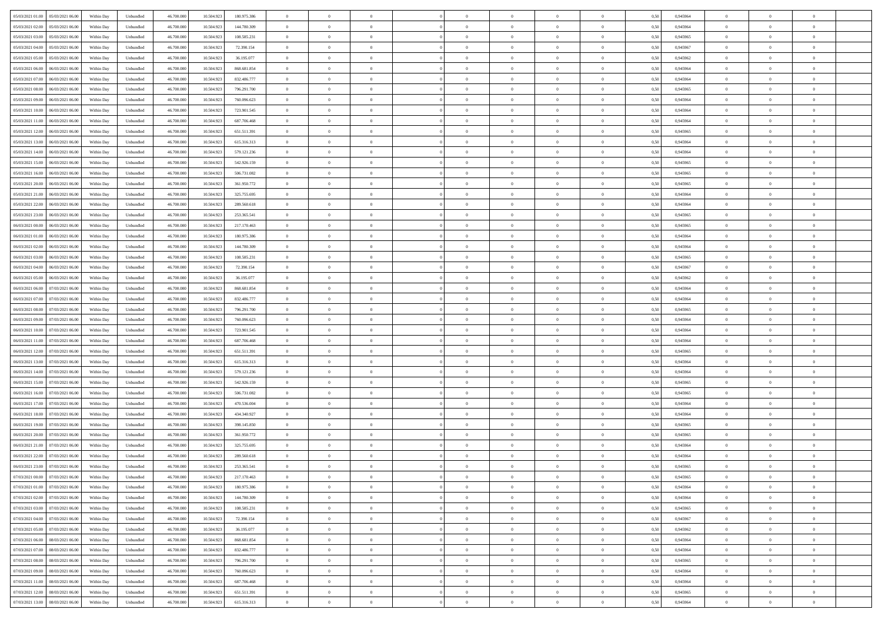| | | | | | | | | | | | | | | | | | | | | | |
|---|---|---|---|---|---|---|---|---|---|---|---|---|---|---|---|---|---|---|---|---|---|
| 05/03/2021 01:00 | 05/03/2021 06:00 | Within Day | Unbundled | 46.700.000 | 10.504.923 | 180.975.386 | 0 | 0 | 0 | | 0 | 0 | 0 | 0 | 0,50 | 0,945964 | 0 | 0 | 0 | |
| 05/03/2021 02:00 | 05/03/2021 06:00 | Within Day | Unbundled | 46.700.000 | 10.504.923 | 144.780.309 | 0 | 0 | 0 | | 0 | 0 | 0 | 0 | 0,50 | 0,945964 | 0 | 0 | 0 | |
| 05/03/2021 03:00 | 05/03/2021 06:00 | Within Day | Unbundled | 46.700.000 | 10.504.923 | 108.585.231 | 0 | 0 | 0 | | 0 | 0 | 0 | 0 | 0,50 | 0,945965 | 0 | 0 | 0 | |
| 05/03/2021 04:00 | 05/03/2021 06:00 | Within Day | Unbundled | 46.700.000 | 10.504.923 | 72.390.154 | 0 | 0 | 0 | | 0 | 0 | 0 | 0 | 0,50 | 0,945967 | 0 | 0 | 0 | |
| 05/03/2021 05:00 | 05/03/2021 06:00 | Within Day | Unbundled | 46.700.000 | 10.504.923 | 36.195.077 | 0 | 0 | 0 | | 0 | 0 | 0 | 0 | 0,50 | 0,945962 | 0 | 0 | 0 | |
| 05/03/2021 06:00 | 06/03/2021 06:00 | Within Day | Unbundled | 46.700.000 | 10.504.923 | 868.681.854 | 0 | 0 | 0 | | 0 | 0 | 0 | 0 | 0,50 | 0,945964 | 0 | 0 | 0 | |
| 05/03/2021 07:00 | 06/03/2021 06:00 | Within Day | Unbundled | 46.700.000 | 10.504.923 | 832.486.777 | 0 | 0 | 0 | | 0 | 0 | 0 | 0 | 0,50 | 0,945964 | 0 | 0 | 0 | |
| 05/03/2021 08:00 | 06/03/2021 06:00 | Within Day | Unbundled | 46.700.000 | 10.504.923 | 796.291.700 | 0 | 0 | 0 | | 0 | 0 | 0 | 0 | 0,50 | 0,945965 | 0 | 0 | 0 | |
| 05/03/2021 09:00 | 06/03/2021 06:00 | Within Day | Unbundled | 46.700.000 | 10.504.923 | 760.096.623 | 0 | 0 | 0 | | 0 | 0 | 0 | 0 | 0,50 | 0,945964 | 0 | 0 | 0 | |
| 05/03/2021 10:00 | 06/03/2021 06:00 | Within Day | Unbundled | 46.700.000 | 10.504.923 | 723.901.545 | 0 | 0 | 0 | | 0 | 0 | 0 | 0 | 0,50 | 0,945964 | 0 | 0 | 0 | |
| 05/03/2021 11:00 | 06/03/2021 06:00 | Within Day | Unbundled | 46.700.000 | 10.504.923 | 687.706.468 | 0 | 0 | 0 | | 0 | 0 | 0 | 0 | 0,50 | 0,945964 | 0 | 0 | 0 | |
| 05/03/2021 12:00 | 06/03/2021 06:00 | Within Day | Unbundled | 46.700.000 | 10.504.923 | 651.511.391 | 0 | 0 | 0 | | 0 | 0 | 0 | 0 | 0,50 | 0,945965 | 0 | 0 | 0 | |
| 05/03/2021 13:00 | 06/03/2021 06:00 | Within Day | Unbundled | 46.700.000 | 10.504.923 | 615.316.313 | 0 | 0 | 0 | | 0 | 0 | 0 | 0 | 0,50 | 0,945964 | 0 | 0 | 0 | |
| 05/03/2021 14:00 | 06/03/2021 06:00 | Within Day | Unbundled | 46.700.000 | 10.504.923 | 579.121.236 | 0 | 0 | 0 | | 0 | 0 | 0 | 0 | 0,50 | 0,945964 | 0 | 0 | 0 | |
| 05/03/2021 15:00 | 06/03/2021 06:00 | Within Day | Unbundled | 46.700.000 | 10.504.923 | 542.926.159 | 0 | 0 | 0 | | 0 | 0 | 0 | 0 | 0,50 | 0,945965 | 0 | 0 | 0 | |
| 05/03/2021 16:00 | 06/03/2021 06:00 | Within Day | Unbundled | 46.700.000 | 10.504.923 | 506.731.082 | 0 | 0 | 0 | | 0 | 0 | 0 | 0 | 0,50 | 0,945965 | 0 | 0 | 0 | |
| 05/03/2021 20:00 | 06/03/2021 06:00 | Within Day | Unbundled | 46.700.000 | 10.504.923 | 361.950.772 | 0 | 0 | 0 | | 0 | 0 | 0 | 0 | 0,50 | 0,945965 | 0 | 0 | 0 | |
| 05/03/2021 21:00 | 06/03/2021 06:00 | Within Day | Unbundled | 46.700.000 | 10.504.923 | 325.755.695 | 0 | 0 | 0 | | 0 | 0 | 0 | 0 | 0,50 | 0,945964 | 0 | 0 | 0 | |
| 05/03/2021 22:00 | 06/03/2021 06:00 | Within Day | Unbundled | 46.700.000 | 10.504.923 | 289.560.618 | 0 | 0 | 0 | | 0 | 0 | 0 | 0 | 0,50 | 0,945964 | 0 | 0 | 0 | |
| 05/03/2021 23:00 | 06/03/2021 06:00 | Within Day | Unbundled | 46.700.000 | 10.504.923 | 253.365.541 | 0 | 0 | 0 | | 0 | 0 | 0 | 0 | 0,50 | 0,945965 | 0 | 0 | 0 | |
| 06/03/2021 00:00 | 06/03/2021 06:00 | Within Day | Unbundled | 46.700.000 | 10.504.923 | 217.170.463 | 0 | 0 | 0 | | 0 | 0 | 0 | 0 | 0,50 | 0,945965 | 0 | 0 | 0 | |
| 06/03/2021 01:00 | 06/03/2021 06:00 | Within Day | Unbundled | 46.700.000 | 10.504.923 | 180.975.386 | 0 | 0 | 0 | | 0 | 0 | 0 | 0 | 0,50 | 0,945964 | 0 | 0 | 0 | |
| 06/03/2021 02:00 | 06/03/2021 06:00 | Within Day | Unbundled | 46.700.000 | 10.504.923 | 144.780.309 | 0 | 0 | 0 | | 0 | 0 | 0 | 0 | 0,50 | 0,945964 | 0 | 0 | 0 | |
| 06/03/2021 03:00 | 06/03/2021 06:00 | Within Day | Unbundled | 46.700.000 | 10.504.923 | 108.585.231 | 0 | 0 | 0 | | 0 | 0 | 0 | 0 | 0,50 | 0,945965 | 0 | 0 | 0 | |
| 06/03/2021 04:00 | 06/03/2021 06:00 | Within Day | Unbundled | 46.700.000 | 10.504.923 | 72.390.154 | 0 | 0 | 0 | | 0 | 0 | 0 | 0 | 0,50 | 0,945967 | 0 | 0 | 0 | |
| 06/03/2021 05:00 | 06/03/2021 06:00 | Within Day | Unbundled | 46.700.000 | 10.504.923 | 36.195.077 | 0 | 0 | 0 | | 0 | 0 | 0 | 0 | 0,50 | 0,945962 | 0 | 0 | 0 | |
| 06/03/2021 06:00 | 07/03/2021 06:00 | Within Day | Unbundled | 46.700.000 | 10.504.923 | 868.681.854 | 0 | 0 | 0 | | 0 | 0 | 0 | 0 | 0,50 | 0,945964 | 0 | 0 | 0 | |
| 06/03/2021 07:00 | 07/03/2021 06:00 | Within Day | Unbundled | 46.700.000 | 10.504.923 | 832.486.777 | 0 | 0 | 0 | | 0 | 0 | 0 | 0 | 0,50 | 0,945964 | 0 | 0 | 0 | |
| 06/03/2021 08:00 | 07/03/2021 06:00 | Within Day | Unbundled | 46.700.000 | 10.504.923 | 796.291.700 | 0 | 0 | 0 | | 0 | 0 | 0 | 0 | 0,50 | 0,945965 | 0 | 0 | 0 | |
| 06/03/2021 09:00 | 07/03/2021 06:00 | Within Day | Unbundled | 46.700.000 | 10.504.923 | 760.096.623 | 0 | 0 | 0 | | 0 | 0 | 0 | 0 | 0,50 | 0,945964 | 0 | 0 | 0 | |
| 06/03/2021 10:00 | 07/03/2021 06:00 | Within Day | Unbundled | 46.700.000 | 10.504.923 | 723.901.545 | 0 | 0 | 0 | | 0 | 0 | 0 | 0 | 0,50 | 0,945964 | 0 | 0 | 0 | |
| 06/03/2021 11:00 | 07/03/2021 06:00 | Within Day | Unbundled | 46.700.000 | 10.504.923 | 687.706.468 | 0 | 0 | 0 | | 0 | 0 | 0 | 0 | 0,50 | 0,945964 | 0 | 0 | 0 | |
| 06/03/2021 12:00 | 07/03/2021 06:00 | Within Day | Unbundled | 46.700.000 | 10.504.923 | 651.511.391 | 0 | 0 | 0 | | 0 | 0 | 0 | 0 | 0,50 | 0,945965 | 0 | 0 | 0 | |
| 06/03/2021 13:00 | 07/03/2021 06:00 | Within Day | Unbundled | 46.700.000 | 10.504.923 | 615.316.313 | 0 | 0 | 0 | | 0 | 0 | 0 | 0 | 0,50 | 0,945964 | 0 | 0 | 0 | |
| 06/03/2021 14:00 | 07/03/2021 06:00 | Within Day | Unbundled | 46.700.000 | 10.504.923 | 579.121.236 | 0 | 0 | 0 | | 0 | 0 | 0 | 0 | 0,50 | 0,945964 | 0 | 0 | 0 | |
| 06/03/2021 15:00 | 07/03/2021 06:00 | Within Day | Unbundled | 46.700.000 | 10.504.923 | 542.926.159 | 0 | 0 | 0 | | 0 | 0 | 0 | 0 | 0,50 | 0,945965 | 0 | 0 | 0 | |
| 06/03/2021 16:00 | 07/03/2021 06:00 | Within Day | Unbundled | 46.700.000 | 10.504.923 | 506.731.082 | 0 | 0 | 0 | | 0 | 0 | 0 | 0 | 0,50 | 0,945965 | 0 | 0 | 0 | |
| 06/03/2021 17:00 | 07/03/2021 06:00 | Within Day | Unbundled | 46.700.000 | 10.504.923 | 470.536.004 | 0 | 0 | 0 | | 0 | 0 | 0 | 0 | 0,50 | 0,945964 | 0 | 0 | 0 | |
| 06/03/2021 18:00 | 07/03/2021 06:00 | Within Day | Unbundled | 46.700.000 | 10.504.923 | 434.340.927 | 0 | 0 | 0 | | 0 | 0 | 0 | 0 | 0,50 | 0,945964 | 0 | 0 | 0 | |
| 06/03/2021 19:00 | 07/03/2021 06:00 | Within Day | Unbundled | 46.700.000 | 10.504.923 | 398.145.850 | 0 | 0 | 0 | | 0 | 0 | 0 | 0 | 0,50 | 0,945965 | 0 | 0 | 0 | |
| 06/03/2021 20:00 | 07/03/2021 06:00 | Within Day | Unbundled | 46.700.000 | 10.504.923 | 361.950.772 | 0 | 0 | 0 | | 0 | 0 | 0 | 0 | 0,50 | 0,945965 | 0 | 0 | 0 | |
| 06/03/2021 21:00 | 07/03/2021 06:00 | Within Day | Unbundled | 46.700.000 | 10.504.923 | 325.755.695 | 0 | 0 | 0 | | 0 | 0 | 0 | 0 | 0,50 | 0,945964 | 0 | 0 | 0 | |
| 06/03/2021 22:00 | 07/03/2021 06:00 | Within Day | Unbundled | 46.700.000 | 10.504.923 | 289.560.618 | 0 | 0 | 0 | | 0 | 0 | 0 | 0 | 0,50 | 0,945964 | 0 | 0 | 0 | |
| 06/03/2021 23:00 | 07/03/2021 06:00 | Within Day | Unbundled | 46.700.000 | 10.504.923 | 253.365.541 | 0 | 0 | 0 | | 0 | 0 | 0 | 0 | 0,50 | 0,945965 | 0 | 0 | 0 | |
| 07/03/2021 00:00 | 07/03/2021 06:00 | Within Day | Unbundled | 46.700.000 | 10.504.923 | 217.170.463 | 0 | 0 | 0 | | 0 | 0 | 0 | 0 | 0,50 | 0,945965 | 0 | 0 | 0 | |
| 07/03/2021 01:00 | 07/03/2021 06:00 | Within Day | Unbundled | 46.700.000 | 10.504.923 | 180.975.386 | 0 | 0 | 0 | | 0 | 0 | 0 | 0 | 0,50 | 0,945964 | 0 | 0 | 0 | |
| 07/03/2021 02:00 | 07/03/2021 06:00 | Within Day | Unbundled | 46.700.000 | 10.504.923 | 144.780.309 | 0 | 0 | 0 | | 0 | 0 | 0 | 0 | 0,50 | 0,945964 | 0 | 0 | 0 | |
| 07/03/2021 03:00 | 07/03/2021 06:00 | Within Day | Unbundled | 46.700.000 | 10.504.923 | 108.585.231 | 0 | 0 | 0 | | 0 | 0 | 0 | 0 | 0,50 | 0,945965 | 0 | 0 | 0 | |
| 07/03/2021 04:00 | 07/03/2021 06:00 | Within Day | Unbundled | 46.700.000 | 10.504.923 | 72.390.154 | 0 | 0 | 0 | | 0 | 0 | 0 | 0 | 0,50 | 0,945967 | 0 | 0 | 0 | |
| 07/03/2021 05:00 | 07/03/2021 06:00 | Within Day | Unbundled | 46.700.000 | 10.504.923 | 36.195.077 | 0 | 0 | 0 | | 0 | 0 | 0 | 0 | 0,50 | 0,945962 | 0 | 0 | 0 | |
| 07/03/2021 06:00 | 08/03/2021 06:00 | Within Day | Unbundled | 46.700.000 | 10.504.923 | 868.681.854 | 0 | 0 | 0 | | 0 | 0 | 0 | 0 | 0,50 | 0,945964 | 0 | 0 | 0 | |
| 07/03/2021 07:00 | 08/03/2021 06:00 | Within Day | Unbundled | 46.700.000 | 10.504.923 | 832.486.777 | 0 | 0 | 0 | | 0 | 0 | 0 | 0 | 0,50 | 0,945964 | 0 | 0 | 0 | |
| 07/03/2021 08:00 | 08/03/2021 06:00 | Within Day | Unbundled | 46.700.000 | 10.504.923 | 796.291.700 | 0 | 0 | 0 | | 0 | 0 | 0 | 0 | 0,50 | 0,945965 | 0 | 0 | 0 | |
| 07/03/2021 09:00 | 08/03/2021 06:00 | Within Day | Unbundled | 46.700.000 | 10.504.923 | 760.096.623 | 0 | 0 | 0 | | 0 | 0 | 0 | 0 | 0,50 | 0,945964 | 0 | 0 | 0 | |
| 07/03/2021 11:00 | 08/03/2021 06:00 | Within Day | Unbundled | 46.700.000 | 10.504.923 | 687.706.468 | 0 | 0 | 0 | | 0 | 0 | 0 | 0 | 0,50 | 0,945964 | 0 | 0 | 0 | |
| 07/03/2021 12:00 | 08/03/2021 06:00 | Within Day | Unbundled | 46.700.000 | 10.504.923 | 651.511.391 | 0 | 0 | 0 | | 0 | 0 | 0 | 0 | 0,50 | 0,945965 | 0 | 0 | 0 | |
| 07/03/2021 13:00 | 08/03/2021 06:00 | Within Day | Unbundled | 46.700.000 | 10.504.923 | 615.316.313 | 0 | 0 | 0 | | 0 | 0 | 0 | 0 | 0,50 | 0,945964 | 0 | 0 | 0 | |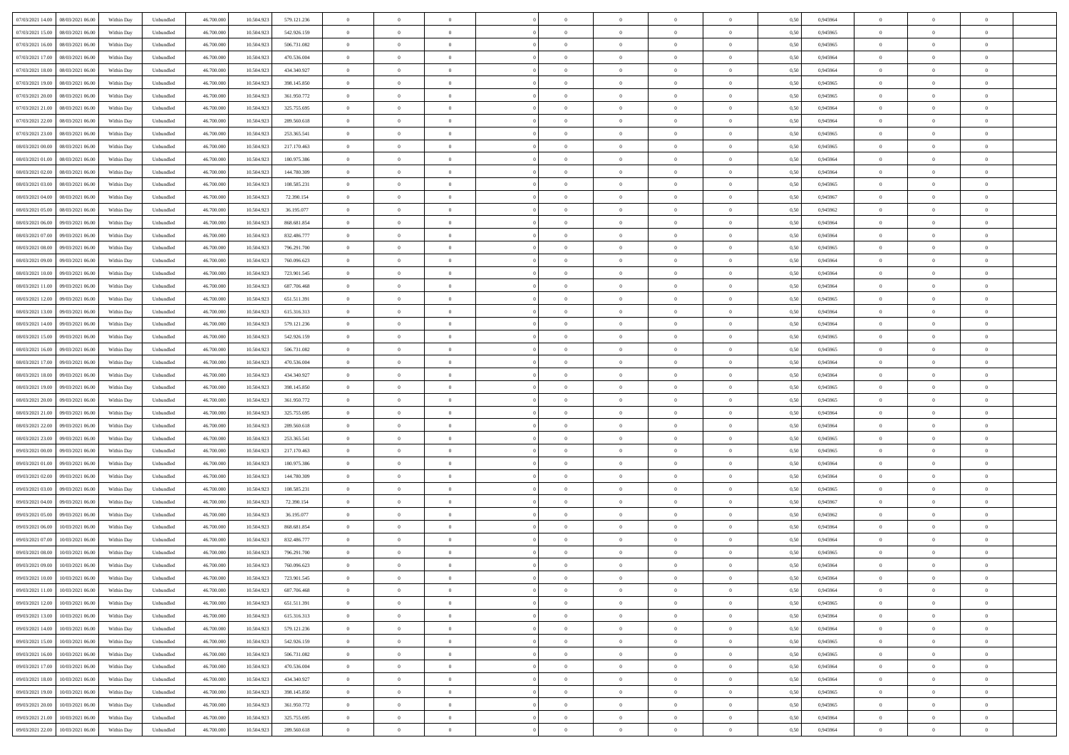| | | | | | | | | | | | | | | | | | | | | | |
|---|---|---|---|---|---|---|---|---|---|---|---|---|---|---|---|---|---|---|---|---|---|
| 07/03/2021 14:00 | 08/03/2021 06:00 | Within Day | Unbundled | 46.700.000 | 10.504.923 | 579.121.236 | 0 | 0 | 0 | | 0 | 0 | 0 | 0 | 0,50 | 0,945964 | 0 | 0 | 0 | |
| 07/03/2021 15:00 | 08/03/2021 06:00 | Within Day | Unbundled | 46.700.000 | 10.504.923 | 542.926.159 | 0 | 0 | 0 | | 0 | 0 | 0 | 0 | 0,50 | 0,945965 | 0 | 0 | 0 | |
| 07/03/2021 16:00 | 08/03/2021 06:00 | Within Day | Unbundled | 46.700.000 | 10.504.923 | 506.731.082 | 0 | 0 | 0 | | 0 | 0 | 0 | 0 | 0,50 | 0,945965 | 0 | 0 | 0 | |
| 07/03/2021 17:00 | 08/03/2021 06:00 | Within Day | Unbundled | 46.700.000 | 10.504.923 | 470.536.004 | 0 | 0 | 0 | | 0 | 0 | 0 | 0 | 0,50 | 0,945964 | 0 | 0 | 0 | |
| 07/03/2021 18:00 | 08/03/2021 06:00 | Within Day | Unbundled | 46.700.000 | 10.504.923 | 434.340.927 | 0 | 0 | 0 | | 0 | 0 | 0 | 0 | 0,50 | 0,945964 | 0 | 0 | 0 | |
| 07/03/2021 19:00 | 08/03/2021 06:00 | Within Day | Unbundled | 46.700.000 | 10.504.923 | 398.145.850 | 0 | 0 | 0 | | 0 | 0 | 0 | 0 | 0,50 | 0,945965 | 0 | 0 | 0 | |
| 07/03/2021 20:00 | 08/03/2021 06:00 | Within Day | Unbundled | 46.700.000 | 10.504.923 | 361.950.772 | 0 | 0 | 0 | | 0 | 0 | 0 | 0 | 0,50 | 0,945965 | 0 | 0 | 0 | |
| 07/03/2021 21:00 | 08/03/2021 06:00 | Within Day | Unbundled | 46.700.000 | 10.504.923 | 325.755.695 | 0 | 0 | 0 | | 0 | 0 | 0 | 0 | 0,50 | 0,945964 | 0 | 0 | 0 | |
| 07/03/2021 22:00 | 08/03/2021 06:00 | Within Day | Unbundled | 46.700.000 | 10.504.923 | 289.560.618 | 0 | 0 | 0 | | 0 | 0 | 0 | 0 | 0,50 | 0,945964 | 0 | 0 | 0 | |
| 07/03/2021 23:00 | 08/03/2021 06:00 | Within Day | Unbundled | 46.700.000 | 10.504.923 | 253.365.541 | 0 | 0 | 0 | | 0 | 0 | 0 | 0 | 0,50 | 0,945965 | 0 | 0 | 0 | |
| 08/03/2021 00:00 | 08/03/2021 06:00 | Within Day | Unbundled | 46.700.000 | 10.504.923 | 217.170.463 | 0 | 0 | 0 | | 0 | 0 | 0 | 0 | 0,50 | 0,945965 | 0 | 0 | 0 | |
| 08/03/2021 01:00 | 08/03/2021 06:00 | Within Day | Unbundled | 46.700.000 | 10.504.923 | 180.975.386 | 0 | 0 | 0 | | 0 | 0 | 0 | 0 | 0,50 | 0,945964 | 0 | 0 | 0 | |
| 08/03/2021 02:00 | 08/03/2021 06:00 | Within Day | Unbundled | 46.700.000 | 10.504.923 | 144.780.309 | 0 | 0 | 0 | | 0 | 0 | 0 | 0 | 0,50 | 0,945964 | 0 | 0 | 0 | |
| 08/03/2021 03:00 | 08/03/2021 06:00 | Within Day | Unbundled | 46.700.000 | 10.504.923 | 108.585.231 | 0 | 0 | 0 | | 0 | 0 | 0 | 0 | 0,50 | 0,945965 | 0 | 0 | 0 | |
| 08/03/2021 04:00 | 08/03/2021 06:00 | Within Day | Unbundled | 46.700.000 | 10.504.923 | 72.390.154 | 0 | 0 | 0 | | 0 | 0 | 0 | 0 | 0,50 | 0,945967 | 0 | 0 | 0 | |
| 08/03/2021 05:00 | 08/03/2021 06:00 | Within Day | Unbundled | 46.700.000 | 10.504.923 | 36.195.077 | 0 | 0 | 0 | | 0 | 0 | 0 | 0 | 0,50 | 0,945962 | 0 | 0 | 0 | |
| 08/03/2021 06:00 | 09/03/2021 06:00 | Within Day | Unbundled | 46.700.000 | 10.504.923 | 868.681.854 | 0 | 0 | 0 | | 0 | 0 | 0 | 0 | 0,50 | 0,945964 | 0 | 0 | 0 | |
| 08/03/2021 07:00 | 09/03/2021 06:00 | Within Day | Unbundled | 46.700.000 | 10.504.923 | 832.486.777 | 0 | 0 | 0 | | 0 | 0 | 0 | 0 | 0,50 | 0,945964 | 0 | 0 | 0 | |
| 08/03/2021 08:00 | 09/03/2021 06:00 | Within Day | Unbundled | 46.700.000 | 10.504.923 | 796.291.700 | 0 | 0 | 0 | | 0 | 0 | 0 | 0 | 0,50 | 0,945965 | 0 | 0 | 0 | |
| 08/03/2021 09:00 | 09/03/2021 06:00 | Within Day | Unbundled | 46.700.000 | 10.504.923 | 760.096.623 | 0 | 0 | 0 | | 0 | 0 | 0 | 0 | 0,50 | 0,945964 | 0 | 0 | 0 | |
| 08/03/2021 10:00 | 09/03/2021 06:00 | Within Day | Unbundled | 46.700.000 | 10.504.923 | 723.901.545 | 0 | 0 | 0 | | 0 | 0 | 0 | 0 | 0,50 | 0,945964 | 0 | 0 | 0 | |
| 08/03/2021 11:00 | 09/03/2021 06:00 | Within Day | Unbundled | 46.700.000 | 10.504.923 | 687.706.468 | 0 | 0 | 0 | | 0 | 0 | 0 | 0 | 0,50 | 0,945964 | 0 | 0 | 0 | |
| 08/03/2021 12:00 | 09/03/2021 06:00 | Within Day | Unbundled | 46.700.000 | 10.504.923 | 651.511.391 | 0 | 0 | 0 | | 0 | 0 | 0 | 0 | 0,50 | 0,945965 | 0 | 0 | 0 | |
| 08/03/2021 13:00 | 09/03/2021 06:00 | Within Day | Unbundled | 46.700.000 | 10.504.923 | 615.316.313 | 0 | 0 | 0 | | 0 | 0 | 0 | 0 | 0,50 | 0,945964 | 0 | 0 | 0 | |
| 08/03/2021 14:00 | 09/03/2021 06:00 | Within Day | Unbundled | 46.700.000 | 10.504.923 | 579.121.236 | 0 | 0 | 0 | | 0 | 0 | 0 | 0 | 0,50 | 0,945964 | 0 | 0 | 0 | |
| 08/03/2021 15:00 | 09/03/2021 06:00 | Within Day | Unbundled | 46.700.000 | 10.504.923 | 542.926.159 | 0 | 0 | 0 | | 0 | 0 | 0 | 0 | 0,50 | 0,945965 | 0 | 0 | 0 | |
| 08/03/2021 16:00 | 09/03/2021 06:00 | Within Day | Unbundled | 46.700.000 | 10.504.923 | 506.731.082 | 0 | 0 | 0 | | 0 | 0 | 0 | 0 | 0,50 | 0,945965 | 0 | 0 | 0 | |
| 08/03/2021 17:00 | 09/03/2021 06:00 | Within Day | Unbundled | 46.700.000 | 10.504.923 | 470.536.004 | 0 | 0 | 0 | | 0 | 0 | 0 | 0 | 0,50 | 0,945964 | 0 | 0 | 0 | |
| 08/03/2021 18:00 | 09/03/2021 06:00 | Within Day | Unbundled | 46.700.000 | 10.504.923 | 434.340.927 | 0 | 0 | 0 | | 0 | 0 | 0 | 0 | 0,50 | 0,945964 | 0 | 0 | 0 | |
| 08/03/2021 19:00 | 09/03/2021 06:00 | Within Day | Unbundled | 46.700.000 | 10.504.923 | 398.145.850 | 0 | 0 | 0 | | 0 | 0 | 0 | 0 | 0,50 | 0,945965 | 0 | 0 | 0 | |
| 08/03/2021 20:00 | 09/03/2021 06:00 | Within Day | Unbundled | 46.700.000 | 10.504.923 | 361.950.772 | 0 | 0 | 0 | | 0 | 0 | 0 | 0 | 0,50 | 0,945965 | 0 | 0 | 0 | |
| 08/03/2021 21:00 | 09/03/2021 06:00 | Within Day | Unbundled | 46.700.000 | 10.504.923 | 325.755.695 | 0 | 0 | 0 | | 0 | 0 | 0 | 0 | 0,50 | 0,945964 | 0 | 0 | 0 | |
| 08/03/2021 22:00 | 09/03/2021 06:00 | Within Day | Unbundled | 46.700.000 | 10.504.923 | 289.560.618 | 0 | 0 | 0 | | 0 | 0 | 0 | 0 | 0,50 | 0,945964 | 0 | 0 | 0 | |
| 08/03/2021 23:00 | 09/03/2021 06:00 | Within Day | Unbundled | 46.700.000 | 10.504.923 | 253.365.541 | 0 | 0 | 0 | | 0 | 0 | 0 | 0 | 0,50 | 0,945965 | 0 | 0 | 0 | |
| 09/03/2021 00:00 | 09/03/2021 06:00 | Within Day | Unbundled | 46.700.000 | 10.504.923 | 217.170.463 | 0 | 0 | 0 | | 0 | 0 | 0 | 0 | 0,50 | 0,945965 | 0 | 0 | 0 | |
| 09/03/2021 01:00 | 09/03/2021 06:00 | Within Day | Unbundled | 46.700.000 | 10.504.923 | 180.975.386 | 0 | 0 | 0 | | 0 | 0 | 0 | 0 | 0,50 | 0,945964 | 0 | 0 | 0 | |
| 09/03/2021 02:00 | 09/03/2021 06:00 | Within Day | Unbundled | 46.700.000 | 10.504.923 | 144.780.309 | 0 | 0 | 0 | | 0 | 0 | 0 | 0 | 0,50 | 0,945964 | 0 | 0 | 0 | |
| 09/03/2021 03:00 | 09/03/2021 06:00 | Within Day | Unbundled | 46.700.000 | 10.504.923 | 108.585.231 | 0 | 0 | 0 | | 0 | 0 | 0 | 0 | 0,50 | 0,945965 | 0 | 0 | 0 | |
| 09/03/2021 04:00 | 09/03/2021 06:00 | Within Day | Unbundled | 46.700.000 | 10.504.923 | 72.390.154 | 0 | 0 | 0 | | 0 | 0 | 0 | 0 | 0,50 | 0,945967 | 0 | 0 | 0 | |
| 09/03/2021 05:00 | 09/03/2021 06:00 | Within Day | Unbundled | 46.700.000 | 10.504.923 | 36.195.077 | 0 | 0 | 0 | | 0 | 0 | 0 | 0 | 0,50 | 0,945962 | 0 | 0 | 0 | |
| 09/03/2021 06:00 | 10/03/2021 06:00 | Within Day | Unbundled | 46.700.000 | 10.504.923 | 868.681.854 | 0 | 0 | 0 | | 0 | 0 | 0 | 0 | 0,50 | 0,945964 | 0 | 0 | 0 | |
| 09/03/2021 07:00 | 10/03/2021 06:00 | Within Day | Unbundled | 46.700.000 | 10.504.923 | 832.486.777 | 0 | 0 | 0 | | 0 | 0 | 0 | 0 | 0,50 | 0,945964 | 0 | 0 | 0 | |
| 09/03/2021 08:00 | 10/03/2021 06:00 | Within Day | Unbundled | 46.700.000 | 10.504.923 | 796.291.700 | 0 | 0 | 0 | | 0 | 0 | 0 | 0 | 0,50 | 0,945965 | 0 | 0 | 0 | |
| 09/03/2021 09:00 | 10/03/2021 06:00 | Within Day | Unbundled | 46.700.000 | 10.504.923 | 760.096.623 | 0 | 0 | 0 | | 0 | 0 | 0 | 0 | 0,50 | 0,945964 | 0 | 0 | 0 | |
| 09/03/2021 10:00 | 10/03/2021 06:00 | Within Day | Unbundled | 46.700.000 | 10.504.923 | 723.901.545 | 0 | 0 | 0 | | 0 | 0 | 0 | 0 | 0,50 | 0,945964 | 0 | 0 | 0 | |
| 09/03/2021 11:00 | 10/03/2021 06:00 | Within Day | Unbundled | 46.700.000 | 10.504.923 | 687.706.468 | 0 | 0 | 0 | | 0 | 0 | 0 | 0 | 0,50 | 0,945964 | 0 | 0 | 0 | |
| 09/03/2021 12:00 | 10/03/2021 06:00 | Within Day | Unbundled | 46.700.000 | 10.504.923 | 651.511.391 | 0 | 0 | 0 | | 0 | 0 | 0 | 0 | 0,50 | 0,945965 | 0 | 0 | 0 | |
| 09/03/2021 13:00 | 10/03/2021 06:00 | Within Day | Unbundled | 46.700.000 | 10.504.923 | 615.316.313 | 0 | 0 | 0 | | 0 | 0 | 0 | 0 | 0,50 | 0,945964 | 0 | 0 | 0 | |
| 09/03/2021 14:00 | 10/03/2021 06:00 | Within Day | Unbundled | 46.700.000 | 10.504.923 | 579.121.236 | 0 | 0 | 0 | | 0 | 0 | 0 | 0 | 0,50 | 0,945964 | 0 | 0 | 0 | |
| 09/03/2021 15:00 | 10/03/2021 06:00 | Within Day | Unbundled | 46.700.000 | 10.504.923 | 542.926.159 | 0 | 0 | 0 | | 0 | 0 | 0 | 0 | 0,50 | 0,945965 | 0 | 0 | 0 | |
| 09/03/2021 16:00 | 10/03/2021 06:00 | Within Day | Unbundled | 46.700.000 | 10.504.923 | 506.731.082 | 0 | 0 | 0 | | 0 | 0 | 0 | 0 | 0,50 | 0,945965 | 0 | 0 | 0 | |
| 09/03/2021 17:00 | 10/03/2021 06:00 | Within Day | Unbundled | 46.700.000 | 10.504.923 | 470.536.004 | 0 | 0 | 0 | | 0 | 0 | 0 | 0 | 0,50 | 0,945964 | 0 | 0 | 0 | |
| 09/03/2021 18:00 | 10/03/2021 06:00 | Within Day | Unbundled | 46.700.000 | 10.504.923 | 434.340.927 | 0 | 0 | 0 | | 0 | 0 | 0 | 0 | 0,50 | 0,945964 | 0 | 0 | 0 | |
| 09/03/2021 19:00 | 10/03/2021 06:00 | Within Day | Unbundled | 46.700.000 | 10.504.923 | 398.145.850 | 0 | 0 | 0 | | 0 | 0 | 0 | 0 | 0,50 | 0,945965 | 0 | 0 | 0 | |
| 09/03/2021 20:00 | 10/03/2021 06:00 | Within Day | Unbundled | 46.700.000 | 10.504.923 | 361.950.772 | 0 | 0 | 0 | | 0 | 0 | 0 | 0 | 0,50 | 0,945965 | 0 | 0 | 0 | |
| 09/03/2021 21:00 | 10/03/2021 06:00 | Within Day | Unbundled | 46.700.000 | 10.504.923 | 325.755.695 | 0 | 0 | 0 | | 0 | 0 | 0 | 0 | 0,50 | 0,945964 | 0 | 0 | 0 | |
| 09/03/2021 22:00 | 10/03/2021 06:00 | Within Day | Unbundled | 46.700.000 | 10.504.923 | 289.560.618 | 0 | 0 | 0 | | 0 | 0 | 0 | 0 | 0,50 | 0,945964 | 0 | 0 | 0 | |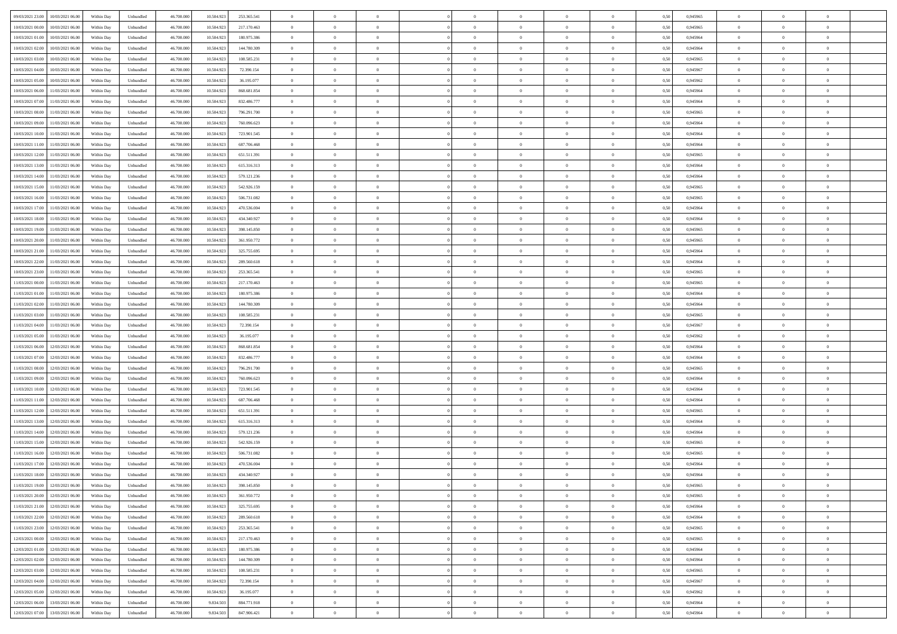| | | | | | | | | | | | | | | | | | | | | | |
|---|---|---|---|---|---|---|---|---|---|---|---|---|---|---|---|---|---|---|---|---|---|
| 09/03/2021 23.00 | 10/03/2021 06.00 | Within Day | Unbundled | 46.700.000 | 10.504.923 | 253.365.541 | 0 | 0 | 0 | | 0 | 0 | 0 | 0 | 0,50 | 0,945965 | 0 | 0 | 0 | |
| 10/03/2021 00.00 | 10/03/2021 06.00 | Within Day | Unbundled | 46.700.000 | 10.504.923 | 217.170.463 | 0 | 0 | 0 | | 0 | 0 | 0 | 0 | 0,50 | 0,945965 | 0 | 0 | 0 | |
| 10/03/2021 01.00 | 10/03/2021 06.00 | Within Day | Unbundled | 46.700.000 | 10.504.923 | 180.975.386 | 0 | 0 | 0 | | 0 | 0 | 0 | 0 | 0,50 | 0,945964 | 0 | 0 | 0 | |
| 10/03/2021 02.00 | 10/03/2021 06.00 | Within Day | Unbundled | 46.700.000 | 10.504.923 | 144.780.309 | 0 | 0 | 0 | | 0 | 0 | 0 | 0 | 0,50 | 0,945964 | 0 | 0 | 0 | |
| 10/03/2021 03.00 | 10/03/2021 06.00 | Within Day | Unbundled | 46.700.000 | 10.504.923 | 108.585.231 | 0 | 0 | 0 | | 0 | 0 | 0 | 0 | 0,50 | 0,945965 | 0 | 0 | 0 | |
| 10/03/2021 04.00 | 10/03/2021 06.00 | Within Day | Unbundled | 46.700.000 | 10.504.923 | 72.390.154 | 0 | 0 | 0 | | 0 | 0 | 0 | 0 | 0,50 | 0,945967 | 0 | 0 | 0 | |
| 10/03/2021 05.00 | 10/03/2021 06.00 | Within Day | Unbundled | 46.700.000 | 10.504.923 | 36.195.077 | 0 | 0 | 0 | | 0 | 0 | 0 | 0 | 0,50 | 0,945962 | 0 | 0 | 0 | |
| 10/03/2021 06.00 | 11/03/2021 06.00 | Within Day | Unbundled | 46.700.000 | 10.504.923 | 868.681.854 | 0 | 0 | 0 | | 0 | 0 | 0 | 0 | 0,50 | 0,945964 | 0 | 0 | 0 | |
| 10/03/2021 07.00 | 11/03/2021 06.00 | Within Day | Unbundled | 46.700.000 | 10.504.923 | 832.486.777 | 0 | 0 | 0 | | 0 | 0 | 0 | 0 | 0,50 | 0,945964 | 0 | 0 | 0 | |
| 10/03/2021 08.00 | 11/03/2021 06.00 | Within Day | Unbundled | 46.700.000 | 10.504.923 | 796.291.700 | 0 | 0 | 0 | | 0 | 0 | 0 | 0 | 0,50 | 0,945965 | 0 | 0 | 0 | |
| 10/03/2021 09.00 | 11/03/2021 06.00 | Within Day | Unbundled | 46.700.000 | 10.504.923 | 760.096.623 | 0 | 0 | 0 | | 0 | 0 | 0 | 0 | 0,50 | 0,945964 | 0 | 0 | 0 | |
| 10/03/2021 10.00 | 11/03/2021 06.00 | Within Day | Unbundled | 46.700.000 | 10.504.923 | 723.901.545 | 0 | 0 | 0 | | 0 | 0 | 0 | 0 | 0,50 | 0,945964 | 0 | 0 | 0 | |
| 10/03/2021 11.00 | 11/03/2021 06.00 | Within Day | Unbundled | 46.700.000 | 10.504.923 | 687.706.468 | 0 | 0 | 0 | | 0 | 0 | 0 | 0 | 0,50 | 0,945964 | 0 | 0 | 0 | |
| 10/03/2021 12.00 | 11/03/2021 06.00 | Within Day | Unbundled | 46.700.000 | 10.504.923 | 651.511.391 | 0 | 0 | 0 | | 0 | 0 | 0 | 0 | 0,50 | 0,945965 | 0 | 0 | 0 | |
| 10/03/2021 13.00 | 11/03/2021 06.00 | Within Day | Unbundled | 46.700.000 | 10.504.923 | 615.316.313 | 0 | 0 | 0 | | 0 | 0 | 0 | 0 | 0,50 | 0,945964 | 0 | 0 | 0 | |
| 10/03/2021 14.00 | 11/03/2021 06.00 | Within Day | Unbundled | 46.700.000 | 10.504.923 | 579.121.236 | 0 | 0 | 0 | | 0 | 0 | 0 | 0 | 0,50 | 0,945964 | 0 | 0 | 0 | |
| 10/03/2021 15.00 | 11/03/2021 06.00 | Within Day | Unbundled | 46.700.000 | 10.504.923 | 542.926.159 | 0 | 0 | 0 | | 0 | 0 | 0 | 0 | 0,50 | 0,945965 | 0 | 0 | 0 | |
| 10/03/2021 16.00 | 11/03/2021 06.00 | Within Day | Unbundled | 46.700.000 | 10.504.923 | 506.731.082 | 0 | 0 | 0 | | 0 | 0 | 0 | 0 | 0,50 | 0,945965 | 0 | 0 | 0 | |
| 10/03/2021 17.00 | 11/03/2021 06.00 | Within Day | Unbundled | 46.700.000 | 10.504.923 | 470.536.004 | 0 | 0 | 0 | | 0 | 0 | 0 | 0 | 0,50 | 0,945964 | 0 | 0 | 0 | |
| 10/03/2021 18.00 | 11/03/2021 06.00 | Within Day | Unbundled | 46.700.000 | 10.504.923 | 434.340.927 | 0 | 0 | 0 | | 0 | 0 | 0 | 0 | 0,50 | 0,945964 | 0 | 0 | 0 | |
| 10/03/2021 19.00 | 11/03/2021 06.00 | Within Day | Unbundled | 46.700.000 | 10.504.923 | 398.145.850 | 0 | 0 | 0 | | 0 | 0 | 0 | 0 | 0,50 | 0,945965 | 0 | 0 | 0 | |
| 10/03/2021 20.00 | 11/03/2021 06.00 | Within Day | Unbundled | 46.700.000 | 10.504.923 | 361.950.772 | 0 | 0 | 0 | | 0 | 0 | 0 | 0 | 0,50 | 0,945965 | 0 | 0 | 0 | |
| 10/03/2021 21.00 | 11/03/2021 06.00 | Within Day | Unbundled | 46.700.000 | 10.504.923 | 325.755.695 | 0 | 0 | 0 | | 0 | 0 | 0 | 0 | 0,50 | 0,945964 | 0 | 0 | 0 | |
| 10/03/2021 22.00 | 11/03/2021 06.00 | Within Day | Unbundled | 46.700.000 | 10.504.923 | 289.560.618 | 0 | 0 | 0 | | 0 | 0 | 0 | 0 | 0,50 | 0,945964 | 0 | 0 | 0 | |
| 10/03/2021 23.00 | 11/03/2021 06.00 | Within Day | Unbundled | 46.700.000 | 10.504.923 | 253.365.541 | 0 | 0 | 0 | | 0 | 0 | 0 | 0 | 0,50 | 0,945965 | 0 | 0 | 0 | |
| 11/03/2021 00.00 | 11/03/2021 06.00 | Within Day | Unbundled | 46.700.000 | 10.504.923 | 217.170.463 | 0 | 0 | 0 | | 0 | 0 | 0 | 0 | 0,50 | 0,945965 | 0 | 0 | 0 | |
| 11/03/2021 01.00 | 11/03/2021 06.00 | Within Day | Unbundled | 46.700.000 | 10.504.923 | 180.975.386 | 0 | 0 | 0 | | 0 | 0 | 0 | 0 | 0,50 | 0,945964 | 0 | 0 | 0 | |
| 11/03/2021 02.00 | 11/03/2021 06.00 | Within Day | Unbundled | 46.700.000 | 10.504.923 | 144.780.309 | 0 | 0 | 0 | | 0 | 0 | 0 | 0 | 0,50 | 0,945964 | 0 | 0 | 0 | |
| 11/03/2021 03.00 | 11/03/2021 06.00 | Within Day | Unbundled | 46.700.000 | 10.504.923 | 108.585.231 | 0 | 0 | 0 | | 0 | 0 | 0 | 0 | 0,50 | 0,945965 | 0 | 0 | 0 | |
| 11/03/2021 04.00 | 11/03/2021 06.00 | Within Day | Unbundled | 46.700.000 | 10.504.923 | 72.390.154 | 0 | 0 | 0 | | 0 | 0 | 0 | 0 | 0,50 | 0,945967 | 0 | 0 | 0 | |
| 11/03/2021 05.00 | 11/03/2021 06.00 | Within Day | Unbundled | 46.700.000 | 10.504.923 | 36.195.077 | 0 | 0 | 0 | | 0 | 0 | 0 | 0 | 0,50 | 0,945962 | 0 | 0 | 0 | |
| 11/03/2021 06.00 | 12/03/2021 06.00 | Within Day | Unbundled | 46.700.000 | 10.504.923 | 868.681.854 | 0 | 0 | 0 | | 0 | 0 | 0 | 0 | 0,50 | 0,945964 | 0 | 0 | 0 | |
| 11/03/2021 07.00 | 12/03/2021 06.00 | Within Day | Unbundled | 46.700.000 | 10.504.923 | 832.486.777 | 0 | 0 | 0 | | 0 | 0 | 0 | 0 | 0,50 | 0,945964 | 0 | 0 | 0 | |
| 11/03/2021 08.00 | 12/03/2021 06.00 | Within Day | Unbundled | 46.700.000 | 10.504.923 | 796.291.700 | 0 | 0 | 0 | | 0 | 0 | 0 | 0 | 0,50 | 0,945965 | 0 | 0 | 0 | |
| 11/03/2021 09.00 | 12/03/2021 06.00 | Within Day | Unbundled | 46.700.000 | 10.504.923 | 760.096.623 | 0 | 0 | 0 | | 0 | 0 | 0 | 0 | 0,50 | 0,945964 | 0 | 0 | 0 | |
| 11/03/2021 10.00 | 12/03/2021 06.00 | Within Day | Unbundled | 46.700.000 | 10.504.923 | 723.901.545 | 0 | 0 | 0 | | 0 | 0 | 0 | 0 | 0,50 | 0,945964 | 0 | 0 | 0 | |
| 11/03/2021 11.00 | 12/03/2021 06.00 | Within Day | Unbundled | 46.700.000 | 10.504.923 | 687.706.468 | 0 | 0 | 0 | | 0 | 0 | 0 | 0 | 0,50 | 0,945964 | 0 | 0 | 0 | |
| 11/03/2021 12.00 | 12/03/2021 06.00 | Within Day | Unbundled | 46.700.000 | 10.504.923 | 651.511.391 | 0 | 0 | 0 | | 0 | 0 | 0 | 0 | 0,50 | 0,945965 | 0 | 0 | 0 | |
| 11/03/2021 13.00 | 12/03/2021 06.00 | Within Day | Unbundled | 46.700.000 | 10.504.923 | 615.316.313 | 0 | 0 | 0 | | 0 | 0 | 0 | 0 | 0,50 | 0,945964 | 0 | 0 | 0 | |
| 11/03/2021 14.00 | 12/03/2021 06.00 | Within Day | Unbundled | 46.700.000 | 10.504.923 | 579.121.236 | 0 | 0 | 0 | | 0 | 0 | 0 | 0 | 0,50 | 0,945964 | 0 | 0 | 0 | |
| 11/03/2021 15.00 | 12/03/2021 06.00 | Within Day | Unbundled | 46.700.000 | 10.504.923 | 542.926.159 | 0 | 0 | 0 | | 0 | 0 | 0 | 0 | 0,50 | 0,945965 | 0 | 0 | 0 | |
| 11/03/2021 16.00 | 12/03/2021 06.00 | Within Day | Unbundled | 46.700.000 | 10.504.923 | 506.731.082 | 0 | 0 | 0 | | 0 | 0 | 0 | 0 | 0,50 | 0,945965 | 0 | 0 | 0 | |
| 11/03/2021 17.00 | 12/03/2021 06.00 | Within Day | Unbundled | 46.700.000 | 10.504.923 | 470.536.004 | 0 | 0 | 0 | | 0 | 0 | 0 | 0 | 0,50 | 0,945964 | 0 | 0 | 0 | |
| 11/03/2021 18.00 | 12/03/2021 06.00 | Within Day | Unbundled | 46.700.000 | 10.504.923 | 434.340.927 | 0 | 0 | 0 | | 0 | 0 | 0 | 0 | 0,50 | 0,945964 | 0 | 0 | 0 | |
| 11/03/2021 19.00 | 12/03/2021 06.00 | Within Day | Unbundled | 46.700.000 | 10.504.923 | 398.145.850 | 0 | 0 | 0 | | 0 | 0 | 0 | 0 | 0,50 | 0,945965 | 0 | 0 | 0 | |
| 11/03/2021 20.00 | 12/03/2021 06.00 | Within Day | Unbundled | 46.700.000 | 10.504.923 | 361.950.772 | 0 | 0 | 0 | | 0 | 0 | 0 | 0 | 0,50 | 0,945965 | 0 | 0 | 0 | |
| 11/03/2021 21.00 | 12/03/2021 06.00 | Within Day | Unbundled | 46.700.000 | 10.504.923 | 325.755.695 | 0 | 0 | 0 | | 0 | 0 | 0 | 0 | 0,50 | 0,945964 | 0 | 0 | 0 | |
| 11/03/2021 22.00 | 12/03/2021 06.00 | Within Day | Unbundled | 46.700.000 | 10.504.923 | 289.560.618 | 0 | 0 | 0 | | 0 | 0 | 0 | 0 | 0,50 | 0,945964 | 0 | 0 | 0 | |
| 11/03/2021 23.00 | 12/03/2021 06.00 | Within Day | Unbundled | 46.700.000 | 10.504.923 | 253.365.541 | 0 | 0 | 0 | | 0 | 0 | 0 | 0 | 0,50 | 0,945965 | 0 | 0 | 0 | |
| 12/03/2021 00.00 | 12/03/2021 06.00 | Within Day | Unbundled | 46.700.000 | 10.504.923 | 217.170.463 | 0 | 0 | 0 | | 0 | 0 | 0 | 0 | 0,50 | 0,945965 | 0 | 0 | 0 | |
| 12/03/2021 01.00 | 12/03/2021 06.00 | Within Day | Unbundled | 46.700.000 | 10.504.923 | 180.975.386 | 0 | 0 | 0 | | 0 | 0 | 0 | 0 | 0,50 | 0,945964 | 0 | 0 | 0 | |
| 12/03/2021 02.00 | 12/03/2021 06.00 | Within Day | Unbundled | 46.700.000 | 10.504.923 | 144.780.309 | 0 | 0 | 0 | | 0 | 0 | 0 | 0 | 0,50 | 0,945964 | 0 | 0 | 0 | |
| 12/03/2021 03.00 | 12/03/2021 06.00 | Within Day | Unbundled | 46.700.000 | 10.504.923 | 108.585.231 | 0 | 0 | 0 | | 0 | 0 | 0 | 0 | 0,50 | 0,945965 | 0 | 0 | 0 | |
| 12/03/2021 04.00 | 12/03/2021 06.00 | Within Day | Unbundled | 46.700.000 | 10.504.923 | 72.390.154 | 0 | 0 | 0 | | 0 | 0 | 0 | 0 | 0,50 | 0,945967 | 0 | 0 | 0 | |
| 12/03/2021 05.00 | 12/03/2021 06.00 | Within Day | Unbundled | 46.700.000 | 10.504.923 | 36.195.077 | 0 | 0 | 0 | | 0 | 0 | 0 | 0 | 0,50 | 0,945962 | 0 | 0 | 0 | |
| 12/03/2021 06.00 | 13/03/2021 06.00 | Within Day | Unbundled | 46.700.000 | 9.834.503 | 884.771.918 | 0 | 0 | 0 | | 0 | 0 | 0 | 0 | 0,50 | 0,945964 | 0 | 0 | 0 | |
| 12/03/2021 07.00 | 13/03/2021 06.00 | Within Day | Unbundled | 46.700.000 | 9.834.503 | 847.906.421 | 0 | 0 | 0 | | 0 | 0 | 0 | 0 | 0,50 | 0,945964 | 0 | 0 | 0 | |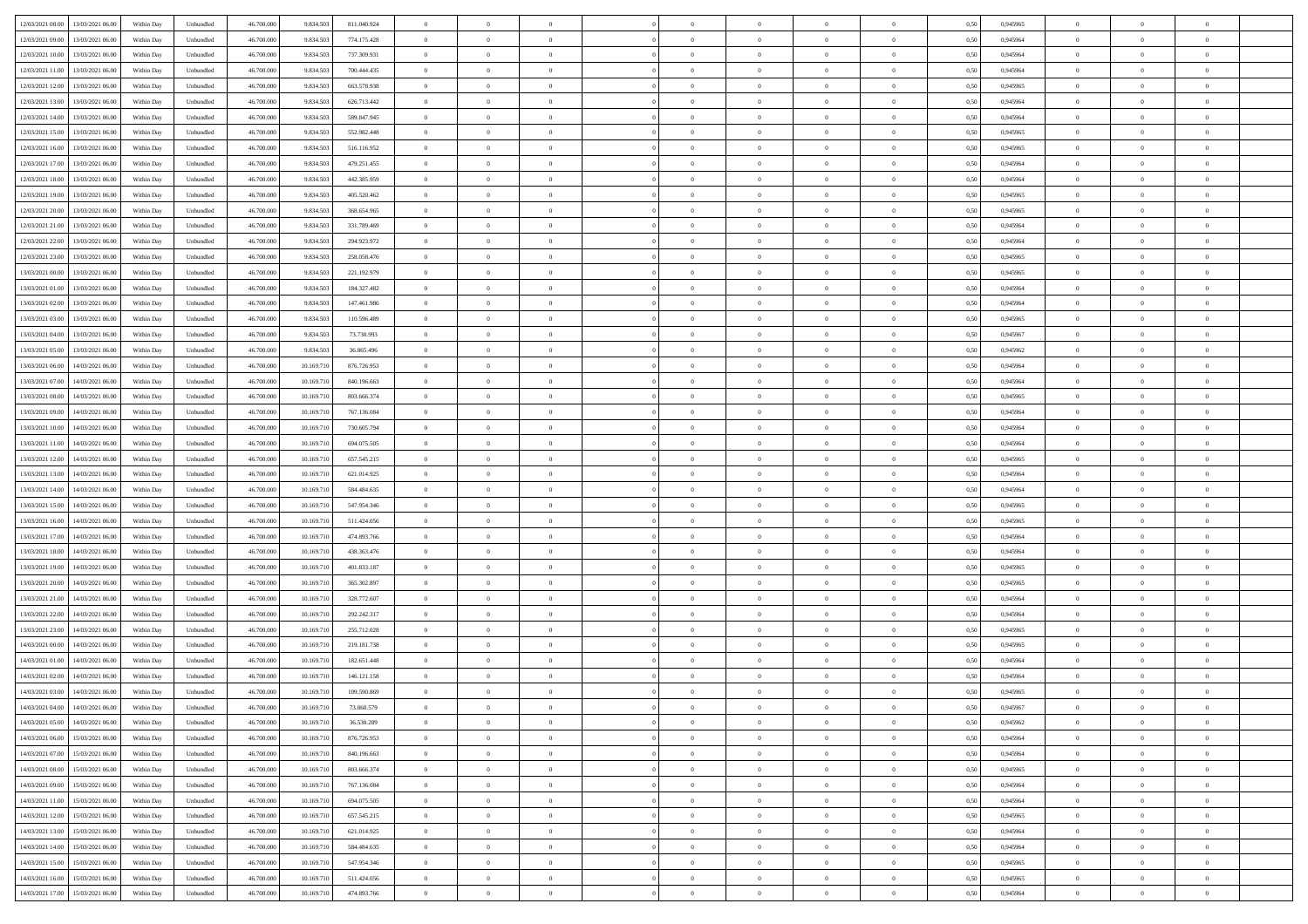| | | | | | | | | | | | | | | | | | | | | | |
|---|---|---|---|---|---|---|---|---|---|---|---|---|---|---|---|---|---|---|---|---|---|
| 12/03/2021 08:00 | 13/03/2021 06:00 | Within Day | Unbundled | 46.700.000 | 9.834.503 | 811.040.924 | 0 | 0 | 0 | | 0 | 0 | 0 | 0 | 0,50 | 0,945965 | 0 | 0 | 0 | |
| 12/03/2021 09:00 | 13/03/2021 06:00 | Within Day | Unbundled | 46.700.000 | 9.834.503 | 774.175.428 | 0 | 0 | 0 | | 0 | 0 | 0 | 0 | 0,50 | 0,945964 | 0 | 0 | 0 | |
| 12/03/2021 10:00 | 13/03/2021 06:00 | Within Day | Unbundled | 46.700.000 | 9.834.503 | 737.309.931 | 0 | 0 | 0 | | 0 | 0 | 0 | 0 | 0,50 | 0,945964 | 0 | 0 | 0 | |
| 12/03/2021 11:00 | 13/03/2021 06:00 | Within Day | Unbundled | 46.700.000 | 9.834.503 | 700.444.435 | 0 | 0 | 0 | | 0 | 0 | 0 | 0 | 0,50 | 0,945964 | 0 | 0 | 0 | |
| 12/03/2021 12:00 | 13/03/2021 06:00 | Within Day | Unbundled | 46.700.000 | 9.834.503 | 663.578.938 | 0 | 0 | 0 | | 0 | 0 | 0 | 0 | 0,50 | 0,945965 | 0 | 0 | 0 | |
| 12/03/2021 13:00 | 13/03/2021 06:00 | Within Day | Unbundled | 46.700.000 | 9.834.503 | 626.713.442 | 0 | 0 | 0 | | 0 | 0 | 0 | 0 | 0,50 | 0,945964 | 0 | 0 | 0 | |
| 12/03/2021 14:00 | 13/03/2021 06:00 | Within Day | Unbundled | 46.700.000 | 9.834.503 | 589.847.945 | 0 | 0 | 0 | | 0 | 0 | 0 | 0 | 0,50 | 0,945964 | 0 | 0 | 0 | |
| 12/03/2021 15:00 | 13/03/2021 06:00 | Within Day | Unbundled | 46.700.000 | 9.834.503 | 552.982.448 | 0 | 0 | 0 | | 0 | 0 | 0 | 0 | 0,50 | 0,945965 | 0 | 0 | 0 | |
| 12/03/2021 16:00 | 13/03/2021 06:00 | Within Day | Unbundled | 46.700.000 | 9.834.503 | 516.116.952 | 0 | 0 | 0 | | 0 | 0 | 0 | 0 | 0,50 | 0,945965 | 0 | 0 | 0 | |
| 12/03/2021 17:00 | 13/03/2021 06:00 | Within Day | Unbundled | 46.700.000 | 9.834.503 | 479.251.455 | 0 | 0 | 0 | | 0 | 0 | 0 | 0 | 0,50 | 0,945964 | 0 | 0 | 0 | |
| 12/03/2021 18:00 | 13/03/2021 06:00 | Within Day | Unbundled | 46.700.000 | 9.834.503 | 442.385.959 | 0 | 0 | 0 | | 0 | 0 | 0 | 0 | 0,50 | 0,945964 | 0 | 0 | 0 | |
| 12/03/2021 19:00 | 13/03/2021 06:00 | Within Day | Unbundled | 46.700.000 | 9.834.503 | 405.520.462 | 0 | 0 | 0 | | 0 | 0 | 0 | 0 | 0,50 | 0,945965 | 0 | 0 | 0 | |
| 12/03/2021 20:00 | 13/03/2021 06:00 | Within Day | Unbundled | 46.700.000 | 9.834.503 | 368.654.965 | 0 | 0 | 0 | | 0 | 0 | 0 | 0 | 0,50 | 0,945965 | 0 | 0 | 0 | |
| 12/03/2021 21:00 | 13/03/2021 06:00 | Within Day | Unbundled | 46.700.000 | 9.834.503 | 331.789.469 | 0 | 0 | 0 | | 0 | 0 | 0 | 0 | 0,50 | 0,945964 | 0 | 0 | 0 | |
| 12/03/2021 22:00 | 13/03/2021 06:00 | Within Day | Unbundled | 46.700.000 | 9.834.503 | 294.923.972 | 0 | 0 | 0 | | 0 | 0 | 0 | 0 | 0,50 | 0,945964 | 0 | 0 | 0 | |
| 12/03/2021 23:00 | 13/03/2021 06:00 | Within Day | Unbundled | 46.700.000 | 9.834.503 | 258.058.476 | 0 | 0 | 0 | | 0 | 0 | 0 | 0 | 0,50 | 0,945965 | 0 | 0 | 0 | |
| 13/03/2021 00:00 | 13/03/2021 06:00 | Within Day | Unbundled | 46.700.000 | 9.834.503 | 221.192.979 | 0 | 0 | 0 | | 0 | 0 | 0 | 0 | 0,50 | 0,945965 | 0 | 0 | 0 | |
| 13/03/2021 01:00 | 13/03/2021 06:00 | Within Day | Unbundled | 46.700.000 | 9.834.503 | 184.327.482 | 0 | 0 | 0 | | 0 | 0 | 0 | 0 | 0,50 | 0,945964 | 0 | 0 | 0 | |
| 13/03/2021 02:00 | 13/03/2021 06:00 | Within Day | Unbundled | 46.700.000 | 9.834.503 | 147.461.986 | 0 | 0 | 0 | | 0 | 0 | 0 | 0 | 0,50 | 0,945964 | 0 | 0 | 0 | |
| 13/03/2021 03:00 | 13/03/2021 06:00 | Within Day | Unbundled | 46.700.000 | 9.834.503 | 110.596.489 | 0 | 0 | 0 | | 0 | 0 | 0 | 0 | 0,50 | 0,945965 | 0 | 0 | 0 | |
| 13/03/2021 04:00 | 13/03/2021 06:00 | Within Day | Unbundled | 46.700.000 | 9.834.503 | 73.730.993 | 0 | 0 | 0 | | 0 | 0 | 0 | 0 | 0,50 | 0,945967 | 0 | 0 | 0 | |
| 13/03/2021 05:00 | 13/03/2021 06:00 | Within Day | Unbundled | 46.700.000 | 9.834.503 | 36.865.496 | 0 | 0 | 0 | | 0 | 0 | 0 | 0 | 0,50 | 0,945962 | 0 | 0 | 0 | |
| 13/03/2021 06:00 | 14/03/2021 06:00 | Within Day | Unbundled | 46.700.000 | 10.169.710 | 876.726.953 | 0 | 0 | 0 | | 0 | 0 | 0 | 0 | 0,50 | 0,945964 | 0 | 0 | 0 | |
| 13/03/2021 07:00 | 14/03/2021 06:00 | Within Day | Unbundled | 46.700.000 | 10.169.710 | 840.196.663 | 0 | 0 | 0 | | 0 | 0 | 0 | 0 | 0,50 | 0,945964 | 0 | 0 | 0 | |
| 13/03/2021 08:00 | 14/03/2021 06:00 | Within Day | Unbundled | 46.700.000 | 10.169.710 | 803.666.374 | 0 | 0 | 0 | | 0 | 0 | 0 | 0 | 0,50 | 0,945965 | 0 | 0 | 0 | |
| 13/03/2021 09:00 | 14/03/2021 06:00 | Within Day | Unbundled | 46.700.000 | 10.169.710 | 767.136.084 | 0 | 0 | 0 | | 0 | 0 | 0 | 0 | 0,50 | 0,945964 | 0 | 0 | 0 | |
| 13/03/2021 10:00 | 14/03/2021 06:00 | Within Day | Unbundled | 46.700.000 | 10.169.710 | 730.605.794 | 0 | 0 | 0 | | 0 | 0 | 0 | 0 | 0,50 | 0,945964 | 0 | 0 | 0 | |
| 13/03/2021 11:00 | 14/03/2021 06:00 | Within Day | Unbundled | 46.700.000 | 10.169.710 | 694.075.505 | 0 | 0 | 0 | | 0 | 0 | 0 | 0 | 0,50 | 0,945964 | 0 | 0 | 0 | |
| 13/03/2021 12:00 | 14/03/2021 06:00 | Within Day | Unbundled | 46.700.000 | 10.169.710 | 657.545.215 | 0 | 0 | 0 | | 0 | 0 | 0 | 0 | 0,50 | 0,945965 | 0 | 0 | 0 | |
| 13/03/2021 13:00 | 14/03/2021 06:00 | Within Day | Unbundled | 46.700.000 | 10.169.710 | 621.014.925 | 0 | 0 | 0 | | 0 | 0 | 0 | 0 | 0,50 | 0,945964 | 0 | 0 | 0 | |
| 13/03/2021 14:00 | 14/03/2021 06:00 | Within Day | Unbundled | 46.700.000 | 10.169.710 | 584.484.635 | 0 | 0 | 0 | | 0 | 0 | 0 | 0 | 0,50 | 0,945964 | 0 | 0 | 0 | |
| 13/03/2021 15:00 | 14/03/2021 06:00 | Within Day | Unbundled | 46.700.000 | 10.169.710 | 547.954.346 | 0 | 0 | 0 | | 0 | 0 | 0 | 0 | 0,50 | 0,945965 | 0 | 0 | 0 | |
| 13/03/2021 16:00 | 14/03/2021 06:00 | Within Day | Unbundled | 46.700.000 | 10.169.710 | 511.424.056 | 0 | 0 | 0 | | 0 | 0 | 0 | 0 | 0,50 | 0,945965 | 0 | 0 | 0 | |
| 13/03/2021 17:00 | 14/03/2021 06:00 | Within Day | Unbundled | 46.700.000 | 10.169.710 | 474.893.766 | 0 | 0 | 0 | | 0 | 0 | 0 | 0 | 0,50 | 0,945964 | 0 | 0 | 0 | |
| 13/03/2021 18:00 | 14/03/2021 06:00 | Within Day | Unbundled | 46.700.000 | 10.169.710 | 438.363.476 | 0 | 0 | 0 | | 0 | 0 | 0 | 0 | 0,50 | 0,945964 | 0 | 0 | 0 | |
| 13/03/2021 19:00 | 14/03/2021 06:00 | Within Day | Unbundled | 46.700.000 | 10.169.710 | 401.833.187 | 0 | 0 | 0 | | 0 | 0 | 0 | 0 | 0,50 | 0,945965 | 0 | 0 | 0 | |
| 13/03/2021 20:00 | 14/03/2021 06:00 | Within Day | Unbundled | 46.700.000 | 10.169.710 | 365.302.897 | 0 | 0 | 0 | | 0 | 0 | 0 | 0 | 0,50 | 0,945965 | 0 | 0 | 0 | |
| 13/03/2021 21:00 | 14/03/2021 06:00 | Within Day | Unbundled | 46.700.000 | 10.169.710 | 328.772.607 | 0 | 0 | 0 | | 0 | 0 | 0 | 0 | 0,50 | 0,945964 | 0 | 0 | 0 | |
| 13/03/2021 22:00 | 14/03/2021 06:00 | Within Day | Unbundled | 46.700.000 | 10.169.710 | 292.242.317 | 0 | 0 | 0 | | 0 | 0 | 0 | 0 | 0,50 | 0,945964 | 0 | 0 | 0 | |
| 13/03/2021 23:00 | 14/03/2021 06:00 | Within Day | Unbundled | 46.700.000 | 10.169.710 | 255.712.028 | 0 | 0 | 0 | | 0 | 0 | 0 | 0 | 0,50 | 0,945965 | 0 | 0 | 0 | |
| 14/03/2021 00:00 | 14/03/2021 06:00 | Within Day | Unbundled | 46.700.000 | 10.169.710 | 219.181.738 | 0 | 0 | 0 | | 0 | 0 | 0 | 0 | 0,50 | 0,945965 | 0 | 0 | 0 | |
| 14/03/2021 01:00 | 14/03/2021 06:00 | Within Day | Unbundled | 46.700.000 | 10.169.710 | 182.651.448 | 0 | 0 | 0 | | 0 | 0 | 0 | 0 | 0,50 | 0,945964 | 0 | 0 | 0 | |
| 14/03/2021 02:00 | 14/03/2021 06:00 | Within Day | Unbundled | 46.700.000 | 10.169.710 | 146.121.158 | 0 | 0 | 0 | | 0 | 0 | 0 | 0 | 0,50 | 0,945964 | 0 | 0 | 0 | |
| 14/03/2021 03:00 | 14/03/2021 06:00 | Within Day | Unbundled | 46.700.000 | 10.169.710 | 109.590.869 | 0 | 0 | 0 | | 0 | 0 | 0 | 0 | 0,50 | 0,945965 | 0 | 0 | 0 | |
| 14/03/2021 04:00 | 14/03/2021 06:00 | Within Day | Unbundled | 46.700.000 | 10.169.710 | 73.060.579 | 0 | 0 | 0 | | 0 | 0 | 0 | 0 | 0,50 | 0,945967 | 0 | 0 | 0 | |
| 14/03/2021 05:00 | 14/03/2021 06:00 | Within Day | Unbundled | 46.700.000 | 10.169.710 | 36.530.289 | 0 | 0 | 0 | | 0 | 0 | 0 | 0 | 0,50 | 0,945962 | 0 | 0 | 0 | |
| 14/03/2021 06:00 | 15/03/2021 06:00 | Within Day | Unbundled | 46.700.000 | 10.169.710 | 876.726.953 | 0 | 0 | 0 | | 0 | 0 | 0 | 0 | 0,50 | 0,945964 | 0 | 0 | 0 | |
| 14/03/2021 07:00 | 15/03/2021 06:00 | Within Day | Unbundled | 46.700.000 | 10.169.710 | 840.196.663 | 0 | 0 | 0 | | 0 | 0 | 0 | 0 | 0,50 | 0,945964 | 0 | 0 | 0 | |
| 14/03/2021 08:00 | 15/03/2021 06:00 | Within Day | Unbundled | 46.700.000 | 10.169.710 | 803.666.374 | 0 | 0 | 0 | | 0 | 0 | 0 | 0 | 0,50 | 0,945965 | 0 | 0 | 0 | |
| 14/03/2021 09:00 | 15/03/2021 06:00 | Within Day | Unbundled | 46.700.000 | 10.169.710 | 767.136.084 | 0 | 0 | 0 | | 0 | 0 | 0 | 0 | 0,50 | 0,945964 | 0 | 0 | 0 | |
| 14/03/2021 11:00 | 15/03/2021 06:00 | Within Day | Unbundled | 46.700.000 | 10.169.710 | 694.075.505 | 0 | 0 | 0 | | 0 | 0 | 0 | 0 | 0,50 | 0,945964 | 0 | 0 | 0 | |
| 14/03/2021 12:00 | 15/03/2021 06:00 | Within Day | Unbundled | 46.700.000 | 10.169.710 | 657.545.215 | 0 | 0 | 0 | | 0 | 0 | 0 | 0 | 0,50 | 0,945965 | 0 | 0 | 0 | |
| 14/03/2021 13:00 | 15/03/2021 06:00 | Within Day | Unbundled | 46.700.000 | 10.169.710 | 621.014.925 | 0 | 0 | 0 | | 0 | 0 | 0 | 0 | 0,50 | 0,945964 | 0 | 0 | 0 | |
| 14/03/2021 14:00 | 15/03/2021 06:00 | Within Day | Unbundled | 46.700.000 | 10.169.710 | 584.484.635 | 0 | 0 | 0 | | 0 | 0 | 0 | 0 | 0,50 | 0,945964 | 0 | 0 | 0 | |
| 14/03/2021 15:00 | 15/03/2021 06:00 | Within Day | Unbundled | 46.700.000 | 10.169.710 | 547.954.346 | 0 | 0 | 0 | | 0 | 0 | 0 | 0 | 0,50 | 0,945965 | 0 | 0 | 0 | |
| 14/03/2021 16:00 | 15/03/2021 06:00 | Within Day | Unbundled | 46.700.000 | 10.169.710 | 511.424.056 | 0 | 0 | 0 | | 0 | 0 | 0 | 0 | 0,50 | 0,945965 | 0 | 0 | 0 | |
| 14/03/2021 17:00 | 15/03/2021 06:00 | Within Day | Unbundled | 46.700.000 | 10.169.710 | 474.893.766 | 0 | 0 | 0 | | 0 | 0 | 0 | 0 | 0,50 | 0,945964 | 0 | 0 | 0 | |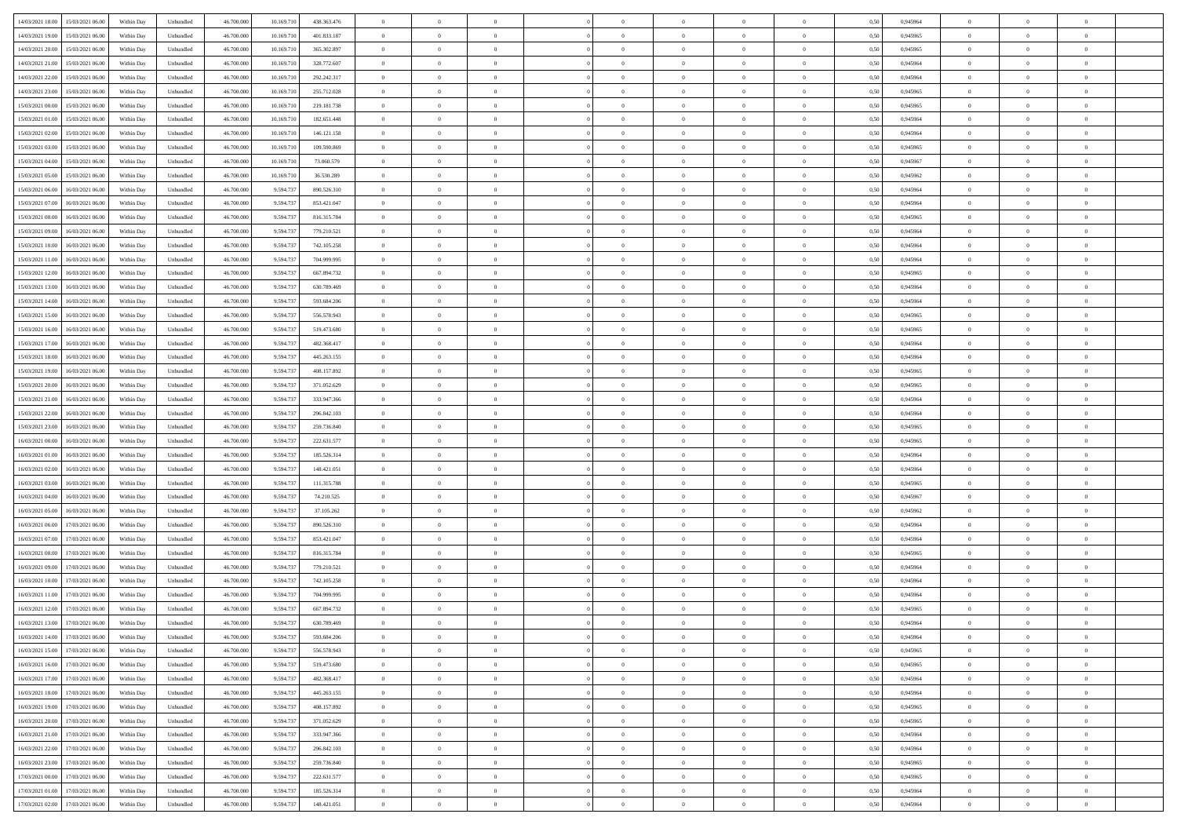| | | | | | | | | | | | | | | | | | | | | | |
|---|---|---|---|---|---|---|---|---|---|---|---|---|---|---|---|---|---|---|---|---|---|
| 14/03/2021 18:00 | 15/03/2021 06:00 | Within Day | Unbundled | 46.700.000 | 10.169.710 | 438.363.476 | 0 | 0 | 0 | | 0 | 0 | 0 | 0 | 0,50 | 0,945964 | 0 | 0 | 0 | |
| 14/03/2021 19:00 | 15/03/2021 06:00 | Within Day | Unbundled | 46.700.000 | 10.169.710 | 401.833.187 | 0 | 0 | 0 | | 0 | 0 | 0 | 0 | 0,50 | 0,945965 | 0 | 0 | 0 | |
| 14/03/2021 20:00 | 15/03/2021 06:00 | Within Day | Unbundled | 46.700.000 | 10.169.710 | 365.302.897 | 0 | 0 | 0 | | 0 | 0 | 0 | 0 | 0,50 | 0,945965 | 0 | 0 | 0 | |
| 14/03/2021 21:00 | 15/03/2021 06:00 | Within Day | Unbundled | 46.700.000 | 10.169.710 | 328.772.607 | 0 | 0 | 0 | | 0 | 0 | 0 | 0 | 0,50 | 0,945964 | 0 | 0 | 0 | |
| 14/03/2021 22:00 | 15/03/2021 06:00 | Within Day | Unbundled | 46.700.000 | 10.169.710 | 292.242.317 | 0 | 0 | 0 | | 0 | 0 | 0 | 0 | 0,50 | 0,945964 | 0 | 0 | 0 | |
| 14/03/2021 23:00 | 15/03/2021 06:00 | Within Day | Unbundled | 46.700.000 | 10.169.710 | 255.712.028 | 0 | 0 | 0 | | 0 | 0 | 0 | 0 | 0,50 | 0,945965 | 0 | 0 | 0 | |
| 15/03/2021 00:00 | 15/03/2021 06:00 | Within Day | Unbundled | 46.700.000 | 10.169.710 | 219.181.738 | 0 | 0 | 0 | | 0 | 0 | 0 | 0 | 0,50 | 0,945965 | 0 | 0 | 0 | |
| 15/03/2021 01:00 | 15/03/2021 06:00 | Within Day | Unbundled | 46.700.000 | 10.169.710 | 182.651.448 | 0 | 0 | 0 | | 0 | 0 | 0 | 0 | 0,50 | 0,945964 | 0 | 0 | 0 | |
| 15/03/2021 02:00 | 15/03/2021 06:00 | Within Day | Unbundled | 46.700.000 | 10.169.710 | 146.121.158 | 0 | 0 | 0 | | 0 | 0 | 0 | 0 | 0,50 | 0,945964 | 0 | 0 | 0 | |
| 15/03/2021 03:00 | 15/03/2021 06:00 | Within Day | Unbundled | 46.700.000 | 10.169.710 | 109.590.869 | 0 | 0 | 0 | | 0 | 0 | 0 | 0 | 0,50 | 0,945965 | 0 | 0 | 0 | |
| 15/03/2021 04:00 | 15/03/2021 06:00 | Within Day | Unbundled | 46.700.000 | 10.169.710 | 73.060.579 | 0 | 0 | 0 | | 0 | 0 | 0 | 0 | 0,50 | 0,945967 | 0 | 0 | 0 | |
| 15/03/2021 05:00 | 15/03/2021 06:00 | Within Day | Unbundled | 46.700.000 | 10.169.710 | 36.530.289 | 0 | 0 | 0 | | 0 | 0 | 0 | 0 | 0,50 | 0,945962 | 0 | 0 | 0 | |
| 15/03/2021 06:00 | 16/03/2021 06:00 | Within Day | Unbundled | 46.700.000 | 9.594.737 | 890.526.310 | 0 | 0 | 0 | | 0 | 0 | 0 | 0 | 0,50 | 0,945964 | 0 | 0 | 0 | |
| 15/03/2021 07:00 | 16/03/2021 06:00 | Within Day | Unbundled | 46.700.000 | 9.594.737 | 853.421.047 | 0 | 0 | 0 | | 0 | 0 | 0 | 0 | 0,50 | 0,945964 | 0 | 0 | 0 | |
| 15/03/2021 08:00 | 16/03/2021 06:00 | Within Day | Unbundled | 46.700.000 | 9.594.737 | 816.315.784 | 0 | 0 | 0 | | 0 | 0 | 0 | 0 | 0,50 | 0,945965 | 0 | 0 | 0 | |
| 15/03/2021 09:00 | 16/03/2021 06:00 | Within Day | Unbundled | 46.700.000 | 9.594.737 | 779.210.521 | 0 | 0 | 0 | | 0 | 0 | 0 | 0 | 0,50 | 0,945964 | 0 | 0 | 0 | |
| 15/03/2021 10:00 | 16/03/2021 06:00 | Within Day | Unbundled | 46.700.000 | 9.594.737 | 742.105.258 | 0 | 0 | 0 | | 0 | 0 | 0 | 0 | 0,50 | 0,945964 | 0 | 0 | 0 | |
| 15/03/2021 11:00 | 16/03/2021 06:00 | Within Day | Unbundled | 46.700.000 | 9.594.737 | 704.999.995 | 0 | 0 | 0 | | 0 | 0 | 0 | 0 | 0,50 | 0,945964 | 0 | 0 | 0 | |
| 15/03/2021 12:00 | 16/03/2021 06:00 | Within Day | Unbundled | 46.700.000 | 9.594.737 | 667.894.732 | 0 | 0 | 0 | | 0 | 0 | 0 | 0 | 0,50 | 0,945965 | 0 | 0 | 0 | |
| 15/03/2021 13:00 | 16/03/2021 06:00 | Within Day | Unbundled | 46.700.000 | 9.594.737 | 630.789.469 | 0 | 0 | 0 | | 0 | 0 | 0 | 0 | 0,50 | 0,945964 | 0 | 0 | 0 | |
| 15/03/2021 14:00 | 16/03/2021 06:00 | Within Day | Unbundled | 46.700.000 | 9.594.737 | 593.684.206 | 0 | 0 | 0 | | 0 | 0 | 0 | 0 | 0,50 | 0,945964 | 0 | 0 | 0 | |
| 15/03/2021 15:00 | 16/03/2021 06:00 | Within Day | Unbundled | 46.700.000 | 9.594.737 | 556.578.943 | 0 | 0 | 0 | | 0 | 0 | 0 | 0 | 0,50 | 0,945965 | 0 | 0 | 0 | |
| 15/03/2021 16:00 | 16/03/2021 06:00 | Within Day | Unbundled | 46.700.000 | 9.594.737 | 519.473.680 | 0 | 0 | 0 | | 0 | 0 | 0 | 0 | 0,50 | 0,945965 | 0 | 0 | 0 | |
| 15/03/2021 17:00 | 16/03/2021 06:00 | Within Day | Unbundled | 46.700.000 | 9.594.737 | 482.368.417 | 0 | 0 | 0 | | 0 | 0 | 0 | 0 | 0,50 | 0,945964 | 0 | 0 | 0 | |
| 15/03/2021 18:00 | 16/03/2021 06:00 | Within Day | Unbundled | 46.700.000 | 9.594.737 | 445.263.155 | 0 | 0 | 0 | | 0 | 0 | 0 | 0 | 0,50 | 0,945964 | 0 | 0 | 0 | |
| 15/03/2021 19:00 | 16/03/2021 06:00 | Within Day | Unbundled | 46.700.000 | 9.594.737 | 408.157.892 | 0 | 0 | 0 | | 0 | 0 | 0 | 0 | 0,50 | 0,945965 | 0 | 0 | 0 | |
| 15/03/2021 20:00 | 16/03/2021 06:00 | Within Day | Unbundled | 46.700.000 | 9.594.737 | 371.052.629 | 0 | 0 | 0 | | 0 | 0 | 0 | 0 | 0,50 | 0,945965 | 0 | 0 | 0 | |
| 15/03/2021 21:00 | 16/03/2021 06:00 | Within Day | Unbundled | 46.700.000 | 9.594.737 | 333.947.366 | 0 | 0 | 0 | | 0 | 0 | 0 | 0 | 0,50 | 0,945964 | 0 | 0 | 0 | |
| 15/03/2021 22:00 | 16/03/2021 06:00 | Within Day | Unbundled | 46.700.000 | 9.594.737 | 296.842.103 | 0 | 0 | 0 | | 0 | 0 | 0 | 0 | 0,50 | 0,945964 | 0 | 0 | 0 | |
| 15/03/2021 23:00 | 16/03/2021 06:00 | Within Day | Unbundled | 46.700.000 | 9.594.737 | 259.736.840 | 0 | 0 | 0 | | 0 | 0 | 0 | 0 | 0,50 | 0,945965 | 0 | 0 | 0 | |
| 16/03/2021 00:00 | 16/03/2021 06:00 | Within Day | Unbundled | 46.700.000 | 9.594.737 | 222.631.577 | 0 | 0 | 0 | | 0 | 0 | 0 | 0 | 0,50 | 0,945965 | 0 | 0 | 0 | |
| 16/03/2021 01:00 | 16/03/2021 06:00 | Within Day | Unbundled | 46.700.000 | 9.594.737 | 185.526.314 | 0 | 0 | 0 | | 0 | 0 | 0 | 0 | 0,50 | 0,945964 | 0 | 0 | 0 | |
| 16/03/2021 02:00 | 16/03/2021 06:00 | Within Day | Unbundled | 46.700.000 | 9.594.737 | 148.421.051 | 0 | 0 | 0 | | 0 | 0 | 0 | 0 | 0,50 | 0,945964 | 0 | 0 | 0 | |
| 16/03/2021 03:00 | 16/03/2021 06:00 | Within Day | Unbundled | 46.700.000 | 9.594.737 | 111.315.788 | 0 | 0 | 0 | | 0 | 0 | 0 | 0 | 0,50 | 0,945965 | 0 | 0 | 0 | |
| 16/03/2021 04:00 | 16/03/2021 06:00 | Within Day | Unbundled | 46.700.000 | 9.594.737 | 74.210.525 | 0 | 0 | 0 | | 0 | 0 | 0 | 0 | 0,50 | 0,945967 | 0 | 0 | 0 | |
| 16/03/2021 05:00 | 16/03/2021 06:00 | Within Day | Unbundled | 46.700.000 | 9.594.737 | 37.105.262 | 0 | 0 | 0 | | 0 | 0 | 0 | 0 | 0,50 | 0,945962 | 0 | 0 | 0 | |
| 16/03/2021 06:00 | 17/03/2021 06:00 | Within Day | Unbundled | 46.700.000 | 9.594.737 | 890.526.310 | 0 | 0 | 0 | | 0 | 0 | 0 | 0 | 0,50 | 0,945964 | 0 | 0 | 0 | |
| 16/03/2021 07:00 | 17/03/2021 06:00 | Within Day | Unbundled | 46.700.000 | 9.594.737 | 853.421.047 | 0 | 0 | 0 | | 0 | 0 | 0 | 0 | 0,50 | 0,945964 | 0 | 0 | 0 | |
| 16/03/2021 08:00 | 17/03/2021 06:00 | Within Day | Unbundled | 46.700.000 | 9.594.737 | 816.315.784 | 0 | 0 | 0 | | 0 | 0 | 0 | 0 | 0,50 | 0,945965 | 0 | 0 | 0 | |
| 16/03/2021 09:00 | 17/03/2021 06:00 | Within Day | Unbundled | 46.700.000 | 9.594.737 | 779.210.521 | 0 | 0 | 0 | | 0 | 0 | 0 | 0 | 0,50 | 0,945964 | 0 | 0 | 0 | |
| 16/03/2021 10:00 | 17/03/2021 06:00 | Within Day | Unbundled | 46.700.000 | 9.594.737 | 742.105.258 | 0 | 0 | 0 | | 0 | 0 | 0 | 0 | 0,50 | 0,945964 | 0 | 0 | 0 | |
| 16/03/2021 11:00 | 17/03/2021 06:00 | Within Day | Unbundled | 46.700.000 | 9.594.737 | 704.999.995 | 0 | 0 | 0 | | 0 | 0 | 0 | 0 | 0,50 | 0,945964 | 0 | 0 | 0 | |
| 16/03/2021 12:00 | 17/03/2021 06:00 | Within Day | Unbundled | 46.700.000 | 9.594.737 | 667.894.732 | 0 | 0 | 0 | | 0 | 0 | 0 | 0 | 0,50 | 0,945965 | 0 | 0 | 0 | |
| 16/03/2021 13:00 | 17/03/2021 06:00 | Within Day | Unbundled | 46.700.000 | 9.594.737 | 630.789.469 | 0 | 0 | 0 | | 0 | 0 | 0 | 0 | 0,50 | 0,945964 | 0 | 0 | 0 | |
| 16/03/2021 14:00 | 17/03/2021 06:00 | Within Day | Unbundled | 46.700.000 | 9.594.737 | 593.684.206 | 0 | 0 | 0 | | 0 | 0 | 0 | 0 | 0,50 | 0,945964 | 0 | 0 | 0 | |
| 16/03/2021 15:00 | 17/03/2021 06:00 | Within Day | Unbundled | 46.700.000 | 9.594.737 | 556.578.943 | 0 | 0 | 0 | | 0 | 0 | 0 | 0 | 0,50 | 0,945965 | 0 | 0 | 0 | |
| 16/03/2021 16:00 | 17/03/2021 06:00 | Within Day | Unbundled | 46.700.000 | 9.594.737 | 519.473.680 | 0 | 0 | 0 | | 0 | 0 | 0 | 0 | 0,50 | 0,945965 | 0 | 0 | 0 | |
| 16/03/2021 17:00 | 17/03/2021 06:00 | Within Day | Unbundled | 46.700.000 | 9.594.737 | 482.368.417 | 0 | 0 | 0 | | 0 | 0 | 0 | 0 | 0,50 | 0,945964 | 0 | 0 | 0 | |
| 16/03/2021 18:00 | 17/03/2021 06:00 | Within Day | Unbundled | 46.700.000 | 9.594.737 | 445.263.155 | 0 | 0 | 0 | | 0 | 0 | 0 | 0 | 0,50 | 0,945964 | 0 | 0 | 0 | |
| 16/03/2021 19:00 | 17/03/2021 06:00 | Within Day | Unbundled | 46.700.000 | 9.594.737 | 408.157.892 | 0 | 0 | 0 | | 0 | 0 | 0 | 0 | 0,50 | 0,945965 | 0 | 0 | 0 | |
| 16/03/2021 20:00 | 17/03/2021 06:00 | Within Day | Unbundled | 46.700.000 | 9.594.737 | 371.052.629 | 0 | 0 | 0 | | 0 | 0 | 0 | 0 | 0,50 | 0,945965 | 0 | 0 | 0 | |
| 16/03/2021 21:00 | 17/03/2021 06:00 | Within Day | Unbundled | 46.700.000 | 9.594.737 | 333.947.366 | 0 | 0 | 0 | | 0 | 0 | 0 | 0 | 0,50 | 0,945964 | 0 | 0 | 0 | |
| 16/03/2021 22:00 | 17/03/2021 06:00 | Within Day | Unbundled | 46.700.000 | 9.594.737 | 296.842.103 | 0 | 0 | 0 | | 0 | 0 | 0 | 0 | 0,50 | 0,945964 | 0 | 0 | 0 | |
| 16/03/2021 23:00 | 17/03/2021 06:00 | Within Day | Unbundled | 46.700.000 | 9.594.737 | 259.736.840 | 0 | 0 | 0 | | 0 | 0 | 0 | 0 | 0,50 | 0,945965 | 0 | 0 | 0 | |
| 17/03/2021 00:00 | 17/03/2021 06:00 | Within Day | Unbundled | 46.700.000 | 9.594.737 | 222.631.577 | 0 | 0 | 0 | | 0 | 0 | 0 | 0 | 0,50 | 0,945965 | 0 | 0 | 0 | |
| 17/03/2021 01:00 | 17/03/2021 06:00 | Within Day | Unbundled | 46.700.000 | 9.594.737 | 185.526.314 | 0 | 0 | 0 | | 0 | 0 | 0 | 0 | 0,50 | 0,945964 | 0 | 0 | 0 | |
| 17/03/2021 02:00 | 17/03/2021 06:00 | Within Day | Unbundled | 46.700.000 | 9.594.737 | 148.421.051 | 0 | 0 | 0 | | 0 | 0 | 0 | 0 | 0,50 | 0,945964 | 0 | 0 | 0 | |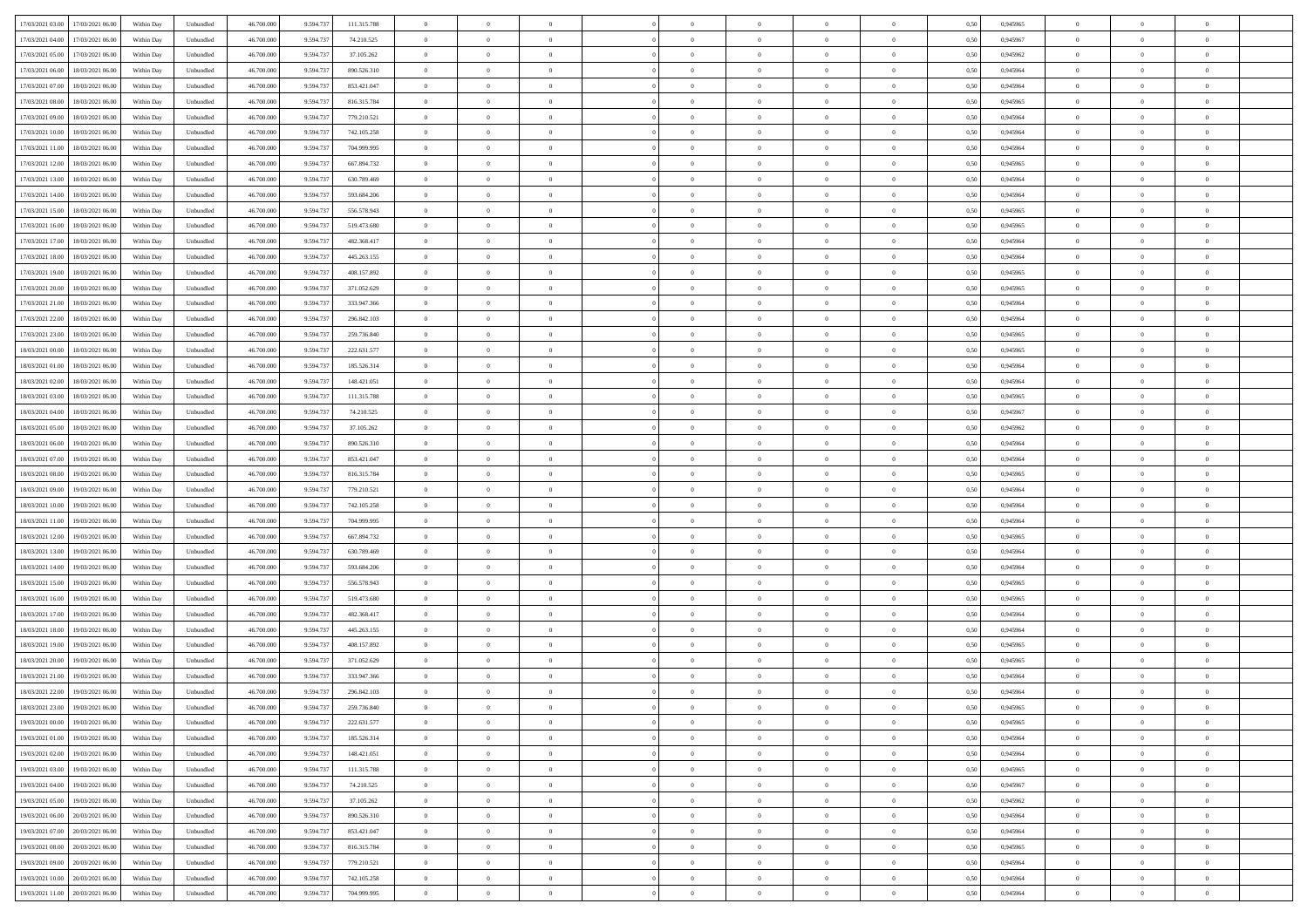| | | | | | | | | | | | | | | | | | | | | | |
|---|---|---|---|---|---|---|---|---|---|---|---|---|---|---|---|---|---|---|---|---|---|
| 17/03/2021 03:00 | 17/03/2021 06:00 | Within Day | Unbundled | 46.700.000 | 9.594.737 | 111.315.788 | 0 | 0 | 0 | | 0 | 0 | 0 | 0 | 0,50 | 0,945965 | 0 | 0 | 0 | |
| 17/03/2021 04:00 | 17/03/2021 06:00 | Within Day | Unbundled | 46.700.000 | 9.594.737 | 74.210.525 | 0 | 0 | 0 | | 0 | 0 | 0 | 0 | 0,50 | 0,945967 | 0 | 0 | 0 | |
| 17/03/2021 05:00 | 17/03/2021 06:00 | Within Day | Unbundled | 46.700.000 | 9.594.737 | 37.105.262 | 0 | 0 | 0 | | 0 | 0 | 0 | 0 | 0,50 | 0,945962 | 0 | 0 | 0 | |
| 17/03/2021 06:00 | 18/03/2021 06:00 | Within Day | Unbundled | 46.700.000 | 9.594.737 | 890.526.310 | 0 | 0 | 0 | | 0 | 0 | 0 | 0 | 0,50 | 0,945964 | 0 | 0 | 0 | |
| 17/03/2021 07:00 | 18/03/2021 06:00 | Within Day | Unbundled | 46.700.000 | 9.594.737 | 853.421.047 | 0 | 0 | 0 | | 0 | 0 | 0 | 0 | 0,50 | 0,945964 | 0 | 0 | 0 | |
| 17/03/2021 08:00 | 18/03/2021 06:00 | Within Day | Unbundled | 46.700.000 | 9.594.737 | 816.315.784 | 0 | 0 | 0 | | 0 | 0 | 0 | 0 | 0,50 | 0,945965 | 0 | 0 | 0 | |
| 17/03/2021 09:00 | 18/03/2021 06:00 | Within Day | Unbundled | 46.700.000 | 9.594.737 | 779.210.521 | 0 | 0 | 0 | | 0 | 0 | 0 | 0 | 0,50 | 0,945964 | 0 | 0 | 0 | |
| 17/03/2021 10:00 | 18/03/2021 06:00 | Within Day | Unbundled | 46.700.000 | 9.594.737 | 742.105.258 | 0 | 0 | 0 | | 0 | 0 | 0 | 0 | 0,50 | 0,945964 | 0 | 0 | 0 | |
| 17/03/2021 11:00 | 18/03/2021 06:00 | Within Day | Unbundled | 46.700.000 | 9.594.737 | 704.999.995 | 0 | 0 | 0 | | 0 | 0 | 0 | 0 | 0,50 | 0,945964 | 0 | 0 | 0 | |
| 17/03/2021 12:00 | 18/03/2021 06:00 | Within Day | Unbundled | 46.700.000 | 9.594.737 | 667.894.732 | 0 | 0 | 0 | | 0 | 0 | 0 | 0 | 0,50 | 0,945965 | 0 | 0 | 0 | |
| 17/03/2021 13:00 | 18/03/2021 06:00 | Within Day | Unbundled | 46.700.000 | 9.594.737 | 630.789.469 | 0 | 0 | 0 | | 0 | 0 | 0 | 0 | 0,50 | 0,945964 | 0 | 0 | 0 | |
| 17/03/2021 14:00 | 18/03/2021 06:00 | Within Day | Unbundled | 46.700.000 | 9.594.737 | 593.684.206 | 0 | 0 | 0 | | 0 | 0 | 0 | 0 | 0,50 | 0,945964 | 0 | 0 | 0 | |
| 17/03/2021 15:00 | 18/03/2021 06:00 | Within Day | Unbundled | 46.700.000 | 9.594.737 | 556.578.943 | 0 | 0 | 0 | | 0 | 0 | 0 | 0 | 0,50 | 0,945965 | 0 | 0 | 0 | |
| 17/03/2021 16:00 | 18/03/2021 06:00 | Within Day | Unbundled | 46.700.000 | 9.594.737 | 519.473.680 | 0 | 0 | 0 | | 0 | 0 | 0 | 0 | 0,50 | 0,945965 | 0 | 0 | 0 | |
| 17/03/2021 17:00 | 18/03/2021 06:00 | Within Day | Unbundled | 46.700.000 | 9.594.737 | 482.368.417 | 0 | 0 | 0 | | 0 | 0 | 0 | 0 | 0,50 | 0,945964 | 0 | 0 | 0 | |
| 17/03/2021 18:00 | 18/03/2021 06:00 | Within Day | Unbundled | 46.700.000 | 9.594.737 | 445.263.155 | 0 | 0 | 0 | | 0 | 0 | 0 | 0 | 0,50 | 0,945964 | 0 | 0 | 0 | |
| 17/03/2021 19:00 | 18/03/2021 06:00 | Within Day | Unbundled | 46.700.000 | 9.594.737 | 408.157.892 | 0 | 0 | 0 | | 0 | 0 | 0 | 0 | 0,50 | 0,945965 | 0 | 0 | 0 | |
| 17/03/2021 20:00 | 18/03/2021 06:00 | Within Day | Unbundled | 46.700.000 | 9.594.737 | 371.052.629 | 0 | 0 | 0 | | 0 | 0 | 0 | 0 | 0,50 | 0,945965 | 0 | 0 | 0 | |
| 17/03/2021 21:00 | 18/03/2021 06:00 | Within Day | Unbundled | 46.700.000 | 9.594.737 | 333.947.366 | 0 | 0 | 0 | | 0 | 0 | 0 | 0 | 0,50 | 0,945964 | 0 | 0 | 0 | |
| 17/03/2021 22:00 | 18/03/2021 06:00 | Within Day | Unbundled | 46.700.000 | 9.594.737 | 296.842.103 | 0 | 0 | 0 | | 0 | 0 | 0 | 0 | 0,50 | 0,945964 | 0 | 0 | 0 | |
| 17/03/2021 23:00 | 18/03/2021 06:00 | Within Day | Unbundled | 46.700.000 | 9.594.737 | 259.736.840 | 0 | 0 | 0 | | 0 | 0 | 0 | 0 | 0,50 | 0,945965 | 0 | 0 | 0 | |
| 18/03/2021 00:00 | 18/03/2021 06:00 | Within Day | Unbundled | 46.700.000 | 9.594.737 | 222.631.577 | 0 | 0 | 0 | | 0 | 0 | 0 | 0 | 0,50 | 0,945965 | 0 | 0 | 0 | |
| 18/03/2021 01:00 | 18/03/2021 06:00 | Within Day | Unbundled | 46.700.000 | 9.594.737 | 185.526.314 | 0 | 0 | 0 | | 0 | 0 | 0 | 0 | 0,50 | 0,945964 | 0 | 0 | 0 | |
| 18/03/2021 02:00 | 18/03/2021 06:00 | Within Day | Unbundled | 46.700.000 | 9.594.737 | 148.421.051 | 0 | 0 | 0 | | 0 | 0 | 0 | 0 | 0,50 | 0,945964 | 0 | 0 | 0 | |
| 18/03/2021 03:00 | 18/03/2021 06:00 | Within Day | Unbundled | 46.700.000 | 9.594.737 | 111.315.788 | 0 | 0 | 0 | | 0 | 0 | 0 | 0 | 0,50 | 0,945965 | 0 | 0 | 0 | |
| 18/03/2021 04:00 | 18/03/2021 06:00 | Within Day | Unbundled | 46.700.000 | 9.594.737 | 74.210.525 | 0 | 0 | 0 | | 0 | 0 | 0 | 0 | 0,50 | 0,945967 | 0 | 0 | 0 | |
| 18/03/2021 05:00 | 18/03/2021 06:00 | Within Day | Unbundled | 46.700.000 | 9.594.737 | 37.105.262 | 0 | 0 | 0 | | 0 | 0 | 0 | 0 | 0,50 | 0,945962 | 0 | 0 | 0 | |
| 18/03/2021 06:00 | 19/03/2021 06:00 | Within Day | Unbundled | 46.700.000 | 9.594.737 | 890.526.310 | 0 | 0 | 0 | | 0 | 0 | 0 | 0 | 0,50 | 0,945964 | 0 | 0 | 0 | |
| 18/03/2021 07:00 | 19/03/2021 06:00 | Within Day | Unbundled | 46.700.000 | 9.594.737 | 853.421.047 | 0 | 0 | 0 | | 0 | 0 | 0 | 0 | 0,50 | 0,945964 | 0 | 0 | 0 | |
| 18/03/2021 08:00 | 19/03/2021 06:00 | Within Day | Unbundled | 46.700.000 | 9.594.737 | 816.315.784 | 0 | 0 | 0 | | 0 | 0 | 0 | 0 | 0,50 | 0,945965 | 0 | 0 | 0 | |
| 18/03/2021 09:00 | 19/03/2021 06:00 | Within Day | Unbundled | 46.700.000 | 9.594.737 | 779.210.521 | 0 | 0 | 0 | | 0 | 0 | 0 | 0 | 0,50 | 0,945964 | 0 | 0 | 0 | |
| 18/03/2021 10:00 | 19/03/2021 06:00 | Within Day | Unbundled | 46.700.000 | 9.594.737 | 742.105.258 | 0 | 0 | 0 | | 0 | 0 | 0 | 0 | 0,50 | 0,945964 | 0 | 0 | 0 | |
| 18/03/2021 11:00 | 19/03/2021 06:00 | Within Day | Unbundled | 46.700.000 | 9.594.737 | 704.999.995 | 0 | 0 | 0 | | 0 | 0 | 0 | 0 | 0,50 | 0,945964 | 0 | 0 | 0 | |
| 18/03/2021 12:00 | 19/03/2021 06:00 | Within Day | Unbundled | 46.700.000 | 9.594.737 | 667.894.732 | 0 | 0 | 0 | | 0 | 0 | 0 | 0 | 0,50 | 0,945965 | 0 | 0 | 0 | |
| 18/03/2021 13:00 | 19/03/2021 06:00 | Within Day | Unbundled | 46.700.000 | 9.594.737 | 630.789.469 | 0 | 0 | 0 | | 0 | 0 | 0 | 0 | 0,50 | 0,945964 | 0 | 0 | 0 | |
| 18/03/2021 14:00 | 19/03/2021 06:00 | Within Day | Unbundled | 46.700.000 | 9.594.737 | 593.684.206 | 0 | 0 | 0 | | 0 | 0 | 0 | 0 | 0,50 | 0,945964 | 0 | 0 | 0 | |
| 18/03/2021 15:00 | 19/03/2021 06:00 | Within Day | Unbundled | 46.700.000 | 9.594.737 | 556.578.943 | 0 | 0 | 0 | | 0 | 0 | 0 | 0 | 0,50 | 0,945965 | 0 | 0 | 0 | |
| 18/03/2021 16:00 | 19/03/2021 06:00 | Within Day | Unbundled | 46.700.000 | 9.594.737 | 519.473.680 | 0 | 0 | 0 | | 0 | 0 | 0 | 0 | 0,50 | 0,945965 | 0 | 0 | 0 | |
| 18/03/2021 17:00 | 19/03/2021 06:00 | Within Day | Unbundled | 46.700.000 | 9.594.737 | 482.368.417 | 0 | 0 | 0 | | 0 | 0 | 0 | 0 | 0,50 | 0,945964 | 0 | 0 | 0 | |
| 18/03/2021 18:00 | 19/03/2021 06:00 | Within Day | Unbundled | 46.700.000 | 9.594.737 | 445.263.155 | 0 | 0 | 0 | | 0 | 0 | 0 | 0 | 0,50 | 0,945964 | 0 | 0 | 0 | |
| 18/03/2021 19:00 | 19/03/2021 06:00 | Within Day | Unbundled | 46.700.000 | 9.594.737 | 408.157.892 | 0 | 0 | 0 | | 0 | 0 | 0 | 0 | 0,50 | 0,945965 | 0 | 0 | 0 | |
| 18/03/2021 20:00 | 19/03/2021 06:00 | Within Day | Unbundled | 46.700.000 | 9.594.737 | 371.052.629 | 0 | 0 | 0 | | 0 | 0 | 0 | 0 | 0,50 | 0,945965 | 0 | 0 | 0 | |
| 18/03/2021 21:00 | 19/03/2021 06:00 | Within Day | Unbundled | 46.700.000 | 9.594.737 | 333.947.366 | 0 | 0 | 0 | | 0 | 0 | 0 | 0 | 0,50 | 0,945964 | 0 | 0 | 0 | |
| 18/03/2021 22:00 | 19/03/2021 06:00 | Within Day | Unbundled | 46.700.000 | 9.594.737 | 296.842.103 | 0 | 0 | 0 | | 0 | 0 | 0 | 0 | 0,50 | 0,945964 | 0 | 0 | 0 | |
| 18/03/2021 23:00 | 19/03/2021 06:00 | Within Day | Unbundled | 46.700.000 | 9.594.737 | 259.736.840 | 0 | 0 | 0 | | 0 | 0 | 0 | 0 | 0,50 | 0,945965 | 0 | 0 | 0 | |
| 19/03/2021 00:00 | 19/03/2021 06:00 | Within Day | Unbundled | 46.700.000 | 9.594.737 | 222.631.577 | 0 | 0 | 0 | | 0 | 0 | 0 | 0 | 0,50 | 0,945965 | 0 | 0 | 0 | |
| 19/03/2021 01:00 | 19/03/2021 06:00 | Within Day | Unbundled | 46.700.000 | 9.594.737 | 185.526.314 | 0 | 0 | 0 | | 0 | 0 | 0 | 0 | 0,50 | 0,945964 | 0 | 0 | 0 | |
| 19/03/2021 02:00 | 19/03/2021 06:00 | Within Day | Unbundled | 46.700.000 | 9.594.737 | 148.421.051 | 0 | 0 | 0 | | 0 | 0 | 0 | 0 | 0,50 | 0,945964 | 0 | 0 | 0 | |
| 19/03/2021 03:00 | 19/03/2021 06:00 | Within Day | Unbundled | 46.700.000 | 9.594.737 | 111.315.788 | 0 | 0 | 0 | | 0 | 0 | 0 | 0 | 0,50 | 0,945965 | 0 | 0 | 0 | |
| 19/03/2021 04:00 | 19/03/2021 06:00 | Within Day | Unbundled | 46.700.000 | 9.594.737 | 74.210.525 | 0 | 0 | 0 | | 0 | 0 | 0 | 0 | 0,50 | 0,945967 | 0 | 0 | 0 | |
| 19/03/2021 05:00 | 19/03/2021 06:00 | Within Day | Unbundled | 46.700.000 | 9.594.737 | 37.105.262 | 0 | 0 | 0 | | 0 | 0 | 0 | 0 | 0,50 | 0,945962 | 0 | 0 | 0 | |
| 19/03/2021 06:00 | 20/03/2021 06:00 | Within Day | Unbundled | 46.700.000 | 9.594.737 | 890.526.310 | 0 | 0 | 0 | | 0 | 0 | 0 | 0 | 0,50 | 0,945964 | 0 | 0 | 0 | |
| 19/03/2021 07:00 | 20/03/2021 06:00 | Within Day | Unbundled | 46.700.000 | 9.594.737 | 853.421.047 | 0 | 0 | 0 | | 0 | 0 | 0 | 0 | 0,50 | 0,945964 | 0 | 0 | 0 | |
| 19/03/2021 08:00 | 20/03/2021 06:00 | Within Day | Unbundled | 46.700.000 | 9.594.737 | 816.315.784 | 0 | 0 | 0 | | 0 | 0 | 0 | 0 | 0,50 | 0,945965 | 0 | 0 | 0 | |
| 19/03/2021 09:00 | 20/03/2021 06:00 | Within Day | Unbundled | 46.700.000 | 9.594.737 | 779.210.521 | 0 | 0 | 0 | | 0 | 0 | 0 | 0 | 0,50 | 0,945964 | 0 | 0 | 0 | |
| 19/03/2021 10:00 | 20/03/2021 06:00 | Within Day | Unbundled | 46.700.000 | 9.594.737 | 742.105.258 | 0 | 0 | 0 | | 0 | 0 | 0 | 0 | 0,50 | 0,945964 | 0 | 0 | 0 | |
| 19/03/2021 11:00 | 20/03/2021 06:00 | Within Day | Unbundled | 46.700.000 | 9.594.737 | 704.999.995 | 0 | 0 | 0 | | 0 | 0 | 0 | 0 | 0,50 | 0,945964 | 0 | 0 | 0 | |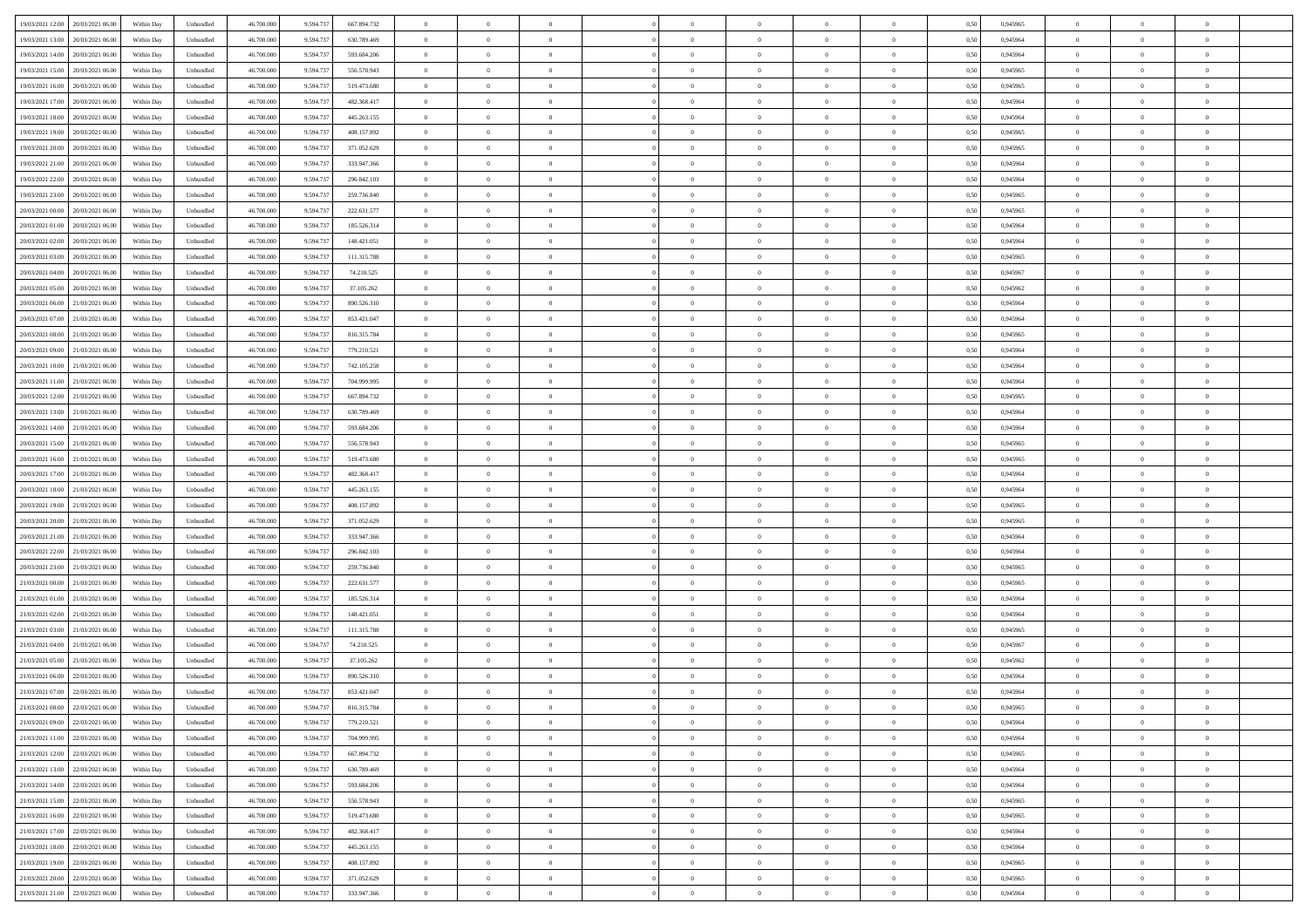| | | | | | | | | | | | | | | | | | | | | | |
|---|---|---|---|---|---|---|---|---|---|---|---|---|---|---|---|---|---|---|---|---|---|
| 19/03/2021 12:00 | 20/03/2021 06:00 | Within Day | Unbundled | 46.700.000 | 9.594.737 | 667.894.732 | 0 | 0 | 0 | | 0 | 0 | 0 | 0 | 0,50 | 0,945965 | 0 | 0 | 0 | |
| 19/03/2021 13:00 | 20/03/2021 06:00 | Within Day | Unbundled | 46.700.000 | 9.594.737 | 630.789.469 | 0 | 0 | 0 | | 0 | 0 | 0 | 0 | 0,50 | 0,945964 | 0 | 0 | 0 | |
| 19/03/2021 14:00 | 20/03/2021 06:00 | Within Day | Unbundled | 46.700.000 | 9.594.737 | 593.684.206 | 0 | 0 | 0 | | 0 | 0 | 0 | 0 | 0,50 | 0,945964 | 0 | 0 | 0 | |
| 19/03/2021 15:00 | 20/03/2021 06:00 | Within Day | Unbundled | 46.700.000 | 9.594.737 | 556.578.943 | 0 | 0 | 0 | | 0 | 0 | 0 | 0 | 0,50 | 0,945965 | 0 | 0 | 0 | |
| 19/03/2021 16:00 | 20/03/2021 06:00 | Within Day | Unbundled | 46.700.000 | 9.594.737 | 519.473.680 | 0 | 0 | 0 | | 0 | 0 | 0 | 0 | 0,50 | 0,945965 | 0 | 0 | 0 | |
| 19/03/2021 17:00 | 20/03/2021 06:00 | Within Day | Unbundled | 46.700.000 | 9.594.737 | 482.368.417 | 0 | 0 | 0 | | 0 | 0 | 0 | 0 | 0,50 | 0,945964 | 0 | 0 | 0 | |
| 19/03/2021 18:00 | 20/03/2021 06:00 | Within Day | Unbundled | 46.700.000 | 9.594.737 | 445.263.155 | 0 | 0 | 0 | | 0 | 0 | 0 | 0 | 0,50 | 0,945964 | 0 | 0 | 0 | |
| 19/03/2021 19:00 | 20/03/2021 06:00 | Within Day | Unbundled | 46.700.000 | 9.594.737 | 408.157.892 | 0 | 0 | 0 | | 0 | 0 | 0 | 0 | 0,50 | 0,945965 | 0 | 0 | 0 | |
| 19/03/2021 20:00 | 20/03/2021 06:00 | Within Day | Unbundled | 46.700.000 | 9.594.737 | 371.052.629 | 0 | 0 | 0 | | 0 | 0 | 0 | 0 | 0,50 | 0,945965 | 0 | 0 | 0 | |
| 19/03/2021 21:00 | 20/03/2021 06:00 | Within Day | Unbundled | 46.700.000 | 9.594.737 | 333.947.366 | 0 | 0 | 0 | | 0 | 0 | 0 | 0 | 0,50 | 0,945964 | 0 | 0 | 0 | |
| 19/03/2021 22:00 | 20/03/2021 06:00 | Within Day | Unbundled | 46.700.000 | 9.594.737 | 296.842.103 | 0 | 0 | 0 | | 0 | 0 | 0 | 0 | 0,50 | 0,945964 | 0 | 0 | 0 | |
| 19/03/2021 23:00 | 20/03/2021 06:00 | Within Day | Unbundled | 46.700.000 | 9.594.737 | 259.736.840 | 0 | 0 | 0 | | 0 | 0 | 0 | 0 | 0,50 | 0,945965 | 0 | 0 | 0 | |
| 20/03/2021 00:00 | 20/03/2021 06:00 | Within Day | Unbundled | 46.700.000 | 9.594.737 | 222.631.577 | 0 | 0 | 0 | | 0 | 0 | 0 | 0 | 0,50 | 0,945965 | 0 | 0 | 0 | |
| 20/03/2021 01:00 | 20/03/2021 06:00 | Within Day | Unbundled | 46.700.000 | 9.594.737 | 185.526.314 | 0 | 0 | 0 | | 0 | 0 | 0 | 0 | 0,50 | 0,945964 | 0 | 0 | 0 | |
| 20/03/2021 02:00 | 20/03/2021 06:00 | Within Day | Unbundled | 46.700.000 | 9.594.737 | 148.421.051 | 0 | 0 | 0 | | 0 | 0 | 0 | 0 | 0,50 | 0,945964 | 0 | 0 | 0 | |
| 20/03/2021 03:00 | 20/03/2021 06:00 | Within Day | Unbundled | 46.700.000 | 9.594.737 | 111.315.788 | 0 | 0 | 0 | | 0 | 0 | 0 | 0 | 0,50 | 0,945965 | 0 | 0 | 0 | |
| 20/03/2021 04:00 | 20/03/2021 06:00 | Within Day | Unbundled | 46.700.000 | 9.594.737 | 74.210.525 | 0 | 0 | 0 | | 0 | 0 | 0 | 0 | 0,50 | 0,945967 | 0 | 0 | 0 | |
| 20/03/2021 05:00 | 20/03/2021 06:00 | Within Day | Unbundled | 46.700.000 | 9.594.737 | 37.105.262 | 0 | 0 | 0 | | 0 | 0 | 0 | 0 | 0,50 | 0,945962 | 0 | 0 | 0 | |
| 20/03/2021 06:00 | 21/03/2021 06:00 | Within Day | Unbundled | 46.700.000 | 9.594.737 | 890.526.310 | 0 | 0 | 0 | | 0 | 0 | 0 | 0 | 0,50 | 0,945964 | 0 | 0 | 0 | |
| 20/03/2021 07:00 | 21/03/2021 06:00 | Within Day | Unbundled | 46.700.000 | 9.594.737 | 853.421.047 | 0 | 0 | 0 | | 0 | 0 | 0 | 0 | 0,50 | 0,945964 | 0 | 0 | 0 | |
| 20/03/2021 08:00 | 21/03/2021 06:00 | Within Day | Unbundled | 46.700.000 | 9.594.737 | 816.315.784 | 0 | 0 | 0 | | 0 | 0 | 0 | 0 | 0,50 | 0,945965 | 0 | 0 | 0 | |
| 20/03/2021 09:00 | 21/03/2021 06:00 | Within Day | Unbundled | 46.700.000 | 9.594.737 | 779.210.521 | 0 | 0 | 0 | | 0 | 0 | 0 | 0 | 0,50 | 0,945964 | 0 | 0 | 0 | |
| 20/03/2021 10:00 | 21/03/2021 06:00 | Within Day | Unbundled | 46.700.000 | 9.594.737 | 742.105.258 | 0 | 0 | 0 | | 0 | 0 | 0 | 0 | 0,50 | 0,945964 | 0 | 0 | 0 | |
| 20/03/2021 11:00 | 21/03/2021 06:00 | Within Day | Unbundled | 46.700.000 | 9.594.737 | 704.999.995 | 0 | 0 | 0 | | 0 | 0 | 0 | 0 | 0,50 | 0,945964 | 0 | 0 | 0 | |
| 20/03/2021 12:00 | 21/03/2021 06:00 | Within Day | Unbundled | 46.700.000 | 9.594.737 | 667.894.732 | 0 | 0 | 0 | | 0 | 0 | 0 | 0 | 0,50 | 0,945965 | 0 | 0 | 0 | |
| 20/03/2021 13:00 | 21/03/2021 06:00 | Within Day | Unbundled | 46.700.000 | 9.594.737 | 630.789.469 | 0 | 0 | 0 | | 0 | 0 | 0 | 0 | 0,50 | 0,945964 | 0 | 0 | 0 | |
| 20/03/2021 14:00 | 21/03/2021 06:00 | Within Day | Unbundled | 46.700.000 | 9.594.737 | 593.684.206 | 0 | 0 | 0 | | 0 | 0 | 0 | 0 | 0,50 | 0,945964 | 0 | 0 | 0 | |
| 20/03/2021 15:00 | 21/03/2021 06:00 | Within Day | Unbundled | 46.700.000 | 9.594.737 | 556.578.943 | 0 | 0 | 0 | | 0 | 0 | 0 | 0 | 0,50 | 0,945965 | 0 | 0 | 0 | |
| 20/03/2021 16:00 | 21/03/2021 06:00 | Within Day | Unbundled | 46.700.000 | 9.594.737 | 519.473.680 | 0 | 0 | 0 | | 0 | 0 | 0 | 0 | 0,50 | 0,945965 | 0 | 0 | 0 | |
| 20/03/2021 17:00 | 21/03/2021 06:00 | Within Day | Unbundled | 46.700.000 | 9.594.737 | 482.368.417 | 0 | 0 | 0 | | 0 | 0 | 0 | 0 | 0,50 | 0,945964 | 0 | 0 | 0 | |
| 20/03/2021 18:00 | 21/03/2021 06:00 | Within Day | Unbundled | 46.700.000 | 9.594.737 | 445.263.155 | 0 | 0 | 0 | | 0 | 0 | 0 | 0 | 0,50 | 0,945964 | 0 | 0 | 0 | |
| 20/03/2021 19:00 | 21/03/2021 06:00 | Within Day | Unbundled | 46.700.000 | 9.594.737 | 408.157.892 | 0 | 0 | 0 | | 0 | 0 | 0 | 0 | 0,50 | 0,945965 | 0 | 0 | 0 | |
| 20/03/2021 20:00 | 21/03/2021 06:00 | Within Day | Unbundled | 46.700.000 | 9.594.737 | 371.052.629 | 0 | 0 | 0 | | 0 | 0 | 0 | 0 | 0,50 | 0,945965 | 0 | 0 | 0 | |
| 20/03/2021 21:00 | 21/03/2021 06:00 | Within Day | Unbundled | 46.700.000 | 9.594.737 | 333.947.366 | 0 | 0 | 0 | | 0 | 0 | 0 | 0 | 0,50 | 0,945964 | 0 | 0 | 0 | |
| 20/03/2021 22:00 | 21/03/2021 06:00 | Within Day | Unbundled | 46.700.000 | 9.594.737 | 296.842.103 | 0 | 0 | 0 | | 0 | 0 | 0 | 0 | 0,50 | 0,945964 | 0 | 0 | 0 | |
| 20/03/2021 23:00 | 21/03/2021 06:00 | Within Day | Unbundled | 46.700.000 | 9.594.737 | 259.736.840 | 0 | 0 | 0 | | 0 | 0 | 0 | 0 | 0,50 | 0,945965 | 0 | 0 | 0 | |
| 21/03/2021 00:00 | 21/03/2021 06:00 | Within Day | Unbundled | 46.700.000 | 9.594.737 | 222.631.577 | 0 | 0 | 0 | | 0 | 0 | 0 | 0 | 0,50 | 0,945965 | 0 | 0 | 0 | |
| 21/03/2021 01:00 | 21/03/2021 06:00 | Within Day | Unbundled | 46.700.000 | 9.594.737 | 185.526.314 | 0 | 0 | 0 | | 0 | 0 | 0 | 0 | 0,50 | 0,945964 | 0 | 0 | 0 | |
| 21/03/2021 02:00 | 21/03/2021 06:00 | Within Day | Unbundled | 46.700.000 | 9.594.737 | 148.421.051 | 0 | 0 | 0 | | 0 | 0 | 0 | 0 | 0,50 | 0,945964 | 0 | 0 | 0 | |
| 21/03/2021 03:00 | 21/03/2021 06:00 | Within Day | Unbundled | 46.700.000 | 9.594.737 | 111.315.788 | 0 | 0 | 0 | | 0 | 0 | 0 | 0 | 0,50 | 0,945965 | 0 | 0 | 0 | |
| 21/03/2021 04:00 | 21/03/2021 06:00 | Within Day | Unbundled | 46.700.000 | 9.594.737 | 74.210.525 | 0 | 0 | 0 | | 0 | 0 | 0 | 0 | 0,50 | 0,945967 | 0 | 0 | 0 | |
| 21/03/2021 05:00 | 21/03/2021 06:00 | Within Day | Unbundled | 46.700.000 | 9.594.737 | 37.105.262 | 0 | 0 | 0 | | 0 | 0 | 0 | 0 | 0,50 | 0,945962 | 0 | 0 | 0 | |
| 21/03/2021 06:00 | 22/03/2021 06:00 | Within Day | Unbundled | 46.700.000 | 9.594.737 | 890.526.310 | 0 | 0 | 0 | | 0 | 0 | 0 | 0 | 0,50 | 0,945964 | 0 | 0 | 0 | |
| 21/03/2021 07:00 | 22/03/2021 06:00 | Within Day | Unbundled | 46.700.000 | 9.594.737 | 853.421.047 | 0 | 0 | 0 | | 0 | 0 | 0 | 0 | 0,50 | 0,945964 | 0 | 0 | 0 | |
| 21/03/2021 08:00 | 22/03/2021 06:00 | Within Day | Unbundled | 46.700.000 | 9.594.737 | 816.315.784 | 0 | 0 | 0 | | 0 | 0 | 0 | 0 | 0,50 | 0,945965 | 0 | 0 | 0 | |
| 21/03/2021 09:00 | 22/03/2021 06:00 | Within Day | Unbundled | 46.700.000 | 9.594.737 | 779.210.521 | 0 | 0 | 0 | | 0 | 0 | 0 | 0 | 0,50 | 0,945964 | 0 | 0 | 0 | |
| 21/03/2021 11:00 | 22/03/2021 06:00 | Within Day | Unbundled | 46.700.000 | 9.594.737 | 704.999.995 | 0 | 0 | 0 | | 0 | 0 | 0 | 0 | 0,50 | 0,945964 | 0 | 0 | 0 | |
| 21/03/2021 12:00 | 22/03/2021 06:00 | Within Day | Unbundled | 46.700.000 | 9.594.737 | 667.894.732 | 0 | 0 | 0 | | 0 | 0 | 0 | 0 | 0,50 | 0,945965 | 0 | 0 | 0 | |
| 21/03/2021 13:00 | 22/03/2021 06:00 | Within Day | Unbundled | 46.700.000 | 9.594.737 | 630.789.469 | 0 | 0 | 0 | | 0 | 0 | 0 | 0 | 0,50 | 0,945964 | 0 | 0 | 0 | |
| 21/03/2021 14:00 | 22/03/2021 06:00 | Within Day | Unbundled | 46.700.000 | 9.594.737 | 593.684.206 | 0 | 0 | 0 | | 0 | 0 | 0 | 0 | 0,50 | 0,945964 | 0 | 0 | 0 | |
| 21/03/2021 15:00 | 22/03/2021 06:00 | Within Day | Unbundled | 46.700.000 | 9.594.737 | 556.578.943 | 0 | 0 | 0 | | 0 | 0 | 0 | 0 | 0,50 | 0,945965 | 0 | 0 | 0 | |
| 21/03/2021 16:00 | 22/03/2021 06:00 | Within Day | Unbundled | 46.700.000 | 9.594.737 | 519.473.680 | 0 | 0 | 0 | | 0 | 0 | 0 | 0 | 0,50 | 0,945965 | 0 | 0 | 0 | |
| 21/03/2021 17:00 | 22/03/2021 06:00 | Within Day | Unbundled | 46.700.000 | 9.594.737 | 482.368.417 | 0 | 0 | 0 | | 0 | 0 | 0 | 0 | 0,50 | 0,945964 | 0 | 0 | 0 | |
| 21/03/2021 18:00 | 22/03/2021 06:00 | Within Day | Unbundled | 46.700.000 | 9.594.737 | 445.263.155 | 0 | 0 | 0 | | 0 | 0 | 0 | 0 | 0,50 | 0,945964 | 0 | 0 | 0 | |
| 21/03/2021 19:00 | 22/03/2021 06:00 | Within Day | Unbundled | 46.700.000 | 9.594.737 | 408.157.892 | 0 | 0 | 0 | | 0 | 0 | 0 | 0 | 0,50 | 0,945965 | 0 | 0 | 0 | |
| 21/03/2021 20:00 | 22/03/2021 06:00 | Within Day | Unbundled | 46.700.000 | 9.594.737 | 371.052.629 | 0 | 0 | 0 | | 0 | 0 | 0 | 0 | 0,50 | 0,945965 | 0 | 0 | 0 | |
| 21/03/2021 21:00 | 22/03/2021 06:00 | Within Day | Unbundled | 46.700.000 | 9.594.737 | 333.947.366 | 0 | 0 | 0 | | 0 | 0 | 0 | 0 | 0,50 | 0,945964 | 0 | 0 | 0 | |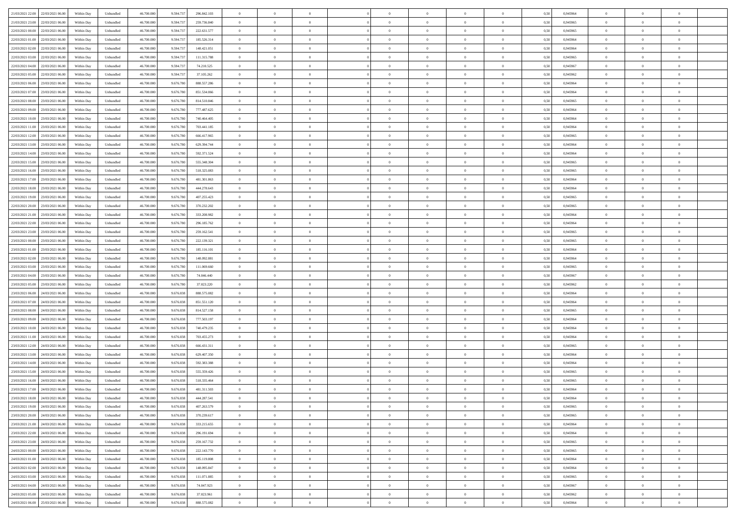| | | | | | | | | | | | | | | | | | | | | | | |
|---|---|---|---|---|---|---|---|---|---|---|---|---|---|---|---|---|---|---|---|---|---|---|
| 21/03/2021 22:00 | 22/03/2021 06:00 | Within Day | Unbundled | 46.700.000 | 9.594.737 | 296.842.103 | 0 | 0 | 0 | | 0 | 0 | 0 | 0 | 0 | 0,50 | 0,945964 | 0 | 0 | 0 | |
| 21/03/2021 23:00 | 22/03/2021 06:00 | Within Day | Unbundled | 46.700.000 | 9.594.737 | 259.736.840 | 0 | 0 | 0 | | 0 | 0 | 0 | 0 | 0 | 0,50 | 0,945965 | 0 | 0 | 0 | |
| 22/03/2021 00:00 | 22/03/2021 06:00 | Within Day | Unbundled | 46.700.000 | 9.594.737 | 222.631.577 | 0 | 0 | 0 | | 0 | 0 | 0 | 0 | 0 | 0,50 | 0,945965 | 0 | 0 | 0 | |
| 22/03/2021 01:00 | 22/03/2021 06:00 | Within Day | Unbundled | 46.700.000 | 9.594.737 | 185.526.314 | 0 | 0 | 0 | | 0 | 0 | 0 | 0 | 0 | 0,50 | 0,945964 | 0 | 0 | 0 | |
| 22/03/2021 02:00 | 22/03/2021 06:00 | Within Day | Unbundled | 46.700.000 | 9.594.737 | 148.421.051 | 0 | 0 | 0 | | 0 | 0 | 0 | 0 | 0 | 0,50 | 0,945964 | 0 | 0 | 0 | |
| 22/03/2021 03:00 | 22/03/2021 06:00 | Within Day | Unbundled | 46.700.000 | 9.594.737 | 111.315.788 | 0 | 0 | 0 | | 0 | 0 | 0 | 0 | 0 | 0,50 | 0,945965 | 0 | 0 | 0 | |
| 22/03/2021 04:00 | 22/03/2021 06:00 | Within Day | Unbundled | 46.700.000 | 9.594.737 | 74.210.525 | 0 | 0 | 0 | | 0 | 0 | 0 | 0 | 0 | 0,50 | 0,945967 | 0 | 0 | 0 | |
| 22/03/2021 05:00 | 22/03/2021 06:00 | Within Day | Unbundled | 46.700.000 | 9.594.737 | 37.105.262 | 0 | 0 | 0 | | 0 | 0 | 0 | 0 | 0 | 0,50 | 0,945962 | 0 | 0 | 0 | |
| 22/03/2021 06:00 | 23/03/2021 06:00 | Within Day | Unbundled | 46.700.000 | 9.676.780 | 888.557.286 | 0 | 0 | 0 | | 0 | 0 | 0 | 0 | 0 | 0,50 | 0,945964 | 0 | 0 | 0 | |
| 22/03/2021 07:00 | 23/03/2021 06:00 | Within Day | Unbundled | 46.700.000 | 9.676.780 | 851.534.066 | 0 | 0 | 0 | | 0 | 0 | 0 | 0 | 0 | 0,50 | 0,945964 | 0 | 0 | 0 | |
| 22/03/2021 08:00 | 23/03/2021 06:00 | Within Day | Unbundled | 46.700.000 | 9.676.780 | 814.510.846 | 0 | 0 | 0 | | 0 | 0 | 0 | 0 | 0 | 0,50 | 0,945965 | 0 | 0 | 0 | |
| 22/03/2021 09:00 | 23/03/2021 06:00 | Within Day | Unbundled | 46.700.000 | 9.676.780 | 777.487.625 | 0 | 0 | 0 | | 0 | 0 | 0 | 0 | 0 | 0,50 | 0,945964 | 0 | 0 | 0 | |
| 22/03/2021 10:00 | 23/03/2021 06:00 | Within Day | Unbundled | 46.700.000 | 9.676.780 | 740.464.405 | 0 | 0 | 0 | | 0 | 0 | 0 | 0 | 0 | 0,50 | 0,945964 | 0 | 0 | 0 | |
| 22/03/2021 11:00 | 23/03/2021 06:00 | Within Day | Unbundled | 46.700.000 | 9.676.780 | 703.441.185 | 0 | 0 | 0 | | 0 | 0 | 0 | 0 | 0 | 0,50 | 0,945964 | 0 | 0 | 0 | |
| 22/03/2021 12:00 | 23/03/2021 06:00 | Within Day | Unbundled | 46.700.000 | 9.676.780 | 666.417.965 | 0 | 0 | 0 | | 0 | 0 | 0 | 0 | 0 | 0,50 | 0,945965 | 0 | 0 | 0 | |
| 22/03/2021 13:00 | 23/03/2021 06:00 | Within Day | Unbundled | 46.700.000 | 9.676.780 | 629.394.744 | 0 | 0 | 0 | | 0 | 0 | 0 | 0 | 0 | 0,50 | 0,945964 | 0 | 0 | 0 | |
| 22/03/2021 14:00 | 23/03/2021 06:00 | Within Day | Unbundled | 46.700.000 | 9.676.780 | 592.371.524 | 0 | 0 | 0 | | 0 | 0 | 0 | 0 | 0 | 0,50 | 0,945964 | 0 | 0 | 0 | |
| 22/03/2021 15:00 | 23/03/2021 06:00 | Within Day | Unbundled | 46.700.000 | 9.676.780 | 555.348.304 | 0 | 0 | 0 | | 0 | 0 | 0 | 0 | 0 | 0,50 | 0,945965 | 0 | 0 | 0 | |
| 22/03/2021 16:00 | 23/03/2021 06:00 | Within Day | Unbundled | 46.700.000 | 9.676.780 | 518.325.083 | 0 | 0 | 0 | | 0 | 0 | 0 | 0 | 0 | 0,50 | 0,945965 | 0 | 0 | 0 | |
| 22/03/2021 17:00 | 23/03/2021 06:00 | Within Day | Unbundled | 46.700.000 | 9.676.780 | 481.301.863 | 0 | 0 | 0 | | 0 | 0 | 0 | 0 | 0 | 0,50 | 0,945964 | 0 | 0 | 0 | |
| 22/03/2021 18:00 | 23/03/2021 06:00 | Within Day | Unbundled | 46.700.000 | 9.676.780 | 444.278.643 | 0 | 0 | 0 | | 0 | 0 | 0 | 0 | 0 | 0,50 | 0,945964 | 0 | 0 | 0 | |
| 22/03/2021 19:00 | 23/03/2021 06:00 | Within Day | Unbundled | 46.700.000 | 9.676.780 | 407.255.423 | 0 | 0 | 0 | | 0 | 0 | 0 | 0 | 0 | 0,50 | 0,945965 | 0 | 0 | 0 | |
| 22/03/2021 20:00 | 23/03/2021 06:00 | Within Day | Unbundled | 46.700.000 | 9.676.780 | 370.232.202 | 0 | 0 | 0 | | 0 | 0 | 0 | 0 | 0 | 0,50 | 0,945965 | 0 | 0 | 0 | |
| 22/03/2021 21:00 | 23/03/2021 06:00 | Within Day | Unbundled | 46.700.000 | 9.676.780 | 333.208.982 | 0 | 0 | 0 | | 0 | 0 | 0 | 0 | 0 | 0,50 | 0,945964 | 0 | 0 | 0 | |
| 22/03/2021 22:00 | 23/03/2021 06:00 | Within Day | Unbundled | 46.700.000 | 9.676.780 | 296.185.762 | 0 | 0 | 0 | | 0 | 0 | 0 | 0 | 0 | 0,50 | 0,945964 | 0 | 0 | 0 | |
| 22/03/2021 23:00 | 23/03/2021 06:00 | Within Day | Unbundled | 46.700.000 | 9.676.780 | 259.162.541 | 0 | 0 | 0 | | 0 | 0 | 0 | 0 | 0 | 0,50 | 0,945965 | 0 | 0 | 0 | |
| 23/03/2021 00:00 | 23/03/2021 06:00 | Within Day | Unbundled | 46.700.000 | 9.676.780 | 222.139.321 | 0 | 0 | 0 | | 0 | 0 | 0 | 0 | 0 | 0,50 | 0,945965 | 0 | 0 | 0 | |
| 23/03/2021 01:00 | 23/03/2021 06:00 | Within Day | Unbundled | 46.700.000 | 9.676.780 | 185.116.101 | 0 | 0 | 0 | | 0 | 0 | 0 | 0 | 0 | 0,50 | 0,945964 | 0 | 0 | 0 | |
| 23/03/2021 02:00 | 23/03/2021 06:00 | Within Day | Unbundled | 46.700.000 | 9.676.780 | 148.092.881 | 0 | 0 | 0 | | 0 | 0 | 0 | 0 | 0 | 0,50 | 0,945964 | 0 | 0 | 0 | |
| 23/03/2021 03:00 | 23/03/2021 06:00 | Within Day | Unbundled | 46.700.000 | 9.676.780 | 111.069.660 | 0 | 0 | 0 | | 0 | 0 | 0 | 0 | 0 | 0,50 | 0,945965 | 0 | 0 | 0 | |
| 23/03/2021 04:00 | 23/03/2021 06:00 | Within Day | Unbundled | 46.700.000 | 9.676.780 | 74.046.440 | 0 | 0 | 0 | | 0 | 0 | 0 | 0 | 0 | 0,50 | 0,945967 | 0 | 0 | 0 | |
| 23/03/2021 05:00 | 23/03/2021 06:00 | Within Day | Unbundled | 46.700.000 | 9.676.780 | 37.023.220 | 0 | 0 | 0 | | 0 | 0 | 0 | 0 | 0 | 0,50 | 0,945962 | 0 | 0 | 0 | |
| 23/03/2021 06:00 | 24/03/2021 06:00 | Within Day | Unbundled | 46.700.000 | 9.676.038 | 888.575.082 | 0 | 0 | 0 | | 0 | 0 | 0 | 0 | 0 | 0,50 | 0,945964 | 0 | 0 | 0 | |
| 23/03/2021 07:00 | 24/03/2021 06:00 | Within Day | Unbundled | 46.700.000 | 9.676.038 | 851.551.120 | 0 | 0 | 0 | | 0 | 0 | 0 | 0 | 0 | 0,50 | 0,945964 | 0 | 0 | 0 | |
| 23/03/2021 08:00 | 24/03/2021 06:00 | Within Day | Unbundled | 46.700.000 | 9.676.038 | 814.527.158 | 0 | 0 | 0 | | 0 | 0 | 0 | 0 | 0 | 0,50 | 0,945965 | 0 | 0 | 0 | |
| 23/03/2021 09:00 | 24/03/2021 06:00 | Within Day | Unbundled | 46.700.000 | 9.676.038 | 777.503.197 | 0 | 0 | 0 | | 0 | 0 | 0 | 0 | 0 | 0,50 | 0,945964 | 0 | 0 | 0 | |
| 23/03/2021 10:00 | 24/03/2021 06:00 | Within Day | Unbundled | 46.700.000 | 9.676.038 | 740.479.235 | 0 | 0 | 0 | | 0 | 0 | 0 | 0 | 0 | 0,50 | 0,945964 | 0 | 0 | 0 | |
| 23/03/2021 11:00 | 24/03/2021 06:00 | Within Day | Unbundled | 46.700.000 | 9.676.038 | 703.455.273 | 0 | 0 | 0 | | 0 | 0 | 0 | 0 | 0 | 0,50 | 0,945964 | 0 | 0 | 0 | |
| 23/03/2021 12:00 | 24/03/2021 06:00 | Within Day | Unbundled | 46.700.000 | 9.676.038 | 666.431.311 | 0 | 0 | 0 | | 0 | 0 | 0 | 0 | 0 | 0,50 | 0,945965 | 0 | 0 | 0 | |
| 23/03/2021 13:00 | 24/03/2021 06:00 | Within Day | Unbundled | 46.700.000 | 9.676.038 | 629.407.350 | 0 | 0 | 0 | | 0 | 0 | 0 | 0 | 0 | 0,50 | 0,945964 | 0 | 0 | 0 | |
| 23/03/2021 14:00 | 24/03/2021 06:00 | Within Day | Unbundled | 46.700.000 | 9.676.038 | 592.383.388 | 0 | 0 | 0 | | 0 | 0 | 0 | 0 | 0 | 0,50 | 0,945964 | 0 | 0 | 0 | |
| 23/03/2021 15:00 | 24/03/2021 06:00 | Within Day | Unbundled | 46.700.000 | 9.676.038 | 555.359.426 | 0 | 0 | 0 | | 0 | 0 | 0 | 0 | 0 | 0,50 | 0,945965 | 0 | 0 | 0 | |
| 23/03/2021 16:00 | 24/03/2021 06:00 | Within Day | Unbundled | 46.700.000 | 9.676.038 | 518.335.464 | 0 | 0 | 0 | | 0 | 0 | 0 | 0 | 0 | 0,50 | 0,945965 | 0 | 0 | 0 | |
| 23/03/2021 17:00 | 24/03/2021 06:00 | Within Day | Unbundled | 46.700.000 | 9.676.038 | 481.311.503 | 0 | 0 | 0 | | 0 | 0 | 0 | 0 | 0 | 0,50 | 0,945964 | 0 | 0 | 0 | |
| 23/03/2021 18:00 | 24/03/2021 06:00 | Within Day | Unbundled | 46.700.000 | 9.676.038 | 444.287.541 | 0 | 0 | 0 | | 0 | 0 | 0 | 0 | 0 | 0,50 | 0,945964 | 0 | 0 | 0 | |
| 23/03/2021 19:00 | 24/03/2021 06:00 | Within Day | Unbundled | 46.700.000 | 9.676.038 | 407.263.579 | 0 | 0 | 0 | | 0 | 0 | 0 | 0 | 0 | 0,50 | 0,945965 | 0 | 0 | 0 | |
| 23/03/2021 20:00 | 24/03/2021 06:00 | Within Day | Unbundled | 46.700.000 | 9.676.038 | 370.239.617 | 0 | 0 | 0 | | 0 | 0 | 0 | 0 | 0 | 0,50 | 0,945965 | 0 | 0 | 0 | |
| 23/03/2021 21:00 | 24/03/2021 06:00 | Within Day | Unbundled | 46.700.000 | 9.676.038 | 333.215.655 | 0 | 0 | 0 | | 0 | 0 | 0 | 0 | 0 | 0,50 | 0,945964 | 0 | 0 | 0 | |
| 23/03/2021 22:00 | 24/03/2021 06:00 | Within Day | Unbundled | 46.700.000 | 9.676.038 | 296.191.694 | 0 | 0 | 0 | | 0 | 0 | 0 | 0 | 0 | 0,50 | 0,945964 | 0 | 0 | 0 | |
| 23/03/2021 23:00 | 24/03/2021 06:00 | Within Day | Unbundled | 46.700.000 | 9.676.038 | 259.167.732 | 0 | 0 | 0 | | 0 | 0 | 0 | 0 | 0 | 0,50 | 0,945965 | 0 | 0 | 0 | |
| 24/03/2021 00:00 | 24/03/2021 06:00 | Within Day | Unbundled | 46.700.000 | 9.676.038 | 222.143.770 | 0 | 0 | 0 | | 0 | 0 | 0 | 0 | 0 | 0,50 | 0,945965 | 0 | 0 | 0 | |
| 24/03/2021 01:00 | 24/03/2021 06:00 | Within Day | Unbundled | 46.700.000 | 9.676.038 | 185.119.808 | 0 | 0 | 0 | | 0 | 0 | 0 | 0 | 0 | 0,50 | 0,945964 | 0 | 0 | 0 | |
| 24/03/2021 02:00 | 24/03/2021 06:00 | Within Day | Unbundled | 46.700.000 | 9.676.038 | 148.095.847 | 0 | 0 | 0 | | 0 | 0 | 0 | 0 | 0 | 0,50 | 0,945964 | 0 | 0 | 0 | |
| 24/03/2021 03:00 | 24/03/2021 06:00 | Within Day | Unbundled | 46.700.000 | 9.676.038 | 111.071.885 | 0 | 0 | 0 | | 0 | 0 | 0 | 0 | 0 | 0,50 | 0,945965 | 0 | 0 | 0 | |
| 24/03/2021 04:00 | 24/03/2021 06:00 | Within Day | Unbundled | 46.700.000 | 9.676.038 | 74.047.923 | 0 | 0 | 0 | | 0 | 0 | 0 | 0 | 0 | 0,50 | 0,945967 | 0 | 0 | 0 | |
| 24/03/2021 05:00 | 24/03/2021 06:00 | Within Day | Unbundled | 46.700.000 | 9.676.038 | 37.023.961 | 0 | 0 | 0 | | 0 | 0 | 0 | 0 | 0 | 0,50 | 0,945962 | 0 | 0 | 0 | |
| 24/03/2021 06:00 | 25/03/2021 06:00 | Within Day | Unbundled | 46.700.000 | 9.676.038 | 888.575.082 | 0 | 0 | 0 | | 0 | 0 | 0 | 0 | 0 | 0,50 | 0,945964 | 0 | 0 | 0 | |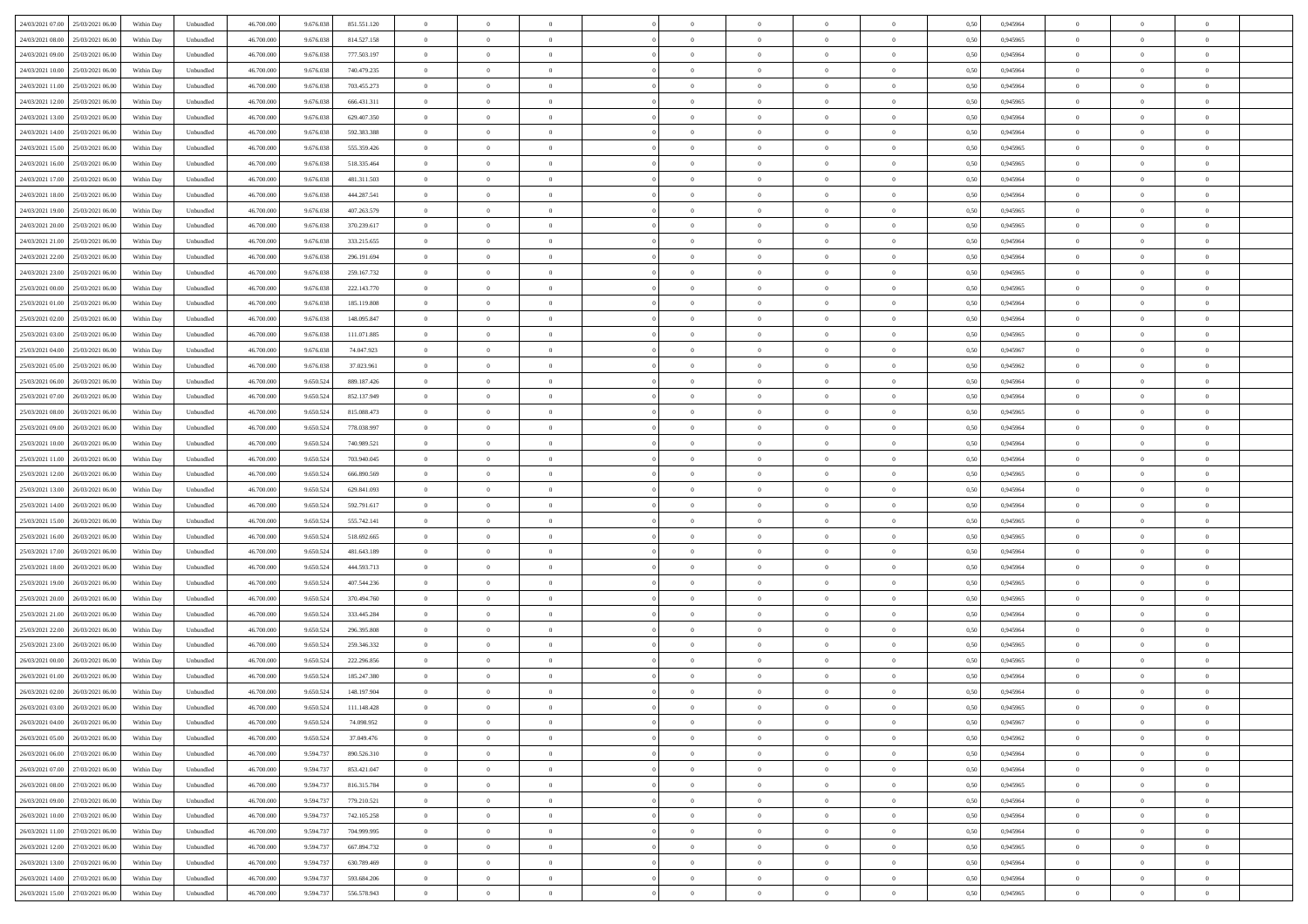| | | | | | | | | | | | | | | | | | | | | | |
|---|---|---|---|---|---|---|---|---|---|---|---|---|---|---|---|---|---|---|---|---|---|
| 24/03/2021 07:00 | 25/03/2021 06:00 | Within Day | Unbundled | 46.700.000 | 9.676.038 | 851.551.120 | 0 | 0 | 0 | | 0 | 0 | 0 | 0 | 0,50 | 0,945964 | 0 | 0 | 0 | |
| 24/03/2021 08:00 | 25/03/2021 06:00 | Within Day | Unbundled | 46.700.000 | 9.676.038 | 814.527.158 | 0 | 0 | 0 | | 0 | 0 | 0 | 0 | 0,50 | 0,945965 | 0 | 0 | 0 | |
| 24/03/2021 09:00 | 25/03/2021 06:00 | Within Day | Unbundled | 46.700.000 | 9.676.038 | 777.503.197 | 0 | 0 | 0 | | 0 | 0 | 0 | 0 | 0,50 | 0,945964 | 0 | 0 | 0 | |
| 24/03/2021 10:00 | 25/03/2021 06:00 | Within Day | Unbundled | 46.700.000 | 9.676.038 | 740.479.235 | 0 | 0 | 0 | | 0 | 0 | 0 | 0 | 0,50 | 0,945964 | 0 | 0 | 0 | |
| 24/03/2021 11:00 | 25/03/2021 06:00 | Within Day | Unbundled | 46.700.000 | 9.676.038 | 703.455.273 | 0 | 0 | 0 | | 0 | 0 | 0 | 0 | 0,50 | 0,945964 | 0 | 0 | 0 | |
| 24/03/2021 12:00 | 25/03/2021 06:00 | Within Day | Unbundled | 46.700.000 | 9.676.038 | 666.431.311 | 0 | 0 | 0 | | 0 | 0 | 0 | 0 | 0,50 | 0,945965 | 0 | 0 | 0 | |
| 24/03/2021 13:00 | 25/03/2021 06:00 | Within Day | Unbundled | 46.700.000 | 9.676.038 | 629.407.350 | 0 | 0 | 0 | | 0 | 0 | 0 | 0 | 0,50 | 0,945964 | 0 | 0 | 0 | |
| 24/03/2021 14:00 | 25/03/2021 06:00 | Within Day | Unbundled | 46.700.000 | 9.676.038 | 592.383.388 | 0 | 0 | 0 | | 0 | 0 | 0 | 0 | 0,50 | 0,945964 | 0 | 0 | 0 | |
| 24/03/2021 15:00 | 25/03/2021 06:00 | Within Day | Unbundled | 46.700.000 | 9.676.038 | 555.359.426 | 0 | 0 | 0 | | 0 | 0 | 0 | 0 | 0,50 | 0,945965 | 0 | 0 | 0 | |
| 24/03/2021 16:00 | 25/03/2021 06:00 | Within Day | Unbundled | 46.700.000 | 9.676.038 | 518.335.464 | 0 | 0 | 0 | | 0 | 0 | 0 | 0 | 0,50 | 0,945965 | 0 | 0 | 0 | |
| 24/03/2021 17:00 | 25/03/2021 06:00 | Within Day | Unbundled | 46.700.000 | 9.676.038 | 481.311.503 | 0 | 0 | 0 | | 0 | 0 | 0 | 0 | 0,50 | 0,945964 | 0 | 0 | 0 | |
| 24/03/2021 18:00 | 25/03/2021 06:00 | Within Day | Unbundled | 46.700.000 | 9.676.038 | 444.287.541 | 0 | 0 | 0 | | 0 | 0 | 0 | 0 | 0,50 | 0,945964 | 0 | 0 | 0 | |
| 24/03/2021 19:00 | 25/03/2021 06:00 | Within Day | Unbundled | 46.700.000 | 9.676.038 | 407.263.579 | 0 | 0 | 0 | | 0 | 0 | 0 | 0 | 0,50 | 0,945965 | 0 | 0 | 0 | |
| 24/03/2021 20:00 | 25/03/2021 06:00 | Within Day | Unbundled | 46.700.000 | 9.676.038 | 370.239.617 | 0 | 0 | 0 | | 0 | 0 | 0 | 0 | 0,50 | 0,945965 | 0 | 0 | 0 | |
| 24/03/2021 21:00 | 25/03/2021 06:00 | Within Day | Unbundled | 46.700.000 | 9.676.038 | 333.215.655 | 0 | 0 | 0 | | 0 | 0 | 0 | 0 | 0,50 | 0,945964 | 0 | 0 | 0 | |
| 24/03/2021 22:00 | 25/03/2021 06:00 | Within Day | Unbundled | 46.700.000 | 9.676.038 | 296.191.694 | 0 | 0 | 0 | | 0 | 0 | 0 | 0 | 0,50 | 0,945964 | 0 | 0 | 0 | |
| 24/03/2021 23:00 | 25/03/2021 06:00 | Within Day | Unbundled | 46.700.000 | 9.676.038 | 259.167.732 | 0 | 0 | 0 | | 0 | 0 | 0 | 0 | 0,50 | 0,945965 | 0 | 0 | 0 | |
| 25/03/2021 00:00 | 25/03/2021 06:00 | Within Day | Unbundled | 46.700.000 | 9.676.038 | 222.143.770 | 0 | 0 | 0 | | 0 | 0 | 0 | 0 | 0,50 | 0,945965 | 0 | 0 | 0 | |
| 25/03/2021 01:00 | 25/03/2021 06:00 | Within Day | Unbundled | 46.700.000 | 9.676.038 | 185.119.808 | 0 | 0 | 0 | | 0 | 0 | 0 | 0 | 0,50 | 0,945964 | 0 | 0 | 0 | |
| 25/03/2021 02:00 | 25/03/2021 06:00 | Within Day | Unbundled | 46.700.000 | 9.676.038 | 148.095.847 | 0 | 0 | 0 | | 0 | 0 | 0 | 0 | 0,50 | 0,945964 | 0 | 0 | 0 | |
| 25/03/2021 03:00 | 25/03/2021 06:00 | Within Day | Unbundled | 46.700.000 | 9.676.038 | 111.071.885 | 0 | 0 | 0 | | 0 | 0 | 0 | 0 | 0,50 | 0,945965 | 0 | 0 | 0 | |
| 25/03/2021 04:00 | 25/03/2021 06:00 | Within Day | Unbundled | 46.700.000 | 9.676.038 | 74.047.923 | 0 | 0 | 0 | | 0 | 0 | 0 | 0 | 0,50 | 0,945967 | 0 | 0 | 0 | |
| 25/03/2021 05:00 | 25/03/2021 06:00 | Within Day | Unbundled | 46.700.000 | 9.676.038 | 37.023.961 | 0 | 0 | 0 | | 0 | 0 | 0 | 0 | 0,50 | 0,945962 | 0 | 0 | 0 | |
| 25/03/2021 06:00 | 26/03/2021 06:00 | Within Day | Unbundled | 46.700.000 | 9.650.524 | 889.187.426 | 0 | 0 | 0 | | 0 | 0 | 0 | 0 | 0,50 | 0,945964 | 0 | 0 | 0 | |
| 25/03/2021 07:00 | 26/03/2021 06:00 | Within Day | Unbundled | 46.700.000 | 9.650.524 | 852.137.949 | 0 | 0 | 0 | | 0 | 0 | 0 | 0 | 0,50 | 0,945964 | 0 | 0 | 0 | |
| 25/03/2021 08:00 | 26/03/2021 06:00 | Within Day | Unbundled | 46.700.000 | 9.650.524 | 815.088.473 | 0 | 0 | 0 | | 0 | 0 | 0 | 0 | 0,50 | 0,945965 | 0 | 0 | 0 | |
| 25/03/2021 09:00 | 26/03/2021 06:00 | Within Day | Unbundled | 46.700.000 | 9.650.524 | 778.038.997 | 0 | 0 | 0 | | 0 | 0 | 0 | 0 | 0,50 | 0,945964 | 0 | 0 | 0 | |
| 25/03/2021 10:00 | 26/03/2021 06:00 | Within Day | Unbundled | 46.700.000 | 9.650.524 | 740.989.521 | 0 | 0 | 0 | | 0 | 0 | 0 | 0 | 0,50 | 0,945964 | 0 | 0 | 0 | |
| 25/03/2021 11:00 | 26/03/2021 06:00 | Within Day | Unbundled | 46.700.000 | 9.650.524 | 703.940.045 | 0 | 0 | 0 | | 0 | 0 | 0 | 0 | 0,50 | 0,945964 | 0 | 0 | 0 | |
| 25/03/2021 12:00 | 26/03/2021 06:00 | Within Day | Unbundled | 46.700.000 | 9.650.524 | 666.890.569 | 0 | 0 | 0 | | 0 | 0 | 0 | 0 | 0,50 | 0,945965 | 0 | 0 | 0 | |
| 25/03/2021 13:00 | 26/03/2021 06:00 | Within Day | Unbundled | 46.700.000 | 9.650.524 | 629.841.093 | 0 | 0 | 0 | | 0 | 0 | 0 | 0 | 0,50 | 0,945964 | 0 | 0 | 0 | |
| 25/03/2021 14:00 | 26/03/2021 06:00 | Within Day | Unbundled | 46.700.000 | 9.650.524 | 592.791.617 | 0 | 0 | 0 | | 0 | 0 | 0 | 0 | 0,50 | 0,945964 | 0 | 0 | 0 | |
| 25/03/2021 15:00 | 26/03/2021 06:00 | Within Day | Unbundled | 46.700.000 | 9.650.524 | 555.742.141 | 0 | 0 | 0 | | 0 | 0 | 0 | 0 | 0,50 | 0,945965 | 0 | 0 | 0 | |
| 25/03/2021 16:00 | 26/03/2021 06:00 | Within Day | Unbundled | 46.700.000 | 9.650.524 | 518.692.665 | 0 | 0 | 0 | | 0 | 0 | 0 | 0 | 0,50 | 0,945965 | 0 | 0 | 0 | |
| 25/03/2021 17:00 | 26/03/2021 06:00 | Within Day | Unbundled | 46.700.000 | 9.650.524 | 481.643.189 | 0 | 0 | 0 | | 0 | 0 | 0 | 0 | 0,50 | 0,945964 | 0 | 0 | 0 | |
| 25/03/2021 18:00 | 26/03/2021 06:00 | Within Day | Unbundled | 46.700.000 | 9.650.524 | 444.593.713 | 0 | 0 | 0 | | 0 | 0 | 0 | 0 | 0,50 | 0,945964 | 0 | 0 | 0 | |
| 25/03/2021 19:00 | 26/03/2021 06:00 | Within Day | Unbundled | 46.700.000 | 9.650.524 | 407.544.236 | 0 | 0 | 0 | | 0 | 0 | 0 | 0 | 0,50 | 0,945965 | 0 | 0 | 0 | |
| 25/03/2021 20:00 | 26/03/2021 06:00 | Within Day | Unbundled | 46.700.000 | 9.650.524 | 370.494.760 | 0 | 0 | 0 | | 0 | 0 | 0 | 0 | 0,50 | 0,945965 | 0 | 0 | 0 | |
| 25/03/2021 21:00 | 26/03/2021 06:00 | Within Day | Unbundled | 46.700.000 | 9.650.524 | 333.445.284 | 0 | 0 | 0 | | 0 | 0 | 0 | 0 | 0,50 | 0,945964 | 0 | 0 | 0 | |
| 25/03/2021 22:00 | 26/03/2021 06:00 | Within Day | Unbundled | 46.700.000 | 9.650.524 | 296.395.808 | 0 | 0 | 0 | | 0 | 0 | 0 | 0 | 0,50 | 0,945964 | 0 | 0 | 0 | |
| 25/03/2021 23:00 | 26/03/2021 06:00 | Within Day | Unbundled | 46.700.000 | 9.650.524 | 259.346.332 | 0 | 0 | 0 | | 0 | 0 | 0 | 0 | 0,50 | 0,945965 | 0 | 0 | 0 | |
| 26/03/2021 00:00 | 26/03/2021 06:00 | Within Day | Unbundled | 46.700.000 | 9.650.524 | 222.296.856 | 0 | 0 | 0 | | 0 | 0 | 0 | 0 | 0,50 | 0,945965 | 0 | 0 | 0 | |
| 26/03/2021 01:00 | 26/03/2021 06:00 | Within Day | Unbundled | 46.700.000 | 9.650.524 | 185.247.380 | 0 | 0 | 0 | | 0 | 0 | 0 | 0 | 0,50 | 0,945964 | 0 | 0 | 0 | |
| 26/03/2021 02:00 | 26/03/2021 06:00 | Within Day | Unbundled | 46.700.000 | 9.650.524 | 148.197.904 | 0 | 0 | 0 | | 0 | 0 | 0 | 0 | 0,50 | 0,945964 | 0 | 0 | 0 | |
| 26/03/2021 03:00 | 26/03/2021 06:00 | Within Day | Unbundled | 46.700.000 | 9.650.524 | 111.148.428 | 0 | 0 | 0 | | 0 | 0 | 0 | 0 | 0,50 | 0,945965 | 0 | 0 | 0 | |
| 26/03/2021 04:00 | 26/03/2021 06:00 | Within Day | Unbundled | 46.700.000 | 9.650.524 | 74.098.952 | 0 | 0 | 0 | | 0 | 0 | 0 | 0 | 0,50 | 0,945967 | 0 | 0 | 0 | |
| 26/03/2021 05:00 | 26/03/2021 06:00 | Within Day | Unbundled | 46.700.000 | 9.650.524 | 37.049.476 | 0 | 0 | 0 | | 0 | 0 | 0 | 0 | 0,50 | 0,945962 | 0 | 0 | 0 | |
| 26/03/2021 06:00 | 27/03/2021 06:00 | Within Day | Unbundled | 46.700.000 | 9.594.737 | 890.526.310 | 0 | 0 | 0 | | 0 | 0 | 0 | 0 | 0,50 | 0,945964 | 0 | 0 | 0 | |
| 26/03/2021 07:00 | 27/03/2021 06:00 | Within Day | Unbundled | 46.700.000 | 9.594.737 | 853.421.047 | 0 | 0 | 0 | | 0 | 0 | 0 | 0 | 0,50 | 0,945964 | 0 | 0 | 0 | |
| 26/03/2021 08:00 | 27/03/2021 06:00 | Within Day | Unbundled | 46.700.000 | 9.594.737 | 816.315.784 | 0 | 0 | 0 | | 0 | 0 | 0 | 0 | 0,50 | 0,945965 | 0 | 0 | 0 | |
| 26/03/2021 09:00 | 27/03/2021 06:00 | Within Day | Unbundled | 46.700.000 | 9.594.737 | 779.210.521 | 0 | 0 | 0 | | 0 | 0 | 0 | 0 | 0,50 | 0,945964 | 0 | 0 | 0 | |
| 26/03/2021 10:00 | 27/03/2021 06:00 | Within Day | Unbundled | 46.700.000 | 9.594.737 | 742.105.258 | 0 | 0 | 0 | | 0 | 0 | 0 | 0 | 0,50 | 0,945964 | 0 | 0 | 0 | |
| 26/03/2021 11:00 | 27/03/2021 06:00 | Within Day | Unbundled | 46.700.000 | 9.594.737 | 704.999.995 | 0 | 0 | 0 | | 0 | 0 | 0 | 0 | 0,50 | 0,945964 | 0 | 0 | 0 | |
| 26/03/2021 12:00 | 27/03/2021 06:00 | Within Day | Unbundled | 46.700.000 | 9.594.737 | 667.894.732 | 0 | 0 | 0 | | 0 | 0 | 0 | 0 | 0,50 | 0,945965 | 0 | 0 | 0 | |
| 26/03/2021 13:00 | 27/03/2021 06:00 | Within Day | Unbundled | 46.700.000 | 9.594.737 | 630.789.469 | 0 | 0 | 0 | | 0 | 0 | 0 | 0 | 0,50 | 0,945964 | 0 | 0 | 0 | |
| 26/03/2021 14:00 | 27/03/2021 06:00 | Within Day | Unbundled | 46.700.000 | 9.594.737 | 593.684.206 | 0 | 0 | 0 | | 0 | 0 | 0 | 0 | 0,50 | 0,945964 | 0 | 0 | 0 | |
| 26/03/2021 15:00 | 27/03/2021 06:00 | Within Day | Unbundled | 46.700.000 | 9.594.737 | 556.578.943 | 0 | 0 | 0 | | 0 | 0 | 0 | 0 | 0,50 | 0,945965 | 0 | 0 | 0 | |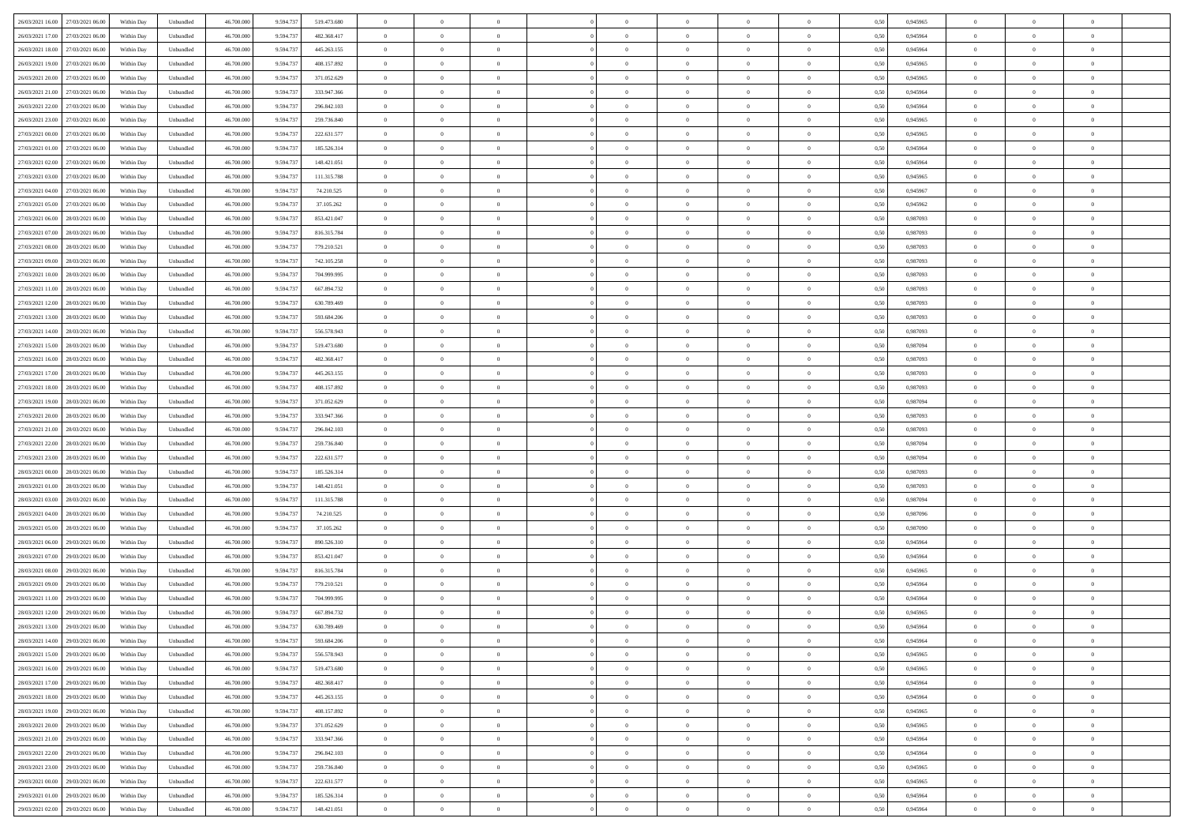| | | | | | | | | | | | | | | | | | | | | | |
|---|---|---|---|---|---|---|---|---|---|---|---|---|---|---|---|---|---|---|---|---|---|
| 26/03/2021 16:00 | 27/03/2021 06:00 | Within Day | Unbundled | 46.700.000 | 9.594.737 | 519.473.680 | 0 | 0 | 0 | | 0 | 0 | 0 | 0 | 0 | 0,50 | 0,945965 | 0 | 0 | 0 | |
| 26/03/2021 17:00 | 27/03/2021 06:00 | Within Day | Unbundled | 46.700.000 | 9.594.737 | 482.368.417 | 0 | 0 | 0 | | 0 | 0 | 0 | 0 | 0 | 0,50 | 0,945964 | 0 | 0 | 0 | |
| 26/03/2021 18:00 | 27/03/2021 06:00 | Within Day | Unbundled | 46.700.000 | 9.594.737 | 445.263.155 | 0 | 0 | 0 | | 0 | 0 | 0 | 0 | 0 | 0,50 | 0,945964 | 0 | 0 | 0 | |
| 26/03/2021 19:00 | 27/03/2021 06:00 | Within Day | Unbundled | 46.700.000 | 9.594.737 | 408.157.892 | 0 | 0 | 0 | | 0 | 0 | 0 | 0 | 0 | 0,50 | 0,945965 | 0 | 0 | 0 | |
| 26/03/2021 20:00 | 27/03/2021 06:00 | Within Day | Unbundled | 46.700.000 | 9.594.737 | 371.052.629 | 0 | 0 | 0 | | 0 | 0 | 0 | 0 | 0 | 0,50 | 0,945965 | 0 | 0 | 0 | |
| 26/03/2021 21:00 | 27/03/2021 06:00 | Within Day | Unbundled | 46.700.000 | 9.594.737 | 333.947.366 | 0 | 0 | 0 | | 0 | 0 | 0 | 0 | 0 | 0,50 | 0,945964 | 0 | 0 | 0 | |
| 26/03/2021 22:00 | 27/03/2021 06:00 | Within Day | Unbundled | 46.700.000 | 9.594.737 | 296.842.103 | 0 | 0 | 0 | | 0 | 0 | 0 | 0 | 0 | 0,50 | 0,945964 | 0 | 0 | 0 | |
| 26/03/2021 23:00 | 27/03/2021 06:00 | Within Day | Unbundled | 46.700.000 | 9.594.737 | 259.736.840 | 0 | 0 | 0 | | 0 | 0 | 0 | 0 | 0 | 0,50 | 0,945965 | 0 | 0 | 0 | |
| 27/03/2021 00:00 | 27/03/2021 06:00 | Within Day | Unbundled | 46.700.000 | 9.594.737 | 222.631.577 | 0 | 0 | 0 | | 0 | 0 | 0 | 0 | 0 | 0,50 | 0,945965 | 0 | 0 | 0 | |
| 27/03/2021 01:00 | 27/03/2021 06:00 | Within Day | Unbundled | 46.700.000 | 9.594.737 | 185.526.314 | 0 | 0 | 0 | | 0 | 0 | 0 | 0 | 0 | 0,50 | 0,945964 | 0 | 0 | 0 | |
| 27/03/2021 02:00 | 27/03/2021 06:00 | Within Day | Unbundled | 46.700.000 | 9.594.737 | 148.421.051 | 0 | 0 | 0 | | 0 | 0 | 0 | 0 | 0 | 0,50 | 0,945964 | 0 | 0 | 0 | |
| 27/03/2021 03:00 | 27/03/2021 06:00 | Within Day | Unbundled | 46.700.000 | 9.594.737 | 111.315.788 | 0 | 0 | 0 | | 0 | 0 | 0 | 0 | 0 | 0,50 | 0,945965 | 0 | 0 | 0 | |
| 27/03/2021 04:00 | 27/03/2021 06:00 | Within Day | Unbundled | 46.700.000 | 9.594.737 | 74.210.525 | 0 | 0 | 0 | | 0 | 0 | 0 | 0 | 0 | 0,50 | 0,945967 | 0 | 0 | 0 | |
| 27/03/2021 05:00 | 27/03/2021 06:00 | Within Day | Unbundled | 46.700.000 | 9.594.737 | 37.105.262 | 0 | 0 | 0 | | 0 | 0 | 0 | 0 | 0 | 0,50 | 0,945962 | 0 | 0 | 0 | |
| 27/03/2021 06:00 | 28/03/2021 06:00 | Within Day | Unbundled | 46.700.000 | 9.594.737 | 853.421.047 | 0 | 0 | 0 | | 0 | 0 | 0 | 0 | 0 | 0,50 | 0,987093 | 0 | 0 | 0 | |
| 27/03/2021 07:00 | 28/03/2021 06:00 | Within Day | Unbundled | 46.700.000 | 9.594.737 | 816.315.784 | 0 | 0 | 0 | | 0 | 0 | 0 | 0 | 0 | 0,50 | 0,987093 | 0 | 0 | 0 | |
| 27/03/2021 08:00 | 28/03/2021 06:00 | Within Day | Unbundled | 46.700.000 | 9.594.737 | 779.210.521 | 0 | 0 | 0 | | 0 | 0 | 0 | 0 | 0 | 0,50 | 0,987093 | 0 | 0 | 0 | |
| 27/03/2021 09:00 | 28/03/2021 06:00 | Within Day | Unbundled | 46.700.000 | 9.594.737 | 742.105.258 | 0 | 0 | 0 | | 0 | 0 | 0 | 0 | 0 | 0,50 | 0,987093 | 0 | 0 | 0 | |
| 27/03/2021 10:00 | 28/03/2021 06:00 | Within Day | Unbundled | 46.700.000 | 9.594.737 | 704.999.995 | 0 | 0 | 0 | | 0 | 0 | 0 | 0 | 0 | 0,50 | 0,987093 | 0 | 0 | 0 | |
| 27/03/2021 11:00 | 28/03/2021 06:00 | Within Day | Unbundled | 46.700.000 | 9.594.737 | 667.894.732 | 0 | 0 | 0 | | 0 | 0 | 0 | 0 | 0 | 0,50 | 0,987093 | 0 | 0 | 0 | |
| 27/03/2021 12:00 | 28/03/2021 06:00 | Within Day | Unbundled | 46.700.000 | 9.594.737 | 630.789.469 | 0 | 0 | 0 | | 0 | 0 | 0 | 0 | 0 | 0,50 | 0,987093 | 0 | 0 | 0 | |
| 27/03/2021 13:00 | 28/03/2021 06:00 | Within Day | Unbundled | 46.700.000 | 9.594.737 | 593.684.206 | 0 | 0 | 0 | | 0 | 0 | 0 | 0 | 0 | 0,50 | 0,987093 | 0 | 0 | 0 | |
| 27/03/2021 14:00 | 28/03/2021 06:00 | Within Day | Unbundled | 46.700.000 | 9.594.737 | 556.578.943 | 0 | 0 | 0 | | 0 | 0 | 0 | 0 | 0 | 0,50 | 0,987093 | 0 | 0 | 0 | |
| 27/03/2021 15:00 | 28/03/2021 06:00 | Within Day | Unbundled | 46.700.000 | 9.594.737 | 519.473.680 | 0 | 0 | 0 | | 0 | 0 | 0 | 0 | 0 | 0,50 | 0,987094 | 0 | 0 | 0 | |
| 27/03/2021 16:00 | 28/03/2021 06:00 | Within Day | Unbundled | 46.700.000 | 9.594.737 | 482.368.417 | 0 | 0 | 0 | | 0 | 0 | 0 | 0 | 0 | 0,50 | 0,987093 | 0 | 0 | 0 | |
| 27/03/2021 17:00 | 28/03/2021 06:00 | Within Day | Unbundled | 46.700.000 | 9.594.737 | 445.263.155 | 0 | 0 | 0 | | 0 | 0 | 0 | 0 | 0 | 0,50 | 0,987093 | 0 | 0 | 0 | |
| 27/03/2021 18:00 | 28/03/2021 06:00 | Within Day | Unbundled | 46.700.000 | 9.594.737 | 408.157.892 | 0 | 0 | 0 | | 0 | 0 | 0 | 0 | 0 | 0,50 | 0,987093 | 0 | 0 | 0 | |
| 27/03/2021 19:00 | 28/03/2021 06:00 | Within Day | Unbundled | 46.700.000 | 9.594.737 | 371.052.629 | 0 | 0 | 0 | | 0 | 0 | 0 | 0 | 0 | 0,50 | 0,987094 | 0 | 0 | 0 | |
| 27/03/2021 20:00 | 28/03/2021 06:00 | Within Day | Unbundled | 46.700.000 | 9.594.737 | 333.947.366 | 0 | 0 | 0 | | 0 | 0 | 0 | 0 | 0 | 0,50 | 0,987093 | 0 | 0 | 0 | |
| 27/03/2021 21:00 | 28/03/2021 06:00 | Within Day | Unbundled | 46.700.000 | 9.594.737 | 296.842.103 | 0 | 0 | 0 | | 0 | 0 | 0 | 0 | 0 | 0,50 | 0,987093 | 0 | 0 | 0 | |
| 27/03/2021 22:00 | 28/03/2021 06:00 | Within Day | Unbundled | 46.700.000 | 9.594.737 | 259.736.840 | 0 | 0 | 0 | | 0 | 0 | 0 | 0 | 0 | 0,50 | 0,987094 | 0 | 0 | 0 | |
| 27/03/2021 23:00 | 28/03/2021 06:00 | Within Day | Unbundled | 46.700.000 | 9.594.737 | 222.631.577 | 0 | 0 | 0 | | 0 | 0 | 0 | 0 | 0 | 0,50 | 0,987094 | 0 | 0 | 0 | |
| 28/03/2021 00:00 | 28/03/2021 06:00 | Within Day | Unbundled | 46.700.000 | 9.594.737 | 185.526.314 | 0 | 0 | 0 | | 0 | 0 | 0 | 0 | 0 | 0,50 | 0,987093 | 0 | 0 | 0 | |
| 28/03/2021 01:00 | 28/03/2021 06:00 | Within Day | Unbundled | 46.700.000 | 9.594.737 | 148.421.051 | 0 | 0 | 0 | | 0 | 0 | 0 | 0 | 0 | 0,50 | 0,987093 | 0 | 0 | 0 | |
| 28/03/2021 03:00 | 28/03/2021 06:00 | Within Day | Unbundled | 46.700.000 | 9.594.737 | 111.315.788 | 0 | 0 | 0 | | 0 | 0 | 0 | 0 | 0 | 0,50 | 0,987094 | 0 | 0 | 0 | |
| 28/03/2021 04:00 | 28/03/2021 06:00 | Within Day | Unbundled | 46.700.000 | 9.594.737 | 74.210.525 | 0 | 0 | 0 | | 0 | 0 | 0 | 0 | 0 | 0,50 | 0,987096 | 0 | 0 | 0 | |
| 28/03/2021 05:00 | 28/03/2021 06:00 | Within Day | Unbundled | 46.700.000 | 9.594.737 | 37.105.262 | 0 | 0 | 0 | | 0 | 0 | 0 | 0 | 0 | 0,50 | 0,987090 | 0 | 0 | 0 | |
| 28/03/2021 06:00 | 29/03/2021 06:00 | Within Day | Unbundled | 46.700.000 | 9.594.737 | 890.526.310 | 0 | 0 | 0 | | 0 | 0 | 0 | 0 | 0 | 0,50 | 0,945964 | 0 | 0 | 0 | |
| 28/03/2021 07:00 | 29/03/2021 06:00 | Within Day | Unbundled | 46.700.000 | 9.594.737 | 853.421.047 | 0 | 0 | 0 | | 0 | 0 | 0 | 0 | 0 | 0,50 | 0,945964 | 0 | 0 | 0 | |
| 28/03/2021 08:00 | 29/03/2021 06:00 | Within Day | Unbundled | 46.700.000 | 9.594.737 | 816.315.784 | 0 | 0 | 0 | | 0 | 0 | 0 | 0 | 0 | 0,50 | 0,945965 | 0 | 0 | 0 | |
| 28/03/2021 09:00 | 29/03/2021 06:00 | Within Day | Unbundled | 46.700.000 | 9.594.737 | 779.210.521 | 0 | 0 | 0 | | 0 | 0 | 0 | 0 | 0 | 0,50 | 0,945964 | 0 | 0 | 0 | |
| 28/03/2021 11:00 | 29/03/2021 06:00 | Within Day | Unbundled | 46.700.000 | 9.594.737 | 704.999.995 | 0 | 0 | 0 | | 0 | 0 | 0 | 0 | 0 | 0,50 | 0,945964 | 0 | 0 | 0 | |
| 28/03/2021 12:00 | 29/03/2021 06:00 | Within Day | Unbundled | 46.700.000 | 9.594.737 | 667.894.732 | 0 | 0 | 0 | | 0 | 0 | 0 | 0 | 0 | 0,50 | 0,945965 | 0 | 0 | 0 | |
| 28/03/2021 13:00 | 29/03/2021 06:00 | Within Day | Unbundled | 46.700.000 | 9.594.737 | 630.789.469 | 0 | 0 | 0 | | 0 | 0 | 0 | 0 | 0 | 0,50 | 0,945964 | 0 | 0 | 0 | |
| 28/03/2021 14:00 | 29/03/2021 06:00 | Within Day | Unbundled | 46.700.000 | 9.594.737 | 593.684.206 | 0 | 0 | 0 | | 0 | 0 | 0 | 0 | 0 | 0,50 | 0,945964 | 0 | 0 | 0 | |
| 28/03/2021 15:00 | 29/03/2021 06:00 | Within Day | Unbundled | 46.700.000 | 9.594.737 | 556.578.943 | 0 | 0 | 0 | | 0 | 0 | 0 | 0 | 0 | 0,50 | 0,945965 | 0 | 0 | 0 | |
| 28/03/2021 16:00 | 29/03/2021 06:00 | Within Day | Unbundled | 46.700.000 | 9.594.737 | 519.473.680 | 0 | 0 | 0 | | 0 | 0 | 0 | 0 | 0 | 0,50 | 0,945965 | 0 | 0 | 0 | |
| 28/03/2021 17:00 | 29/03/2021 06:00 | Within Day | Unbundled | 46.700.000 | 9.594.737 | 482.368.417 | 0 | 0 | 0 | | 0 | 0 | 0 | 0 | 0 | 0,50 | 0,945964 | 0 | 0 | 0 | |
| 28/03/2021 18:00 | 29/03/2021 06:00 | Within Day | Unbundled | 46.700.000 | 9.594.737 | 445.263.155 | 0 | 0 | 0 | | 0 | 0 | 0 | 0 | 0 | 0,50 | 0,945964 | 0 | 0 | 0 | |
| 28/03/2021 19:00 | 29/03/2021 06:00 | Within Day | Unbundled | 46.700.000 | 9.594.737 | 408.157.892 | 0 | 0 | 0 | | 0 | 0 | 0 | 0 | 0 | 0,50 | 0,945965 | 0 | 0 | 0 | |
| 28/03/2021 20:00 | 29/03/2021 06:00 | Within Day | Unbundled | 46.700.000 | 9.594.737 | 371.052.629 | 0 | 0 | 0 | | 0 | 0 | 0 | 0 | 0 | 0,50 | 0,945965 | 0 | 0 | 0 | |
| 28/03/2021 21:00 | 29/03/2021 06:00 | Within Day | Unbundled | 46.700.000 | 9.594.737 | 333.947.366 | 0 | 0 | 0 | | 0 | 0 | 0 | 0 | 0 | 0,50 | 0,945964 | 0 | 0 | 0 | |
| 28/03/2021 22:00 | 29/03/2021 06:00 | Within Day | Unbundled | 46.700.000 | 9.594.737 | 296.842.103 | 0 | 0 | 0 | | 0 | 0 | 0 | 0 | 0 | 0,50 | 0,945964 | 0 | 0 | 0 | |
| 28/03/2021 23:00 | 29/03/2021 06:00 | Within Day | Unbundled | 46.700.000 | 9.594.737 | 259.736.840 | 0 | 0 | 0 | | 0 | 0 | 0 | 0 | 0 | 0,50 | 0,945965 | 0 | 0 | 0 | |
| 29/03/2021 00:00 | 29/03/2021 06:00 | Within Day | Unbundled | 46.700.000 | 9.594.737 | 222.631.577 | 0 | 0 | 0 | | 0 | 0 | 0 | 0 | 0 | 0,50 | 0,945965 | 0 | 0 | 0 | |
| 29/03/2021 01:00 | 29/03/2021 06:00 | Within Day | Unbundled | 46.700.000 | 9.594.737 | 185.526.314 | 0 | 0 | 0 | | 0 | 0 | 0 | 0 | 0 | 0,50 | 0,945964 | 0 | 0 | 0 | |
| 29/03/2021 02:00 | 29/03/2021 06:00 | Within Day | Unbundled | 46.700.000 | 9.594.737 | 148.421.051 | 0 | 0 | 0 | | 0 | 0 | 0 | 0 | 0 | 0,50 | 0,945964 | 0 | 0 | 0 | |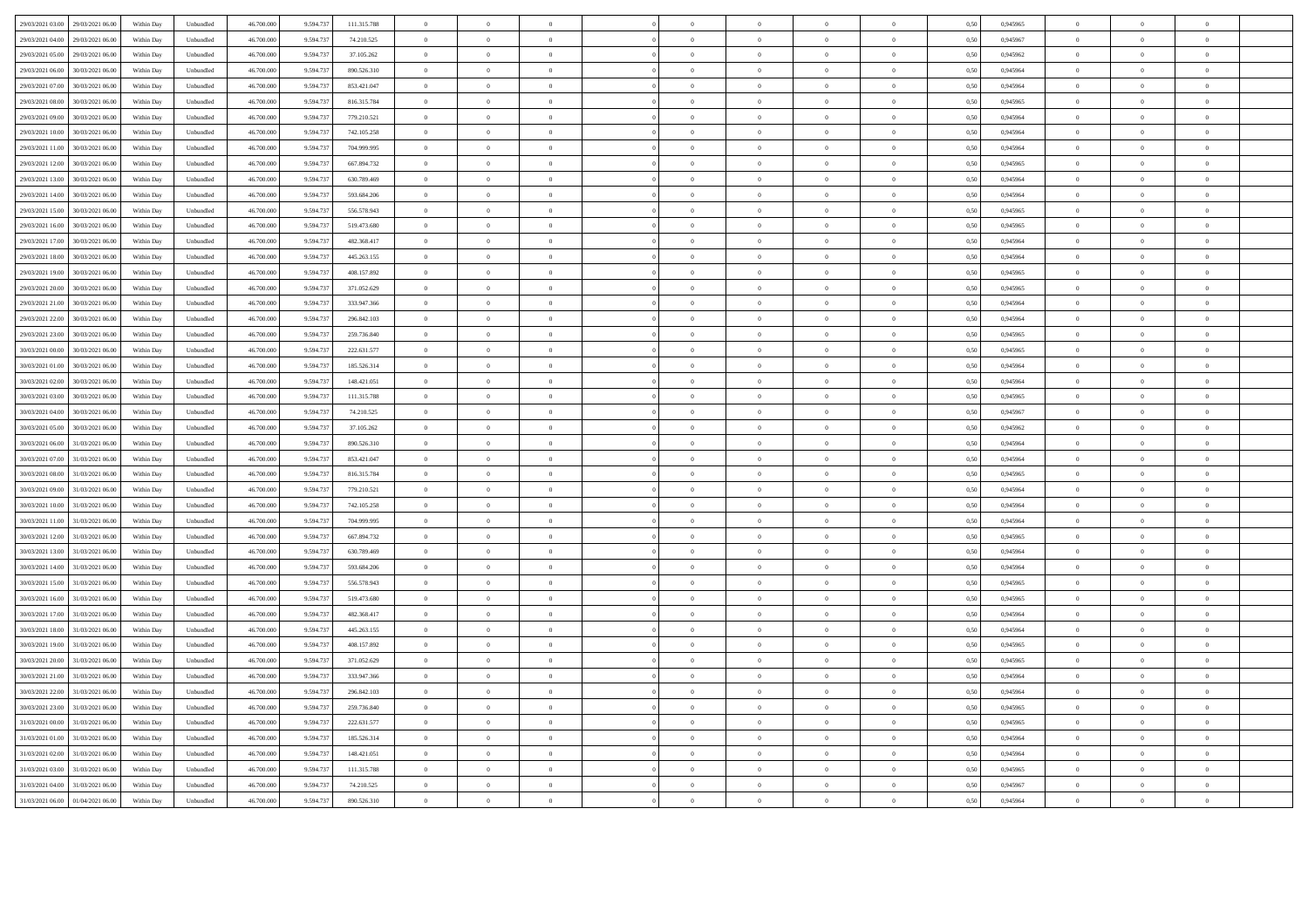| | | | | | | | | | | | | | | | | | | | | |
|---|---|---|---|---|---|---|---|---|---|---|---|---|---|---|---|---|---|---|---|---|
| 29/03/2021 03.00 | 29/03/2021 06.00 | Within Day | Unbundled | 46.700.000 | 9.594.737 | 111.315.788 | 0 | 0 | 0 | 0 | 0 | 0 | 0 | 0 | 0,50 | 0,945965 | 0 | 0 | 0 | |
| 29/03/2021 04.00 | 29/03/2021 06.00 | Within Day | Unbundled | 46.700.000 | 9.594.737 | 74.210.525 | 0 | 0 | 0 | 0 | 0 | 0 | 0 | 0 | 0,50 | 0,945967 | 0 | 0 | 0 | |
| 29/03/2021 05.00 | 29/03/2021 06.00 | Within Day | Unbundled | 46.700.000 | 9.594.737 | 37.105.262 | 0 | 0 | 0 | 0 | 0 | 0 | 0 | 0 | 0,50 | 0,945962 | 0 | 0 | 0 | |
| 29/03/2021 06.00 | 30/03/2021 06.00 | Within Day | Unbundled | 46.700.000 | 9.594.737 | 890.526.310 | 0 | 0 | 0 | 0 | 0 | 0 | 0 | 0 | 0,50 | 0,945964 | 0 | 0 | 0 | |
| 29/03/2021 07.00 | 30/03/2021 06.00 | Within Day | Unbundled | 46.700.000 | 9.594.737 | 853.421.047 | 0 | 0 | 0 | 0 | 0 | 0 | 0 | 0 | 0,50 | 0,945964 | 0 | 0 | 0 | |
| 29/03/2021 08.00 | 30/03/2021 06.00 | Within Day | Unbundled | 46.700.000 | 9.594.737 | 816.315.784 | 0 | 0 | 0 | 0 | 0 | 0 | 0 | 0 | 0,50 | 0,945965 | 0 | 0 | 0 | |
| 29/03/2021 09.00 | 30/03/2021 06.00 | Within Day | Unbundled | 46.700.000 | 9.594.737 | 779.210.521 | 0 | 0 | 0 | 0 | 0 | 0 | 0 | 0 | 0,50 | 0,945964 | 0 | 0 | 0 | |
| 29/03/2021 10.00 | 30/03/2021 06.00 | Within Day | Unbundled | 46.700.000 | 9.594.737 | 742.105.258 | 0 | 0 | 0 | 0 | 0 | 0 | 0 | 0 | 0,50 | 0,945964 | 0 | 0 | 0 | |
| 29/03/2021 11.00 | 30/03/2021 06.00 | Within Day | Unbundled | 46.700.000 | 9.594.737 | 704.999.995 | 0 | 0 | 0 | 0 | 0 | 0 | 0 | 0 | 0,50 | 0,945964 | 0 | 0 | 0 | |
| 29/03/2021 12.00 | 30/03/2021 06.00 | Within Day | Unbundled | 46.700.000 | 9.594.737 | 667.894.732 | 0 | 0 | 0 | 0 | 0 | 0 | 0 | 0 | 0,50 | 0,945965 | 0 | 0 | 0 | |
| 29/03/2021 13.00 | 30/03/2021 06.00 | Within Day | Unbundled | 46.700.000 | 9.594.737 | 630.789.469 | 0 | 0 | 0 | 0 | 0 | 0 | 0 | 0 | 0,50 | 0,945964 | 0 | 0 | 0 | |
| 29/03/2021 14.00 | 30/03/2021 06.00 | Within Day | Unbundled | 46.700.000 | 9.594.737 | 593.684.206 | 0 | 0 | 0 | 0 | 0 | 0 | 0 | 0 | 0,50 | 0,945964 | 0 | 0 | 0 | |
| 29/03/2021 15.00 | 30/03/2021 06.00 | Within Day | Unbundled | 46.700.000 | 9.594.737 | 556.578.943 | 0 | 0 | 0 | 0 | 0 | 0 | 0 | 0 | 0,50 | 0,945965 | 0 | 0 | 0 | |
| 29/03/2021 16.00 | 30/03/2021 06.00 | Within Day | Unbundled | 46.700.000 | 9.594.737 | 519.473.680 | 0 | 0 | 0 | 0 | 0 | 0 | 0 | 0 | 0,50 | 0,945965 | 0 | 0 | 0 | |
| 29/03/2021 17.00 | 30/03/2021 06.00 | Within Day | Unbundled | 46.700.000 | 9.594.737 | 482.368.417 | 0 | 0 | 0 | 0 | 0 | 0 | 0 | 0 | 0,50 | 0,945964 | 0 | 0 | 0 | |
| 29/03/2021 18.00 | 30/03/2021 06.00 | Within Day | Unbundled | 46.700.000 | 9.594.737 | 445.263.155 | 0 | 0 | 0 | 0 | 0 | 0 | 0 | 0 | 0,50 | 0,945964 | 0 | 0 | 0 | |
| 29/03/2021 19.00 | 30/03/2021 06.00 | Within Day | Unbundled | 46.700.000 | 9.594.737 | 408.157.892 | 0 | 0 | 0 | 0 | 0 | 0 | 0 | 0 | 0,50 | 0,945965 | 0 | 0 | 0 | |
| 29/03/2021 20.00 | 30/03/2021 06.00 | Within Day | Unbundled | 46.700.000 | 9.594.737 | 371.052.629 | 0 | 0 | 0 | 0 | 0 | 0 | 0 | 0 | 0,50 | 0,945965 | 0 | 0 | 0 | |
| 29/03/2021 21.00 | 30/03/2021 06.00 | Within Day | Unbundled | 46.700.000 | 9.594.737 | 333.947.366 | 0 | 0 | 0 | 0 | 0 | 0 | 0 | 0 | 0,50 | 0,945964 | 0 | 0 | 0 | |
| 29/03/2021 22.00 | 30/03/2021 06.00 | Within Day | Unbundled | 46.700.000 | 9.594.737 | 296.842.103 | 0 | 0 | 0 | 0 | 0 | 0 | 0 | 0 | 0,50 | 0,945964 | 0 | 0 | 0 | |
| 29/03/2021 23.00 | 30/03/2021 06.00 | Within Day | Unbundled | 46.700.000 | 9.594.737 | 259.736.840 | 0 | 0 | 0 | 0 | 0 | 0 | 0 | 0 | 0,50 | 0,945965 | 0 | 0 | 0 | |
| 30/03/2021 00.00 | 30/03/2021 06.00 | Within Day | Unbundled | 46.700.000 | 9.594.737 | 222.631.577 | 0 | 0 | 0 | 0 | 0 | 0 | 0 | 0 | 0,50 | 0,945965 | 0 | 0 | 0 | |
| 30/03/2021 01.00 | 30/03/2021 06.00 | Within Day | Unbundled | 46.700.000 | 9.594.737 | 185.526.314 | 0 | 0 | 0 | 0 | 0 | 0 | 0 | 0 | 0,50 | 0,945964 | 0 | 0 | 0 | |
| 30/03/2021 02.00 | 30/03/2021 06.00 | Within Day | Unbundled | 46.700.000 | 9.594.737 | 148.421.051 | 0 | 0 | 0 | 0 | 0 | 0 | 0 | 0 | 0,50 | 0,945964 | 0 | 0 | 0 | |
| 30/03/2021 03.00 | 30/03/2021 06.00 | Within Day | Unbundled | 46.700.000 | 9.594.737 | 111.315.788 | 0 | 0 | 0 | 0 | 0 | 0 | 0 | 0 | 0,50 | 0,945965 | 0 | 0 | 0 | |
| 30/03/2021 04.00 | 30/03/2021 06.00 | Within Day | Unbundled | 46.700.000 | 9.594.737 | 74.210.525 | 0 | 0 | 0 | 0 | 0 | 0 | 0 | 0 | 0,50 | 0,945967 | 0 | 0 | 0 | |
| 30/03/2021 05.00 | 30/03/2021 06.00 | Within Day | Unbundled | 46.700.000 | 9.594.737 | 37.105.262 | 0 | 0 | 0 | 0 | 0 | 0 | 0 | 0 | 0,50 | 0,945962 | 0 | 0 | 0 | |
| 30/03/2021 06.00 | 31/03/2021 06.00 | Within Day | Unbundled | 46.700.000 | 9.594.737 | 890.526.310 | 0 | 0 | 0 | 0 | 0 | 0 | 0 | 0 | 0,50 | 0,945964 | 0 | 0 | 0 | |
| 30/03/2021 07.00 | 31/03/2021 06.00 | Within Day | Unbundled | 46.700.000 | 9.594.737 | 853.421.047 | 0 | 0 | 0 | 0 | 0 | 0 | 0 | 0 | 0,50 | 0,945964 | 0 | 0 | 0 | |
| 30/03/2021 08.00 | 31/03/2021 06.00 | Within Day | Unbundled | 46.700.000 | 9.594.737 | 816.315.784 | 0 | 0 | 0 | 0 | 0 | 0 | 0 | 0 | 0,50 | 0,945965 | 0 | 0 | 0 | |
| 30/03/2021 09.00 | 31/03/2021 06.00 | Within Day | Unbundled | 46.700.000 | 9.594.737 | 779.210.521 | 0 | 0 | 0 | 0 | 0 | 0 | 0 | 0 | 0,50 | 0,945964 | 0 | 0 | 0 | |
| 30/03/2021 10.00 | 31/03/2021 06.00 | Within Day | Unbundled | 46.700.000 | 9.594.737 | 742.105.258 | 0 | 0 | 0 | 0 | 0 | 0 | 0 | 0 | 0,50 | 0,945964 | 0 | 0 | 0 | |
| 30/03/2021 11.00 | 31/03/2021 06.00 | Within Day | Unbundled | 46.700.000 | 9.594.737 | 704.999.995 | 0 | 0 | 0 | 0 | 0 | 0 | 0 | 0 | 0,50 | 0,945964 | 0 | 0 | 0 | |
| 30/03/2021 12.00 | 31/03/2021 06.00 | Within Day | Unbundled | 46.700.000 | 9.594.737 | 667.894.732 | 0 | 0 | 0 | 0 | 0 | 0 | 0 | 0 | 0,50 | 0,945965 | 0 | 0 | 0 | |
| 30/03/2021 13.00 | 31/03/2021 06.00 | Within Day | Unbundled | 46.700.000 | 9.594.737 | 630.789.469 | 0 | 0 | 0 | 0 | 0 | 0 | 0 | 0 | 0,50 | 0,945964 | 0 | 0 | 0 | |
| 30/03/2021 14.00 | 31/03/2021 06.00 | Within Day | Unbundled | 46.700.000 | 9.594.737 | 593.684.206 | 0 | 0 | 0 | 0 | 0 | 0 | 0 | 0 | 0,50 | 0,945964 | 0 | 0 | 0 | |
| 30/03/2021 15.00 | 31/03/2021 06.00 | Within Day | Unbundled | 46.700.000 | 9.594.737 | 556.578.943 | 0 | 0 | 0 | 0 | 0 | 0 | 0 | 0 | 0,50 | 0,945965 | 0 | 0 | 0 | |
| 30/03/2021 16.00 | 31/03/2021 06.00 | Within Day | Unbundled | 46.700.000 | 9.594.737 | 519.473.680 | 0 | 0 | 0 | 0 | 0 | 0 | 0 | 0 | 0,50 | 0,945965 | 0 | 0 | 0 | |
| 30/03/2021 17.00 | 31/03/2021 06.00 | Within Day | Unbundled | 46.700.000 | 9.594.737 | 482.368.417 | 0 | 0 | 0 | 0 | 0 | 0 | 0 | 0 | 0,50 | 0,945964 | 0 | 0 | 0 | |
| 30/03/2021 18.00 | 31/03/2021 06.00 | Within Day | Unbundled | 46.700.000 | 9.594.737 | 445.263.155 | 0 | 0 | 0 | 0 | 0 | 0 | 0 | 0 | 0,50 | 0,945964 | 0 | 0 | 0 | |
| 30/03/2021 19.00 | 31/03/2021 06.00 | Within Day | Unbundled | 46.700.000 | 9.594.737 | 408.157.892 | 0 | 0 | 0 | 0 | 0 | 0 | 0 | 0 | 0,50 | 0,945965 | 0 | 0 | 0 | |
| 30/03/2021 20.00 | 31/03/2021 06.00 | Within Day | Unbundled | 46.700.000 | 9.594.737 | 371.052.629 | 0 | 0 | 0 | 0 | 0 | 0 | 0 | 0 | 0,50 | 0,945965 | 0 | 0 | 0 | |
| 30/03/2021 21.00 | 31/03/2021 06.00 | Within Day | Unbundled | 46.700.000 | 9.594.737 | 333.947.366 | 0 | 0 | 0 | 0 | 0 | 0 | 0 | 0 | 0,50 | 0,945964 | 0 | 0 | 0 | |
| 30/03/2021 22.00 | 31/03/2021 06.00 | Within Day | Unbundled | 46.700.000 | 9.594.737 | 296.842.103 | 0 | 0 | 0 | 0 | 0 | 0 | 0 | 0 | 0,50 | 0,945964 | 0 | 0 | 0 | |
| 30/03/2021 23.00 | 31/03/2021 06.00 | Within Day | Unbundled | 46.700.000 | 9.594.737 | 259.736.840 | 0 | 0 | 0 | 0 | 0 | 0 | 0 | 0 | 0,50 | 0,945965 | 0 | 0 | 0 | |
| 31/03/2021 00.00 | 31/03/2021 06.00 | Within Day | Unbundled | 46.700.000 | 9.594.737 | 222.631.577 | 0 | 0 | 0 | 0 | 0 | 0 | 0 | 0 | 0,50 | 0,945965 | 0 | 0 | 0 | |
| 31/03/2021 01.00 | 31/03/2021 06.00 | Within Day | Unbundled | 46.700.000 | 9.594.737 | 185.526.314 | 0 | 0 | 0 | 0 | 0 | 0 | 0 | 0 | 0,50 | 0,945964 | 0 | 0 | 0 | |
| 31/03/2021 02.00 | 31/03/2021 06.00 | Within Day | Unbundled | 46.700.000 | 9.594.737 | 148.421.051 | 0 | 0 | 0 | 0 | 0 | 0 | 0 | 0 | 0,50 | 0,945964 | 0 | 0 | 0 | |
| 31/03/2021 03.00 | 31/03/2021 06.00 | Within Day | Unbundled | 46.700.000 | 9.594.737 | 111.315.788 | 0 | 0 | 0 | 0 | 0 | 0 | 0 | 0 | 0,50 | 0,945965 | 0 | 0 | 0 | |
| 31/03/2021 04.00 | 31/03/2021 06.00 | Within Day | Unbundled | 46.700.000 | 9.594.737 | 74.210.525 | 0 | 0 | 0 | 0 | 0 | 0 | 0 | 0 | 0,50 | 0,945967 | 0 | 0 | 0 | |
| 31/03/2021 06.00 | 01/04/2021 06.00 | Within Day | Unbundled | 46.700.000 | 9.594.737 | 890.526.310 | 0 | 0 | 0 | 0 | 0 | 0 | 0 | 0 | 0,50 | 0,945964 | 0 | 0 | 0 | |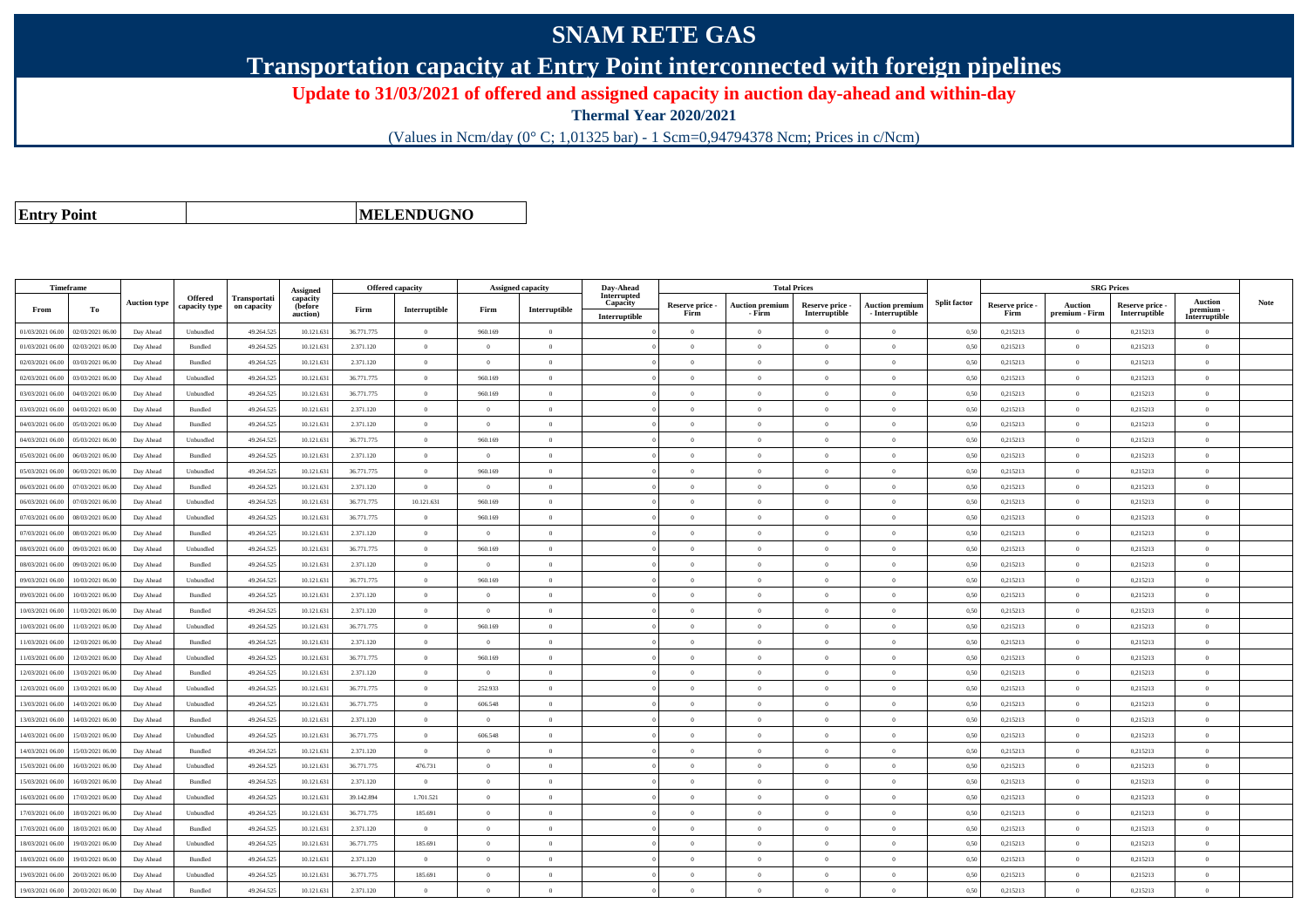# SNAM RETE GAS

## Transportation capacity at Entry Point interconnected with foreign pipelines

**Update to 31/03/2021 of offered and assigned capacity in auction day-ahead and within-day**

**Thermal Year 2020/2021**

(Values in Ncm/day (0° C; 1,01325 bar) - 1 Scm=0,94794378 Ncm; Prices in c/Ncm)

| **Entry Point** | **MELENDUGNO** |
|---|---|

| Timeframe | | Auction type | Offered capacity type | Transportation capacity | Assigned capacity (before auction) | Offered capacity | | Assigned capacity | | Day-Ahead Interrupted Capacity | Total Prices | | | | Split factor | SRG Prices | | | | Note |
|---|---|---|---|---|---|---|---|---|---|---|---|---|---|---|---|---|---|---|---|---|
| From | To | | | | | Firm | Interruptible | Firm | Interruptible | Interruptible | Reserve price - Firm | Auction premium - Firm | Reserve price - Interruptible | Auction premium - Interruptible | | Reserve price - Firm | Auction premium - Firm | Reserve price - Interruptible | Auction premium - Interruptible | |
| 01/03/2021 06.00 | 02/03/2021 06.00 | Day Ahead | Unbundled | 49.264.525 | 10.121.631 | 36.771.775 | 0 | 960.169 | 0 | 0 | 0 | 0 | 0 | 0 | 0,50 | 0,215213 | 0 | 0,215213 | 0 | |
| 01/03/2021 06.00 | 02/03/2021 06.00 | Day Ahead | Bundled | 49.264.525 | 10.121.631 | 2.371.120 | 0 | 0 | 0 | 0 | 0 | 0 | 0 | 0 | 0,50 | 0,215213 | 0 | 0,215213 | 0 | |
| 02/03/2021 06.00 | 03/03/2021 06.00 | Day Ahead | Bundled | 49.264.525 | 10.121.631 | 2.371.120 | 0 | 0 | 0 | 0 | 0 | 0 | 0 | 0 | 0,50 | 0,215213 | 0 | 0,215213 | 0 | |
| 02/03/2021 06.00 | 03/03/2021 06.00 | Day Ahead | Unbundled | 49.264.525 | 10.121.631 | 36.771.775 | 0 | 960.169 | 0 | 0 | 0 | 0 | 0 | 0 | 0,50 | 0,215213 | 0 | 0,215213 | 0 | |
| 03/03/2021 06.00 | 04/03/2021 06.00 | Day Ahead | Unbundled | 49.264.525 | 10.121.631 | 36.771.775 | 0 | 960.169 | 0 | 0 | 0 | 0 | 0 | 0 | 0,50 | 0,215213 | 0 | 0,215213 | 0 | |
| 03/03/2021 06.00 | 04/03/2021 06.00 | Day Ahead | Bundled | 49.264.525 | 10.121.631 | 2.371.120 | 0 | 0 | 0 | 0 | 0 | 0 | 0 | 0 | 0,50 | 0,215213 | 0 | 0,215213 | 0 | |
| 04/03/2021 06.00 | 05/03/2021 06.00 | Day Ahead | Bundled | 49.264.525 | 10.121.631 | 2.371.120 | 0 | 0 | 0 | 0 | 0 | 0 | 0 | 0 | 0,50 | 0,215213 | 0 | 0,215213 | 0 | |
| 04/03/2021 06.00 | 05/03/2021 06.00 | Day Ahead | Unbundled | 49.264.525 | 10.121.631 | 36.771.775 | 0 | 960.169 | 0 | 0 | 0 | 0 | 0 | 0 | 0,50 | 0,215213 | 0 | 0,215213 | 0 | |
| 05/03/2021 06.00 | 06/03/2021 06.00 | Day Ahead | Bundled | 49.264.525 | 10.121.631 | 2.371.120 | 0 | 0 | 0 | 0 | 0 | 0 | 0 | 0 | 0,50 | 0,215213 | 0 | 0,215213 | 0 | |
| 05/03/2021 06.00 | 06/03/2021 06.00 | Day Ahead | Unbundled | 49.264.525 | 10.121.631 | 36.771.775 | 0 | 960.169 | 0 | 0 | 0 | 0 | 0 | 0 | 0,50 | 0,215213 | 0 | 0,215213 | 0 | |
| 06/03/2021 06.00 | 07/03/2021 06.00 | Day Ahead | Bundled | 49.264.525 | 10.121.631 | 2.371.120 | 0 | 0 | 0 | 0 | 0 | 0 | 0 | 0 | 0,50 | 0,215213 | 0 | 0,215213 | 0 | |
| 06/03/2021 06.00 | 07/03/2021 06.00 | Day Ahead | Unbundled | 49.264.525 | 10.121.631 | 36.771.775 | 10.121.631 | 960.169 | 0 | 0 | 0 | 0 | 0 | 0 | 0,50 | 0,215213 | 0 | 0,215213 | 0 | |
| 07/03/2021 06.00 | 08/03/2021 06.00 | Day Ahead | Unbundled | 49.264.525 | 10.121.631 | 36.771.775 | 0 | 960.169 | 0 | 0 | 0 | 0 | 0 | 0 | 0,50 | 0,215213 | 0 | 0,215213 | 0 | |
| 07/03/2021 06.00 | 08/03/2021 06.00 | Day Ahead | Bundled | 49.264.525 | 10.121.631 | 2.371.120 | 0 | 0 | 0 | 0 | 0 | 0 | 0 | 0 | 0,50 | 0,215213 | 0 | 0,215213 | 0 | |
| 08/03/2021 06.00 | 09/03/2021 06.00 | Day Ahead | Unbundled | 49.264.525 | 10.121.631 | 36.771.775 | 0 | 960.169 | 0 | 0 | 0 | 0 | 0 | 0 | 0,50 | 0,215213 | 0 | 0,215213 | 0 | |
| 08/03/2021 06.00 | 09/03/2021 06.00 | Day Ahead | Bundled | 49.264.525 | 10.121.631 | 2.371.120 | 0 | 0 | 0 | 0 | 0 | 0 | 0 | 0 | 0,50 | 0,215213 | 0 | 0,215213 | 0 | |
| 09/03/2021 06.00 | 10/03/2021 06.00 | Day Ahead | Unbundled | 49.264.525 | 10.121.631 | 36.771.775 | 0 | 960.169 | 0 | 0 | 0 | 0 | 0 | 0 | 0,50 | 0,215213 | 0 | 0,215213 | 0 | |
| 09/03/2021 06.00 | 10/03/2021 06.00 | Day Ahead | Bundled | 49.264.525 | 10.121.631 | 2.371.120 | 0 | 0 | 0 | 0 | 0 | 0 | 0 | 0 | 0,50 | 0,215213 | 0 | 0,215213 | 0 | |
| 10/03/2021 06.00 | 11/03/2021 06.00 | Day Ahead | Bundled | 49.264.525 | 10.121.631 | 2.371.120 | 0 | 0 | 0 | 0 | 0 | 0 | 0 | 0 | 0,50 | 0,215213 | 0 | 0,215213 | 0 | |
| 10/03/2021 06.00 | 11/03/2021 06.00 | Day Ahead | Unbundled | 49.264.525 | 10.121.631 | 36.771.775 | 0 | 960.169 | 0 | 0 | 0 | 0 | 0 | 0 | 0,50 | 0,215213 | 0 | 0,215213 | 0 | |
| 11/03/2021 06.00 | 12/03/2021 06.00 | Day Ahead | Bundled | 49.264.525 | 10.121.631 | 2.371.120 | 0 | 0 | 0 | 0 | 0 | 0 | 0 | 0 | 0,50 | 0,215213 | 0 | 0,215213 | 0 | |
| 11/03/2021 06.00 | 12/03/2021 06.00 | Day Ahead | Unbundled | 49.264.525 | 10.121.631 | 36.771.775 | 0 | 960.169 | 0 | 0 | 0 | 0 | 0 | 0 | 0,50 | 0,215213 | 0 | 0,215213 | 0 | |
| 12/03/2021 06.00 | 13/03/2021 06.00 | Day Ahead | Bundled | 49.264.525 | 10.121.631 | 2.371.120 | 0 | 0 | 0 | 0 | 0 | 0 | 0 | 0 | 0,50 | 0,215213 | 0 | 0,215213 | 0 | |
| 12/03/2021 06.00 | 13/03/2021 06.00 | Day Ahead | Unbundled | 49.264.525 | 10.121.631 | 36.771.775 | 0 | 252.933 | 0 | 0 | 0 | 0 | 0 | 0 | 0,50 | 0,215213 | 0 | 0,215213 | 0 | |
| 13/03/2021 06.00 | 14/03/2021 06.00 | Day Ahead | Unbundled | 49.264.525 | 10.121.631 | 36.771.775 | 0 | 606.548 | 0 | 0 | 0 | 0 | 0 | 0 | 0,50 | 0,215213 | 0 | 0,215213 | 0 | |
| 13/03/2021 06.00 | 14/03/2021 06.00 | Day Ahead | Bundled | 49.264.525 | 10.121.631 | 2.371.120 | 0 | 0 | 0 | 0 | 0 | 0 | 0 | 0 | 0,50 | 0,215213 | 0 | 0,215213 | 0 | |
| 14/03/2021 06.00 | 15/03/2021 06.00 | Day Ahead | Unbundled | 49.264.525 | 10.121.631 | 36.771.775 | 0 | 606.548 | 0 | 0 | 0 | 0 | 0 | 0 | 0,50 | 0,215213 | 0 | 0,215213 | 0 | |
| 14/03/2021 06.00 | 15/03/2021 06.00 | Day Ahead | Bundled | 49.264.525 | 10.121.631 | 2.371.120 | 0 | 0 | 0 | 0 | 0 | 0 | 0 | 0 | 0,50 | 0,215213 | 0 | 0,215213 | 0 | |
| 15/03/2021 06.00 | 16/03/2021 06.00 | Day Ahead | Unbundled | 49.264.525 | 10.121.631 | 36.771.775 | 476.731 | 0 | 0 | 0 | 0 | 0 | 0 | 0 | 0,50 | 0,215213 | 0 | 0,215213 | 0 | |
| 15/03/2021 06.00 | 16/03/2021 06.00 | Day Ahead | Bundled | 49.264.525 | 10.121.631 | 2.371.120 | 0 | 0 | 0 | 0 | 0 | 0 | 0 | 0 | 0,50 | 0,215213 | 0 | 0,215213 | 0 | |
| 16/03/2021 06.00 | 17/03/2021 06.00 | Day Ahead | Unbundled | 49.264.525 | 10.121.631 | 39.142.894 | 1.701.521 | 0 | 0 | 0 | 0 | 0 | 0 | 0 | 0,50 | 0,215213 | 0 | 0,215213 | 0 | |
| 17/03/2021 06.00 | 18/03/2021 06.00 | Day Ahead | Unbundled | 49.264.525 | 10.121.631 | 36.771.775 | 185.691 | 0 | 0 | 0 | 0 | 0 | 0 | 0 | 0,50 | 0,215213 | 0 | 0,215213 | 0 | |
| 17/03/2021 06.00 | 18/03/2021 06.00 | Day Ahead | Bundled | 49.264.525 | 10.121.631 | 2.371.120 | 0 | 0 | 0 | 0 | 0 | 0 | 0 | 0 | 0,50 | 0,215213 | 0 | 0,215213 | 0 | |
| 18/03/2021 06.00 | 19/03/2021 06.00 | Day Ahead | Unbundled | 49.264.525 | 10.121.631 | 36.771.775 | 185.691 | 0 | 0 | 0 | 0 | 0 | 0 | 0 | 0,50 | 0,215213 | 0 | 0,215213 | 0 | |
| 18/03/2021 06.00 | 19/03/2021 06.00 | Day Ahead | Bundled | 49.264.525 | 10.121.631 | 2.371.120 | 0 | 0 | 0 | 0 | 0 | 0 | 0 | 0 | 0,50 | 0,215213 | 0 | 0,215213 | 0 | |
| 19/03/2021 06.00 | 20/03/2021 06.00 | Day Ahead | Unbundled | 49.264.525 | 10.121.631 | 36.771.775 | 185.691 | 0 | 0 | 0 | 0 | 0 | 0 | 0 | 0,50 | 0,215213 | 0 | 0,215213 | 0 | |
| 19/03/2021 06.00 | 20/03/2021 06.00 | Day Ahead | Bundled | 49.264.525 | 10.121.631 | 2.371.120 | 0 | 0 | 0 | 0 | 0 | 0 | 0 | 0 | 0,50 | 0,215213 | 0 | 0,215213 | 0 | |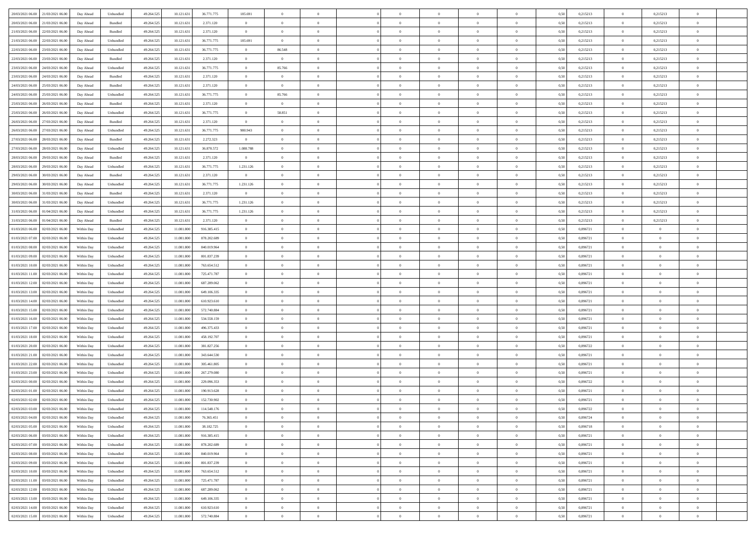| | | | | | | | | | | | | | | | | | | | | |
|---|---|---|---|---|---|---|---|---|---|---|---|---|---|---|---|---|---|---|---|---|
| 20/03/2021 06:00 | 21/03/2021 06:00 | Day Ahead | Unbundled | 49.264.525 | 10.121.631 | 36.771.775 | 185.691 | 0 | 0 | | 0 | 0 | 0 | 0 | 0,50 | 0,215213 | 0 | 0,215213 | 0 | |
| 20/03/2021 06:00 | 21/03/2021 06:00 | Day Ahead | Bundled | 49.264.525 | 10.121.631 | 2.371.120 | 0 | 0 | 0 | | 0 | 0 | 0 | 0 | 0,50 | 0,215213 | 0 | 0,215213 | 0 | |
| 21/03/2021 06:00 | 22/03/2021 06:00 | Day Ahead | Bundled | 49.264.525 | 10.121.631 | 2.371.120 | 0 | 0 | 0 | | 0 | 0 | 0 | 0 | 0,50 | 0,215213 | 0 | 0,215213 | 0 | |
| 21/03/2021 06:00 | 22/03/2021 06:00 | Day Ahead | Unbundled | 49.264.525 | 10.121.631 | 36.771.775 | 185.691 | 0 | 0 | | 0 | 0 | 0 | 0 | 0,50 | 0,215213 | 0 | 0,215213 | 0 | |
| 22/03/2021 06:00 | 23/03/2021 06:00 | Day Ahead | Unbundled | 49.264.525 | 10.121.631 | 36.771.775 | 0 | 86.548 | 0 | | 0 | 0 | 0 | 0 | 0,50 | 0,215213 | 0 | 0,215213 | 0 | |
| 22/03/2021 06:00 | 23/03/2021 06:00 | Day Ahead | Bundled | 49.264.525 | 10.121.631 | 2.371.120 | 0 | 0 | 0 | | 0 | 0 | 0 | 0 | 0,50 | 0,215213 | 0 | 0,215213 | 0 | |
| 23/03/2021 06:00 | 24/03/2021 06:00 | Day Ahead | Unbundled | 49.264.525 | 10.121.631 | 36.771.775 | 0 | 85.766 | 0 | | 0 | 0 | 0 | 0 | 0,50 | 0,215213 | 0 | 0,215213 | 0 | |
| 23/03/2021 06:00 | 24/03/2021 06:00 | Day Ahead | Bundled | 49.264.525 | 10.121.631 | 2.371.120 | 0 | 0 | 0 | | 0 | 0 | 0 | 0 | 0,50 | 0,215213 | 0 | 0,215213 | 0 | |
| 24/03/2021 06:00 | 25/03/2021 06:00 | Day Ahead | Bundled | 49.264.525 | 10.121.631 | 2.371.120 | 0 | 0 | 0 | | 0 | 0 | 0 | 0 | 0,50 | 0,215213 | 0 | 0,215213 | 0 | |
| 24/03/2021 06:00 | 25/03/2021 06:00 | Day Ahead | Unbundled | 49.264.525 | 10.121.631 | 36.771.775 | 0 | 85.766 | 0 | | 0 | 0 | 0 | 0 | 0,50 | 0,215213 | 0 | 0,215213 | 0 | |
| 25/03/2021 06:00 | 26/03/2021 06:00 | Day Ahead | Bundled | 49.264.525 | 10.121.631 | 2.371.120 | 0 | 0 | 0 | | 0 | 0 | 0 | 0 | 0,50 | 0,215213 | 0 | 0,215213 | 0 | |
| 25/03/2021 06:00 | 26/03/2021 06:00 | Day Ahead | Unbundled | 49.264.525 | 10.121.631 | 36.771.775 | 0 | 58.851 | 0 | | 0 | 0 | 0 | 0 | 0,50 | 0,215213 | 0 | 0,215213 | 0 | |
| 26/03/2021 06:00 | 27/03/2021 06:00 | Day Ahead | Bundled | 49.264.525 | 10.121.631 | 2.371.120 | 0 | 0 | 0 | | 0 | 0 | 0 | 0 | 0,50 | 0,215213 | 0 | 0,215213 | 0 | |
| 26/03/2021 06:00 | 27/03/2021 06:00 | Day Ahead | Unbundled | 49.264.525 | 10.121.631 | 36.771.775 | 980.943 | 0 | 0 | | 0 | 0 | 0 | 0 | 0,50 | 0,215213 | 0 | 0,215213 | 0 | |
| 27/03/2021 06:00 | 28/03/2021 06:00 | Day Ahead | Bundled | 49.264.525 | 10.121.631 | 2.272.323 | 0 | 0 | 0 | | 0 | 0 | 0 | 0 | 0,50 | 0,215213 | 0 | 0,215213 | 0 | |
| 27/03/2021 06:00 | 28/03/2021 06:00 | Day Ahead | Unbundled | 49.264.525 | 10.121.631 | 36.870.572 | 1.088.788 | 0 | 0 | | 0 | 0 | 0 | 0 | 0,50 | 0,215213 | 0 | 0,215213 | 0 | |
| 28/03/2021 06:00 | 29/03/2021 06:00 | Day Ahead | Bundled | 49.264.525 | 10.121.631 | 2.371.120 | 0 | 0 | 0 | | 0 | 0 | 0 | 0 | 0,50 | 0,215213 | 0 | 0,215213 | 0 | |
| 28/03/2021 06:00 | 29/03/2021 06:00 | Day Ahead | Unbundled | 49.264.525 | 10.121.631 | 36.771.775 | 1.231.126 | 0 | 0 | | 0 | 0 | 0 | 0 | 0,50 | 0,215213 | 0 | 0,215213 | 0 | |
| 29/03/2021 06:00 | 30/03/2021 06:00 | Day Ahead | Bundled | 49.264.525 | 10.121.631 | 2.371.120 | 0 | 0 | 0 | | 0 | 0 | 0 | 0 | 0,50 | 0,215213 | 0 | 0,215213 | 0 | |
| 29/03/2021 06:00 | 30/03/2021 06:00 | Day Ahead | Unbundled | 49.264.525 | 10.121.631 | 36.771.775 | 1.231.126 | 0 | 0 | | 0 | 0 | 0 | 0 | 0,50 | 0,215213 | 0 | 0,215213 | 0 | |
| 30/03/2021 06:00 | 31/03/2021 06:00 | Day Ahead | Bundled | 49.264.525 | 10.121.631 | 2.371.120 | 0 | 0 | 0 | | 0 | 0 | 0 | 0 | 0,50 | 0,215213 | 0 | 0,215213 | 0 | |
| 30/03/2021 06:00 | 31/03/2021 06:00 | Day Ahead | Unbundled | 49.264.525 | 10.121.631 | 36.771.775 | 1.231.126 | 0 | 0 | | 0 | 0 | 0 | 0 | 0,50 | 0,215213 | 0 | 0,215213 | 0 | |
| 31/03/2021 06:00 | 01/04/2021 06:00 | Day Ahead | Unbundled | 49.264.525 | 10.121.631 | 36.771.775 | 1.231.126 | 0 | 0 | | 0 | 0 | 0 | 0 | 0,50 | 0,215213 | 0 | 0,215213 | 0 | |
| 31/03/2021 06:00 | 01/04/2021 06:00 | Day Ahead | Bundled | 49.264.525 | 10.121.631 | 2.371.120 | 0 | 0 | 0 | | 0 | 0 | 0 | 0 | 0,50 | 0,215213 | 0 | 0,215213 | 0 | |
| 01/03/2021 06:00 | 02/03/2021 06:00 | Within Day | Unbundled | 49.264.525 | 11.081.800 | 916.385.415 | 0 | 0 | 0 | | 0 | 0 | 0 | 0 | 0,50 | 0,896721 | 0 | 0 | 0 | |
| 01/03/2021 07:00 | 02/03/2021 06:00 | Within Day | Unbundled | 49.264.525 | 11.081.800 | 878.202.689 | 0 | 0 | 0 | | 0 | 0 | 0 | 0 | 0,50 | 0,896721 | 0 | 0 | 0 | |
| 01/03/2021 08:00 | 02/03/2021 06:00 | Within Day | Unbundled | 49.264.525 | 11.081.800 | 840.019.964 | 0 | 0 | 0 | | 0 | 0 | 0 | 0 | 0,50 | 0,896721 | 0 | 0 | 0 | |
| 01/03/2021 09:00 | 02/03/2021 06:00 | Within Day | Unbundled | 49.264.525 | 11.081.800 | 801.837.239 | 0 | 0 | 0 | | 0 | 0 | 0 | 0 | 0,50 | 0,896721 | 0 | 0 | 0 | |
| 01/03/2021 10:00 | 02/03/2021 06:00 | Within Day | Unbundled | 49.264.525 | 11.081.800 | 763.654.512 | 0 | 0 | 0 | | 0 | 0 | 0 | 0 | 0,50 | 0,896721 | 0 | 0 | 0 | |
| 01/03/2021 11:00 | 02/03/2021 06:00 | Within Day | Unbundled | 49.264.525 | 11.081.800 | 725.471.787 | 0 | 0 | 0 | | 0 | 0 | 0 | 0 | 0,50 | 0,896721 | 0 | 0 | 0 | |
| 01/03/2021 12:00 | 02/03/2021 06:00 | Within Day | Unbundled | 49.264.525 | 11.081.800 | 687.289.062 | 0 | 0 | 0 | | 0 | 0 | 0 | 0 | 0,50 | 0,896721 | 0 | 0 | 0 | |
| 01/03/2021 13:00 | 02/03/2021 06:00 | Within Day | Unbundled | 49.264.525 | 11.081.800 | 649.106.335 | 0 | 0 | 0 | | 0 | 0 | 0 | 0 | 0,50 | 0,896721 | 0 | 0 | 0 | |
| 01/03/2021 14:00 | 02/03/2021 06:00 | Within Day | Unbundled | 49.264.525 | 11.081.800 | 610.923.610 | 0 | 0 | 0 | | 0 | 0 | 0 | 0 | 0,50 | 0,896721 | 0 | 0 | 0 | |
| 01/03/2021 15:00 | 02/03/2021 06:00 | Within Day | Unbundled | 49.264.525 | 11.081.800 | 572.740.884 | 0 | 0 | 0 | | 0 | 0 | 0 | 0 | 0,50 | 0,896721 | 0 | 0 | 0 | |
| 01/03/2021 16:00 | 02/03/2021 06:00 | Within Day | Unbundled | 49.264.525 | 11.081.800 | 534.558.159 | 0 | 0 | 0 | | 0 | 0 | 0 | 0 | 0,50 | 0,896721 | 0 | 0 | 0 | |
| 01/03/2021 17:00 | 02/03/2021 06:00 | Within Day | Unbundled | 49.264.525 | 11.081.800 | 496.375.433 | 0 | 0 | 0 | | 0 | 0 | 0 | 0 | 0,50 | 0,896721 | 0 | 0 | 0 | |
| 01/03/2021 18:00 | 02/03/2021 06:00 | Within Day | Unbundled | 49.264.525 | 11.081.800 | 458.192.707 | 0 | 0 | 0 | | 0 | 0 | 0 | 0 | 0,50 | 0,896721 | 0 | 0 | 0 | |
| 01/03/2021 20:00 | 02/03/2021 06:00 | Within Day | Unbundled | 49.264.525 | 11.081.800 | 381.827.256 | 0 | 0 | 0 | | 0 | 0 | 0 | 0 | 0,50 | 0,896722 | 0 | 0 | 0 | |
| 01/03/2021 21:00 | 02/03/2021 06:00 | Within Day | Unbundled | 49.264.525 | 11.081.800 | 343.644.530 | 0 | 0 | 0 | | 0 | 0 | 0 | 0 | 0,50 | 0,896721 | 0 | 0 | 0 | |
| 01/03/2021 22:00 | 02/03/2021 06:00 | Within Day | Unbundled | 49.264.525 | 11.081.800 | 305.461.805 | 0 | 0 | 0 | | 0 | 0 | 0 | 0 | 0,50 | 0,896721 | 0 | 0 | 0 | |
| 01/03/2021 23:00 | 02/03/2021 06:00 | Within Day | Unbundled | 49.264.525 | 11.081.800 | 267.279.080 | 0 | 0 | 0 | | 0 | 0 | 0 | 0 | 0,50 | 0,896721 | 0 | 0 | 0 | |
| 02/03/2021 00:00 | 02/03/2021 06:00 | Within Day | Unbundled | 49.264.525 | 11.081.800 | 229.096.353 | 0 | 0 | 0 | | 0 | 0 | 0 | 0 | 0,50 | 0,896722 | 0 | 0 | 0 | |
| 02/03/2021 01:00 | 02/03/2021 06:00 | Within Day | Unbundled | 49.264.525 | 11.081.800 | 190.913.628 | 0 | 0 | 0 | | 0 | 0 | 0 | 0 | 0,50 | 0,896721 | 0 | 0 | 0 | |
| 02/03/2021 02:00 | 02/03/2021 06:00 | Within Day | Unbundled | 49.264.525 | 11.081.800 | 152.730.902 | 0 | 0 | 0 | | 0 | 0 | 0 | 0 | 0,50 | 0,896721 | 0 | 0 | 0 | |
| 02/03/2021 03:00 | 02/03/2021 06:00 | Within Day | Unbundled | 49.264.525 | 11.081.800 | 114.548.176 | 0 | 0 | 0 | | 0 | 0 | 0 | 0 | 0,50 | 0,896722 | 0 | 0 | 0 | |
| 02/03/2021 04:00 | 02/03/2021 06:00 | Within Day | Unbundled | 49.264.525 | 11.081.800 | 76.365.451 | 0 | 0 | 0 | | 0 | 0 | 0 | 0 | 0,50 | 0,896724 | 0 | 0 | 0 | |
| 02/03/2021 05:00 | 02/03/2021 06:00 | Within Day | Unbundled | 49.264.525 | 11.081.800 | 38.182.725 | 0 | 0 | 0 | | 0 | 0 | 0 | 0 | 0,50 | 0,896718 | 0 | 0 | 0 | |
| 02/03/2021 06:00 | 03/03/2021 06:00 | Within Day | Unbundled | 49.264.525 | 11.081.800 | 916.385.415 | 0 | 0 | 0 | | 0 | 0 | 0 | 0 | 0,50 | 0,896721 | 0 | 0 | 0 | |
| 02/03/2021 07:00 | 03/03/2021 06:00 | Within Day | Unbundled | 49.264.525 | 11.081.800 | 878.202.689 | 0 | 0 | 0 | | 0 | 0 | 0 | 0 | 0,50 | 0,896721 | 0 | 0 | 0 | |
| 02/03/2021 08:00 | 03/03/2021 06:00 | Within Day | Unbundled | 49.264.525 | 11.081.800 | 840.019.964 | 0 | 0 | 0 | | 0 | 0 | 0 | 0 | 0,50 | 0,896721 | 0 | 0 | 0 | |
| 02/03/2021 09:00 | 03/03/2021 06:00 | Within Day | Unbundled | 49.264.525 | 11.081.800 | 801.837.239 | 0 | 0 | 0 | | 0 | 0 | 0 | 0 | 0,50 | 0,896721 | 0 | 0 | 0 | |
| 02/03/2021 10:00 | 03/03/2021 06:00 | Within Day | Unbundled | 49.264.525 | 11.081.800 | 763.654.512 | 0 | 0 | 0 | | 0 | 0 | 0 | 0 | 0,50 | 0,896721 | 0 | 0 | 0 | |
| 02/03/2021 11:00 | 03/03/2021 06:00 | Within Day | Unbundled | 49.264.525 | 11.081.800 | 725.471.787 | 0 | 0 | 0 | | 0 | 0 | 0 | 0 | 0,50 | 0,896721 | 0 | 0 | 0 | |
| 02/03/2021 12:00 | 03/03/2021 06:00 | Within Day | Unbundled | 49.264.525 | 11.081.800 | 687.289.062 | 0 | 0 | 0 | | 0 | 0 | 0 | 0 | 0,50 | 0,896721 | 0 | 0 | 0 | |
| 02/03/2021 13:00 | 03/03/2021 06:00 | Within Day | Unbundled | 49.264.525 | 11.081.800 | 649.106.335 | 0 | 0 | 0 | | 0 | 0 | 0 | 0 | 0,50 | 0,896721 | 0 | 0 | 0 | |
| 02/03/2021 14:00 | 03/03/2021 06:00 | Within Day | Unbundled | 49.264.525 | 11.081.800 | 610.923.610 | 0 | 0 | 0 | | 0 | 0 | 0 | 0 | 0,50 | 0,896721 | 0 | 0 | 0 | |
| 02/03/2021 15:00 | 03/03/2021 06:00 | Within Day | Unbundled | 49.264.525 | 11.081.800 | 572.740.884 | 0 | 0 | 0 | | 0 | 0 | 0 | 0 | 0,50 | 0,896721 | 0 | 0 | 0 | |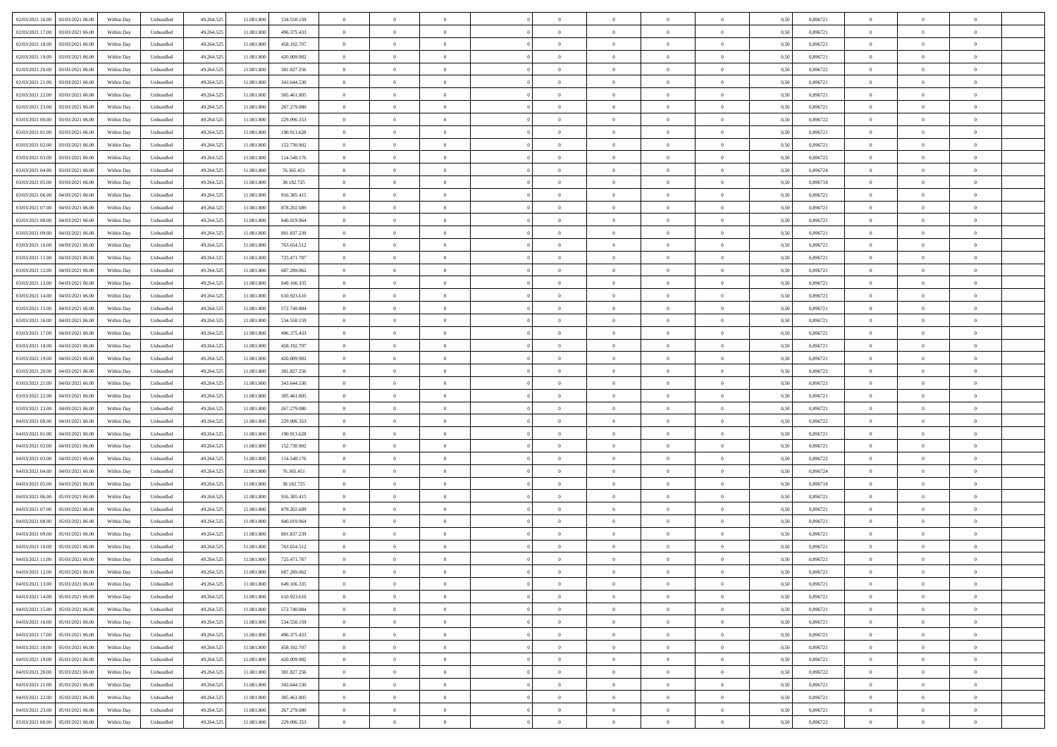| | | | | | | | | | | | | | | | | | | | | | |
|---|---|---|---|---|---|---|---|---|---|---|---|---|---|---|---|---|---|---|---|---|---|
| 02/03/2021 16:00 | 03/03/2021 06:00 | Within Day | Unbundled | 49.264.525 | 11.081.800 | 534.558.159 | 0 | 0 | 0 | | 0 | 0 | 0 | 0 | 0 | 0,50 | 0,896721 | 0 | 0 | 0 | |
| 02/03/2021 17:00 | 03/03/2021 06:00 | Within Day | Unbundled | 49.264.525 | 11.081.800 | 496.375.433 | 0 | 0 | 0 | | 0 | 0 | 0 | 0 | 0 | 0,50 | 0,896721 | 0 | 0 | 0 | |
| 02/03/2021 18:00 | 03/03/2021 06:00 | Within Day | Unbundled | 49.264.525 | 11.081.800 | 458.192.707 | 0 | 0 | 0 | | 0 | 0 | 0 | 0 | 0 | 0,50 | 0,896721 | 0 | 0 | 0 | |
| 02/03/2021 19:00 | 03/03/2021 06:00 | Within Day | Unbundled | 49.264.525 | 11.081.800 | 420.009.982 | 0 | 0 | 0 | | 0 | 0 | 0 | 0 | 0 | 0,50 | 0,896721 | 0 | 0 | 0 | |
| 02/03/2021 20:00 | 03/03/2021 06:00 | Within Day | Unbundled | 49.264.525 | 11.081.800 | 381.827.256 | 0 | 0 | 0 | | 0 | 0 | 0 | 0 | 0 | 0,50 | 0,896722 | 0 | 0 | 0 | |
| 02/03/2021 21:00 | 03/03/2021 06:00 | Within Day | Unbundled | 49.264.525 | 11.081.800 | 343.644.530 | 0 | 0 | 0 | | 0 | 0 | 0 | 0 | 0 | 0,50 | 0,896721 | 0 | 0 | 0 | |
| 02/03/2021 22:00 | 03/03/2021 06:00 | Within Day | Unbundled | 49.264.525 | 11.081.800 | 305.461.805 | 0 | 0 | 0 | | 0 | 0 | 0 | 0 | 0 | 0,50 | 0,896721 | 0 | 0 | 0 | |
| 02/03/2021 23:00 | 03/03/2021 06:00 | Within Day | Unbundled | 49.264.525 | 11.081.800 | 267.279.080 | 0 | 0 | 0 | | 0 | 0 | 0 | 0 | 0 | 0,50 | 0,896721 | 0 | 0 | 0 | |
| 03/03/2021 00:00 | 03/03/2021 06:00 | Within Day | Unbundled | 49.264.525 | 11.081.800 | 229.096.353 | 0 | 0 | 0 | | 0 | 0 | 0 | 0 | 0 | 0,50 | 0,896722 | 0 | 0 | 0 | |
| 03/03/2021 01:00 | 03/03/2021 06:00 | Within Day | Unbundled | 49.264.525 | 11.081.800 | 190.913.628 | 0 | 0 | 0 | | 0 | 0 | 0 | 0 | 0 | 0,50 | 0,896721 | 0 | 0 | 0 | |
| 03/03/2021 02:00 | 03/03/2021 06:00 | Within Day | Unbundled | 49.264.525 | 11.081.800 | 152.730.902 | 0 | 0 | 0 | | 0 | 0 | 0 | 0 | 0 | 0,50 | 0,896721 | 0 | 0 | 0 | |
| 03/03/2021 03:00 | 03/03/2021 06:00 | Within Day | Unbundled | 49.264.525 | 11.081.800 | 114.548.176 | 0 | 0 | 0 | | 0 | 0 | 0 | 0 | 0 | 0,50 | 0,896722 | 0 | 0 | 0 | |
| 03/03/2021 04:00 | 03/03/2021 06:00 | Within Day | Unbundled | 49.264.525 | 11.081.800 | 76.365.451 | 0 | 0 | 0 | | 0 | 0 | 0 | 0 | 0 | 0,50 | 0,896724 | 0 | 0 | 0 | |
| 03/03/2021 05:00 | 03/03/2021 06:00 | Within Day | Unbundled | 49.264.525 | 11.081.800 | 38.182.725 | 0 | 0 | 0 | | 0 | 0 | 0 | 0 | 0 | 0,50 | 0,896718 | 0 | 0 | 0 | |
| 03/03/2021 06:00 | 04/03/2021 06:00 | Within Day | Unbundled | 49.264.525 | 11.081.800 | 916.385.415 | 0 | 0 | 0 | | 0 | 0 | 0 | 0 | 0 | 0,50 | 0,896721 | 0 | 0 | 0 | |
| 03/03/2021 07:00 | 04/03/2021 06:00 | Within Day | Unbundled | 49.264.525 | 11.081.800 | 878.202.689 | 0 | 0 | 0 | | 0 | 0 | 0 | 0 | 0 | 0,50 | 0,896721 | 0 | 0 | 0 | |
| 03/03/2021 08:00 | 04/03/2021 06:00 | Within Day | Unbundled | 49.264.525 | 11.081.800 | 840.019.964 | 0 | 0 | 0 | | 0 | 0 | 0 | 0 | 0 | 0,50 | 0,896721 | 0 | 0 | 0 | |
| 03/03/2021 09:00 | 04/03/2021 06:00 | Within Day | Unbundled | 49.264.525 | 11.081.800 | 801.837.239 | 0 | 0 | 0 | | 0 | 0 | 0 | 0 | 0 | 0,50 | 0,896721 | 0 | 0 | 0 | |
| 03/03/2021 10:00 | 04/03/2021 06:00 | Within Day | Unbundled | 49.264.525 | 11.081.800 | 763.654.512 | 0 | 0 | 0 | | 0 | 0 | 0 | 0 | 0 | 0,50 | 0,896721 | 0 | 0 | 0 | |
| 03/03/2021 11:00 | 04/03/2021 06:00 | Within Day | Unbundled | 49.264.525 | 11.081.800 | 725.471.787 | 0 | 0 | 0 | | 0 | 0 | 0 | 0 | 0 | 0,50 | 0,896721 | 0 | 0 | 0 | |
| 03/03/2021 12:00 | 04/03/2021 06:00 | Within Day | Unbundled | 49.264.525 | 11.081.800 | 687.289.062 | 0 | 0 | 0 | | 0 | 0 | 0 | 0 | 0 | 0,50 | 0,896721 | 0 | 0 | 0 | |
| 03/03/2021 13:00 | 04/03/2021 06:00 | Within Day | Unbundled | 49.264.525 | 11.081.800 | 649.106.335 | 0 | 0 | 0 | | 0 | 0 | 0 | 0 | 0 | 0,50 | 0,896721 | 0 | 0 | 0 | |
| 03/03/2021 14:00 | 04/03/2021 06:00 | Within Day | Unbundled | 49.264.525 | 11.081.800 | 610.923.610 | 0 | 0 | 0 | | 0 | 0 | 0 | 0 | 0 | 0,50 | 0,896721 | 0 | 0 | 0 | |
| 03/03/2021 15:00 | 04/03/2021 06:00 | Within Day | Unbundled | 49.264.525 | 11.081.800 | 572.740.884 | 0 | 0 | 0 | | 0 | 0 | 0 | 0 | 0 | 0,50 | 0,896721 | 0 | 0 | 0 | |
| 03/03/2021 16:00 | 04/03/2021 06:00 | Within Day | Unbundled | 49.264.525 | 11.081.800 | 534.558.159 | 0 | 0 | 0 | | 0 | 0 | 0 | 0 | 0 | 0,50 | 0,896721 | 0 | 0 | 0 | |
| 03/03/2021 17:00 | 04/03/2021 06:00 | Within Day | Unbundled | 49.264.525 | 11.081.800 | 496.375.433 | 0 | 0 | 0 | | 0 | 0 | 0 | 0 | 0 | 0,50 | 0,896721 | 0 | 0 | 0 | |
| 03/03/2021 18:00 | 04/03/2021 06:00 | Within Day | Unbundled | 49.264.525 | 11.081.800 | 458.192.707 | 0 | 0 | 0 | | 0 | 0 | 0 | 0 | 0 | 0,50 | 0,896721 | 0 | 0 | 0 | |
| 03/03/2021 19:00 | 04/03/2021 06:00 | Within Day | Unbundled | 49.264.525 | 11.081.800 | 420.009.982 | 0 | 0 | 0 | | 0 | 0 | 0 | 0 | 0 | 0,50 | 0,896721 | 0 | 0 | 0 | |
| 03/03/2021 20:00 | 04/03/2021 06:00 | Within Day | Unbundled | 49.264.525 | 11.081.800 | 381.827.256 | 0 | 0 | 0 | | 0 | 0 | 0 | 0 | 0 | 0,50 | 0,896722 | 0 | 0 | 0 | |
| 03/03/2021 21:00 | 04/03/2021 06:00 | Within Day | Unbundled | 49.264.525 | 11.081.800 | 343.644.530 | 0 | 0 | 0 | | 0 | 0 | 0 | 0 | 0 | 0,50 | 0,896721 | 0 | 0 | 0 | |
| 03/03/2021 22:00 | 04/03/2021 06:00 | Within Day | Unbundled | 49.264.525 | 11.081.800 | 305.461.805 | 0 | 0 | 0 | | 0 | 0 | 0 | 0 | 0 | 0,50 | 0,896721 | 0 | 0 | 0 | |
| 03/03/2021 23:00 | 04/03/2021 06:00 | Within Day | Unbundled | 49.264.525 | 11.081.800 | 267.279.080 | 0 | 0 | 0 | | 0 | 0 | 0 | 0 | 0 | 0,50 | 0,896721 | 0 | 0 | 0 | |
| 04/03/2021 00:00 | 04/03/2021 06:00 | Within Day | Unbundled | 49.264.525 | 11.081.800 | 229.096.353 | 0 | 0 | 0 | | 0 | 0 | 0 | 0 | 0 | 0,50 | 0,896722 | 0 | 0 | 0 | |
| 04/03/2021 01:00 | 04/03/2021 06:00 | Within Day | Unbundled | 49.264.525 | 11.081.800 | 190.913.628 | 0 | 0 | 0 | | 0 | 0 | 0 | 0 | 0 | 0,50 | 0,896721 | 0 | 0 | 0 | |
| 04/03/2021 02:00 | 04/03/2021 06:00 | Within Day | Unbundled | 49.264.525 | 11.081.800 | 152.730.902 | 0 | 0 | 0 | | 0 | 0 | 0 | 0 | 0 | 0,50 | 0,896721 | 0 | 0 | 0 | |
| 04/03/2021 03:00 | 04/03/2021 06:00 | Within Day | Unbundled | 49.264.525 | 11.081.800 | 114.548.176 | 0 | 0 | 0 | | 0 | 0 | 0 | 0 | 0 | 0,50 | 0,896722 | 0 | 0 | 0 | |
| 04/03/2021 04:00 | 04/03/2021 06:00 | Within Day | Unbundled | 49.264.525 | 11.081.800 | 76.365.451 | 0 | 0 | 0 | | 0 | 0 | 0 | 0 | 0 | 0,50 | 0,896724 | 0 | 0 | 0 | |
| 04/03/2021 05:00 | 04/03/2021 06:00 | Within Day | Unbundled | 49.264.525 | 11.081.800 | 38.182.725 | 0 | 0 | 0 | | 0 | 0 | 0 | 0 | 0 | 0,50 | 0,896718 | 0 | 0 | 0 | |
| 04/03/2021 06:00 | 05/03/2021 06:00 | Within Day | Unbundled | 49.264.525 | 11.081.800 | 916.385.415 | 0 | 0 | 0 | | 0 | 0 | 0 | 0 | 0 | 0,50 | 0,896721 | 0 | 0 | 0 | |
| 04/03/2021 07:00 | 05/03/2021 06:00 | Within Day | Unbundled | 49.264.525 | 11.081.800 | 878.202.689 | 0 | 0 | 0 | | 0 | 0 | 0 | 0 | 0 | 0,50 | 0,896721 | 0 | 0 | 0 | |
| 04/03/2021 08:00 | 05/03/2021 06:00 | Within Day | Unbundled | 49.264.525 | 11.081.800 | 840.019.964 | 0 | 0 | 0 | | 0 | 0 | 0 | 0 | 0 | 0,50 | 0,896721 | 0 | 0 | 0 | |
| 04/03/2021 09:00 | 05/03/2021 06:00 | Within Day | Unbundled | 49.264.525 | 11.081.800 | 801.837.239 | 0 | 0 | 0 | | 0 | 0 | 0 | 0 | 0 | 0,50 | 0,896721 | 0 | 0 | 0 | |
| 04/03/2021 10:00 | 05/03/2021 06:00 | Within Day | Unbundled | 49.264.525 | 11.081.800 | 763.654.512 | 0 | 0 | 0 | | 0 | 0 | 0 | 0 | 0 | 0,50 | 0,896721 | 0 | 0 | 0 | |
| 04/03/2021 11:00 | 05/03/2021 06:00 | Within Day | Unbundled | 49.264.525 | 11.081.800 | 725.471.787 | 0 | 0 | 0 | | 0 | 0 | 0 | 0 | 0 | 0,50 | 0,896721 | 0 | 0 | 0 | |
| 04/03/2021 12:00 | 05/03/2021 06:00 | Within Day | Unbundled | 49.264.525 | 11.081.800 | 687.289.062 | 0 | 0 | 0 | | 0 | 0 | 0 | 0 | 0 | 0,50 | 0,896721 | 0 | 0 | 0 | |
| 04/03/2021 13:00 | 05/03/2021 06:00 | Within Day | Unbundled | 49.264.525 | 11.081.800 | 649.106.335 | 0 | 0 | 0 | | 0 | 0 | 0 | 0 | 0 | 0,50 | 0,896721 | 0 | 0 | 0 | |
| 04/03/2021 14:00 | 05/03/2021 06:00 | Within Day | Unbundled | 49.264.525 | 11.081.800 | 610.923.610 | 0 | 0 | 0 | | 0 | 0 | 0 | 0 | 0 | 0,50 | 0,896721 | 0 | 0 | 0 | |
| 04/03/2021 15:00 | 05/03/2021 06:00 | Within Day | Unbundled | 49.264.525 | 11.081.800 | 572.740.884 | 0 | 0 | 0 | | 0 | 0 | 0 | 0 | 0 | 0,50 | 0,896721 | 0 | 0 | 0 | |
| 04/03/2021 16:00 | 05/03/2021 06:00 | Within Day | Unbundled | 49.264.525 | 11.081.800 | 534.558.159 | 0 | 0 | 0 | | 0 | 0 | 0 | 0 | 0 | 0,50 | 0,896721 | 0 | 0 | 0 | |
| 04/03/2021 17:00 | 05/03/2021 06:00 | Within Day | Unbundled | 49.264.525 | 11.081.800 | 496.375.433 | 0 | 0 | 0 | | 0 | 0 | 0 | 0 | 0 | 0,50 | 0,896721 | 0 | 0 | 0 | |
| 04/03/2021 18:00 | 05/03/2021 06:00 | Within Day | Unbundled | 49.264.525 | 11.081.800 | 458.192.707 | 0 | 0 | 0 | | 0 | 0 | 0 | 0 | 0 | 0,50 | 0,896721 | 0 | 0 | 0 | |
| 04/03/2021 19:00 | 05/03/2021 06:00 | Within Day | Unbundled | 49.264.525 | 11.081.800 | 420.009.982 | 0 | 0 | 0 | | 0 | 0 | 0 | 0 | 0 | 0,50 | 0,896721 | 0 | 0 | 0 | |
| 04/03/2021 20:00 | 05/03/2021 06:00 | Within Day | Unbundled | 49.264.525 | 11.081.800 | 381.827.256 | 0 | 0 | 0 | | 0 | 0 | 0 | 0 | 0 | 0,50 | 0,896722 | 0 | 0 | 0 | |
| 04/03/2021 21:00 | 05/03/2021 06:00 | Within Day | Unbundled | 49.264.525 | 11.081.800 | 343.644.530 | 0 | 0 | 0 | | 0 | 0 | 0 | 0 | 0 | 0,50 | 0,896721 | 0 | 0 | 0 | |
| 04/03/2021 22:00 | 05/03/2021 06:00 | Within Day | Unbundled | 49.264.525 | 11.081.800 | 305.461.805 | 0 | 0 | 0 | | 0 | 0 | 0 | 0 | 0 | 0,50 | 0,896721 | 0 | 0 | 0 | |
| 04/03/2021 23:00 | 05/03/2021 06:00 | Within Day | Unbundled | 49.264.525 | 11.081.800 | 267.279.080 | 0 | 0 | 0 | | 0 | 0 | 0 | 0 | 0 | 0,50 | 0,896721 | 0 | 0 | 0 | |
| 05/03/2021 00:00 | 05/03/2021 06:00 | Within Day | Unbundled | 49.264.525 | 11.081.800 | 229.096.353 | 0 | 0 | 0 | | 0 | 0 | 0 | 0 | 0 | 0,50 | 0,896722 | 0 | 0 | 0 | |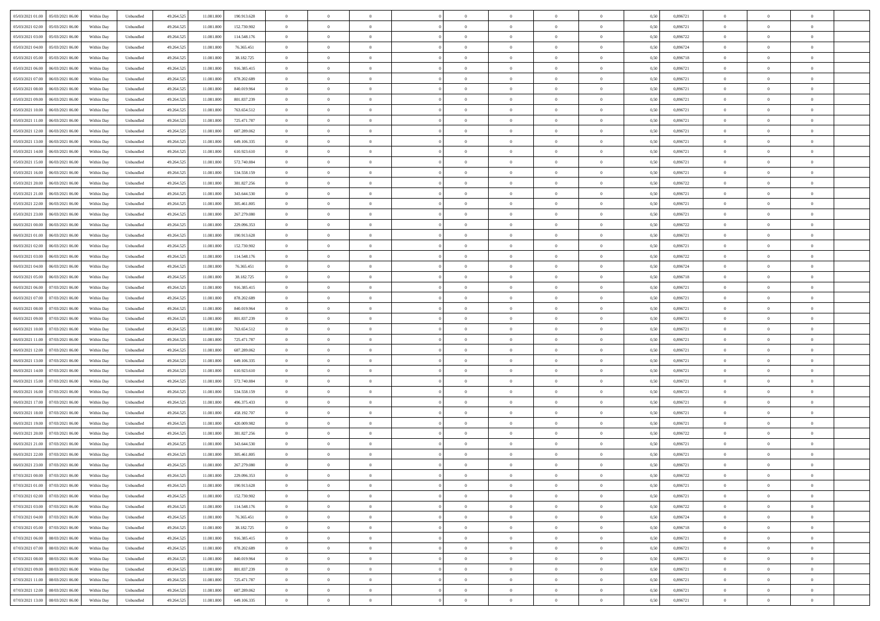| | | | | | | | | | | | | | | | | | | | | | |
|---|---|---|---|---|---|---|---|---|---|---|---|---|---|---|---|---|---|---|---|---|---|
| 05/03/2021 01:00 | 05/03/2021 06:00 | Within Day | Unbundled | 49.264.525 | 11.081.800 | 190.913.628 | 0 | 0 | 0 | | 0 | 0 | 0 | 0 | 0 | 0,50 | 0,896721 | 0 | 0 | 0 | |
| 05/03/2021 02:00 | 05/03/2021 06:00 | Within Day | Unbundled | 49.264.525 | 11.081.800 | 152.730.902 | 0 | 0 | 0 | | 0 | 0 | 0 | 0 | 0 | 0,50 | 0,896721 | 0 | 0 | 0 | |
| 05/03/2021 03:00 | 05/03/2021 06:00 | Within Day | Unbundled | 49.264.525 | 11.081.800 | 114.548.176 | 0 | 0 | 0 | | 0 | 0 | 0 | 0 | 0 | 0,50 | 0,896722 | 0 | 0 | 0 | |
| 05/03/2021 04:00 | 05/03/2021 06:00 | Within Day | Unbundled | 49.264.525 | 11.081.800 | 76.365.451 | 0 | 0 | 0 | | 0 | 0 | 0 | 0 | 0 | 0,50 | 0,896724 | 0 | 0 | 0 | |
| 05/03/2021 05:00 | 05/03/2021 06:00 | Within Day | Unbundled | 49.264.525 | 11.081.800 | 38.182.725 | 0 | 0 | 0 | | 0 | 0 | 0 | 0 | 0 | 0,50 | 0,896718 | 0 | 0 | 0 | |
| 05/03/2021 06:00 | 06/03/2021 06:00 | Within Day | Unbundled | 49.264.525 | 11.081.800 | 916.385.415 | 0 | 0 | 0 | | 0 | 0 | 0 | 0 | 0 | 0,50 | 0,896721 | 0 | 0 | 0 | |
| 05/03/2021 07:00 | 06/03/2021 06:00 | Within Day | Unbundled | 49.264.525 | 11.081.800 | 878.202.689 | 0 | 0 | 0 | | 0 | 0 | 0 | 0 | 0 | 0,50 | 0,896721 | 0 | 0 | 0 | |
| 05/03/2021 08:00 | 06/03/2021 06:00 | Within Day | Unbundled | 49.264.525 | 11.081.800 | 840.019.964 | 0 | 0 | 0 | | 0 | 0 | 0 | 0 | 0 | 0,50 | 0,896721 | 0 | 0 | 0 | |
| 05/03/2021 09:00 | 06/03/2021 06:00 | Within Day | Unbundled | 49.264.525 | 11.081.800 | 801.837.239 | 0 | 0 | 0 | | 0 | 0 | 0 | 0 | 0 | 0,50 | 0,896721 | 0 | 0 | 0 | |
| 05/03/2021 10:00 | 06/03/2021 06:00 | Within Day | Unbundled | 49.264.525 | 11.081.800 | 763.654.512 | 0 | 0 | 0 | | 0 | 0 | 0 | 0 | 0 | 0,50 | 0,896721 | 0 | 0 | 0 | |
| 05/03/2021 11:00 | 06/03/2021 06:00 | Within Day | Unbundled | 49.264.525 | 11.081.800 | 725.471.787 | 0 | 0 | 0 | | 0 | 0 | 0 | 0 | 0 | 0,50 | 0,896721 | 0 | 0 | 0 | |
| 05/03/2021 12:00 | 06/03/2021 06:00 | Within Day | Unbundled | 49.264.525 | 11.081.800 | 687.289.062 | 0 | 0 | 0 | | 0 | 0 | 0 | 0 | 0 | 0,50 | 0,896721 | 0 | 0 | 0 | |
| 05/03/2021 13:00 | 06/03/2021 06:00 | Within Day | Unbundled | 49.264.525 | 11.081.800 | 649.106.335 | 0 | 0 | 0 | | 0 | 0 | 0 | 0 | 0 | 0,50 | 0,896721 | 0 | 0 | 0 | |
| 05/03/2021 14:00 | 06/03/2021 06:00 | Within Day | Unbundled | 49.264.525 | 11.081.800 | 610.923.610 | 0 | 0 | 0 | | 0 | 0 | 0 | 0 | 0 | 0,50 | 0,896721 | 0 | 0 | 0 | |
| 05/03/2021 15:00 | 06/03/2021 06:00 | Within Day | Unbundled | 49.264.525 | 11.081.800 | 572.740.884 | 0 | 0 | 0 | | 0 | 0 | 0 | 0 | 0 | 0,50 | 0,896721 | 0 | 0 | 0 | |
| 05/03/2021 16:00 | 06/03/2021 06:00 | Within Day | Unbundled | 49.264.525 | 11.081.800 | 534.558.159 | 0 | 0 | 0 | | 0 | 0 | 0 | 0 | 0 | 0,50 | 0,896721 | 0 | 0 | 0 | |
| 05/03/2021 20:00 | 06/03/2021 06:00 | Within Day | Unbundled | 49.264.525 | 11.081.800 | 381.827.256 | 0 | 0 | 0 | | 0 | 0 | 0 | 0 | 0 | 0,50 | 0,896722 | 0 | 0 | 0 | |
| 05/03/2021 21:00 | 06/03/2021 06:00 | Within Day | Unbundled | 49.264.525 | 11.081.800 | 343.644.530 | 0 | 0 | 0 | | 0 | 0 | 0 | 0 | 0 | 0,50 | 0,896721 | 0 | 0 | 0 | |
| 05/03/2021 22:00 | 06/03/2021 06:00 | Within Day | Unbundled | 49.264.525 | 11.081.800 | 305.461.805 | 0 | 0 | 0 | | 0 | 0 | 0 | 0 | 0 | 0,50 | 0,896721 | 0 | 0 | 0 | |
| 05/03/2021 23:00 | 06/03/2021 06:00 | Within Day | Unbundled | 49.264.525 | 11.081.800 | 267.279.080 | 0 | 0 | 0 | | 0 | 0 | 0 | 0 | 0 | 0,50 | 0,896721 | 0 | 0 | 0 | |
| 06/03/2021 00:00 | 06/03/2021 06:00 | Within Day | Unbundled | 49.264.525 | 11.081.800 | 229.096.353 | 0 | 0 | 0 | | 0 | 0 | 0 | 0 | 0 | 0,50 | 0,896722 | 0 | 0 | 0 | |
| 06/03/2021 01:00 | 06/03/2021 06:00 | Within Day | Unbundled | 49.264.525 | 11.081.800 | 190.913.628 | 0 | 0 | 0 | | 0 | 0 | 0 | 0 | 0 | 0,50 | 0,896721 | 0 | 0 | 0 | |
| 06/03/2021 02:00 | 06/03/2021 06:00 | Within Day | Unbundled | 49.264.525 | 11.081.800 | 152.730.902 | 0 | 0 | 0 | | 0 | 0 | 0 | 0 | 0 | 0,50 | 0,896721 | 0 | 0 | 0 | |
| 06/03/2021 03:00 | 06/03/2021 06:00 | Within Day | Unbundled | 49.264.525 | 11.081.800 | 114.548.176 | 0 | 0 | 0 | | 0 | 0 | 0 | 0 | 0 | 0,50 | 0,896722 | 0 | 0 | 0 | |
| 06/03/2021 04:00 | 06/03/2021 06:00 | Within Day | Unbundled | 49.264.525 | 11.081.800 | 76.365.451 | 0 | 0 | 0 | | 0 | 0 | 0 | 0 | 0 | 0,50 | 0,896724 | 0 | 0 | 0 | |
| 06/03/2021 05:00 | 06/03/2021 06:00 | Within Day | Unbundled | 49.264.525 | 11.081.800 | 38.182.725 | 0 | 0 | 0 | | 0 | 0 | 0 | 0 | 0 | 0,50 | 0,896718 | 0 | 0 | 0 | |
| 06/03/2021 06:00 | 07/03/2021 06:00 | Within Day | Unbundled | 49.264.525 | 11.081.800 | 916.385.415 | 0 | 0 | 0 | | 0 | 0 | 0 | 0 | 0 | 0,50 | 0,896721 | 0 | 0 | 0 | |
| 06/03/2021 07:00 | 07/03/2021 06:00 | Within Day | Unbundled | 49.264.525 | 11.081.800 | 878.202.689 | 0 | 0 | 0 | | 0 | 0 | 0 | 0 | 0 | 0,50 | 0,896721 | 0 | 0 | 0 | |
| 06/03/2021 08:00 | 07/03/2021 06:00 | Within Day | Unbundled | 49.264.525 | 11.081.800 | 840.019.964 | 0 | 0 | 0 | | 0 | 0 | 0 | 0 | 0 | 0,50 | 0,896721 | 0 | 0 | 0 | |
| 06/03/2021 09:00 | 07/03/2021 06:00 | Within Day | Unbundled | 49.264.525 | 11.081.800 | 801.837.239 | 0 | 0 | 0 | | 0 | 0 | 0 | 0 | 0 | 0,50 | 0,896721 | 0 | 0 | 0 | |
| 06/03/2021 10:00 | 07/03/2021 06:00 | Within Day | Unbundled | 49.264.525 | 11.081.800 | 763.654.512 | 0 | 0 | 0 | | 0 | 0 | 0 | 0 | 0 | 0,50 | 0,896721 | 0 | 0 | 0 | |
| 06/03/2021 11:00 | 07/03/2021 06:00 | Within Day | Unbundled | 49.264.525 | 11.081.800 | 725.471.787 | 0 | 0 | 0 | | 0 | 0 | 0 | 0 | 0 | 0,50 | 0,896721 | 0 | 0 | 0 | |
| 06/03/2021 12:00 | 07/03/2021 06:00 | Within Day | Unbundled | 49.264.525 | 11.081.800 | 687.289.062 | 0 | 0 | 0 | | 0 | 0 | 0 | 0 | 0 | 0,50 | 0,896721 | 0 | 0 | 0 | |
| 06/03/2021 13:00 | 07/03/2021 06:00 | Within Day | Unbundled | 49.264.525 | 11.081.800 | 649.106.335 | 0 | 0 | 0 | | 0 | 0 | 0 | 0 | 0 | 0,50 | 0,896721 | 0 | 0 | 0 | |
| 06/03/2021 14:00 | 07/03/2021 06:00 | Within Day | Unbundled | 49.264.525 | 11.081.800 | 610.923.610 | 0 | 0 | 0 | | 0 | 0 | 0 | 0 | 0 | 0,50 | 0,896721 | 0 | 0 | 0 | |
| 06/03/2021 15:00 | 07/03/2021 06:00 | Within Day | Unbundled | 49.264.525 | 11.081.800 | 572.740.884 | 0 | 0 | 0 | | 0 | 0 | 0 | 0 | 0 | 0,50 | 0,896721 | 0 | 0 | 0 | |
| 06/03/2021 16:00 | 07/03/2021 06:00 | Within Day | Unbundled | 49.264.525 | 11.081.800 | 534.558.159 | 0 | 0 | 0 | | 0 | 0 | 0 | 0 | 0 | 0,50 | 0,896721 | 0 | 0 | 0 | |
| 06/03/2021 17:00 | 07/03/2021 06:00 | Within Day | Unbundled | 49.264.525 | 11.081.800 | 496.375.433 | 0 | 0 | 0 | | 0 | 0 | 0 | 0 | 0 | 0,50 | 0,896721 | 0 | 0 | 0 | |
| 06/03/2021 18:00 | 07/03/2021 06:00 | Within Day | Unbundled | 49.264.525 | 11.081.800 | 458.192.707 | 0 | 0 | 0 | | 0 | 0 | 0 | 0 | 0 | 0,50 | 0,896721 | 0 | 0 | 0 | |
| 06/03/2021 19:00 | 07/03/2021 06:00 | Within Day | Unbundled | 49.264.525 | 11.081.800 | 420.009.982 | 0 | 0 | 0 | | 0 | 0 | 0 | 0 | 0 | 0,50 | 0,896721 | 0 | 0 | 0 | |
| 06/03/2021 20:00 | 07/03/2021 06:00 | Within Day | Unbundled | 49.264.525 | 11.081.800 | 381.827.256 | 0 | 0 | 0 | | 0 | 0 | 0 | 0 | 0 | 0,50 | 0,896722 | 0 | 0 | 0 | |
| 06/03/2021 21:00 | 07/03/2021 06:00 | Within Day | Unbundled | 49.264.525 | 11.081.800 | 343.644.530 | 0 | 0 | 0 | | 0 | 0 | 0 | 0 | 0 | 0,50 | 0,896721 | 0 | 0 | 0 | |
| 06/03/2021 22:00 | 07/03/2021 06:00 | Within Day | Unbundled | 49.264.525 | 11.081.800 | 305.461.805 | 0 | 0 | 0 | | 0 | 0 | 0 | 0 | 0 | 0,50 | 0,896721 | 0 | 0 | 0 | |
| 06/03/2021 23:00 | 07/03/2021 06:00 | Within Day | Unbundled | 49.264.525 | 11.081.800 | 267.279.080 | 0 | 0 | 0 | | 0 | 0 | 0 | 0 | 0 | 0,50 | 0,896721 | 0 | 0 | 0 | |
| 07/03/2021 00:00 | 07/03/2021 06:00 | Within Day | Unbundled | 49.264.525 | 11.081.800 | 229.096.353 | 0 | 0 | 0 | | 0 | 0 | 0 | 0 | 0 | 0,50 | 0,896722 | 0 | 0 | 0 | |
| 07/03/2021 01:00 | 07/03/2021 06:00 | Within Day | Unbundled | 49.264.525 | 11.081.800 | 190.913.628 | 0 | 0 | 0 | | 0 | 0 | 0 | 0 | 0 | 0,50 | 0,896721 | 0 | 0 | 0 | |
| 07/03/2021 02:00 | 07/03/2021 06:00 | Within Day | Unbundled | 49.264.525 | 11.081.800 | 152.730.902 | 0 | 0 | 0 | | 0 | 0 | 0 | 0 | 0 | 0,50 | 0,896721 | 0 | 0 | 0 | |
| 07/03/2021 03:00 | 07/03/2021 06:00 | Within Day | Unbundled | 49.264.525 | 11.081.800 | 114.548.176 | 0 | 0 | 0 | | 0 | 0 | 0 | 0 | 0 | 0,50 | 0,896722 | 0 | 0 | 0 | |
| 07/03/2021 04:00 | 07/03/2021 06:00 | Within Day | Unbundled | 49.264.525 | 11.081.800 | 76.365.451 | 0 | 0 | 0 | | 0 | 0 | 0 | 0 | 0 | 0,50 | 0,896724 | 0 | 0 | 0 | |
| 07/03/2021 05:00 | 07/03/2021 06:00 | Within Day | Unbundled | 49.264.525 | 11.081.800 | 38.182.725 | 0 | 0 | 0 | | 0 | 0 | 0 | 0 | 0 | 0,50 | 0,896718 | 0 | 0 | 0 | |
| 07/03/2021 06:00 | 08/03/2021 06:00 | Within Day | Unbundled | 49.264.525 | 11.081.800 | 916.385.415 | 0 | 0 | 0 | | 0 | 0 | 0 | 0 | 0 | 0,50 | 0,896721 | 0 | 0 | 0 | |
| 07/03/2021 07:00 | 08/03/2021 06:00 | Within Day | Unbundled | 49.264.525 | 11.081.800 | 878.202.689 | 0 | 0 | 0 | | 0 | 0 | 0 | 0 | 0 | 0,50 | 0,896721 | 0 | 0 | 0 | |
| 07/03/2021 08:00 | 08/03/2021 06:00 | Within Day | Unbundled | 49.264.525 | 11.081.800 | 840.019.964 | 0 | 0 | 0 | | 0 | 0 | 0 | 0 | 0 | 0,50 | 0,896721 | 0 | 0 | 0 | |
| 07/03/2021 09:00 | 08/03/2021 06:00 | Within Day | Unbundled | 49.264.525 | 11.081.800 | 801.837.239 | 0 | 0 | 0 | | 0 | 0 | 0 | 0 | 0 | 0,50 | 0,896721 | 0 | 0 | 0 | |
| 07/03/2021 11:00 | 08/03/2021 06:00 | Within Day | Unbundled | 49.264.525 | 11.081.800 | 725.471.787 | 0 | 0 | 0 | | 0 | 0 | 0 | 0 | 0 | 0,50 | 0,896721 | 0 | 0 | 0 | |
| 07/03/2021 12:00 | 08/03/2021 06:00 | Within Day | Unbundled | 49.264.525 | 11.081.800 | 687.289.062 | 0 | 0 | 0 | | 0 | 0 | 0 | 0 | 0 | 0,50 | 0,896721 | 0 | 0 | 0 | |
| 07/03/2021 13:00 | 08/03/2021 06:00 | Within Day | Unbundled | 49.264.525 | 11.081.800 | 649.106.335 | 0 | 0 | 0 | | 0 | 0 | 0 | 0 | 0 | 0,50 | 0,896721 | 0 | 0 | 0 | |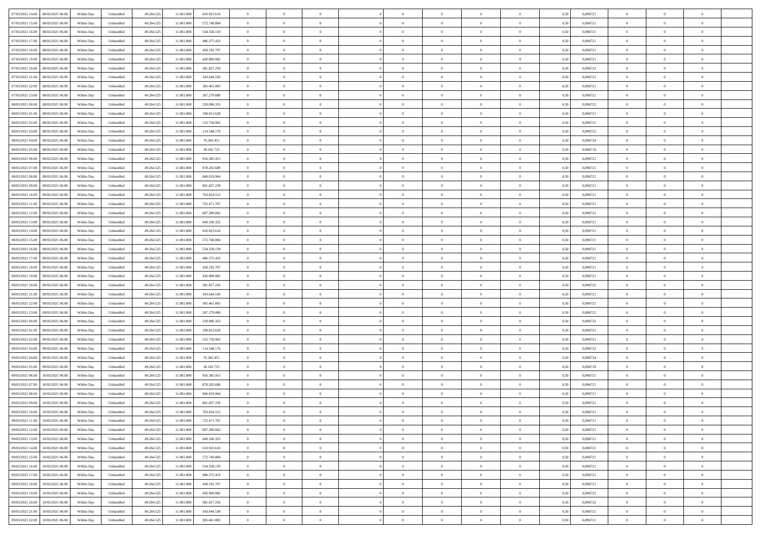| | | | | | | | | | | | | | | | | | | | | | |
|---|---|---|---|---|---|---|---|---|---|---|---|---|---|---|---|---|---|---|---|---|---|
| 07/03/2021 14:00 | 08/03/2021 06:00 | Within Day | Unbundled | 49.264.525 | 11.081.800 | 610.923.610 | 0 | 0 | 0 | | 0 | 0 | 0 | 0 | 0 | 0,50 | 0,896721 | 0 | 0 | 0 | |
| 07/03/2021 15:00 | 08/03/2021 06:00 | Within Day | Unbundled | 49.264.525 | 11.081.800 | 572.740.884 | 0 | 0 | 0 | | 0 | 0 | 0 | 0 | 0 | 0,50 | 0,896721 | 0 | 0 | 0 | |
| 07/03/2021 16:00 | 08/03/2021 06:00 | Within Day | Unbundled | 49.264.525 | 11.081.800 | 534.558.159 | 0 | 0 | 0 | | 0 | 0 | 0 | 0 | 0 | 0,50 | 0,896721 | 0 | 0 | 0 | |
| 07/03/2021 17:00 | 08/03/2021 06:00 | Within Day | Unbundled | 49.264.525 | 11.081.800 | 496.375.433 | 0 | 0 | 0 | | 0 | 0 | 0 | 0 | 0 | 0,50 | 0,896721 | 0 | 0 | 0 | |
| 07/03/2021 18:00 | 08/03/2021 06:00 | Within Day | Unbundled | 49.264.525 | 11.081.800 | 458.192.707 | 0 | 0 | 0 | | 0 | 0 | 0 | 0 | 0 | 0,50 | 0,896721 | 0 | 0 | 0 | |
| 07/03/2021 19:00 | 08/03/2021 06:00 | Within Day | Unbundled | 49.264.525 | 11.081.800 | 420.009.982 | 0 | 0 | 0 | | 0 | 0 | 0 | 0 | 0 | 0,50 | 0,896721 | 0 | 0 | 0 | |
| 07/03/2021 20:00 | 08/03/2021 06:00 | Within Day | Unbundled | 49.264.525 | 11.081.800 | 381.827.256 | 0 | 0 | 0 | | 0 | 0 | 0 | 0 | 0 | 0,50 | 0,896722 | 0 | 0 | 0 | |
| 07/03/2021 21:00 | 08/03/2021 06:00 | Within Day | Unbundled | 49.264.525 | 11.081.800 | 343.644.530 | 0 | 0 | 0 | | 0 | 0 | 0 | 0 | 0 | 0,50 | 0,896721 | 0 | 0 | 0 | |
| 07/03/2021 22:00 | 08/03/2021 06:00 | Within Day | Unbundled | 49.264.525 | 11.081.800 | 305.461.805 | 0 | 0 | 0 | | 0 | 0 | 0 | 0 | 0 | 0,50 | 0,896721 | 0 | 0 | 0 | |
| 07/03/2021 23:00 | 08/03/2021 06:00 | Within Day | Unbundled | 49.264.525 | 11.081.800 | 267.279.080 | 0 | 0 | 0 | | 0 | 0 | 0 | 0 | 0 | 0,50 | 0,896721 | 0 | 0 | 0 | |
| 08/03/2021 00:00 | 08/03/2021 06:00 | Within Day | Unbundled | 49.264.525 | 11.081.800 | 229.096.353 | 0 | 0 | 0 | | 0 | 0 | 0 | 0 | 0 | 0,50 | 0,896722 | 0 | 0 | 0 | |
| 08/03/2021 01:00 | 08/03/2021 06:00 | Within Day | Unbundled | 49.264.525 | 11.081.800 | 190.913.628 | 0 | 0 | 0 | | 0 | 0 | 0 | 0 | 0 | 0,50 | 0,896721 | 0 | 0 | 0 | |
| 08/03/2021 02:00 | 08/03/2021 06:00 | Within Day | Unbundled | 49.264.525 | 11.081.800 | 152.730.902 | 0 | 0 | 0 | | 0 | 0 | 0 | 0 | 0 | 0,50 | 0,896721 | 0 | 0 | 0 | |
| 08/03/2021 03:00 | 08/03/2021 06:00 | Within Day | Unbundled | 49.264.525 | 11.081.800 | 114.548.176 | 0 | 0 | 0 | | 0 | 0 | 0 | 0 | 0 | 0,50 | 0,896722 | 0 | 0 | 0 | |
| 08/03/2021 04:00 | 08/03/2021 06:00 | Within Day | Unbundled | 49.264.525 | 11.081.800 | 76.365.451 | 0 | 0 | 0 | | 0 | 0 | 0 | 0 | 0 | 0,50 | 0,896724 | 0 | 0 | 0 | |
| 08/03/2021 05:00 | 08/03/2021 06:00 | Within Day | Unbundled | 49.264.525 | 11.081.800 | 38.182.725 | 0 | 0 | 0 | | 0 | 0 | 0 | 0 | 0 | 0,50 | 0,896718 | 0 | 0 | 0 | |
| 08/03/2021 06:00 | 09/03/2021 06:00 | Within Day | Unbundled | 49.264.525 | 11.081.800 | 916.385.415 | 0 | 0 | 0 | | 0 | 0 | 0 | 0 | 0 | 0,50 | 0,896721 | 0 | 0 | 0 | |
| 08/03/2021 07:00 | 09/03/2021 06:00 | Within Day | Unbundled | 49.264.525 | 11.081.800 | 878.202.689 | 0 | 0 | 0 | | 0 | 0 | 0 | 0 | 0 | 0,50 | 0,896721 | 0 | 0 | 0 | |
| 08/03/2021 08:00 | 09/03/2021 06:00 | Within Day | Unbundled | 49.264.525 | 11.081.800 | 840.019.964 | 0 | 0 | 0 | | 0 | 0 | 0 | 0 | 0 | 0,50 | 0,896721 | 0 | 0 | 0 | |
| 08/03/2021 09:00 | 09/03/2021 06:00 | Within Day | Unbundled | 49.264.525 | 11.081.800 | 801.837.239 | 0 | 0 | 0 | | 0 | 0 | 0 | 0 | 0 | 0,50 | 0,896721 | 0 | 0 | 0 | |
| 08/03/2021 10:00 | 09/03/2021 06:00 | Within Day | Unbundled | 49.264.525 | 11.081.800 | 763.654.512 | 0 | 0 | 0 | | 0 | 0 | 0 | 0 | 0 | 0,50 | 0,896721 | 0 | 0 | 0 | |
| 08/03/2021 11:00 | 09/03/2021 06:00 | Within Day | Unbundled | 49.264.525 | 11.081.800 | 725.471.787 | 0 | 0 | 0 | | 0 | 0 | 0 | 0 | 0 | 0,50 | 0,896721 | 0 | 0 | 0 | |
| 08/03/2021 12:00 | 09/03/2021 06:00 | Within Day | Unbundled | 49.264.525 | 11.081.800 | 687.289.062 | 0 | 0 | 0 | | 0 | 0 | 0 | 0 | 0 | 0,50 | 0,896721 | 0 | 0 | 0 | |
| 08/03/2021 13:00 | 09/03/2021 06:00 | Within Day | Unbundled | 49.264.525 | 11.081.800 | 649.106.335 | 0 | 0 | 0 | | 0 | 0 | 0 | 0 | 0 | 0,50 | 0,896721 | 0 | 0 | 0 | |
| 08/03/2021 14:00 | 09/03/2021 06:00 | Within Day | Unbundled | 49.264.525 | 11.081.800 | 610.923.610 | 0 | 0 | 0 | | 0 | 0 | 0 | 0 | 0 | 0,50 | 0,896721 | 0 | 0 | 0 | |
| 08/03/2021 15:00 | 09/03/2021 06:00 | Within Day | Unbundled | 49.264.525 | 11.081.800 | 572.740.884 | 0 | 0 | 0 | | 0 | 0 | 0 | 0 | 0 | 0,50 | 0,896721 | 0 | 0 | 0 | |
| 08/03/2021 16:00 | 09/03/2021 06:00 | Within Day | Unbundled | 49.264.525 | 11.081.800 | 534.558.159 | 0 | 0 | 0 | | 0 | 0 | 0 | 0 | 0 | 0,50 | 0,896721 | 0 | 0 | 0 | |
| 08/03/2021 17:00 | 09/03/2021 06:00 | Within Day | Unbundled | 49.264.525 | 11.081.800 | 496.375.433 | 0 | 0 | 0 | | 0 | 0 | 0 | 0 | 0 | 0,50 | 0,896721 | 0 | 0 | 0 | |
| 08/03/2021 18:00 | 09/03/2021 06:00 | Within Day | Unbundled | 49.264.525 | 11.081.800 | 458.192.707 | 0 | 0 | 0 | | 0 | 0 | 0 | 0 | 0 | 0,50 | 0,896721 | 0 | 0 | 0 | |
| 08/03/2021 19:00 | 09/03/2021 06:00 | Within Day | Unbundled | 49.264.525 | 11.081.800 | 420.009.982 | 0 | 0 | 0 | | 0 | 0 | 0 | 0 | 0 | 0,50 | 0,896721 | 0 | 0 | 0 | |
| 08/03/2021 20:00 | 09/03/2021 06:00 | Within Day | Unbundled | 49.264.525 | 11.081.800 | 381.827.256 | 0 | 0 | 0 | | 0 | 0 | 0 | 0 | 0 | 0,50 | 0,896722 | 0 | 0 | 0 | |
| 08/03/2021 21:00 | 09/03/2021 06:00 | Within Day | Unbundled | 49.264.525 | 11.081.800 | 343.644.530 | 0 | 0 | 0 | | 0 | 0 | 0 | 0 | 0 | 0,50 | 0,896721 | 0 | 0 | 0 | |
| 08/03/2021 22:00 | 09/03/2021 06:00 | Within Day | Unbundled | 49.264.525 | 11.081.800 | 305.461.805 | 0 | 0 | 0 | | 0 | 0 | 0 | 0 | 0 | 0,50 | 0,896721 | 0 | 0 | 0 | |
| 08/03/2021 23:00 | 09/03/2021 06:00 | Within Day | Unbundled | 49.264.525 | 11.081.800 | 267.279.080 | 0 | 0 | 0 | | 0 | 0 | 0 | 0 | 0 | 0,50 | 0,896721 | 0 | 0 | 0 | |
| 09/03/2021 00:00 | 09/03/2021 06:00 | Within Day | Unbundled | 49.264.525 | 11.081.800 | 229.096.353 | 0 | 0 | 0 | | 0 | 0 | 0 | 0 | 0 | 0,50 | 0,896722 | 0 | 0 | 0 | |
| 09/03/2021 01:00 | 09/03/2021 06:00 | Within Day | Unbundled | 49.264.525 | 11.081.800 | 190.913.628 | 0 | 0 | 0 | | 0 | 0 | 0 | 0 | 0 | 0,50 | 0,896721 | 0 | 0 | 0 | |
| 09/03/2021 02:00 | 09/03/2021 06:00 | Within Day | Unbundled | 49.264.525 | 11.081.800 | 152.730.902 | 0 | 0 | 0 | | 0 | 0 | 0 | 0 | 0 | 0,50 | 0,896721 | 0 | 0 | 0 | |
| 09/03/2021 03:00 | 09/03/2021 06:00 | Within Day | Unbundled | 49.264.525 | 11.081.800 | 114.548.176 | 0 | 0 | 0 | | 0 | 0 | 0 | 0 | 0 | 0,50 | 0,896722 | 0 | 0 | 0 | |
| 09/03/2021 04:00 | 09/03/2021 06:00 | Within Day | Unbundled | 49.264.525 | 11.081.800 | 76.365.451 | 0 | 0 | 0 | | 0 | 0 | 0 | 0 | 0 | 0,50 | 0,896724 | 0 | 0 | 0 | |
| 09/03/2021 05:00 | 09/03/2021 06:00 | Within Day | Unbundled | 49.264.525 | 11.081.800 | 38.182.725 | 0 | 0 | 0 | | 0 | 0 | 0 | 0 | 0 | 0,50 | 0,896718 | 0 | 0 | 0 | |
| 09/03/2021 06:00 | 10/03/2021 06:00 | Within Day | Unbundled | 49.264.525 | 11.081.800 | 916.385.415 | 0 | 0 | 0 | | 0 | 0 | 0 | 0 | 0 | 0,50 | 0,896721 | 0 | 0 | 0 | |
| 09/03/2021 07:00 | 10/03/2021 06:00 | Within Day | Unbundled | 49.264.525 | 11.081.800 | 878.202.689 | 0 | 0 | 0 | | 0 | 0 | 0 | 0 | 0 | 0,50 | 0,896721 | 0 | 0 | 0 | |
| 09/03/2021 08:00 | 10/03/2021 06:00 | Within Day | Unbundled | 49.264.525 | 11.081.800 | 840.019.964 | 0 | 0 | 0 | | 0 | 0 | 0 | 0 | 0 | 0,50 | 0,896721 | 0 | 0 | 0 | |
| 09/03/2021 09:00 | 10/03/2021 06:00 | Within Day | Unbundled | 49.264.525 | 11.081.800 | 801.837.239 | 0 | 0 | 0 | | 0 | 0 | 0 | 0 | 0 | 0,50 | 0,896721 | 0 | 0 | 0 | |
| 09/03/2021 10:00 | 10/03/2021 06:00 | Within Day | Unbundled | 49.264.525 | 11.081.800 | 763.654.512 | 0 | 0 | 0 | | 0 | 0 | 0 | 0 | 0 | 0,50 | 0,896721 | 0 | 0 | 0 | |
| 09/03/2021 11:00 | 10/03/2021 06:00 | Within Day | Unbundled | 49.264.525 | 11.081.800 | 725.471.787 | 0 | 0 | 0 | | 0 | 0 | 0 | 0 | 0 | 0,50 | 0,896721 | 0 | 0 | 0 | |
| 09/03/2021 12:00 | 10/03/2021 06:00 | Within Day | Unbundled | 49.264.525 | 11.081.800 | 687.289.062 | 0 | 0 | 0 | | 0 | 0 | 0 | 0 | 0 | 0,50 | 0,896721 | 0 | 0 | 0 | |
| 09/03/2021 13:00 | 10/03/2021 06:00 | Within Day | Unbundled | 49.264.525 | 11.081.800 | 649.106.335 | 0 | 0 | 0 | | 0 | 0 | 0 | 0 | 0 | 0,50 | 0,896721 | 0 | 0 | 0 | |
| 09/03/2021 14:00 | 10/03/2021 06:00 | Within Day | Unbundled | 49.264.525 | 11.081.800 | 610.923.610 | 0 | 0 | 0 | | 0 | 0 | 0 | 0 | 0 | 0,50 | 0,896721 | 0 | 0 | 0 | |
| 09/03/2021 15:00 | 10/03/2021 06:00 | Within Day | Unbundled | 49.264.525 | 11.081.800 | 572.740.884 | 0 | 0 | 0 | | 0 | 0 | 0 | 0 | 0 | 0,50 | 0,896721 | 0 | 0 | 0 | |
| 09/03/2021 16:00 | 10/03/2021 06:00 | Within Day | Unbundled | 49.264.525 | 11.081.800 | 534.558.159 | 0 | 0 | 0 | | 0 | 0 | 0 | 0 | 0 | 0,50 | 0,896721 | 0 | 0 | 0 | |
| 09/03/2021 17:00 | 10/03/2021 06:00 | Within Day | Unbundled | 49.264.525 | 11.081.800 | 496.375.433 | 0 | 0 | 0 | | 0 | 0 | 0 | 0 | 0 | 0,50 | 0,896721 | 0 | 0 | 0 | |
| 09/03/2021 18:00 | 10/03/2021 06:00 | Within Day | Unbundled | 49.264.525 | 11.081.800 | 458.192.707 | 0 | 0 | 0 | | 0 | 0 | 0 | 0 | 0 | 0,50 | 0,896721 | 0 | 0 | 0 | |
| 09/03/2021 19:00 | 10/03/2021 06:00 | Within Day | Unbundled | 49.264.525 | 11.081.800 | 420.009.982 | 0 | 0 | 0 | | 0 | 0 | 0 | 0 | 0 | 0,50 | 0,896721 | 0 | 0 | 0 | |
| 09/03/2021 20:00 | 10/03/2021 06:00 | Within Day | Unbundled | 49.264.525 | 11.081.800 | 381.827.256 | 0 | 0 | 0 | | 0 | 0 | 0 | 0 | 0 | 0,50 | 0,896722 | 0 | 0 | 0 | |
| 09/03/2021 21:00 | 10/03/2021 06:00 | Within Day | Unbundled | 49.264.525 | 11.081.800 | 343.644.530 | 0 | 0 | 0 | | 0 | 0 | 0 | 0 | 0 | 0,50 | 0,896721 | 0 | 0 | 0 | |
| 09/03/2021 22:00 | 10/03/2021 06:00 | Within Day | Unbundled | 49.264.525 | 11.081.800 | 305.461.805 | 0 | 0 | 0 | | 0 | 0 | 0 | 0 | 0 | 0,50 | 0,896721 | 0 | 0 | 0 | |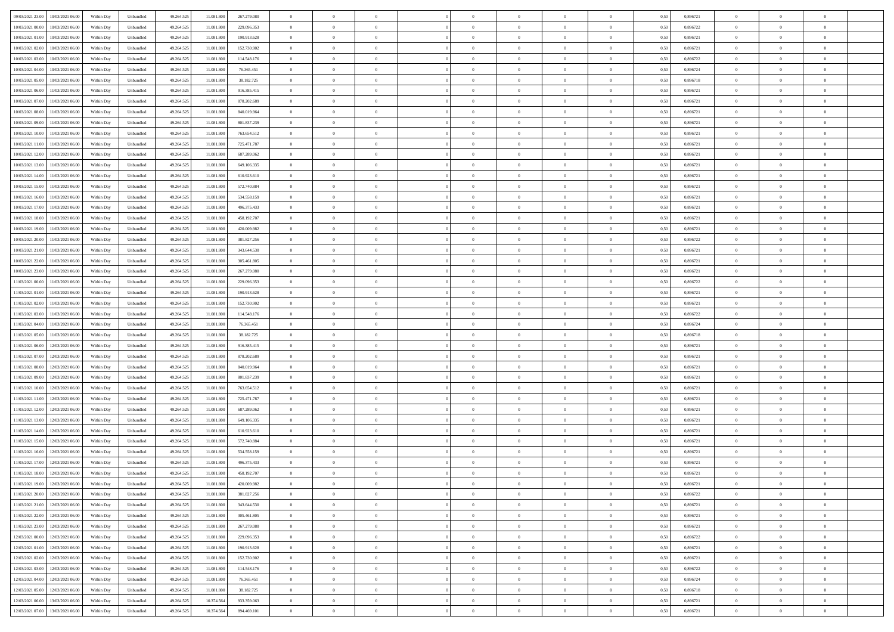| | | | | | | | | | | | | | | | | | | | | | |
|---|---|---|---|---|---|---|---|---|---|---|---|---|---|---|---|---|---|---|---|---|---|
| 09/03/2021 23:00 | 10/03/2021 06:00 | Within Day | Unbundled | 49.264.525 | 11.081.800 | 267.279.080 | 0 | 0 | 0 | | 0 | 0 | 0 | 0 | 0 | 0,50 | 0,896721 | 0 | 0 | 0 | |
| 10/03/2021 00:00 | 10/03/2021 06:00 | Within Day | Unbundled | 49.264.525 | 11.081.800 | 229.096.353 | 0 | 0 | 0 | | 0 | 0 | 0 | 0 | 0 | 0,50 | 0,896722 | 0 | 0 | 0 | |
| 10/03/2021 01:00 | 10/03/2021 06:00 | Within Day | Unbundled | 49.264.525 | 11.081.800 | 190.913.628 | 0 | 0 | 0 | | 0 | 0 | 0 | 0 | 0 | 0,50 | 0,896721 | 0 | 0 | 0 | |
| 10/03/2021 02:00 | 10/03/2021 06:00 | Within Day | Unbundled | 49.264.525 | 11.081.800 | 152.730.902 | 0 | 0 | 0 | | 0 | 0 | 0 | 0 | 0 | 0,50 | 0,896721 | 0 | 0 | 0 | |
| 10/03/2021 03:00 | 10/03/2021 06:00 | Within Day | Unbundled | 49.264.525 | 11.081.800 | 114.548.176 | 0 | 0 | 0 | | 0 | 0 | 0 | 0 | 0 | 0,50 | 0,896722 | 0 | 0 | 0 | |
| 10/03/2021 04:00 | 10/03/2021 06:00 | Within Day | Unbundled | 49.264.525 | 11.081.800 | 76.365.451 | 0 | 0 | 0 | | 0 | 0 | 0 | 0 | 0 | 0,50 | 0,896724 | 0 | 0 | 0 | |
| 10/03/2021 05:00 | 10/03/2021 06:00 | Within Day | Unbundled | 49.264.525 | 11.081.800 | 38.182.725 | 0 | 0 | 0 | | 0 | 0 | 0 | 0 | 0 | 0,50 | 0,896718 | 0 | 0 | 0 | |
| 10/03/2021 06:00 | 11/03/2021 06:00 | Within Day | Unbundled | 49.264.525 | 11.081.800 | 916.385.415 | 0 | 0 | 0 | | 0 | 0 | 0 | 0 | 0 | 0,50 | 0,896721 | 0 | 0 | 0 | |
| 10/03/2021 07:00 | 11/03/2021 06:00 | Within Day | Unbundled | 49.264.525 | 11.081.800 | 878.202.689 | 0 | 0 | 0 | | 0 | 0 | 0 | 0 | 0 | 0,50 | 0,896721 | 0 | 0 | 0 | |
| 10/03/2021 08:00 | 11/03/2021 06:00 | Within Day | Unbundled | 49.264.525 | 11.081.800 | 840.019.964 | 0 | 0 | 0 | | 0 | 0 | 0 | 0 | 0 | 0,50 | 0,896721 | 0 | 0 | 0 | |
| 10/03/2021 09:00 | 11/03/2021 06:00 | Within Day | Unbundled | 49.264.525 | 11.081.800 | 801.837.239 | 0 | 0 | 0 | | 0 | 0 | 0 | 0 | 0 | 0,50 | 0,896721 | 0 | 0 | 0 | |
| 10/03/2021 10:00 | 11/03/2021 06:00 | Within Day | Unbundled | 49.264.525 | 11.081.800 | 763.654.512 | 0 | 0 | 0 | | 0 | 0 | 0 | 0 | 0 | 0,50 | 0,896721 | 0 | 0 | 0 | |
| 10/03/2021 11:00 | 11/03/2021 06:00 | Within Day | Unbundled | 49.264.525 | 11.081.800 | 725.471.787 | 0 | 0 | 0 | | 0 | 0 | 0 | 0 | 0 | 0,50 | 0,896721 | 0 | 0 | 0 | |
| 10/03/2021 12:00 | 11/03/2021 06:00 | Within Day | Unbundled | 49.264.525 | 11.081.800 | 687.289.062 | 0 | 0 | 0 | | 0 | 0 | 0 | 0 | 0 | 0,50 | 0,896721 | 0 | 0 | 0 | |
| 10/03/2021 13:00 | 11/03/2021 06:00 | Within Day | Unbundled | 49.264.525 | 11.081.800 | 649.106.335 | 0 | 0 | 0 | | 0 | 0 | 0 | 0 | 0 | 0,50 | 0,896721 | 0 | 0 | 0 | |
| 10/03/2021 14:00 | 11/03/2021 06:00 | Within Day | Unbundled | 49.264.525 | 11.081.800 | 610.923.610 | 0 | 0 | 0 | | 0 | 0 | 0 | 0 | 0 | 0,50 | 0,896721 | 0 | 0 | 0 | |
| 10/03/2021 15:00 | 11/03/2021 06:00 | Within Day | Unbundled | 49.264.525 | 11.081.800 | 572.740.884 | 0 | 0 | 0 | | 0 | 0 | 0 | 0 | 0 | 0,50 | 0,896721 | 0 | 0 | 0 | |
| 10/03/2021 16:00 | 11/03/2021 06:00 | Within Day | Unbundled | 49.264.525 | 11.081.800 | 534.558.159 | 0 | 0 | 0 | | 0 | 0 | 0 | 0 | 0 | 0,50 | 0,896721 | 0 | 0 | 0 | |
| 10/03/2021 17:00 | 11/03/2021 06:00 | Within Day | Unbundled | 49.264.525 | 11.081.800 | 496.375.433 | 0 | 0 | 0 | | 0 | 0 | 0 | 0 | 0 | 0,50 | 0,896721 | 0 | 0 | 0 | |
| 10/03/2021 18:00 | 11/03/2021 06:00 | Within Day | Unbundled | 49.264.525 | 11.081.800 | 458.192.707 | 0 | 0 | 0 | | 0 | 0 | 0 | 0 | 0 | 0,50 | 0,896721 | 0 | 0 | 0 | |
| 10/03/2021 19:00 | 11/03/2021 06:00 | Within Day | Unbundled | 49.264.525 | 11.081.800 | 420.009.982 | 0 | 0 | 0 | | 0 | 0 | 0 | 0 | 0 | 0,50 | 0,896721 | 0 | 0 | 0 | |
| 10/03/2021 20:00 | 11/03/2021 06:00 | Within Day | Unbundled | 49.264.525 | 11.081.800 | 381.827.256 | 0 | 0 | 0 | | 0 | 0 | 0 | 0 | 0 | 0,50 | 0,896722 | 0 | 0 | 0 | |
| 10/03/2021 21:00 | 11/03/2021 06:00 | Within Day | Unbundled | 49.264.525 | 11.081.800 | 343.644.530 | 0 | 0 | 0 | | 0 | 0 | 0 | 0 | 0 | 0,50 | 0,896721 | 0 | 0 | 0 | |
| 10/03/2021 22:00 | 11/03/2021 06:00 | Within Day | Unbundled | 49.264.525 | 11.081.800 | 305.461.805 | 0 | 0 | 0 | | 0 | 0 | 0 | 0 | 0 | 0,50 | 0,896721 | 0 | 0 | 0 | |
| 10/03/2021 23:00 | 11/03/2021 06:00 | Within Day | Unbundled | 49.264.525 | 11.081.800 | 267.279.080 | 0 | 0 | 0 | | 0 | 0 | 0 | 0 | 0 | 0,50 | 0,896721 | 0 | 0 | 0 | |
| 11/03/2021 00:00 | 11/03/2021 06:00 | Within Day | Unbundled | 49.264.525 | 11.081.800 | 229.096.353 | 0 | 0 | 0 | | 0 | 0 | 0 | 0 | 0 | 0,50 | 0,896722 | 0 | 0 | 0 | |
| 11/03/2021 01:00 | 11/03/2021 06:00 | Within Day | Unbundled | 49.264.525 | 11.081.800 | 190.913.628 | 0 | 0 | 0 | | 0 | 0 | 0 | 0 | 0 | 0,50 | 0,896721 | 0 | 0 | 0 | |
| 11/03/2021 02:00 | 11/03/2021 06:00 | Within Day | Unbundled | 49.264.525 | 11.081.800 | 152.730.902 | 0 | 0 | 0 | | 0 | 0 | 0 | 0 | 0 | 0,50 | 0,896721 | 0 | 0 | 0 | |
| 11/03/2021 03:00 | 11/03/2021 06:00 | Within Day | Unbundled | 49.264.525 | 11.081.800 | 114.548.176 | 0 | 0 | 0 | | 0 | 0 | 0 | 0 | 0 | 0,50 | 0,896722 | 0 | 0 | 0 | |
| 11/03/2021 04:00 | 11/03/2021 06:00 | Within Day | Unbundled | 49.264.525 | 11.081.800 | 76.365.451 | 0 | 0 | 0 | | 0 | 0 | 0 | 0 | 0 | 0,50 | 0,896724 | 0 | 0 | 0 | |
| 11/03/2021 05:00 | 11/03/2021 06:00 | Within Day | Unbundled | 49.264.525 | 11.081.800 | 38.182.725 | 0 | 0 | 0 | | 0 | 0 | 0 | 0 | 0 | 0,50 | 0,896718 | 0 | 0 | 0 | |
| 11/03/2021 06:00 | 12/03/2021 06:00 | Within Day | Unbundled | 49.264.525 | 11.081.800 | 916.385.415 | 0 | 0 | 0 | | 0 | 0 | 0 | 0 | 0 | 0,50 | 0,896721 | 0 | 0 | 0 | |
| 11/03/2021 07:00 | 12/03/2021 06:00 | Within Day | Unbundled | 49.264.525 | 11.081.800 | 878.202.689 | 0 | 0 | 0 | | 0 | 0 | 0 | 0 | 0 | 0,50 | 0,896721 | 0 | 0 | 0 | |
| 11/03/2021 08:00 | 12/03/2021 06:00 | Within Day | Unbundled | 49.264.525 | 11.081.800 | 840.019.964 | 0 | 0 | 0 | | 0 | 0 | 0 | 0 | 0 | 0,50 | 0,896721 | 0 | 0 | 0 | |
| 11/03/2021 09:00 | 12/03/2021 06:00 | Within Day | Unbundled | 49.264.525 | 11.081.800 | 801.837.239 | 0 | 0 | 0 | | 0 | 0 | 0 | 0 | 0 | 0,50 | 0,896721 | 0 | 0 | 0 | |
| 11/03/2021 10:00 | 12/03/2021 06:00 | Within Day | Unbundled | 49.264.525 | 11.081.800 | 763.654.512 | 0 | 0 | 0 | | 0 | 0 | 0 | 0 | 0 | 0,50 | 0,896721 | 0 | 0 | 0 | |
| 11/03/2021 11:00 | 12/03/2021 06:00 | Within Day | Unbundled | 49.264.525 | 11.081.800 | 725.471.787 | 0 | 0 | 0 | | 0 | 0 | 0 | 0 | 0 | 0,50 | 0,896721 | 0 | 0 | 0 | |
| 11/03/2021 12:00 | 12/03/2021 06:00 | Within Day | Unbundled | 49.264.525 | 11.081.800 | 687.289.062 | 0 | 0 | 0 | | 0 | 0 | 0 | 0 | 0 | 0,50 | 0,896721 | 0 | 0 | 0 | |
| 11/03/2021 13:00 | 12/03/2021 06:00 | Within Day | Unbundled | 49.264.525 | 11.081.800 | 649.106.335 | 0 | 0 | 0 | | 0 | 0 | 0 | 0 | 0 | 0,50 | 0,896721 | 0 | 0 | 0 | |
| 11/03/2021 14:00 | 12/03/2021 06:00 | Within Day | Unbundled | 49.264.525 | 11.081.800 | 610.923.610 | 0 | 0 | 0 | | 0 | 0 | 0 | 0 | 0 | 0,50 | 0,896721 | 0 | 0 | 0 | |
| 11/03/2021 15:00 | 12/03/2021 06:00 | Within Day | Unbundled | 49.264.525 | 11.081.800 | 572.740.884 | 0 | 0 | 0 | | 0 | 0 | 0 | 0 | 0 | 0,50 | 0,896721 | 0 | 0 | 0 | |
| 11/03/2021 16:00 | 12/03/2021 06:00 | Within Day | Unbundled | 49.264.525 | 11.081.800 | 534.558.159 | 0 | 0 | 0 | | 0 | 0 | 0 | 0 | 0 | 0,50 | 0,896721 | 0 | 0 | 0 | |
| 11/03/2021 17:00 | 12/03/2021 06:00 | Within Day | Unbundled | 49.264.525 | 11.081.800 | 496.375.433 | 0 | 0 | 0 | | 0 | 0 | 0 | 0 | 0 | 0,50 | 0,896721 | 0 | 0 | 0 | |
| 11/03/2021 18:00 | 12/03/2021 06:00 | Within Day | Unbundled | 49.264.525 | 11.081.800 | 458.192.707 | 0 | 0 | 0 | | 0 | 0 | 0 | 0 | 0 | 0,50 | 0,896721 | 0 | 0 | 0 | |
| 11/03/2021 19:00 | 12/03/2021 06:00 | Within Day | Unbundled | 49.264.525 | 11.081.800 | 420.009.982 | 0 | 0 | 0 | | 0 | 0 | 0 | 0 | 0 | 0,50 | 0,896721 | 0 | 0 | 0 | |
| 11/03/2021 20:00 | 12/03/2021 06:00 | Within Day | Unbundled | 49.264.525 | 11.081.800 | 381.827.256 | 0 | 0 | 0 | | 0 | 0 | 0 | 0 | 0 | 0,50 | 0,896722 | 0 | 0 | 0 | |
| 11/03/2021 21:00 | 12/03/2021 06:00 | Within Day | Unbundled | 49.264.525 | 11.081.800 | 343.644.530 | 0 | 0 | 0 | | 0 | 0 | 0 | 0 | 0 | 0,50 | 0,896721 | 0 | 0 | 0 | |
| 11/03/2021 22:00 | 12/03/2021 06:00 | Within Day | Unbundled | 49.264.525 | 11.081.800 | 305.461.805 | 0 | 0 | 0 | | 0 | 0 | 0 | 0 | 0 | 0,50 | 0,896721 | 0 | 0 | 0 | |
| 11/03/2021 23:00 | 12/03/2021 06:00 | Within Day | Unbundled | 49.264.525 | 11.081.800 | 267.279.080 | 0 | 0 | 0 | | 0 | 0 | 0 | 0 | 0 | 0,50 | 0,896721 | 0 | 0 | 0 | |
| 12/03/2021 00:00 | 12/03/2021 06:00 | Within Day | Unbundled | 49.264.525 | 11.081.800 | 229.096.353 | 0 | 0 | 0 | | 0 | 0 | 0 | 0 | 0 | 0,50 | 0,896722 | 0 | 0 | 0 | |
| 12/03/2021 01:00 | 12/03/2021 06:00 | Within Day | Unbundled | 49.264.525 | 11.081.800 | 190.913.628 | 0 | 0 | 0 | | 0 | 0 | 0 | 0 | 0 | 0,50 | 0,896721 | 0 | 0 | 0 | |
| 12/03/2021 02:00 | 12/03/2021 06:00 | Within Day | Unbundled | 49.264.525 | 11.081.800 | 152.730.902 | 0 | 0 | 0 | | 0 | 0 | 0 | 0 | 0 | 0,50 | 0,896721 | 0 | 0 | 0 | |
| 12/03/2021 03:00 | 12/03/2021 06:00 | Within Day | Unbundled | 49.264.525 | 11.081.800 | 114.548.176 | 0 | 0 | 0 | | 0 | 0 | 0 | 0 | 0 | 0,50 | 0,896722 | 0 | 0 | 0 | |
| 12/03/2021 04:00 | 12/03/2021 06:00 | Within Day | Unbundled | 49.264.525 | 11.081.800 | 76.365.451 | 0 | 0 | 0 | | 0 | 0 | 0 | 0 | 0 | 0,50 | 0,896724 | 0 | 0 | 0 | |
| 12/03/2021 05:00 | 12/03/2021 06:00 | Within Day | Unbundled | 49.264.525 | 11.081.800 | 38.182.725 | 0 | 0 | 0 | | 0 | 0 | 0 | 0 | 0 | 0,50 | 0,896718 | 0 | 0 | 0 | |
| 12/03/2021 06:00 | 13/03/2021 06:00 | Within Day | Unbundled | 49.264.525 | 10.374.564 | 933.359.063 | 0 | 0 | 0 | | 0 | 0 | 0 | 0 | 0 | 0,50 | 0,896721 | 0 | 0 | 0 | |
| 12/03/2021 07:00 | 13/03/2021 06:00 | Within Day | Unbundled | 49.264.525 | 10.374.564 | 894.469.101 | 0 | 0 | 0 | | 0 | 0 | 0 | 0 | 0 | 0,50 | 0,896721 | 0 | 0 | 0 | |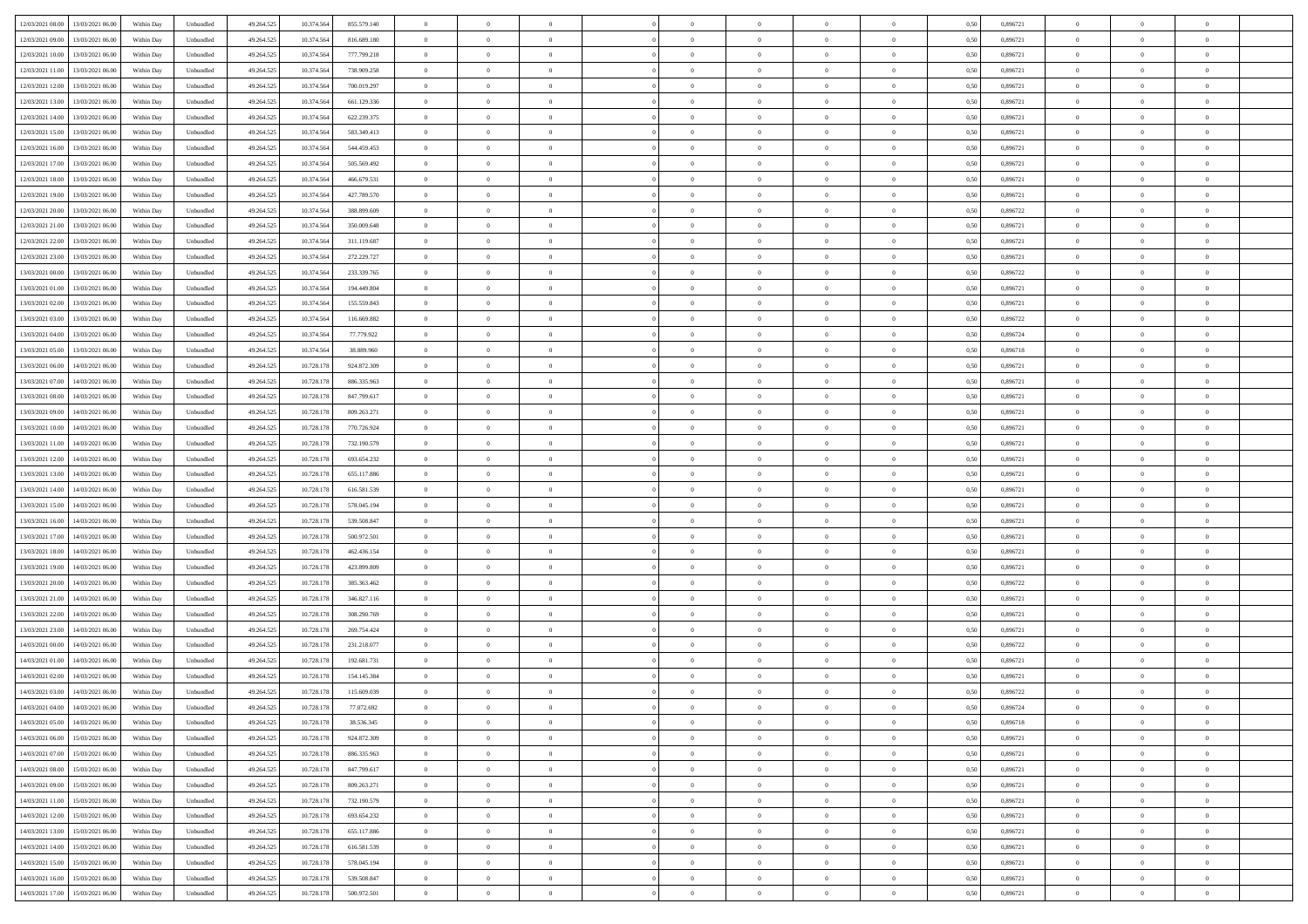| | | | | | | | | | | | | | | | | | | | | | |
|---|---|---|---|---|---|---|---|---|---|---|---|---|---|---|---|---|---|---|---|---|---|
| 12/03/2021 08:00 | 13/03/2021 06:00 | Within Day | Unbundled | 49.264.525 | 10.374.564 | 855.579.140 | 0 | 0 | 0 | | 0 | 0 | 0 | 0 | 0,50 | 0,896721 | 0 | 0 | 0 | |
| 12/03/2021 09:00 | 13/03/2021 06:00 | Within Day | Unbundled | 49.264.525 | 10.374.564 | 816.689.180 | 0 | 0 | 0 | | 0 | 0 | 0 | 0 | 0,50 | 0,896721 | 0 | 0 | 0 | |
| 12/03/2021 10:00 | 13/03/2021 06:00 | Within Day | Unbundled | 49.264.525 | 10.374.564 | 777.799.218 | 0 | 0 | 0 | | 0 | 0 | 0 | 0 | 0,50 | 0,896721 | 0 | 0 | 0 | |
| 12/03/2021 11:00 | 13/03/2021 06:00 | Within Day | Unbundled | 49.264.525 | 10.374.564 | 738.909.258 | 0 | 0 | 0 | | 0 | 0 | 0 | 0 | 0,50 | 0,896721 | 0 | 0 | 0 | |
| 12/03/2021 12:00 | 13/03/2021 06:00 | Within Day | Unbundled | 49.264.525 | 10.374.564 | 700.019.297 | 0 | 0 | 0 | | 0 | 0 | 0 | 0 | 0,50 | 0,896721 | 0 | 0 | 0 | |
| 12/03/2021 13:00 | 13/03/2021 06:00 | Within Day | Unbundled | 49.264.525 | 10.374.564 | 661.129.336 | 0 | 0 | 0 | | 0 | 0 | 0 | 0 | 0,50 | 0,896721 | 0 | 0 | 0 | |
| 12/03/2021 14:00 | 13/03/2021 06:00 | Within Day | Unbundled | 49.264.525 | 10.374.564 | 622.239.375 | 0 | 0 | 0 | | 0 | 0 | 0 | 0 | 0,50 | 0,896721 | 0 | 0 | 0 | |
| 12/03/2021 15:00 | 13/03/2021 06:00 | Within Day | Unbundled | 49.264.525 | 10.374.564 | 583.349.413 | 0 | 0 | 0 | | 0 | 0 | 0 | 0 | 0,50 | 0,896721 | 0 | 0 | 0 | |
| 12/03/2021 16:00 | 13/03/2021 06:00 | Within Day | Unbundled | 49.264.525 | 10.374.564 | 544.459.453 | 0 | 0 | 0 | | 0 | 0 | 0 | 0 | 0,50 | 0,896721 | 0 | 0 | 0 | |
| 12/03/2021 17:00 | 13/03/2021 06:00 | Within Day | Unbundled | 49.264.525 | 10.374.564 | 505.569.492 | 0 | 0 | 0 | | 0 | 0 | 0 | 0 | 0,50 | 0,896721 | 0 | 0 | 0 | |
| 12/03/2021 18:00 | 13/03/2021 06:00 | Within Day | Unbundled | 49.264.525 | 10.374.564 | 466.679.531 | 0 | 0 | 0 | | 0 | 0 | 0 | 0 | 0,50 | 0,896721 | 0 | 0 | 0 | |
| 12/03/2021 19:00 | 13/03/2021 06:00 | Within Day | Unbundled | 49.264.525 | 10.374.564 | 427.789.570 | 0 | 0 | 0 | | 0 | 0 | 0 | 0 | 0,50 | 0,896721 | 0 | 0 | 0 | |
| 12/03/2021 20:00 | 13/03/2021 06:00 | Within Day | Unbundled | 49.264.525 | 10.374.564 | 388.899.609 | 0 | 0 | 0 | | 0 | 0 | 0 | 0 | 0,50 | 0,896722 | 0 | 0 | 0 | |
| 12/03/2021 21:00 | 13/03/2021 06:00 | Within Day | Unbundled | 49.264.525 | 10.374.564 | 350.009.648 | 0 | 0 | 0 | | 0 | 0 | 0 | 0 | 0,50 | 0,896721 | 0 | 0 | 0 | |
| 12/03/2021 22:00 | 13/03/2021 06:00 | Within Day | Unbundled | 49.264.525 | 10.374.564 | 311.119.687 | 0 | 0 | 0 | | 0 | 0 | 0 | 0 | 0,50 | 0,896721 | 0 | 0 | 0 | |
| 12/03/2021 23:00 | 13/03/2021 06:00 | Within Day | Unbundled | 49.264.525 | 10.374.564 | 272.229.727 | 0 | 0 | 0 | | 0 | 0 | 0 | 0 | 0,50 | 0,896721 | 0 | 0 | 0 | |
| 13/03/2021 00:00 | 13/03/2021 06:00 | Within Day | Unbundled | 49.264.525 | 10.374.564 | 233.339.765 | 0 | 0 | 0 | | 0 | 0 | 0 | 0 | 0,50 | 0,896722 | 0 | 0 | 0 | |
| 13/03/2021 01:00 | 13/03/2021 06:00 | Within Day | Unbundled | 49.264.525 | 10.374.564 | 194.449.804 | 0 | 0 | 0 | | 0 | 0 | 0 | 0 | 0,50 | 0,896721 | 0 | 0 | 0 | |
| 13/03/2021 02:00 | 13/03/2021 06:00 | Within Day | Unbundled | 49.264.525 | 10.374.564 | 155.559.843 | 0 | 0 | 0 | | 0 | 0 | 0 | 0 | 0,50 | 0,896721 | 0 | 0 | 0 | |
| 13/03/2021 03:00 | 13/03/2021 06:00 | Within Day | Unbundled | 49.264.525 | 10.374.564 | 116.669.882 | 0 | 0 | 0 | | 0 | 0 | 0 | 0 | 0,50 | 0,896722 | 0 | 0 | 0 | |
| 13/03/2021 04:00 | 13/03/2021 06:00 | Within Day | Unbundled | 49.264.525 | 10.374.564 | 77.779.922 | 0 | 0 | 0 | | 0 | 0 | 0 | 0 | 0,50 | 0,896724 | 0 | 0 | 0 | |
| 13/03/2021 05:00 | 13/03/2021 06:00 | Within Day | Unbundled | 49.264.525 | 10.374.564 | 38.889.960 | 0 | 0 | 0 | | 0 | 0 | 0 | 0 | 0,50 | 0,896718 | 0 | 0 | 0 | |
| 13/03/2021 06:00 | 14/03/2021 06:00 | Within Day | Unbundled | 49.264.525 | 10.728.178 | 924.872.309 | 0 | 0 | 0 | | 0 | 0 | 0 | 0 | 0,50 | 0,896721 | 0 | 0 | 0 | |
| 13/03/2021 07:00 | 14/03/2021 06:00 | Within Day | Unbundled | 49.264.525 | 10.728.178 | 886.335.963 | 0 | 0 | 0 | | 0 | 0 | 0 | 0 | 0,50 | 0,896721 | 0 | 0 | 0 | |
| 13/03/2021 08:00 | 14/03/2021 06:00 | Within Day | Unbundled | 49.264.525 | 10.728.178 | 847.799.617 | 0 | 0 | 0 | | 0 | 0 | 0 | 0 | 0,50 | 0,896721 | 0 | 0 | 0 | |
| 13/03/2021 09:00 | 14/03/2021 06:00 | Within Day | Unbundled | 49.264.525 | 10.728.178 | 809.263.271 | 0 | 0 | 0 | | 0 | 0 | 0 | 0 | 0,50 | 0,896721 | 0 | 0 | 0 | |
| 13/03/2021 10:00 | 14/03/2021 06:00 | Within Day | Unbundled | 49.264.525 | 10.728.178 | 770.726.924 | 0 | 0 | 0 | | 0 | 0 | 0 | 0 | 0,50 | 0,896721 | 0 | 0 | 0 | |
| 13/03/2021 11:00 | 14/03/2021 06:00 | Within Day | Unbundled | 49.264.525 | 10.728.178 | 732.190.579 | 0 | 0 | 0 | | 0 | 0 | 0 | 0 | 0,50 | 0,896721 | 0 | 0 | 0 | |
| 13/03/2021 12:00 | 14/03/2021 06:00 | Within Day | Unbundled | 49.264.525 | 10.728.178 | 693.654.232 | 0 | 0 | 0 | | 0 | 0 | 0 | 0 | 0,50 | 0,896721 | 0 | 0 | 0 | |
| 13/03/2021 13:00 | 14/03/2021 06:00 | Within Day | Unbundled | 49.264.525 | 10.728.178 | 655.117.886 | 0 | 0 | 0 | | 0 | 0 | 0 | 0 | 0,50 | 0,896721 | 0 | 0 | 0 | |
| 13/03/2021 14:00 | 14/03/2021 06:00 | Within Day | Unbundled | 49.264.525 | 10.728.178 | 616.581.539 | 0 | 0 | 0 | | 0 | 0 | 0 | 0 | 0,50 | 0,896721 | 0 | 0 | 0 | |
| 13/03/2021 15:00 | 14/03/2021 06:00 | Within Day | Unbundled | 49.264.525 | 10.728.178 | 578.045.194 | 0 | 0 | 0 | | 0 | 0 | 0 | 0 | 0,50 | 0,896721 | 0 | 0 | 0 | |
| 13/03/2021 16:00 | 14/03/2021 06:00 | Within Day | Unbundled | 49.264.525 | 10.728.178 | 539.508.847 | 0 | 0 | 0 | | 0 | 0 | 0 | 0 | 0,50 | 0,896721 | 0 | 0 | 0 | |
| 13/03/2021 17:00 | 14/03/2021 06:00 | Within Day | Unbundled | 49.264.525 | 10.728.178 | 500.972.501 | 0 | 0 | 0 | | 0 | 0 | 0 | 0 | 0,50 | 0,896721 | 0 | 0 | 0 | |
| 13/03/2021 18:00 | 14/03/2021 06:00 | Within Day | Unbundled | 49.264.525 | 10.728.178 | 462.436.154 | 0 | 0 | 0 | | 0 | 0 | 0 | 0 | 0,50 | 0,896721 | 0 | 0 | 0 | |
| 13/03/2021 19:00 | 14/03/2021 06:00 | Within Day | Unbundled | 49.264.525 | 10.728.178 | 423.899.809 | 0 | 0 | 0 | | 0 | 0 | 0 | 0 | 0,50 | 0,896721 | 0 | 0 | 0 | |
| 13/03/2021 20:00 | 14/03/2021 06:00 | Within Day | Unbundled | 49.264.525 | 10.728.178 | 385.363.462 | 0 | 0 | 0 | | 0 | 0 | 0 | 0 | 0,50 | 0,896722 | 0 | 0 | 0 | |
| 13/03/2021 21:00 | 14/03/2021 06:00 | Within Day | Unbundled | 49.264.525 | 10.728.178 | 346.827.116 | 0 | 0 | 0 | | 0 | 0 | 0 | 0 | 0,50 | 0,896721 | 0 | 0 | 0 | |
| 13/03/2021 22:00 | 14/03/2021 06:00 | Within Day | Unbundled | 49.264.525 | 10.728.178 | 308.290.769 | 0 | 0 | 0 | | 0 | 0 | 0 | 0 | 0,50 | 0,896721 | 0 | 0 | 0 | |
| 13/03/2021 23:00 | 14/03/2021 06:00 | Within Day | Unbundled | 49.264.525 | 10.728.178 | 269.754.424 | 0 | 0 | 0 | | 0 | 0 | 0 | 0 | 0,50 | 0,896721 | 0 | 0 | 0 | |
| 14/03/2021 00:00 | 14/03/2021 06:00 | Within Day | Unbundled | 49.264.525 | 10.728.178 | 231.218.077 | 0 | 0 | 0 | | 0 | 0 | 0 | 0 | 0,50 | 0,896722 | 0 | 0 | 0 | |
| 14/03/2021 01:00 | 14/03/2021 06:00 | Within Day | Unbundled | 49.264.525 | 10.728.178 | 192.681.731 | 0 | 0 | 0 | | 0 | 0 | 0 | 0 | 0,50 | 0,896721 | 0 | 0 | 0 | |
| 14/03/2021 02:00 | 14/03/2021 06:00 | Within Day | Unbundled | 49.264.525 | 10.728.178 | 154.145.384 | 0 | 0 | 0 | | 0 | 0 | 0 | 0 | 0,50 | 0,896721 | 0 | 0 | 0 | |
| 14/03/2021 03:00 | 14/03/2021 06:00 | Within Day | Unbundled | 49.264.525 | 10.728.178 | 115.609.039 | 0 | 0 | 0 | | 0 | 0 | 0 | 0 | 0,50 | 0,896722 | 0 | 0 | 0 | |
| 14/03/2021 04:00 | 14/03/2021 06:00 | Within Day | Unbundled | 49.264.525 | 10.728.178 | 77.072.692 | 0 | 0 | 0 | | 0 | 0 | 0 | 0 | 0,50 | 0,896724 | 0 | 0 | 0 | |
| 14/03/2021 05:00 | 14/03/2021 06:00 | Within Day | Unbundled | 49.264.525 | 10.728.178 | 38.536.345 | 0 | 0 | 0 | | 0 | 0 | 0 | 0 | 0,50 | 0,896718 | 0 | 0 | 0 | |
| 14/03/2021 06:00 | 15/03/2021 06:00 | Within Day | Unbundled | 49.264.525 | 10.728.178 | 924.872.309 | 0 | 0 | 0 | | 0 | 0 | 0 | 0 | 0,50 | 0,896721 | 0 | 0 | 0 | |
| 14/03/2021 07:00 | 15/03/2021 06:00 | Within Day | Unbundled | 49.264.525 | 10.728.178 | 886.335.963 | 0 | 0 | 0 | | 0 | 0 | 0 | 0 | 0,50 | 0,896721 | 0 | 0 | 0 | |
| 14/03/2021 08:00 | 15/03/2021 06:00 | Within Day | Unbundled | 49.264.525 | 10.728.178 | 847.799.617 | 0 | 0 | 0 | | 0 | 0 | 0 | 0 | 0,50 | 0,896721 | 0 | 0 | 0 | |
| 14/03/2021 09:00 | 15/03/2021 06:00 | Within Day | Unbundled | 49.264.525 | 10.728.178 | 809.263.271 | 0 | 0 | 0 | | 0 | 0 | 0 | 0 | 0,50 | 0,896721 | 0 | 0 | 0 | |
| 14/03/2021 11:00 | 15/03/2021 06:00 | Within Day | Unbundled | 49.264.525 | 10.728.178 | 732.190.579 | 0 | 0 | 0 | | 0 | 0 | 0 | 0 | 0,50 | 0,896721 | 0 | 0 | 0 | |
| 14/03/2021 12:00 | 15/03/2021 06:00 | Within Day | Unbundled | 49.264.525 | 10.728.178 | 693.654.232 | 0 | 0 | 0 | | 0 | 0 | 0 | 0 | 0,50 | 0,896721 | 0 | 0 | 0 | |
| 14/03/2021 13:00 | 15/03/2021 06:00 | Within Day | Unbundled | 49.264.525 | 10.728.178 | 655.117.886 | 0 | 0 | 0 | | 0 | 0 | 0 | 0 | 0,50 | 0,896721 | 0 | 0 | 0 | |
| 14/03/2021 14:00 | 15/03/2021 06:00 | Within Day | Unbundled | 49.264.525 | 10.728.178 | 616.581.539 | 0 | 0 | 0 | | 0 | 0 | 0 | 0 | 0,50 | 0,896721 | 0 | 0 | 0 | |
| 14/03/2021 15:00 | 15/03/2021 06:00 | Within Day | Unbundled | 49.264.525 | 10.728.178 | 578.045.194 | 0 | 0 | 0 | | 0 | 0 | 0 | 0 | 0,50 | 0,896721 | 0 | 0 | 0 | |
| 14/03/2021 16:00 | 15/03/2021 06:00 | Within Day | Unbundled | 49.264.525 | 10.728.178 | 539.508.847 | 0 | 0 | 0 | | 0 | 0 | 0 | 0 | 0,50 | 0,896721 | 0 | 0 | 0 | |
| 14/03/2021 17:00 | 15/03/2021 06:00 | Within Day | Unbundled | 49.264.525 | 10.728.178 | 500.972.501 | 0 | 0 | 0 | | 0 | 0 | 0 | 0 | 0,50 | 0,896721 | 0 | 0 | 0 | |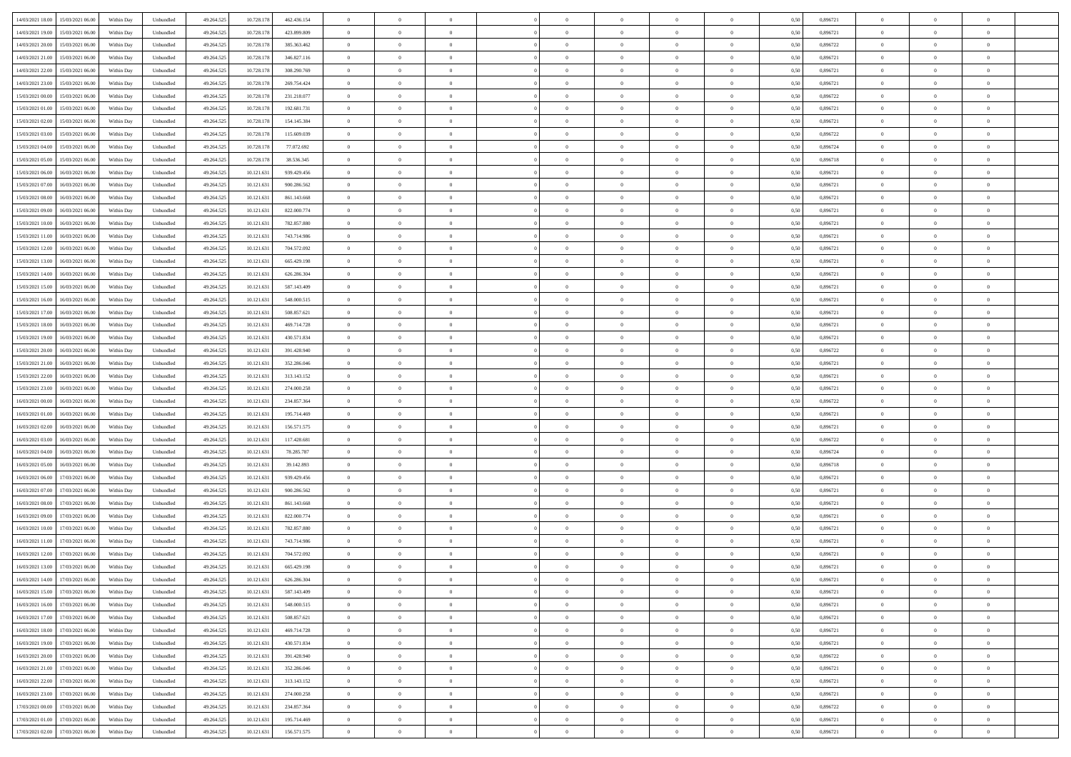| | | | | | | | | | | | | | | | | | | | | |
|---|---|---|---|---|---|---|---|---|---|---|---|---|---|---|---|---|---|---|---|---|
| 14/03/2021 18:00 | 15/03/2021 06:00 | Within Day | Unbundled | 49.264.525 | 10.728.178 | 462.436.154 | 0 | 0 | 0 | | 0 | 0 | 0 | 0 | 0,50 | 0,896721 | 0 | 0 | 0 | |
| 14/03/2021 19:00 | 15/03/2021 06:00 | Within Day | Unbundled | 49.264.525 | 10.728.178 | 423.899.809 | 0 | 0 | 0 | | 0 | 0 | 0 | 0 | 0,50 | 0,896721 | 0 | 0 | 0 | |
| 14/03/2021 20:00 | 15/03/2021 06:00 | Within Day | Unbundled | 49.264.525 | 10.728.178 | 385.363.462 | 0 | 0 | 0 | | 0 | 0 | 0 | 0 | 0,50 | 0,896722 | 0 | 0 | 0 | |
| 14/03/2021 21:00 | 15/03/2021 06:00 | Within Day | Unbundled | 49.264.525 | 10.728.178 | 346.827.116 | 0 | 0 | 0 | | 0 | 0 | 0 | 0 | 0,50 | 0,896721 | 0 | 0 | 0 | |
| 14/03/2021 22:00 | 15/03/2021 06:00 | Within Day | Unbundled | 49.264.525 | 10.728.178 | 308.290.769 | 0 | 0 | 0 | | 0 | 0 | 0 | 0 | 0,50 | 0,896721 | 0 | 0 | 0 | |
| 14/03/2021 23:00 | 15/03/2021 06:00 | Within Day | Unbundled | 49.264.525 | 10.728.178 | 269.754.424 | 0 | 0 | 0 | | 0 | 0 | 0 | 0 | 0,50 | 0,896721 | 0 | 0 | 0 | |
| 15/03/2021 00:00 | 15/03/2021 06:00 | Within Day | Unbundled | 49.264.525 | 10.728.178 | 231.218.077 | 0 | 0 | 0 | | 0 | 0 | 0 | 0 | 0,50 | 0,896722 | 0 | 0 | 0 | |
| 15/03/2021 01:00 | 15/03/2021 06:00 | Within Day | Unbundled | 49.264.525 | 10.728.178 | 192.681.731 | 0 | 0 | 0 | | 0 | 0 | 0 | 0 | 0,50 | 0,896721 | 0 | 0 | 0 | |
| 15/03/2021 02:00 | 15/03/2021 06:00 | Within Day | Unbundled | 49.264.525 | 10.728.178 | 154.145.384 | 0 | 0 | 0 | | 0 | 0 | 0 | 0 | 0,50 | 0,896721 | 0 | 0 | 0 | |
| 15/03/2021 03:00 | 15/03/2021 06:00 | Within Day | Unbundled | 49.264.525 | 10.728.178 | 115.609.039 | 0 | 0 | 0 | | 0 | 0 | 0 | 0 | 0,50 | 0,896722 | 0 | 0 | 0 | |
| 15/03/2021 04:00 | 15/03/2021 06:00 | Within Day | Unbundled | 49.264.525 | 10.728.178 | 77.072.692 | 0 | 0 | 0 | | 0 | 0 | 0 | 0 | 0,50 | 0,896724 | 0 | 0 | 0 | |
| 15/03/2021 05:00 | 15/03/2021 06:00 | Within Day | Unbundled | 49.264.525 | 10.728.178 | 38.536.345 | 0 | 0 | 0 | | 0 | 0 | 0 | 0 | 0,50 | 0,896718 | 0 | 0 | 0 | |
| 15/03/2021 06:00 | 16/03/2021 06:00 | Within Day | Unbundled | 49.264.525 | 10.121.631 | 939.429.456 | 0 | 0 | 0 | | 0 | 0 | 0 | 0 | 0,50 | 0,896721 | 0 | 0 | 0 | |
| 15/03/2021 07:00 | 16/03/2021 06:00 | Within Day | Unbundled | 49.264.525 | 10.121.631 | 900.286.562 | 0 | 0 | 0 | | 0 | 0 | 0 | 0 | 0,50 | 0,896721 | 0 | 0 | 0 | |
| 15/03/2021 08:00 | 16/03/2021 06:00 | Within Day | Unbundled | 49.264.525 | 10.121.631 | 861.143.668 | 0 | 0 | 0 | | 0 | 0 | 0 | 0 | 0,50 | 0,896721 | 0 | 0 | 0 | |
| 15/03/2021 09:00 | 16/03/2021 06:00 | Within Day | Unbundled | 49.264.525 | 10.121.631 | 822.000.774 | 0 | 0 | 0 | | 0 | 0 | 0 | 0 | 0,50 | 0,896721 | 0 | 0 | 0 | |
| 15/03/2021 10:00 | 16/03/2021 06:00 | Within Day | Unbundled | 49.264.525 | 10.121.631 | 782.857.880 | 0 | 0 | 0 | | 0 | 0 | 0 | 0 | 0,50 | 0,896721 | 0 | 0 | 0 | |
| 15/03/2021 11:00 | 16/03/2021 06:00 | Within Day | Unbundled | 49.264.525 | 10.121.631 | 743.714.986 | 0 | 0 | 0 | | 0 | 0 | 0 | 0 | 0,50 | 0,896721 | 0 | 0 | 0 | |
| 15/03/2021 12:00 | 16/03/2021 06:00 | Within Day | Unbundled | 49.264.525 | 10.121.631 | 704.572.092 | 0 | 0 | 0 | | 0 | 0 | 0 | 0 | 0,50 | 0,896721 | 0 | 0 | 0 | |
| 15/03/2021 13:00 | 16/03/2021 06:00 | Within Day | Unbundled | 49.264.525 | 10.121.631 | 665.429.198 | 0 | 0 | 0 | | 0 | 0 | 0 | 0 | 0,50 | 0,896721 | 0 | 0 | 0 | |
| 15/03/2021 14:00 | 16/03/2021 06:00 | Within Day | Unbundled | 49.264.525 | 10.121.631 | 626.286.304 | 0 | 0 | 0 | | 0 | 0 | 0 | 0 | 0,50 | 0,896721 | 0 | 0 | 0 | |
| 15/03/2021 15:00 | 16/03/2021 06:00 | Within Day | Unbundled | 49.264.525 | 10.121.631 | 587.143.409 | 0 | 0 | 0 | | 0 | 0 | 0 | 0 | 0,50 | 0,896721 | 0 | 0 | 0 | |
| 15/03/2021 16:00 | 16/03/2021 06:00 | Within Day | Unbundled | 49.264.525 | 10.121.631 | 548.000.515 | 0 | 0 | 0 | | 0 | 0 | 0 | 0 | 0,50 | 0,896721 | 0 | 0 | 0 | |
| 15/03/2021 17:00 | 16/03/2021 06:00 | Within Day | Unbundled | 49.264.525 | 10.121.631 | 508.857.621 | 0 | 0 | 0 | | 0 | 0 | 0 | 0 | 0,50 | 0,896721 | 0 | 0 | 0 | |
| 15/03/2021 18:00 | 16/03/2021 06:00 | Within Day | Unbundled | 49.264.525 | 10.121.631 | 469.714.728 | 0 | 0 | 0 | | 0 | 0 | 0 | 0 | 0,50 | 0,896721 | 0 | 0 | 0 | |
| 15/03/2021 19:00 | 16/03/2021 06:00 | Within Day | Unbundled | 49.264.525 | 10.121.631 | 430.571.834 | 0 | 0 | 0 | | 0 | 0 | 0 | 0 | 0,50 | 0,896721 | 0 | 0 | 0 | |
| 15/03/2021 20:00 | 16/03/2021 06:00 | Within Day | Unbundled | 49.264.525 | 10.121.631 | 391.428.940 | 0 | 0 | 0 | | 0 | 0 | 0 | 0 | 0,50 | 0,896722 | 0 | 0 | 0 | |
| 15/03/2021 21:00 | 16/03/2021 06:00 | Within Day | Unbundled | 49.264.525 | 10.121.631 | 352.286.046 | 0 | 0 | 0 | | 0 | 0 | 0 | 0 | 0,50 | 0,896721 | 0 | 0 | 0 | |
| 15/03/2021 22:00 | 16/03/2021 06:00 | Within Day | Unbundled | 49.264.525 | 10.121.631 | 313.143.152 | 0 | 0 | 0 | | 0 | 0 | 0 | 0 | 0,50 | 0,896721 | 0 | 0 | 0 | |
| 15/03/2021 23:00 | 16/03/2021 06:00 | Within Day | Unbundled | 49.264.525 | 10.121.631 | 274.000.258 | 0 | 0 | 0 | | 0 | 0 | 0 | 0 | 0,50 | 0,896721 | 0 | 0 | 0 | |
| 16/03/2021 00:00 | 16/03/2021 06:00 | Within Day | Unbundled | 49.264.525 | 10.121.631 | 234.857.364 | 0 | 0 | 0 | | 0 | 0 | 0 | 0 | 0,50 | 0,896722 | 0 | 0 | 0 | |
| 16/03/2021 01:00 | 16/03/2021 06:00 | Within Day | Unbundled | 49.264.525 | 10.121.631 | 195.714.469 | 0 | 0 | 0 | | 0 | 0 | 0 | 0 | 0,50 | 0,896721 | 0 | 0 | 0 | |
| 16/03/2021 02:00 | 16/03/2021 06:00 | Within Day | Unbundled | 49.264.525 | 10.121.631 | 156.571.575 | 0 | 0 | 0 | | 0 | 0 | 0 | 0 | 0,50 | 0,896721 | 0 | 0 | 0 | |
| 16/03/2021 03:00 | 16/03/2021 06:00 | Within Day | Unbundled | 49.264.525 | 10.121.631 | 117.428.681 | 0 | 0 | 0 | | 0 | 0 | 0 | 0 | 0,50 | 0,896722 | 0 | 0 | 0 | |
| 16/03/2021 04:00 | 16/03/2021 06:00 | Within Day | Unbundled | 49.264.525 | 10.121.631 | 78.285.787 | 0 | 0 | 0 | | 0 | 0 | 0 | 0 | 0,50 | 0,896724 | 0 | 0 | 0 | |
| 16/03/2021 05:00 | 16/03/2021 06:00 | Within Day | Unbundled | 49.264.525 | 10.121.631 | 39.142.893 | 0 | 0 | 0 | | 0 | 0 | 0 | 0 | 0,50 | 0,896718 | 0 | 0 | 0 | |
| 16/03/2021 06:00 | 17/03/2021 06:00 | Within Day | Unbundled | 49.264.525 | 10.121.631 | 939.429.456 | 0 | 0 | 0 | | 0 | 0 | 0 | 0 | 0,50 | 0,896721 | 0 | 0 | 0 | |
| 16/03/2021 07:00 | 17/03/2021 06:00 | Within Day | Unbundled | 49.264.525 | 10.121.631 | 900.286.562 | 0 | 0 | 0 | | 0 | 0 | 0 | 0 | 0,50 | 0,896721 | 0 | 0 | 0 | |
| 16/03/2021 08:00 | 17/03/2021 06:00 | Within Day | Unbundled | 49.264.525 | 10.121.631 | 861.143.668 | 0 | 0 | 0 | | 0 | 0 | 0 | 0 | 0,50 | 0,896721 | 0 | 0 | 0 | |
| 16/03/2021 09:00 | 17/03/2021 06:00 | Within Day | Unbundled | 49.264.525 | 10.121.631 | 822.000.774 | 0 | 0 | 0 | | 0 | 0 | 0 | 0 | 0,50 | 0,896721 | 0 | 0 | 0 | |
| 16/03/2021 10:00 | 17/03/2021 06:00 | Within Day | Unbundled | 49.264.525 | 10.121.631 | 782.857.880 | 0 | 0 | 0 | | 0 | 0 | 0 | 0 | 0,50 | 0,896721 | 0 | 0 | 0 | |
| 16/03/2021 11:00 | 17/03/2021 06:00 | Within Day | Unbundled | 49.264.525 | 10.121.631 | 743.714.986 | 0 | 0 | 0 | | 0 | 0 | 0 | 0 | 0,50 | 0,896721 | 0 | 0 | 0 | |
| 16/03/2021 12:00 | 17/03/2021 06:00 | Within Day | Unbundled | 49.264.525 | 10.121.631 | 704.572.092 | 0 | 0 | 0 | | 0 | 0 | 0 | 0 | 0,50 | 0,896721 | 0 | 0 | 0 | |
| 16/03/2021 13:00 | 17/03/2021 06:00 | Within Day | Unbundled | 49.264.525 | 10.121.631 | 665.429.198 | 0 | 0 | 0 | | 0 | 0 | 0 | 0 | 0,50 | 0,896721 | 0 | 0 | 0 | |
| 16/03/2021 14:00 | 17/03/2021 06:00 | Within Day | Unbundled | 49.264.525 | 10.121.631 | 626.286.304 | 0 | 0 | 0 | | 0 | 0 | 0 | 0 | 0,50 | 0,896721 | 0 | 0 | 0 | |
| 16/03/2021 15:00 | 17/03/2021 06:00 | Within Day | Unbundled | 49.264.525 | 10.121.631 | 587.143.409 | 0 | 0 | 0 | | 0 | 0 | 0 | 0 | 0,50 | 0,896721 | 0 | 0 | 0 | |
| 16/03/2021 16:00 | 17/03/2021 06:00 | Within Day | Unbundled | 49.264.525 | 10.121.631 | 548.000.515 | 0 | 0 | 0 | | 0 | 0 | 0 | 0 | 0,50 | 0,896721 | 0 | 0 | 0 | |
| 16/03/2021 17:00 | 17/03/2021 06:00 | Within Day | Unbundled | 49.264.525 | 10.121.631 | 508.857.621 | 0 | 0 | 0 | | 0 | 0 | 0 | 0 | 0,50 | 0,896721 | 0 | 0 | 0 | |
| 16/03/2021 18:00 | 17/03/2021 06:00 | Within Day | Unbundled | 49.264.525 | 10.121.631 | 469.714.728 | 0 | 0 | 0 | | 0 | 0 | 0 | 0 | 0,50 | 0,896721 | 0 | 0 | 0 | |
| 16/03/2021 19:00 | 17/03/2021 06:00 | Within Day | Unbundled | 49.264.525 | 10.121.631 | 430.571.834 | 0 | 0 | 0 | | 0 | 0 | 0 | 0 | 0,50 | 0,896721 | 0 | 0 | 0 | |
| 16/03/2021 20:00 | 17/03/2021 06:00 | Within Day | Unbundled | 49.264.525 | 10.121.631 | 391.428.940 | 0 | 0 | 0 | | 0 | 0 | 0 | 0 | 0,50 | 0,896722 | 0 | 0 | 0 | |
| 16/03/2021 21:00 | 17/03/2021 06:00 | Within Day | Unbundled | 49.264.525 | 10.121.631 | 352.286.046 | 0 | 0 | 0 | | 0 | 0 | 0 | 0 | 0,50 | 0,896721 | 0 | 0 | 0 | |
| 16/03/2021 22:00 | 17/03/2021 06:00 | Within Day | Unbundled | 49.264.525 | 10.121.631 | 313.143.152 | 0 | 0 | 0 | | 0 | 0 | 0 | 0 | 0,50 | 0,896721 | 0 | 0 | 0 | |
| 16/03/2021 23:00 | 17/03/2021 06:00 | Within Day | Unbundled | 49.264.525 | 10.121.631 | 274.000.258 | 0 | 0 | 0 | | 0 | 0 | 0 | 0 | 0,50 | 0,896721 | 0 | 0 | 0 | |
| 17/03/2021 00:00 | 17/03/2021 06:00 | Within Day | Unbundled | 49.264.525 | 10.121.631 | 234.857.364 | 0 | 0 | 0 | | 0 | 0 | 0 | 0 | 0,50 | 0,896722 | 0 | 0 | 0 | |
| 17/03/2021 01:00 | 17/03/2021 06:00 | Within Day | Unbundled | 49.264.525 | 10.121.631 | 195.714.469 | 0 | 0 | 0 | | 0 | 0 | 0 | 0 | 0,50 | 0,896721 | 0 | 0 | 0 | |
| 17/03/2021 02:00 | 17/03/2021 06:00 | Within Day | Unbundled | 49.264.525 | 10.121.631 | 156.571.575 | 0 | 0 | 0 | | 0 | 0 | 0 | 0 | 0,50 | 0,896721 | 0 | 0 | 0 | |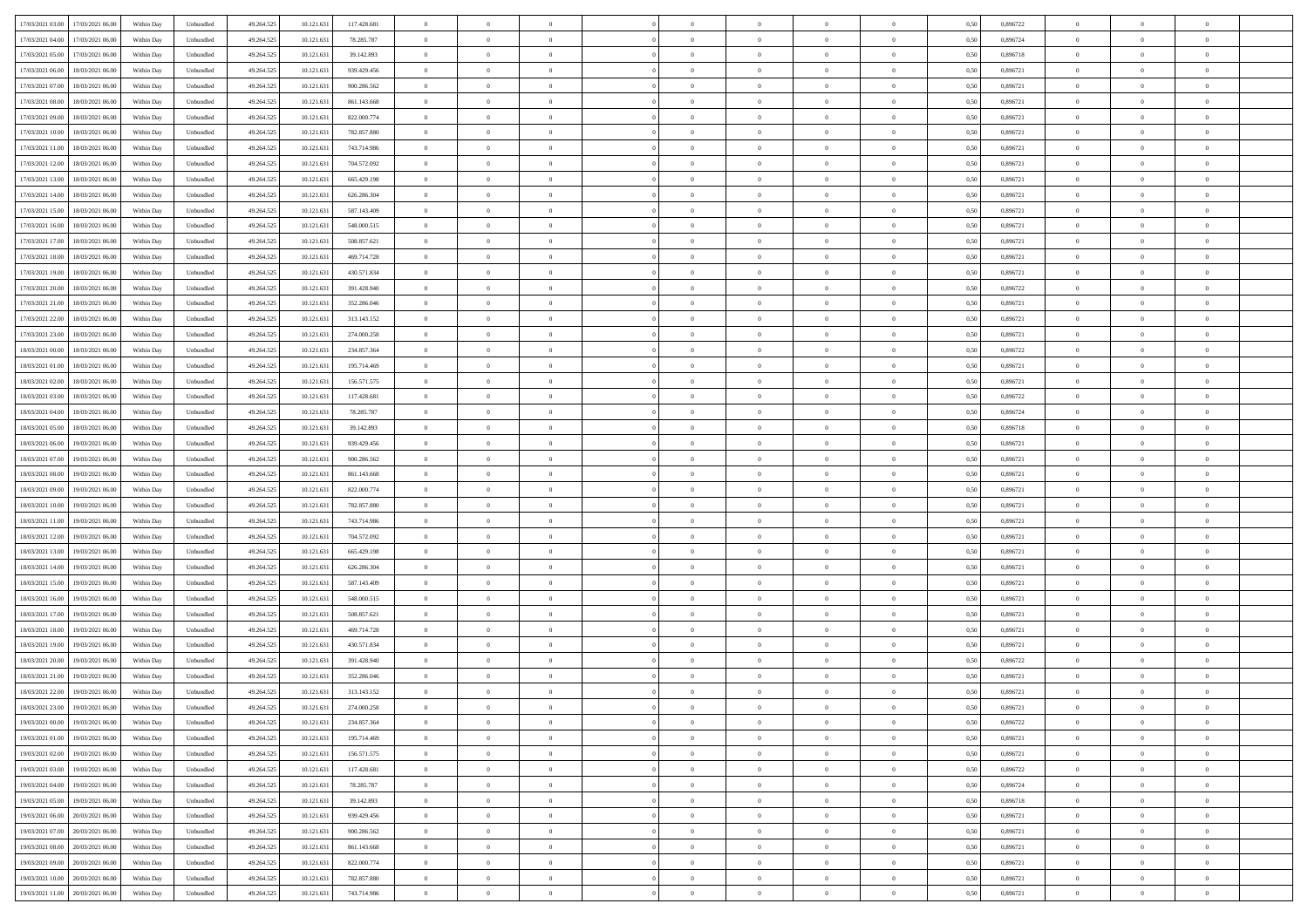| | | | | | | | | | | | | | | | | | | | | | |
|---|---|---|---|---|---|---|---|---|---|---|---|---|---|---|---|---|---|---|---|---|---|
| 17/03/2021 03:00 | 17/03/2021 06:00 | Within Day | Unbundled | 49.264.525 | 10.121.631 | 117.428.681 | 0 | 0 | 0 | | 0 | 0 | 0 | 0 | 0,50 | 0,896722 | 0 | 0 | 0 | |
| 17/03/2021 04:00 | 17/03/2021 06:00 | Within Day | Unbundled | 49.264.525 | 10.121.631 | 78.285.787 | 0 | 0 | 0 | | 0 | 0 | 0 | 0 | 0,50 | 0,896724 | 0 | 0 | 0 | |
| 17/03/2021 05:00 | 17/03/2021 06:00 | Within Day | Unbundled | 49.264.525 | 10.121.631 | 39.142.893 | 0 | 0 | 0 | | 0 | 0 | 0 | 0 | 0,50 | 0,896718 | 0 | 0 | 0 | |
| 17/03/2021 06:00 | 18/03/2021 06:00 | Within Day | Unbundled | 49.264.525 | 10.121.631 | 939.429.456 | 0 | 0 | 0 | | 0 | 0 | 0 | 0 | 0,50 | 0,896721 | 0 | 0 | 0 | |
| 17/03/2021 07:00 | 18/03/2021 06:00 | Within Day | Unbundled | 49.264.525 | 10.121.631 | 900.286.562 | 0 | 0 | 0 | | 0 | 0 | 0 | 0 | 0,50 | 0,896721 | 0 | 0 | 0 | |
| 17/03/2021 08:00 | 18/03/2021 06:00 | Within Day | Unbundled | 49.264.525 | 10.121.631 | 861.143.668 | 0 | 0 | 0 | | 0 | 0 | 0 | 0 | 0,50 | 0,896721 | 0 | 0 | 0 | |
| 17/03/2021 09:00 | 18/03/2021 06:00 | Within Day | Unbundled | 49.264.525 | 10.121.631 | 822.000.774 | 0 | 0 | 0 | | 0 | 0 | 0 | 0 | 0,50 | 0,896721 | 0 | 0 | 0 | |
| 17/03/2021 10:00 | 18/03/2021 06:00 | Within Day | Unbundled | 49.264.525 | 10.121.631 | 782.857.880 | 0 | 0 | 0 | | 0 | 0 | 0 | 0 | 0,50 | 0,896721 | 0 | 0 | 0 | |
| 17/03/2021 11:00 | 18/03/2021 06:00 | Within Day | Unbundled | 49.264.525 | 10.121.631 | 743.714.986 | 0 | 0 | 0 | | 0 | 0 | 0 | 0 | 0,50 | 0,896721 | 0 | 0 | 0 | |
| 17/03/2021 12:00 | 18/03/2021 06:00 | Within Day | Unbundled | 49.264.525 | 10.121.631 | 704.572.092 | 0 | 0 | 0 | | 0 | 0 | 0 | 0 | 0,50 | 0,896721 | 0 | 0 | 0 | |
| 17/03/2021 13:00 | 18/03/2021 06:00 | Within Day | Unbundled | 49.264.525 | 10.121.631 | 665.429.198 | 0 | 0 | 0 | | 0 | 0 | 0 | 0 | 0,50 | 0,896721 | 0 | 0 | 0 | |
| 17/03/2021 14:00 | 18/03/2021 06:00 | Within Day | Unbundled | 49.264.525 | 10.121.631 | 626.286.304 | 0 | 0 | 0 | | 0 | 0 | 0 | 0 | 0,50 | 0,896721 | 0 | 0 | 0 | |
| 17/03/2021 15:00 | 18/03/2021 06:00 | Within Day | Unbundled | 49.264.525 | 10.121.631 | 587.143.409 | 0 | 0 | 0 | | 0 | 0 | 0 | 0 | 0,50 | 0,896721 | 0 | 0 | 0 | |
| 17/03/2021 16:00 | 18/03/2021 06:00 | Within Day | Unbundled | 49.264.525 | 10.121.631 | 548.000.515 | 0 | 0 | 0 | | 0 | 0 | 0 | 0 | 0,50 | 0,896721 | 0 | 0 | 0 | |
| 17/03/2021 17:00 | 18/03/2021 06:00 | Within Day | Unbundled | 49.264.525 | 10.121.631 | 508.857.621 | 0 | 0 | 0 | | 0 | 0 | 0 | 0 | 0,50 | 0,896721 | 0 | 0 | 0 | |
| 17/03/2021 18:00 | 18/03/2021 06:00 | Within Day | Unbundled | 49.264.525 | 10.121.631 | 469.714.728 | 0 | 0 | 0 | | 0 | 0 | 0 | 0 | 0,50 | 0,896721 | 0 | 0 | 0 | |
| 17/03/2021 19:00 | 18/03/2021 06:00 | Within Day | Unbundled | 49.264.525 | 10.121.631 | 430.571.834 | 0 | 0 | 0 | | 0 | 0 | 0 | 0 | 0,50 | 0,896721 | 0 | 0 | 0 | |
| 17/03/2021 20:00 | 18/03/2021 06:00 | Within Day | Unbundled | 49.264.525 | 10.121.631 | 391.428.940 | 0 | 0 | 0 | | 0 | 0 | 0 | 0 | 0,50 | 0,896722 | 0 | 0 | 0 | |
| 17/03/2021 21:00 | 18/03/2021 06:00 | Within Day | Unbundled | 49.264.525 | 10.121.631 | 352.286.046 | 0 | 0 | 0 | | 0 | 0 | 0 | 0 | 0,50 | 0,896721 | 0 | 0 | 0 | |
| 17/03/2021 22:00 | 18/03/2021 06:00 | Within Day | Unbundled | 49.264.525 | 10.121.631 | 313.143.152 | 0 | 0 | 0 | | 0 | 0 | 0 | 0 | 0,50 | 0,896721 | 0 | 0 | 0 | |
| 17/03/2021 23:00 | 18/03/2021 06:00 | Within Day | Unbundled | 49.264.525 | 10.121.631 | 274.000.258 | 0 | 0 | 0 | | 0 | 0 | 0 | 0 | 0,50 | 0,896721 | 0 | 0 | 0 | |
| 18/03/2021 00:00 | 18/03/2021 06:00 | Within Day | Unbundled | 49.264.525 | 10.121.631 | 234.857.364 | 0 | 0 | 0 | | 0 | 0 | 0 | 0 | 0,50 | 0,896722 | 0 | 0 | 0 | |
| 18/03/2021 01:00 | 18/03/2021 06:00 | Within Day | Unbundled | 49.264.525 | 10.121.631 | 195.714.469 | 0 | 0 | 0 | | 0 | 0 | 0 | 0 | 0,50 | 0,896721 | 0 | 0 | 0 | |
| 18/03/2021 02:00 | 18/03/2021 06:00 | Within Day | Unbundled | 49.264.525 | 10.121.631 | 156.571.575 | 0 | 0 | 0 | | 0 | 0 | 0 | 0 | 0,50 | 0,896721 | 0 | 0 | 0 | |
| 18/03/2021 03:00 | 18/03/2021 06:00 | Within Day | Unbundled | 49.264.525 | 10.121.631 | 117.428.681 | 0 | 0 | 0 | | 0 | 0 | 0 | 0 | 0,50 | 0,896722 | 0 | 0 | 0 | |
| 18/03/2021 04:00 | 18/03/2021 06:00 | Within Day | Unbundled | 49.264.525 | 10.121.631 | 78.285.787 | 0 | 0 | 0 | | 0 | 0 | 0 | 0 | 0,50 | 0,896724 | 0 | 0 | 0 | |
| 18/03/2021 05:00 | 18/03/2021 06:00 | Within Day | Unbundled | 49.264.525 | 10.121.631 | 39.142.893 | 0 | 0 | 0 | | 0 | 0 | 0 | 0 | 0,50 | 0,896718 | 0 | 0 | 0 | |
| 18/03/2021 06:00 | 19/03/2021 06:00 | Within Day | Unbundled | 49.264.525 | 10.121.631 | 939.429.456 | 0 | 0 | 0 | | 0 | 0 | 0 | 0 | 0,50 | 0,896721 | 0 | 0 | 0 | |
| 18/03/2021 07:00 | 19/03/2021 06:00 | Within Day | Unbundled | 49.264.525 | 10.121.631 | 900.286.562 | 0 | 0 | 0 | | 0 | 0 | 0 | 0 | 0,50 | 0,896721 | 0 | 0 | 0 | |
| 18/03/2021 08:00 | 19/03/2021 06:00 | Within Day | Unbundled | 49.264.525 | 10.121.631 | 861.143.668 | 0 | 0 | 0 | | 0 | 0 | 0 | 0 | 0,50 | 0,896721 | 0 | 0 | 0 | |
| 18/03/2021 09:00 | 19/03/2021 06:00 | Within Day | Unbundled | 49.264.525 | 10.121.631 | 822.000.774 | 0 | 0 | 0 | | 0 | 0 | 0 | 0 | 0,50 | 0,896721 | 0 | 0 | 0 | |
| 18/03/2021 10:00 | 19/03/2021 06:00 | Within Day | Unbundled | 49.264.525 | 10.121.631 | 782.857.880 | 0 | 0 | 0 | | 0 | 0 | 0 | 0 | 0,50 | 0,896721 | 0 | 0 | 0 | |
| 18/03/2021 11:00 | 19/03/2021 06:00 | Within Day | Unbundled | 49.264.525 | 10.121.631 | 743.714.986 | 0 | 0 | 0 | | 0 | 0 | 0 | 0 | 0,50 | 0,896721 | 0 | 0 | 0 | |
| 18/03/2021 12:00 | 19/03/2021 06:00 | Within Day | Unbundled | 49.264.525 | 10.121.631 | 704.572.092 | 0 | 0 | 0 | | 0 | 0 | 0 | 0 | 0,50 | 0,896721 | 0 | 0 | 0 | |
| 18/03/2021 13:00 | 19/03/2021 06:00 | Within Day | Unbundled | 49.264.525 | 10.121.631 | 665.429.198 | 0 | 0 | 0 | | 0 | 0 | 0 | 0 | 0,50 | 0,896721 | 0 | 0 | 0 | |
| 18/03/2021 14:00 | 19/03/2021 06:00 | Within Day | Unbundled | 49.264.525 | 10.121.631 | 626.286.304 | 0 | 0 | 0 | | 0 | 0 | 0 | 0 | 0,50 | 0,896721 | 0 | 0 | 0 | |
| 18/03/2021 15:00 | 19/03/2021 06:00 | Within Day | Unbundled | 49.264.525 | 10.121.631 | 587.143.409 | 0 | 0 | 0 | | 0 | 0 | 0 | 0 | 0,50 | 0,896721 | 0 | 0 | 0 | |
| 18/03/2021 16:00 | 19/03/2021 06:00 | Within Day | Unbundled | 49.264.525 | 10.121.631 | 548.000.515 | 0 | 0 | 0 | | 0 | 0 | 0 | 0 | 0,50 | 0,896721 | 0 | 0 | 0 | |
| 18/03/2021 17:00 | 19/03/2021 06:00 | Within Day | Unbundled | 49.264.525 | 10.121.631 | 508.857.621 | 0 | 0 | 0 | | 0 | 0 | 0 | 0 | 0,50 | 0,896721 | 0 | 0 | 0 | |
| 18/03/2021 18:00 | 19/03/2021 06:00 | Within Day | Unbundled | 49.264.525 | 10.121.631 | 469.714.728 | 0 | 0 | 0 | | 0 | 0 | 0 | 0 | 0,50 | 0,896721 | 0 | 0 | 0 | |
| 18/03/2021 19:00 | 19/03/2021 06:00 | Within Day | Unbundled | 49.264.525 | 10.121.631 | 430.571.834 | 0 | 0 | 0 | | 0 | 0 | 0 | 0 | 0,50 | 0,896721 | 0 | 0 | 0 | |
| 18/03/2021 20:00 | 19/03/2021 06:00 | Within Day | Unbundled | 49.264.525 | 10.121.631 | 391.428.940 | 0 | 0 | 0 | | 0 | 0 | 0 | 0 | 0,50 | 0,896722 | 0 | 0 | 0 | |
| 18/03/2021 21:00 | 19/03/2021 06:00 | Within Day | Unbundled | 49.264.525 | 10.121.631 | 352.286.046 | 0 | 0 | 0 | | 0 | 0 | 0 | 0 | 0,50 | 0,896721 | 0 | 0 | 0 | |
| 18/03/2021 22:00 | 19/03/2021 06:00 | Within Day | Unbundled | 49.264.525 | 10.121.631 | 313.143.152 | 0 | 0 | 0 | | 0 | 0 | 0 | 0 | 0,50 | 0,896721 | 0 | 0 | 0 | |
| 18/03/2021 23:00 | 19/03/2021 06:00 | Within Day | Unbundled | 49.264.525 | 10.121.631 | 274.000.258 | 0 | 0 | 0 | | 0 | 0 | 0 | 0 | 0,50 | 0,896721 | 0 | 0 | 0 | |
| 19/03/2021 00:00 | 19/03/2021 06:00 | Within Day | Unbundled | 49.264.525 | 10.121.631 | 234.857.364 | 0 | 0 | 0 | | 0 | 0 | 0 | 0 | 0,50 | 0,896722 | 0 | 0 | 0 | |
| 19/03/2021 01:00 | 19/03/2021 06:00 | Within Day | Unbundled | 49.264.525 | 10.121.631 | 195.714.469 | 0 | 0 | 0 | | 0 | 0 | 0 | 0 | 0,50 | 0,896721 | 0 | 0 | 0 | |
| 19/03/2021 02:00 | 19/03/2021 06:00 | Within Day | Unbundled | 49.264.525 | 10.121.631 | 156.571.575 | 0 | 0 | 0 | | 0 | 0 | 0 | 0 | 0,50 | 0,896721 | 0 | 0 | 0 | |
| 19/03/2021 03:00 | 19/03/2021 06:00 | Within Day | Unbundled | 49.264.525 | 10.121.631 | 117.428.681 | 0 | 0 | 0 | | 0 | 0 | 0 | 0 | 0,50 | 0,896722 | 0 | 0 | 0 | |
| 19/03/2021 04:00 | 19/03/2021 06:00 | Within Day | Unbundled | 49.264.525 | 10.121.631 | 78.285.787 | 0 | 0 | 0 | | 0 | 0 | 0 | 0 | 0,50 | 0,896724 | 0 | 0 | 0 | |
| 19/03/2021 05:00 | 19/03/2021 06:00 | Within Day | Unbundled | 49.264.525 | 10.121.631 | 39.142.893 | 0 | 0 | 0 | | 0 | 0 | 0 | 0 | 0,50 | 0,896718 | 0 | 0 | 0 | |
| 19/03/2021 06:00 | 20/03/2021 06:00 | Within Day | Unbundled | 49.264.525 | 10.121.631 | 939.429.456 | 0 | 0 | 0 | | 0 | 0 | 0 | 0 | 0,50 | 0,896721 | 0 | 0 | 0 | |
| 19/03/2021 07:00 | 20/03/2021 06:00 | Within Day | Unbundled | 49.264.525 | 10.121.631 | 900.286.562 | 0 | 0 | 0 | | 0 | 0 | 0 | 0 | 0,50 | 0,896721 | 0 | 0 | 0 | |
| 19/03/2021 08:00 | 20/03/2021 06:00 | Within Day | Unbundled | 49.264.525 | 10.121.631 | 861.143.668 | 0 | 0 | 0 | | 0 | 0 | 0 | 0 | 0,50 | 0,896721 | 0 | 0 | 0 | |
| 19/03/2021 09:00 | 20/03/2021 06:00 | Within Day | Unbundled | 49.264.525 | 10.121.631 | 822.000.774 | 0 | 0 | 0 | | 0 | 0 | 0 | 0 | 0,50 | 0,896721 | 0 | 0 | 0 | |
| 19/03/2021 10:00 | 20/03/2021 06:00 | Within Day | Unbundled | 49.264.525 | 10.121.631 | 782.857.880 | 0 | 0 | 0 | | 0 | 0 | 0 | 0 | 0,50 | 0,896721 | 0 | 0 | 0 | |
| 19/03/2021 11:00 | 20/03/2021 06:00 | Within Day | Unbundled | 49.264.525 | 10.121.631 | 743.714.986 | 0 | 0 | 0 | | 0 | 0 | 0 | 0 | 0,50 | 0,896721 | 0 | 0 | 0 | |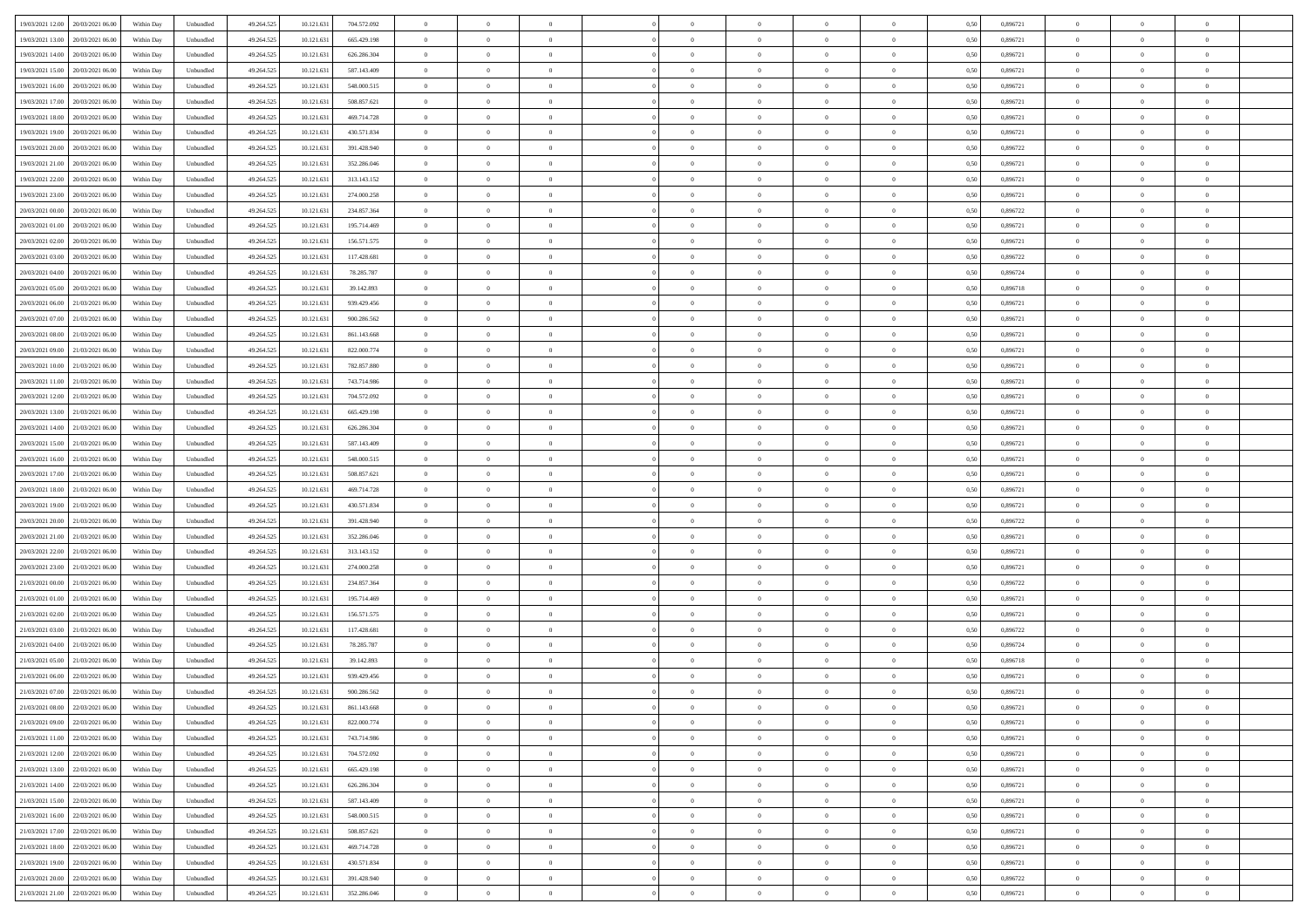| | | | | | | | | | | | | | | | | | | | | | |
|---|---|---|---|---|---|---|---|---|---|---|---|---|---|---|---|---|---|---|---|---|---|
| 19/03/2021 12:00 | 20/03/2021 06:00 | Within Day | Unbundled | 49.264.525 | 10.121.631 | 704.572.092 | 0 | 0 | 0 | | 0 | 0 | 0 | 0 | 0,50 | 0,896721 | 0 | 0 | 0 | |
| 19/03/2021 13:00 | 20/03/2021 06:00 | Within Day | Unbundled | 49.264.525 | 10.121.631 | 665.429.198 | 0 | 0 | 0 | | 0 | 0 | 0 | 0 | 0,50 | 0,896721 | 0 | 0 | 0 | |
| 19/03/2021 14:00 | 20/03/2021 06:00 | Within Day | Unbundled | 49.264.525 | 10.121.631 | 626.286.304 | 0 | 0 | 0 | | 0 | 0 | 0 | 0 | 0,50 | 0,896721 | 0 | 0 | 0 | |
| 19/03/2021 15:00 | 20/03/2021 06:00 | Within Day | Unbundled | 49.264.525 | 10.121.631 | 587.143.409 | 0 | 0 | 0 | | 0 | 0 | 0 | 0 | 0,50 | 0,896721 | 0 | 0 | 0 | |
| 19/03/2021 16:00 | 20/03/2021 06:00 | Within Day | Unbundled | 49.264.525 | 10.121.631 | 548.000.515 | 0 | 0 | 0 | | 0 | 0 | 0 | 0 | 0,50 | 0,896721 | 0 | 0 | 0 | |
| 19/03/2021 17:00 | 20/03/2021 06:00 | Within Day | Unbundled | 49.264.525 | 10.121.631 | 508.857.621 | 0 | 0 | 0 | | 0 | 0 | 0 | 0 | 0,50 | 0,896721 | 0 | 0 | 0 | |
| 19/03/2021 18:00 | 20/03/2021 06:00 | Within Day | Unbundled | 49.264.525 | 10.121.631 | 469.714.728 | 0 | 0 | 0 | | 0 | 0 | 0 | 0 | 0,50 | 0,896721 | 0 | 0 | 0 | |
| 19/03/2021 19:00 | 20/03/2021 06:00 | Within Day | Unbundled | 49.264.525 | 10.121.631 | 430.571.834 | 0 | 0 | 0 | | 0 | 0 | 0 | 0 | 0,50 | 0,896721 | 0 | 0 | 0 | |
| 19/03/2021 20:00 | 20/03/2021 06:00 | Within Day | Unbundled | 49.264.525 | 10.121.631 | 391.428.940 | 0 | 0 | 0 | | 0 | 0 | 0 | 0 | 0,50 | 0,896722 | 0 | 0 | 0 | |
| 19/03/2021 21:00 | 20/03/2021 06:00 | Within Day | Unbundled | 49.264.525 | 10.121.631 | 352.286.046 | 0 | 0 | 0 | | 0 | 0 | 0 | 0 | 0,50 | 0,896721 | 0 | 0 | 0 | |
| 19/03/2021 22:00 | 20/03/2021 06:00 | Within Day | Unbundled | 49.264.525 | 10.121.631 | 313.143.152 | 0 | 0 | 0 | | 0 | 0 | 0 | 0 | 0,50 | 0,896721 | 0 | 0 | 0 | |
| 19/03/2021 23:00 | 20/03/2021 06:00 | Within Day | Unbundled | 49.264.525 | 10.121.631 | 274.000.258 | 0 | 0 | 0 | | 0 | 0 | 0 | 0 | 0,50 | 0,896721 | 0 | 0 | 0 | |
| 20/03/2021 00:00 | 20/03/2021 06:00 | Within Day | Unbundled | 49.264.525 | 10.121.631 | 234.857.364 | 0 | 0 | 0 | | 0 | 0 | 0 | 0 | 0,50 | 0,896722 | 0 | 0 | 0 | |
| 20/03/2021 01:00 | 20/03/2021 06:00 | Within Day | Unbundled | 49.264.525 | 10.121.631 | 195.714.469 | 0 | 0 | 0 | | 0 | 0 | 0 | 0 | 0,50 | 0,896721 | 0 | 0 | 0 | |
| 20/03/2021 02:00 | 20/03/2021 06:00 | Within Day | Unbundled | 49.264.525 | 10.121.631 | 156.571.575 | 0 | 0 | 0 | | 0 | 0 | 0 | 0 | 0,50 | 0,896721 | 0 | 0 | 0 | |
| 20/03/2021 03:00 | 20/03/2021 06:00 | Within Day | Unbundled | 49.264.525 | 10.121.631 | 117.428.681 | 0 | 0 | 0 | | 0 | 0 | 0 | 0 | 0,50 | 0,896722 | 0 | 0 | 0 | |
| 20/03/2021 04:00 | 20/03/2021 06:00 | Within Day | Unbundled | 49.264.525 | 10.121.631 | 78.285.787 | 0 | 0 | 0 | | 0 | 0 | 0 | 0 | 0,50 | 0,896724 | 0 | 0 | 0 | |
| 20/03/2021 05:00 | 20/03/2021 06:00 | Within Day | Unbundled | 49.264.525 | 10.121.631 | 39.142.893 | 0 | 0 | 0 | | 0 | 0 | 0 | 0 | 0,50 | 0,896718 | 0 | 0 | 0 | |
| 20/03/2021 06:00 | 21/03/2021 06:00 | Within Day | Unbundled | 49.264.525 | 10.121.631 | 939.429.456 | 0 | 0 | 0 | | 0 | 0 | 0 | 0 | 0,50 | 0,896721 | 0 | 0 | 0 | |
| 20/03/2021 07:00 | 21/03/2021 06:00 | Within Day | Unbundled | 49.264.525 | 10.121.631 | 900.286.562 | 0 | 0 | 0 | | 0 | 0 | 0 | 0 | 0,50 | 0,896721 | 0 | 0 | 0 | |
| 20/03/2021 08:00 | 21/03/2021 06:00 | Within Day | Unbundled | 49.264.525 | 10.121.631 | 861.143.668 | 0 | 0 | 0 | | 0 | 0 | 0 | 0 | 0,50 | 0,896721 | 0 | 0 | 0 | |
| 20/03/2021 09:00 | 21/03/2021 06:00 | Within Day | Unbundled | 49.264.525 | 10.121.631 | 822.000.774 | 0 | 0 | 0 | | 0 | 0 | 0 | 0 | 0,50 | 0,896721 | 0 | 0 | 0 | |
| 20/03/2021 10:00 | 21/03/2021 06:00 | Within Day | Unbundled | 49.264.525 | 10.121.631 | 782.857.880 | 0 | 0 | 0 | | 0 | 0 | 0 | 0 | 0,50 | 0,896721 | 0 | 0 | 0 | |
| 20/03/2021 11:00 | 21/03/2021 06:00 | Within Day | Unbundled | 49.264.525 | 10.121.631 | 743.714.986 | 0 | 0 | 0 | | 0 | 0 | 0 | 0 | 0,50 | 0,896721 | 0 | 0 | 0 | |
| 20/03/2021 12:00 | 21/03/2021 06:00 | Within Day | Unbundled | 49.264.525 | 10.121.631 | 704.572.092 | 0 | 0 | 0 | | 0 | 0 | 0 | 0 | 0,50 | 0,896721 | 0 | 0 | 0 | |
| 20/03/2021 13:00 | 21/03/2021 06:00 | Within Day | Unbundled | 49.264.525 | 10.121.631 | 665.429.198 | 0 | 0 | 0 | | 0 | 0 | 0 | 0 | 0,50 | 0,896721 | 0 | 0 | 0 | |
| 20/03/2021 14:00 | 21/03/2021 06:00 | Within Day | Unbundled | 49.264.525 | 10.121.631 | 626.286.304 | 0 | 0 | 0 | | 0 | 0 | 0 | 0 | 0,50 | 0,896721 | 0 | 0 | 0 | |
| 20/03/2021 15:00 | 21/03/2021 06:00 | Within Day | Unbundled | 49.264.525 | 10.121.631 | 587.143.409 | 0 | 0 | 0 | | 0 | 0 | 0 | 0 | 0,50 | 0,896721 | 0 | 0 | 0 | |
| 20/03/2021 16:00 | 21/03/2021 06:00 | Within Day | Unbundled | 49.264.525 | 10.121.631 | 548.000.515 | 0 | 0 | 0 | | 0 | 0 | 0 | 0 | 0,50 | 0,896721 | 0 | 0 | 0 | |
| 20/03/2021 17:00 | 21/03/2021 06:00 | Within Day | Unbundled | 49.264.525 | 10.121.631 | 508.857.621 | 0 | 0 | 0 | | 0 | 0 | 0 | 0 | 0,50 | 0,896721 | 0 | 0 | 0 | |
| 20/03/2021 18:00 | 21/03/2021 06:00 | Within Day | Unbundled | 49.264.525 | 10.121.631 | 469.714.728 | 0 | 0 | 0 | | 0 | 0 | 0 | 0 | 0,50 | 0,896721 | 0 | 0 | 0 | |
| 20/03/2021 19:00 | 21/03/2021 06:00 | Within Day | Unbundled | 49.264.525 | 10.121.631 | 430.571.834 | 0 | 0 | 0 | | 0 | 0 | 0 | 0 | 0,50 | 0,896721 | 0 | 0 | 0 | |
| 20/03/2021 20:00 | 21/03/2021 06:00 | Within Day | Unbundled | 49.264.525 | 10.121.631 | 391.428.940 | 0 | 0 | 0 | | 0 | 0 | 0 | 0 | 0,50 | 0,896722 | 0 | 0 | 0 | |
| 20/03/2021 21:00 | 21/03/2021 06:00 | Within Day | Unbundled | 49.264.525 | 10.121.631 | 352.286.046 | 0 | 0 | 0 | | 0 | 0 | 0 | 0 | 0,50 | 0,896721 | 0 | 0 | 0 | |
| 20/03/2021 22:00 | 21/03/2021 06:00 | Within Day | Unbundled | 49.264.525 | 10.121.631 | 313.143.152 | 0 | 0 | 0 | | 0 | 0 | 0 | 0 | 0,50 | 0,896721 | 0 | 0 | 0 | |
| 20/03/2021 23:00 | 21/03/2021 06:00 | Within Day | Unbundled | 49.264.525 | 10.121.631 | 274.000.258 | 0 | 0 | 0 | | 0 | 0 | 0 | 0 | 0,50 | 0,896721 | 0 | 0 | 0 | |
| 21/03/2021 00:00 | 21/03/2021 06:00 | Within Day | Unbundled | 49.264.525 | 10.121.631 | 234.857.364 | 0 | 0 | 0 | | 0 | 0 | 0 | 0 | 0,50 | 0,896722 | 0 | 0 | 0 | |
| 21/03/2021 01:00 | 21/03/2021 06:00 | Within Day | Unbundled | 49.264.525 | 10.121.631 | 195.714.469 | 0 | 0 | 0 | | 0 | 0 | 0 | 0 | 0,50 | 0,896721 | 0 | 0 | 0 | |
| 21/03/2021 02:00 | 21/03/2021 06:00 | Within Day | Unbundled | 49.264.525 | 10.121.631 | 156.571.575 | 0 | 0 | 0 | | 0 | 0 | 0 | 0 | 0,50 | 0,896721 | 0 | 0 | 0 | |
| 21/03/2021 03:00 | 21/03/2021 06:00 | Within Day | Unbundled | 49.264.525 | 10.121.631 | 117.428.681 | 0 | 0 | 0 | | 0 | 0 | 0 | 0 | 0,50 | 0,896722 | 0 | 0 | 0 | |
| 21/03/2021 04:00 | 21/03/2021 06:00 | Within Day | Unbundled | 49.264.525 | 10.121.631 | 78.285.787 | 0 | 0 | 0 | | 0 | 0 | 0 | 0 | 0,50 | 0,896724 | 0 | 0 | 0 | |
| 21/03/2021 05:00 | 21/03/2021 06:00 | Within Day | Unbundled | 49.264.525 | 10.121.631 | 39.142.893 | 0 | 0 | 0 | | 0 | 0 | 0 | 0 | 0,50 | 0,896718 | 0 | 0 | 0 | |
| 21/03/2021 06:00 | 22/03/2021 06:00 | Within Day | Unbundled | 49.264.525 | 10.121.631 | 939.429.456 | 0 | 0 | 0 | | 0 | 0 | 0 | 0 | 0,50 | 0,896721 | 0 | 0 | 0 | |
| 21/03/2021 07:00 | 22/03/2021 06:00 | Within Day | Unbundled | 49.264.525 | 10.121.631 | 900.286.562 | 0 | 0 | 0 | | 0 | 0 | 0 | 0 | 0,50 | 0,896721 | 0 | 0 | 0 | |
| 21/03/2021 08:00 | 22/03/2021 06:00 | Within Day | Unbundled | 49.264.525 | 10.121.631 | 861.143.668 | 0 | 0 | 0 | | 0 | 0 | 0 | 0 | 0,50 | 0,896721 | 0 | 0 | 0 | |
| 21/03/2021 09:00 | 22/03/2021 06:00 | Within Day | Unbundled | 49.264.525 | 10.121.631 | 822.000.774 | 0 | 0 | 0 | | 0 | 0 | 0 | 0 | 0,50 | 0,896721 | 0 | 0 | 0 | |
| 21/03/2021 11:00 | 22/03/2021 06:00 | Within Day | Unbundled | 49.264.525 | 10.121.631 | 743.714.986 | 0 | 0 | 0 | | 0 | 0 | 0 | 0 | 0,50 | 0,896721 | 0 | 0 | 0 | |
| 21/03/2021 12:00 | 22/03/2021 06:00 | Within Day | Unbundled | 49.264.525 | 10.121.631 | 704.572.092 | 0 | 0 | 0 | | 0 | 0 | 0 | 0 | 0,50 | 0,896721 | 0 | 0 | 0 | |
| 21/03/2021 13:00 | 22/03/2021 06:00 | Within Day | Unbundled | 49.264.525 | 10.121.631 | 665.429.198 | 0 | 0 | 0 | | 0 | 0 | 0 | 0 | 0,50 | 0,896721 | 0 | 0 | 0 | |
| 21/03/2021 14:00 | 22/03/2021 06:00 | Within Day | Unbundled | 49.264.525 | 10.121.631 | 626.286.304 | 0 | 0 | 0 | | 0 | 0 | 0 | 0 | 0,50 | 0,896721 | 0 | 0 | 0 | |
| 21/03/2021 15:00 | 22/03/2021 06:00 | Within Day | Unbundled | 49.264.525 | 10.121.631 | 587.143.409 | 0 | 0 | 0 | | 0 | 0 | 0 | 0 | 0,50 | 0,896721 | 0 | 0 | 0 | |
| 21/03/2021 16:00 | 22/03/2021 06:00 | Within Day | Unbundled | 49.264.525 | 10.121.631 | 548.000.515 | 0 | 0 | 0 | | 0 | 0 | 0 | 0 | 0,50 | 0,896721 | 0 | 0 | 0 | |
| 21/03/2021 17:00 | 22/03/2021 06:00 | Within Day | Unbundled | 49.264.525 | 10.121.631 | 508.857.621 | 0 | 0 | 0 | | 0 | 0 | 0 | 0 | 0,50 | 0,896721 | 0 | 0 | 0 | |
| 21/03/2021 18:00 | 22/03/2021 06:00 | Within Day | Unbundled | 49.264.525 | 10.121.631 | 469.714.728 | 0 | 0 | 0 | | 0 | 0 | 0 | 0 | 0,50 | 0,896721 | 0 | 0 | 0 | |
| 21/03/2021 19:00 | 22/03/2021 06:00 | Within Day | Unbundled | 49.264.525 | 10.121.631 | 430.571.834 | 0 | 0 | 0 | | 0 | 0 | 0 | 0 | 0,50 | 0,896721 | 0 | 0 | 0 | |
| 21/03/2021 20:00 | 22/03/2021 06:00 | Within Day | Unbundled | 49.264.525 | 10.121.631 | 391.428.940 | 0 | 0 | 0 | | 0 | 0 | 0 | 0 | 0,50 | 0,896722 | 0 | 0 | 0 | |
| 21/03/2021 21:00 | 22/03/2021 06:00 | Within Day | Unbundled | 49.264.525 | 10.121.631 | 352.286.046 | 0 | 0 | 0 | | 0 | 0 | 0 | 0 | 0,50 | 0,896721 | 0 | 0 | 0 | |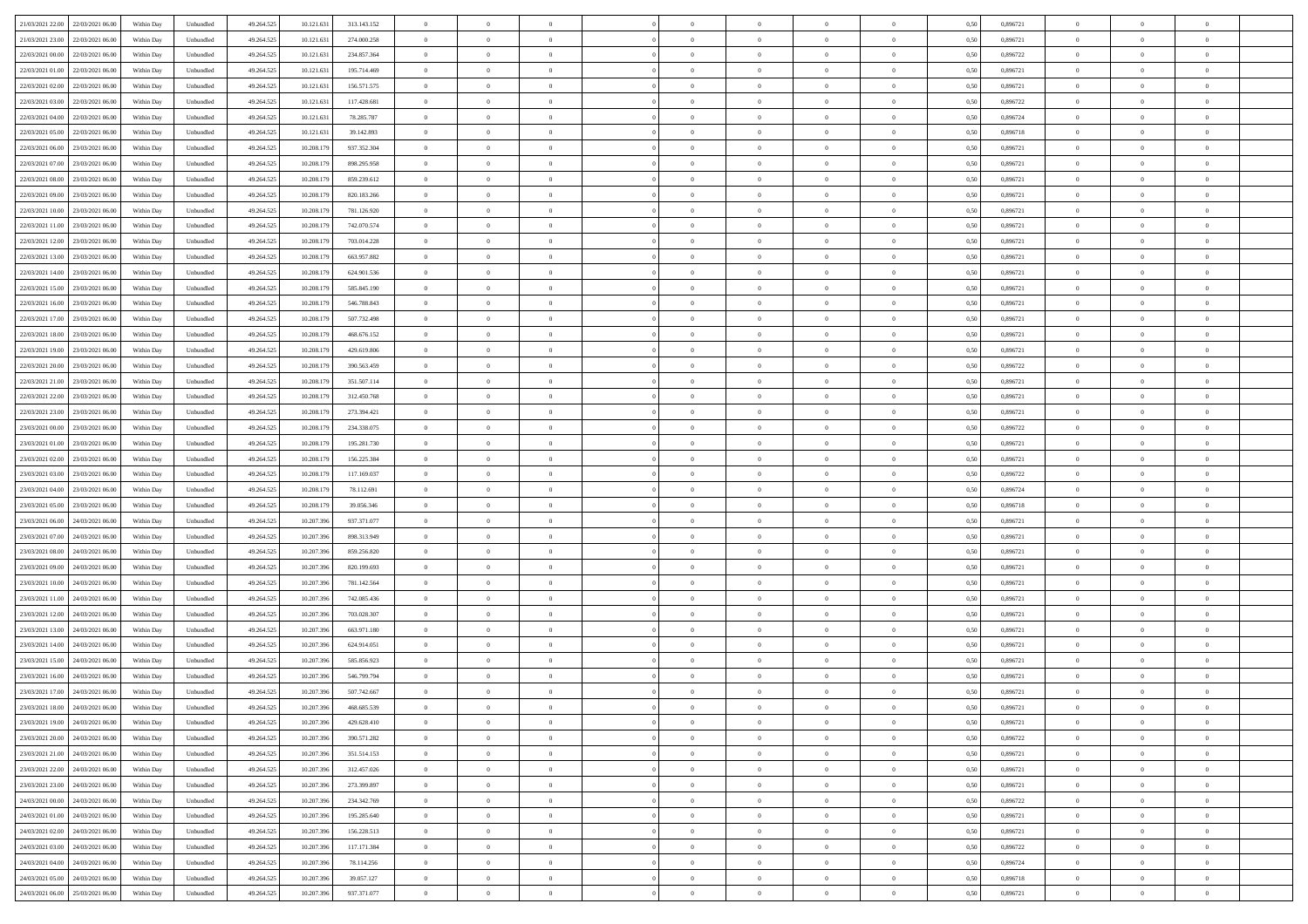| | | | | | | | | | | | | | | | | | | | | |
|---|---|---|---|---|---|---|---|---|---|---|---|---|---|---|---|---|---|---|---|---|
| 21/03/2021 22:00 | 22/03/2021 06:00 | Within Day | Unbundled | 49.264.525 | 10.121.631 | 313.143.152 | 0 | 0 | 0 | | 0 | 0 | 0 | 0 | 0,50 | 0,896721 | 0 | 0 | 0 | |
| 21/03/2021 23:00 | 22/03/2021 06:00 | Within Day | Unbundled | 49.264.525 | 10.121.631 | 274.000.258 | 0 | 0 | 0 | | 0 | 0 | 0 | 0 | 0,50 | 0,896721 | 0 | 0 | 0 | |
| 22/03/2021 00:00 | 22/03/2021 06:00 | Within Day | Unbundled | 49.264.525 | 10.121.631 | 234.857.364 | 0 | 0 | 0 | | 0 | 0 | 0 | 0 | 0,50 | 0,896722 | 0 | 0 | 0 | |
| 22/03/2021 01:00 | 22/03/2021 06:00 | Within Day | Unbundled | 49.264.525 | 10.121.631 | 195.714.469 | 0 | 0 | 0 | | 0 | 0 | 0 | 0 | 0,50 | 0,896721 | 0 | 0 | 0 | |
| 22/03/2021 02:00 | 22/03/2021 06:00 | Within Day | Unbundled | 49.264.525 | 10.121.631 | 156.571.575 | 0 | 0 | 0 | | 0 | 0 | 0 | 0 | 0,50 | 0,896721 | 0 | 0 | 0 | |
| 22/03/2021 03:00 | 22/03/2021 06:00 | Within Day | Unbundled | 49.264.525 | 10.121.631 | 117.428.681 | 0 | 0 | 0 | | 0 | 0 | 0 | 0 | 0,50 | 0,896722 | 0 | 0 | 0 | |
| 22/03/2021 04:00 | 22/03/2021 06:00 | Within Day | Unbundled | 49.264.525 | 10.121.631 | 78.285.787 | 0 | 0 | 0 | | 0 | 0 | 0 | 0 | 0,50 | 0,896724 | 0 | 0 | 0 | |
| 22/03/2021 05:00 | 22/03/2021 06:00 | Within Day | Unbundled | 49.264.525 | 10.121.631 | 39.142.893 | 0 | 0 | 0 | | 0 | 0 | 0 | 0 | 0,50 | 0,896718 | 0 | 0 | 0 | |
| 22/03/2021 06:00 | 23/03/2021 06:00 | Within Day | Unbundled | 49.264.525 | 10.208.179 | 937.352.304 | 0 | 0 | 0 | | 0 | 0 | 0 | 0 | 0,50 | 0,896721 | 0 | 0 | 0 | |
| 22/03/2021 07:00 | 23/03/2021 06:00 | Within Day | Unbundled | 49.264.525 | 10.208.179 | 898.295.958 | 0 | 0 | 0 | | 0 | 0 | 0 | 0 | 0,50 | 0,896721 | 0 | 0 | 0 | |
| 22/03/2021 08:00 | 23/03/2021 06:00 | Within Day | Unbundled | 49.264.525 | 10.208.179 | 859.239.612 | 0 | 0 | 0 | | 0 | 0 | 0 | 0 | 0,50 | 0,896721 | 0 | 0 | 0 | |
| 22/03/2021 09:00 | 23/03/2021 06:00 | Within Day | Unbundled | 49.264.525 | 10.208.179 | 820.183.266 | 0 | 0 | 0 | | 0 | 0 | 0 | 0 | 0,50 | 0,896721 | 0 | 0 | 0 | |
| 22/03/2021 10:00 | 23/03/2021 06:00 | Within Day | Unbundled | 49.264.525 | 10.208.179 | 781.126.920 | 0 | 0 | 0 | | 0 | 0 | 0 | 0 | 0,50 | 0,896721 | 0 | 0 | 0 | |
| 22/03/2021 11:00 | 23/03/2021 06:00 | Within Day | Unbundled | 49.264.525 | 10.208.179 | 742.070.574 | 0 | 0 | 0 | | 0 | 0 | 0 | 0 | 0,50 | 0,896721 | 0 | 0 | 0 | |
| 22/03/2021 12:00 | 23/03/2021 06:00 | Within Day | Unbundled | 49.264.525 | 10.208.179 | 703.014.228 | 0 | 0 | 0 | | 0 | 0 | 0 | 0 | 0,50 | 0,896721 | 0 | 0 | 0 | |
| 22/03/2021 13:00 | 23/03/2021 06:00 | Within Day | Unbundled | 49.264.525 | 10.208.179 | 663.957.882 | 0 | 0 | 0 | | 0 | 0 | 0 | 0 | 0,50 | 0,896721 | 0 | 0 | 0 | |
| 22/03/2021 14:00 | 23/03/2021 06:00 | Within Day | Unbundled | 49.264.525 | 10.208.179 | 624.901.536 | 0 | 0 | 0 | | 0 | 0 | 0 | 0 | 0,50 | 0,896721 | 0 | 0 | 0 | |
| 22/03/2021 15:00 | 23/03/2021 06:00 | Within Day | Unbundled | 49.264.525 | 10.208.179 | 585.845.190 | 0 | 0 | 0 | | 0 | 0 | 0 | 0 | 0,50 | 0,896721 | 0 | 0 | 0 | |
| 22/03/2021 16:00 | 23/03/2021 06:00 | Within Day | Unbundled | 49.264.525 | 10.208.179 | 546.788.843 | 0 | 0 | 0 | | 0 | 0 | 0 | 0 | 0,50 | 0,896721 | 0 | 0 | 0 | |
| 22/03/2021 17:00 | 23/03/2021 06:00 | Within Day | Unbundled | 49.264.525 | 10.208.179 | 507.732.498 | 0 | 0 | 0 | | 0 | 0 | 0 | 0 | 0,50 | 0,896721 | 0 | 0 | 0 | |
| 22/03/2021 18:00 | 23/03/2021 06:00 | Within Day | Unbundled | 49.264.525 | 10.208.179 | 468.676.152 | 0 | 0 | 0 | | 0 | 0 | 0 | 0 | 0,50 | 0,896721 | 0 | 0 | 0 | |
| 22/03/2021 19:00 | 23/03/2021 06:00 | Within Day | Unbundled | 49.264.525 | 10.208.179 | 429.619.806 | 0 | 0 | 0 | | 0 | 0 | 0 | 0 | 0,50 | 0,896721 | 0 | 0 | 0 | |
| 22/03/2021 20:00 | 23/03/2021 06:00 | Within Day | Unbundled | 49.264.525 | 10.208.179 | 390.563.459 | 0 | 0 | 0 | | 0 | 0 | 0 | 0 | 0,50 | 0,896722 | 0 | 0 | 0 | |
| 22/03/2021 21:00 | 23/03/2021 06:00 | Within Day | Unbundled | 49.264.525 | 10.208.179 | 351.507.114 | 0 | 0 | 0 | | 0 | 0 | 0 | 0 | 0,50 | 0,896721 | 0 | 0 | 0 | |
| 22/03/2021 22:00 | 23/03/2021 06:00 | Within Day | Unbundled | 49.264.525 | 10.208.179 | 312.450.768 | 0 | 0 | 0 | | 0 | 0 | 0 | 0 | 0,50 | 0,896721 | 0 | 0 | 0 | |
| 22/03/2021 23:00 | 23/03/2021 06:00 | Within Day | Unbundled | 49.264.525 | 10.208.179 | 273.394.421 | 0 | 0 | 0 | | 0 | 0 | 0 | 0 | 0,50 | 0,896721 | 0 | 0 | 0 | |
| 23/03/2021 00:00 | 23/03/2021 06:00 | Within Day | Unbundled | 49.264.525 | 10.208.179 | 234.338.075 | 0 | 0 | 0 | | 0 | 0 | 0 | 0 | 0,50 | 0,896722 | 0 | 0 | 0 | |
| 23/03/2021 01:00 | 23/03/2021 06:00 | Within Day | Unbundled | 49.264.525 | 10.208.179 | 195.281.730 | 0 | 0 | 0 | | 0 | 0 | 0 | 0 | 0,50 | 0,896721 | 0 | 0 | 0 | |
| 23/03/2021 02:00 | 23/03/2021 06:00 | Within Day | Unbundled | 49.264.525 | 10.208.179 | 156.225.384 | 0 | 0 | 0 | | 0 | 0 | 0 | 0 | 0,50 | 0,896721 | 0 | 0 | 0 | |
| 23/03/2021 03:00 | 23/03/2021 06:00 | Within Day | Unbundled | 49.264.525 | 10.208.179 | 117.169.037 | 0 | 0 | 0 | | 0 | 0 | 0 | 0 | 0,50 | 0,896722 | 0 | 0 | 0 | |
| 23/03/2021 04:00 | 23/03/2021 06:00 | Within Day | Unbundled | 49.264.525 | 10.208.179 | 78.112.691 | 0 | 0 | 0 | | 0 | 0 | 0 | 0 | 0,50 | 0,896724 | 0 | 0 | 0 | |
| 23/03/2021 05:00 | 23/03/2021 06:00 | Within Day | Unbundled | 49.264.525 | 10.208.179 | 39.056.346 | 0 | 0 | 0 | | 0 | 0 | 0 | 0 | 0,50 | 0,896718 | 0 | 0 | 0 | |
| 23/03/2021 06:00 | 24/03/2021 06:00 | Within Day | Unbundled | 49.264.525 | 10.207.396 | 937.371.077 | 0 | 0 | 0 | | 0 | 0 | 0 | 0 | 0,50 | 0,896721 | 0 | 0 | 0 | |
| 23/03/2021 07:00 | 24/03/2021 06:00 | Within Day | Unbundled | 49.264.525 | 10.207.396 | 898.313.949 | 0 | 0 | 0 | | 0 | 0 | 0 | 0 | 0,50 | 0,896721 | 0 | 0 | 0 | |
| 23/03/2021 08:00 | 24/03/2021 06:00 | Within Day | Unbundled | 49.264.525 | 10.207.396 | 859.256.820 | 0 | 0 | 0 | | 0 | 0 | 0 | 0 | 0,50 | 0,896721 | 0 | 0 | 0 | |
| 23/03/2021 09:00 | 24/03/2021 06:00 | Within Day | Unbundled | 49.264.525 | 10.207.396 | 820.199.693 | 0 | 0 | 0 | | 0 | 0 | 0 | 0 | 0,50 | 0,896721 | 0 | 0 | 0 | |
| 23/03/2021 10:00 | 24/03/2021 06:00 | Within Day | Unbundled | 49.264.525 | 10.207.396 | 781.142.564 | 0 | 0 | 0 | | 0 | 0 | 0 | 0 | 0,50 | 0,896721 | 0 | 0 | 0 | |
| 23/03/2021 11:00 | 24/03/2021 06:00 | Within Day | Unbundled | 49.264.525 | 10.207.396 | 742.085.436 | 0 | 0 | 0 | | 0 | 0 | 0 | 0 | 0,50 | 0,896721 | 0 | 0 | 0 | |
| 23/03/2021 12:00 | 24/03/2021 06:00 | Within Day | Unbundled | 49.264.525 | 10.207.396 | 703.028.307 | 0 | 0 | 0 | | 0 | 0 | 0 | 0 | 0,50 | 0,896721 | 0 | 0 | 0 | |
| 23/03/2021 13:00 | 24/03/2021 06:00 | Within Day | Unbundled | 49.264.525 | 10.207.396 | 663.971.180 | 0 | 0 | 0 | | 0 | 0 | 0 | 0 | 0,50 | 0,896721 | 0 | 0 | 0 | |
| 23/03/2021 14:00 | 24/03/2021 06:00 | Within Day | Unbundled | 49.264.525 | 10.207.396 | 624.914.051 | 0 | 0 | 0 | | 0 | 0 | 0 | 0 | 0,50 | 0,896721 | 0 | 0 | 0 | |
| 23/03/2021 15:00 | 24/03/2021 06:00 | Within Day | Unbundled | 49.264.525 | 10.207.396 | 585.856.923 | 0 | 0 | 0 | | 0 | 0 | 0 | 0 | 0,50 | 0,896721 | 0 | 0 | 0 | |
| 23/03/2021 16:00 | 24/03/2021 06:00 | Within Day | Unbundled | 49.264.525 | 10.207.396 | 546.799.794 | 0 | 0 | 0 | | 0 | 0 | 0 | 0 | 0,50 | 0,896721 | 0 | 0 | 0 | |
| 23/03/2021 17:00 | 24/03/2021 06:00 | Within Day | Unbundled | 49.264.525 | 10.207.396 | 507.742.667 | 0 | 0 | 0 | | 0 | 0 | 0 | 0 | 0,50 | 0,896721 | 0 | 0 | 0 | |
| 23/03/2021 18:00 | 24/03/2021 06:00 | Within Day | Unbundled | 49.264.525 | 10.207.396 | 468.685.539 | 0 | 0 | 0 | | 0 | 0 | 0 | 0 | 0,50 | 0,896721 | 0 | 0 | 0 | |
| 23/03/2021 19:00 | 24/03/2021 06:00 | Within Day | Unbundled | 49.264.525 | 10.207.396 | 429.628.410 | 0 | 0 | 0 | | 0 | 0 | 0 | 0 | 0,50 | 0,896721 | 0 | 0 | 0 | |
| 23/03/2021 20:00 | 24/03/2021 06:00 | Within Day | Unbundled | 49.264.525 | 10.207.396 | 390.571.282 | 0 | 0 | 0 | | 0 | 0 | 0 | 0 | 0,50 | 0,896722 | 0 | 0 | 0 | |
| 23/03/2021 21:00 | 24/03/2021 06:00 | Within Day | Unbundled | 49.264.525 | 10.207.396 | 351.514.153 | 0 | 0 | 0 | | 0 | 0 | 0 | 0 | 0,50 | 0,896721 | 0 | 0 | 0 | |
| 23/03/2021 22:00 | 24/03/2021 06:00 | Within Day | Unbundled | 49.264.525 | 10.207.396 | 312.457.026 | 0 | 0 | 0 | | 0 | 0 | 0 | 0 | 0,50 | 0,896721 | 0 | 0 | 0 | |
| 23/03/2021 23:00 | 24/03/2021 06:00 | Within Day | Unbundled | 49.264.525 | 10.207.396 | 273.399.897 | 0 | 0 | 0 | | 0 | 0 | 0 | 0 | 0,50 | 0,896721 | 0 | 0 | 0 | |
| 24/03/2021 00:00 | 24/03/2021 06:00 | Within Day | Unbundled | 49.264.525 | 10.207.396 | 234.342.769 | 0 | 0 | 0 | | 0 | 0 | 0 | 0 | 0,50 | 0,896722 | 0 | 0 | 0 | |
| 24/03/2021 01:00 | 24/03/2021 06:00 | Within Day | Unbundled | 49.264.525 | 10.207.396 | 195.285.640 | 0 | 0 | 0 | | 0 | 0 | 0 | 0 | 0,50 | 0,896721 | 0 | 0 | 0 | |
| 24/03/2021 02:00 | 24/03/2021 06:00 | Within Day | Unbundled | 49.264.525 | 10.207.396 | 156.228.513 | 0 | 0 | 0 | | 0 | 0 | 0 | 0 | 0,50 | 0,896721 | 0 | 0 | 0 | |
| 24/03/2021 03:00 | 24/03/2021 06:00 | Within Day | Unbundled | 49.264.525 | 10.207.396 | 117.171.384 | 0 | 0 | 0 | | 0 | 0 | 0 | 0 | 0,50 | 0,896722 | 0 | 0 | 0 | |
| 24/03/2021 04:00 | 24/03/2021 06:00 | Within Day | Unbundled | 49.264.525 | 10.207.396 | 78.114.256 | 0 | 0 | 0 | | 0 | 0 | 0 | 0 | 0,50 | 0,896724 | 0 | 0 | 0 | |
| 24/03/2021 05:00 | 24/03/2021 06:00 | Within Day | Unbundled | 49.264.525 | 10.207.396 | 39.057.127 | 0 | 0 | 0 | | 0 | 0 | 0 | 0 | 0,50 | 0,896718 | 0 | 0 | 0 | |
| 24/03/2021 06:00 | 25/03/2021 06:00 | Within Day | Unbundled | 49.264.525 | 10.207.396 | 937.371.077 | 0 | 0 | 0 | | 0 | 0 | 0 | 0 | 0,50 | 0,896721 | 0 | 0 | 0 | |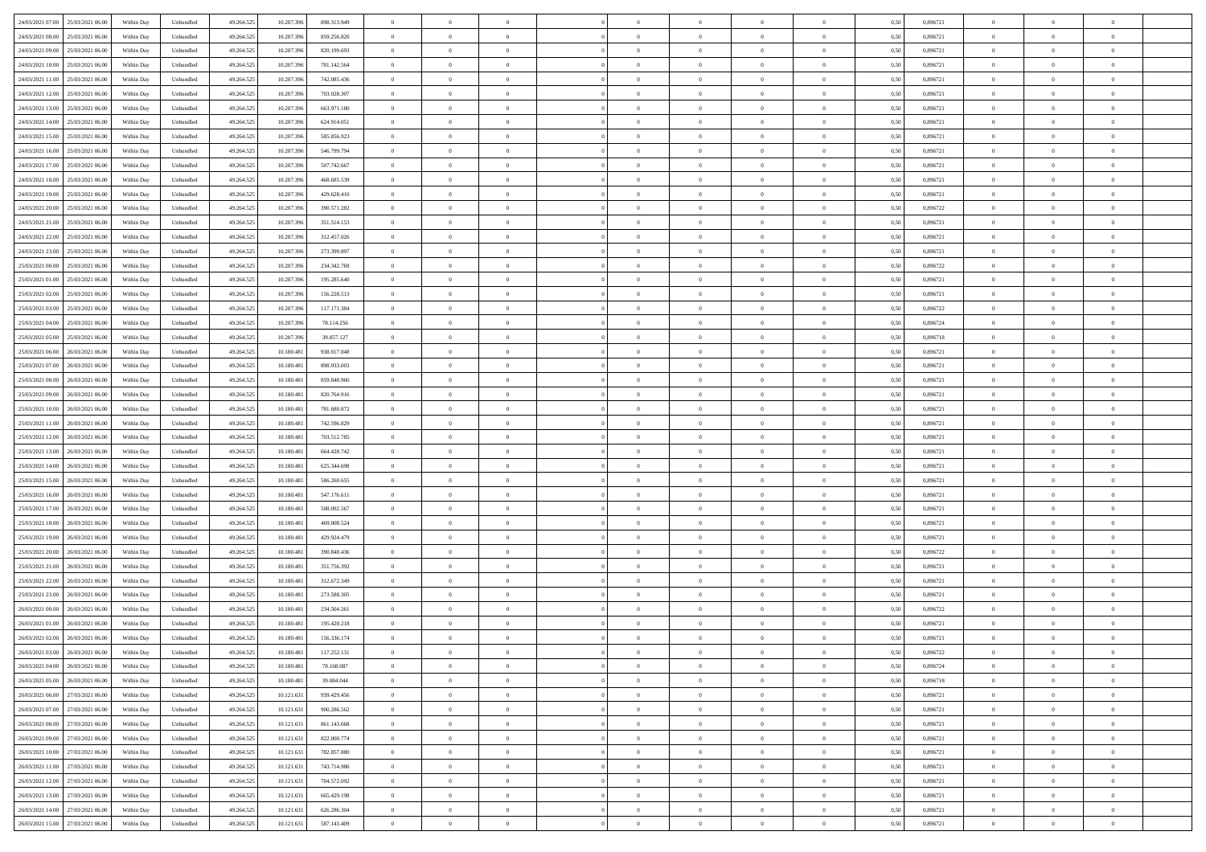| | | | | | | | | | | | | | | | | | | | | | |
|---|---|---|---|---|---|---|---|---|---|---|---|---|---|---|---|---|---|---|---|---|---|
| 24/03/2021 07:00 | 25/03/2021 06:00 | Within Day | Unbundled | 49.264.525 | 10.207.396 | 898.313.949 | 0 | 0 | 0 | | 0 | 0 | 0 | 0 | 0,50 | 0,896721 | 0 | 0 | 0 | |
| 24/03/2021 08:00 | 25/03/2021 06:00 | Within Day | Unbundled | 49.264.525 | 10.207.396 | 859.256.820 | 0 | 0 | 0 | | 0 | 0 | 0 | 0 | 0,50 | 0,896721 | 0 | 0 | 0 | |
| 24/03/2021 09:00 | 25/03/2021 06:00 | Within Day | Unbundled | 49.264.525 | 10.207.396 | 820.199.693 | 0 | 0 | 0 | | 0 | 0 | 0 | 0 | 0,50 | 0,896721 | 0 | 0 | 0 | |
| 24/03/2021 10:00 | 25/03/2021 06:00 | Within Day | Unbundled | 49.264.525 | 10.207.396 | 781.142.564 | 0 | 0 | 0 | | 0 | 0 | 0 | 0 | 0,50 | 0,896721 | 0 | 0 | 0 | |
| 24/03/2021 11:00 | 25/03/2021 06:00 | Within Day | Unbundled | 49.264.525 | 10.207.396 | 742.085.436 | 0 | 0 | 0 | | 0 | 0 | 0 | 0 | 0,50 | 0,896721 | 0 | 0 | 0 | |
| 24/03/2021 12:00 | 25/03/2021 06:00 | Within Day | Unbundled | 49.264.525 | 10.207.396 | 703.028.307 | 0 | 0 | 0 | | 0 | 0 | 0 | 0 | 0,50 | 0,896721 | 0 | 0 | 0 | |
| 24/03/2021 13:00 | 25/03/2021 06:00 | Within Day | Unbundled | 49.264.525 | 10.207.396 | 663.971.180 | 0 | 0 | 0 | | 0 | 0 | 0 | 0 | 0,50 | 0,896721 | 0 | 0 | 0 | |
| 24/03/2021 14:00 | 25/03/2021 06:00 | Within Day | Unbundled | 49.264.525 | 10.207.396 | 624.914.051 | 0 | 0 | 0 | | 0 | 0 | 0 | 0 | 0,50 | 0,896721 | 0 | 0 | 0 | |
| 24/03/2021 15:00 | 25/03/2021 06:00 | Within Day | Unbundled | 49.264.525 | 10.207.396 | 585.856.923 | 0 | 0 | 0 | | 0 | 0 | 0 | 0 | 0,50 | 0,896721 | 0 | 0 | 0 | |
| 24/03/2021 16:00 | 25/03/2021 06:00 | Within Day | Unbundled | 49.264.525 | 10.207.396 | 546.799.794 | 0 | 0 | 0 | | 0 | 0 | 0 | 0 | 0,50 | 0,896721 | 0 | 0 | 0 | |
| 24/03/2021 17:00 | 25/03/2021 06:00 | Within Day | Unbundled | 49.264.525 | 10.207.396 | 507.742.667 | 0 | 0 | 0 | | 0 | 0 | 0 | 0 | 0,50 | 0,896721 | 0 | 0 | 0 | |
| 24/03/2021 18:00 | 25/03/2021 06:00 | Within Day | Unbundled | 49.264.525 | 10.207.396 | 468.685.539 | 0 | 0 | 0 | | 0 | 0 | 0 | 0 | 0,50 | 0,896721 | 0 | 0 | 0 | |
| 24/03/2021 19:00 | 25/03/2021 06:00 | Within Day | Unbundled | 49.264.525 | 10.207.396 | 429.628.410 | 0 | 0 | 0 | | 0 | 0 | 0 | 0 | 0,50 | 0,896721 | 0 | 0 | 0 | |
| 24/03/2021 20:00 | 25/03/2021 06:00 | Within Day | Unbundled | 49.264.525 | 10.207.396 | 390.571.282 | 0 | 0 | 0 | | 0 | 0 | 0 | 0 | 0,50 | 0,896722 | 0 | 0 | 0 | |
| 24/03/2021 21:00 | 25/03/2021 06:00 | Within Day | Unbundled | 49.264.525 | 10.207.396 | 351.514.153 | 0 | 0 | 0 | | 0 | 0 | 0 | 0 | 0,50 | 0,896721 | 0 | 0 | 0 | |
| 24/03/2021 22:00 | 25/03/2021 06:00 | Within Day | Unbundled | 49.264.525 | 10.207.396 | 312.457.026 | 0 | 0 | 0 | | 0 | 0 | 0 | 0 | 0,50 | 0,896721 | 0 | 0 | 0 | |
| 24/03/2021 23:00 | 25/03/2021 06:00 | Within Day | Unbundled | 49.264.525 | 10.207.396 | 273.399.897 | 0 | 0 | 0 | | 0 | 0 | 0 | 0 | 0,50 | 0,896721 | 0 | 0 | 0 | |
| 25/03/2021 00:00 | 25/03/2021 06:00 | Within Day | Unbundled | 49.264.525 | 10.207.396 | 234.342.769 | 0 | 0 | 0 | | 0 | 0 | 0 | 0 | 0,50 | 0,896722 | 0 | 0 | 0 | |
| 25/03/2021 01:00 | 25/03/2021 06:00 | Within Day | Unbundled | 49.264.525 | 10.207.396 | 195.285.640 | 0 | 0 | 0 | | 0 | 0 | 0 | 0 | 0,50 | 0,896721 | 0 | 0 | 0 | |
| 25/03/2021 02:00 | 25/03/2021 06:00 | Within Day | Unbundled | 49.264.525 | 10.207.396 | 156.228.513 | 0 | 0 | 0 | | 0 | 0 | 0 | 0 | 0,50 | 0,896721 | 0 | 0 | 0 | |
| 25/03/2021 03:00 | 25/03/2021 06:00 | Within Day | Unbundled | 49.264.525 | 10.207.396 | 117.171.384 | 0 | 0 | 0 | | 0 | 0 | 0 | 0 | 0,50 | 0,896722 | 0 | 0 | 0 | |
| 25/03/2021 04:00 | 25/03/2021 06:00 | Within Day | Unbundled | 49.264.525 | 10.207.396 | 78.114.256 | 0 | 0 | 0 | | 0 | 0 | 0 | 0 | 0,50 | 0,896724 | 0 | 0 | 0 | |
| 25/03/2021 05:00 | 25/03/2021 06:00 | Within Day | Unbundled | 49.264.525 | 10.207.396 | 39.057.127 | 0 | 0 | 0 | | 0 | 0 | 0 | 0 | 0,50 | 0,896718 | 0 | 0 | 0 | |
| 25/03/2021 06:00 | 26/03/2021 06:00 | Within Day | Unbundled | 49.264.525 | 10.180.481 | 938.017.048 | 0 | 0 | 0 | | 0 | 0 | 0 | 0 | 0,50 | 0,896721 | 0 | 0 | 0 | |
| 25/03/2021 07:00 | 26/03/2021 06:00 | Within Day | Unbundled | 49.264.525 | 10.180.481 | 898.933.003 | 0 | 0 | 0 | | 0 | 0 | 0 | 0 | 0,50 | 0,896721 | 0 | 0 | 0 | |
| 25/03/2021 08:00 | 26/03/2021 06:00 | Within Day | Unbundled | 49.264.525 | 10.180.481 | 859.848.960 | 0 | 0 | 0 | | 0 | 0 | 0 | 0 | 0,50 | 0,896721 | 0 | 0 | 0 | |
| 25/03/2021 09:00 | 26/03/2021 06:00 | Within Day | Unbundled | 49.264.525 | 10.180.481 | 820.764.916 | 0 | 0 | 0 | | 0 | 0 | 0 | 0 | 0,50 | 0,896721 | 0 | 0 | 0 | |
| 25/03/2021 10:00 | 26/03/2021 06:00 | Within Day | Unbundled | 49.264.525 | 10.180.481 | 781.680.872 | 0 | 0 | 0 | | 0 | 0 | 0 | 0 | 0,50 | 0,896721 | 0 | 0 | 0 | |
| 25/03/2021 11:00 | 26/03/2021 06:00 | Within Day | Unbundled | 49.264.525 | 10.180.481 | 742.596.829 | 0 | 0 | 0 | | 0 | 0 | 0 | 0 | 0,50 | 0,896721 | 0 | 0 | 0 | |
| 25/03/2021 12:00 | 26/03/2021 06:00 | Within Day | Unbundled | 49.264.525 | 10.180.481 | 703.512.785 | 0 | 0 | 0 | | 0 | 0 | 0 | 0 | 0,50 | 0,896721 | 0 | 0 | 0 | |
| 25/03/2021 13:00 | 26/03/2021 06:00 | Within Day | Unbundled | 49.264.525 | 10.180.481 | 664.428.742 | 0 | 0 | 0 | | 0 | 0 | 0 | 0 | 0,50 | 0,896721 | 0 | 0 | 0 | |
| 25/03/2021 14:00 | 26/03/2021 06:00 | Within Day | Unbundled | 49.264.525 | 10.180.481 | 625.344.698 | 0 | 0 | 0 | | 0 | 0 | 0 | 0 | 0,50 | 0,896721 | 0 | 0 | 0 | |
| 25/03/2021 15:00 | 26/03/2021 06:00 | Within Day | Unbundled | 49.264.525 | 10.180.481 | 586.260.655 | 0 | 0 | 0 | | 0 | 0 | 0 | 0 | 0,50 | 0,896721 | 0 | 0 | 0 | |
| 25/03/2021 16:00 | 26/03/2021 06:00 | Within Day | Unbundled | 49.264.525 | 10.180.481 | 547.176.611 | 0 | 0 | 0 | | 0 | 0 | 0 | 0 | 0,50 | 0,896721 | 0 | 0 | 0 | |
| 25/03/2021 17:00 | 26/03/2021 06:00 | Within Day | Unbundled | 49.264.525 | 10.180.481 | 508.092.567 | 0 | 0 | 0 | | 0 | 0 | 0 | 0 | 0,50 | 0,896721 | 0 | 0 | 0 | |
| 25/03/2021 18:00 | 26/03/2021 06:00 | Within Day | Unbundled | 49.264.525 | 10.180.481 | 469.008.524 | 0 | 0 | 0 | | 0 | 0 | 0 | 0 | 0,50 | 0,896721 | 0 | 0 | 0 | |
| 25/03/2021 19:00 | 26/03/2021 06:00 | Within Day | Unbundled | 49.264.525 | 10.180.481 | 429.924.479 | 0 | 0 | 0 | | 0 | 0 | 0 | 0 | 0,50 | 0,896721 | 0 | 0 | 0 | |
| 25/03/2021 20:00 | 26/03/2021 06:00 | Within Day | Unbundled | 49.264.525 | 10.180.481 | 390.840.436 | 0 | 0 | 0 | | 0 | 0 | 0 | 0 | 0,50 | 0,896722 | 0 | 0 | 0 | |
| 25/03/2021 21:00 | 26/03/2021 06:00 | Within Day | Unbundled | 49.264.525 | 10.180.481 | 351.756.392 | 0 | 0 | 0 | | 0 | 0 | 0 | 0 | 0,50 | 0,896721 | 0 | 0 | 0 | |
| 25/03/2021 22:00 | 26/03/2021 06:00 | Within Day | Unbundled | 49.264.525 | 10.180.481 | 312.672.349 | 0 | 0 | 0 | | 0 | 0 | 0 | 0 | 0,50 | 0,896721 | 0 | 0 | 0 | |
| 25/03/2021 23:00 | 26/03/2021 06:00 | Within Day | Unbundled | 49.264.525 | 10.180.481 | 273.588.305 | 0 | 0 | 0 | | 0 | 0 | 0 | 0 | 0,50 | 0,896721 | 0 | 0 | 0 | |
| 26/03/2021 00:00 | 26/03/2021 06:00 | Within Day | Unbundled | 49.264.525 | 10.180.481 | 234.504.261 | 0 | 0 | 0 | | 0 | 0 | 0 | 0 | 0,50 | 0,896722 | 0 | 0 | 0 | |
| 26/03/2021 01:00 | 26/03/2021 06:00 | Within Day | Unbundled | 49.264.525 | 10.180.481 | 195.420.218 | 0 | 0 | 0 | | 0 | 0 | 0 | 0 | 0,50 | 0,896721 | 0 | 0 | 0 | |
| 26/03/2021 02:00 | 26/03/2021 06:00 | Within Day | Unbundled | 49.264.525 | 10.180.481 | 156.336.174 | 0 | 0 | 0 | | 0 | 0 | 0 | 0 | 0,50 | 0,896721 | 0 | 0 | 0 | |
| 26/03/2021 03:00 | 26/03/2021 06:00 | Within Day | Unbundled | 49.264.525 | 10.180.481 | 117.252.131 | 0 | 0 | 0 | | 0 | 0 | 0 | 0 | 0,50 | 0,896722 | 0 | 0 | 0 | |
| 26/03/2021 04:00 | 26/03/2021 06:00 | Within Day | Unbundled | 49.264.525 | 10.180.481 | 78.168.087 | 0 | 0 | 0 | | 0 | 0 | 0 | 0 | 0,50 | 0,896724 | 0 | 0 | 0 | |
| 26/03/2021 05:00 | 26/03/2021 06:00 | Within Day | Unbundled | 49.264.525 | 10.180.481 | 39.084.044 | 0 | 0 | 0 | | 0 | 0 | 0 | 0 | 0,50 | 0,896718 | 0 | 0 | 0 | |
| 26/03/2021 06:00 | 27/03/2021 06:00 | Within Day | Unbundled | 49.264.525 | 10.121.631 | 939.429.456 | 0 | 0 | 0 | | 0 | 0 | 0 | 0 | 0,50 | 0,896721 | 0 | 0 | 0 | |
| 26/03/2021 07:00 | 27/03/2021 06:00 | Within Day | Unbundled | 49.264.525 | 10.121.631 | 900.286.562 | 0 | 0 | 0 | | 0 | 0 | 0 | 0 | 0,50 | 0,896721 | 0 | 0 | 0 | |
| 26/03/2021 08:00 | 27/03/2021 06:00 | Within Day | Unbundled | 49.264.525 | 10.121.631 | 861.143.668 | 0 | 0 | 0 | | 0 | 0 | 0 | 0 | 0,50 | 0,896721 | 0 | 0 | 0 | |
| 26/03/2021 09:00 | 27/03/2021 06:00 | Within Day | Unbundled | 49.264.525 | 10.121.631 | 822.000.774 | 0 | 0 | 0 | | 0 | 0 | 0 | 0 | 0,50 | 0,896721 | 0 | 0 | 0 | |
| 26/03/2021 10:00 | 27/03/2021 06:00 | Within Day | Unbundled | 49.264.525 | 10.121.631 | 782.857.880 | 0 | 0 | 0 | | 0 | 0 | 0 | 0 | 0,50 | 0,896721 | 0 | 0 | 0 | |
| 26/03/2021 11:00 | 27/03/2021 06:00 | Within Day | Unbundled | 49.264.525 | 10.121.631 | 743.714.986 | 0 | 0 | 0 | | 0 | 0 | 0 | 0 | 0,50 | 0,896721 | 0 | 0 | 0 | |
| 26/03/2021 12:00 | 27/03/2021 06:00 | Within Day | Unbundled | 49.264.525 | 10.121.631 | 704.572.092 | 0 | 0 | 0 | | 0 | 0 | 0 | 0 | 0,50 | 0,896721 | 0 | 0 | 0 | |
| 26/03/2021 13:00 | 27/03/2021 06:00 | Within Day | Unbundled | 49.264.525 | 10.121.631 | 665.429.198 | 0 | 0 | 0 | | 0 | 0 | 0 | 0 | 0,50 | 0,896721 | 0 | 0 | 0 | |
| 26/03/2021 14:00 | 27/03/2021 06:00 | Within Day | Unbundled | 49.264.525 | 10.121.631 | 626.286.304 | 0 | 0 | 0 | | 0 | 0 | 0 | 0 | 0,50 | 0,896721 | 0 | 0 | 0 | |
| 26/03/2021 15:00 | 27/03/2021 06:00 | Within Day | Unbundled | 49.264.525 | 10.121.631 | 587.143.409 | 0 | 0 | 0 | | 0 | 0 | 0 | 0 | 0,50 | 0,896721 | 0 | 0 | 0 | |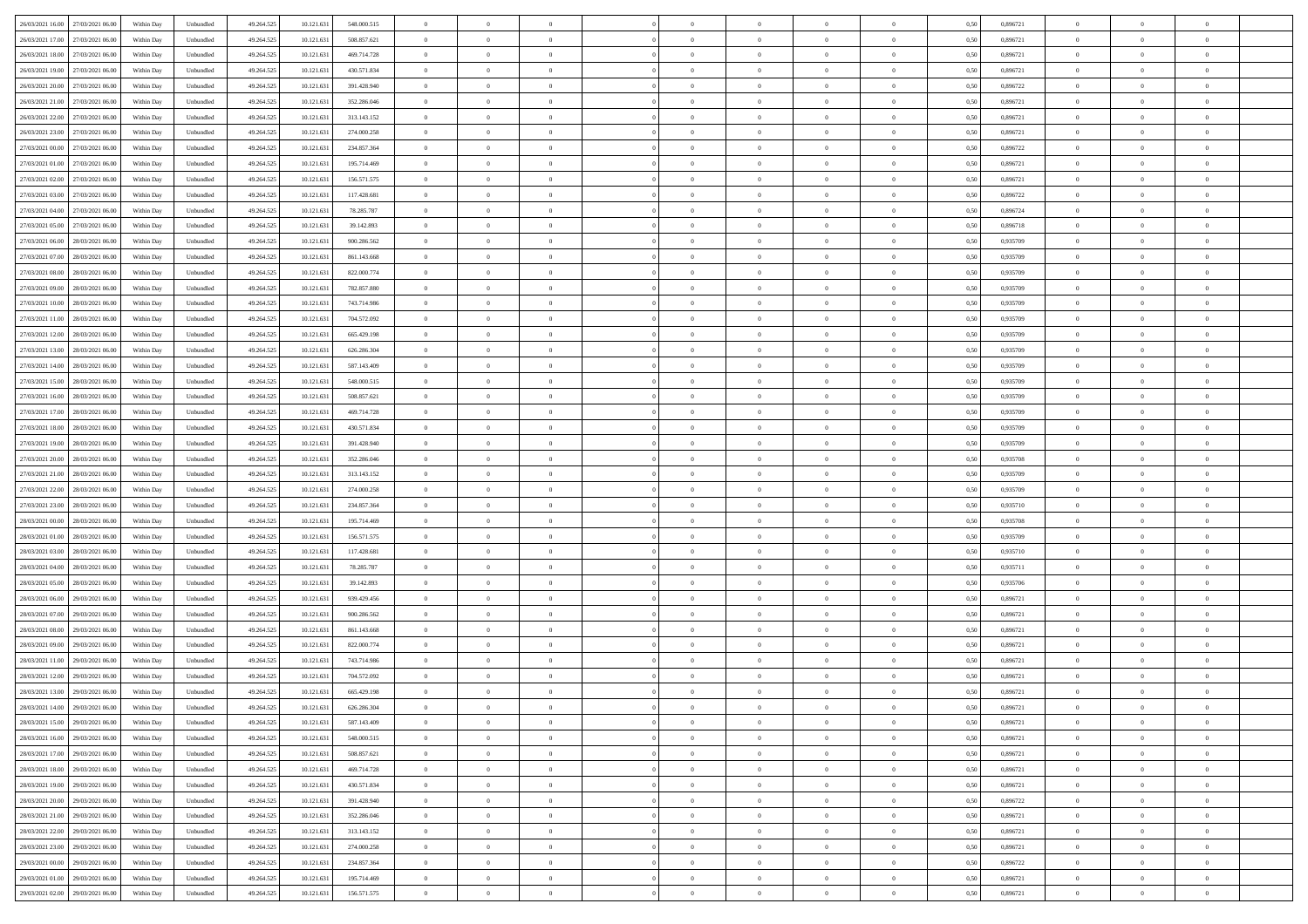| | | | | | | | | | | | | | | | | | | | | | |
|---|---|---|---|---|---|---|---|---|---|---|---|---|---|---|---|---|---|---|---|---|---|
| 26/03/2021 16:00 | 27/03/2021 06:00 | Within Day | Unbundled | 49.264.525 | 10.121.631 | 548.000.515 | 0 | 0 | 0 | | 0 | 0 | 0 | 0 | 0,50 | 0,896721 | 0 | 0 | 0 | |
| 26/03/2021 17:00 | 27/03/2021 06:00 | Within Day | Unbundled | 49.264.525 | 10.121.631 | 508.857.621 | 0 | 0 | 0 | | 0 | 0 | 0 | 0 | 0,50 | 0,896721 | 0 | 0 | 0 | |
| 26/03/2021 18:00 | 27/03/2021 06:00 | Within Day | Unbundled | 49.264.525 | 10.121.631 | 469.714.728 | 0 | 0 | 0 | | 0 | 0 | 0 | 0 | 0,50 | 0,896721 | 0 | 0 | 0 | |
| 26/03/2021 19:00 | 27/03/2021 06:00 | Within Day | Unbundled | 49.264.525 | 10.121.631 | 430.571.834 | 0 | 0 | 0 | | 0 | 0 | 0 | 0 | 0,50 | 0,896721 | 0 | 0 | 0 | |
| 26/03/2021 20:00 | 27/03/2021 06:00 | Within Day | Unbundled | 49.264.525 | 10.121.631 | 391.428.940 | 0 | 0 | 0 | | 0 | 0 | 0 | 0 | 0,50 | 0,896722 | 0 | 0 | 0 | |
| 26/03/2021 21:00 | 27/03/2021 06:00 | Within Day | Unbundled | 49.264.525 | 10.121.631 | 352.286.046 | 0 | 0 | 0 | | 0 | 0 | 0 | 0 | 0,50 | 0,896721 | 0 | 0 | 0 | |
| 26/03/2021 22:00 | 27/03/2021 06:00 | Within Day | Unbundled | 49.264.525 | 10.121.631 | 313.143.152 | 0 | 0 | 0 | | 0 | 0 | 0 | 0 | 0,50 | 0,896721 | 0 | 0 | 0 | |
| 26/03/2021 23:00 | 27/03/2021 06:00 | Within Day | Unbundled | 49.264.525 | 10.121.631 | 274.000.258 | 0 | 0 | 0 | | 0 | 0 | 0 | 0 | 0,50 | 0,896721 | 0 | 0 | 0 | |
| 27/03/2021 00:00 | 27/03/2021 06:00 | Within Day | Unbundled | 49.264.525 | 10.121.631 | 234.857.364 | 0 | 0 | 0 | | 0 | 0 | 0 | 0 | 0,50 | 0,896722 | 0 | 0 | 0 | |
| 27/03/2021 01:00 | 27/03/2021 06:00 | Within Day | Unbundled | 49.264.525 | 10.121.631 | 195.714.469 | 0 | 0 | 0 | | 0 | 0 | 0 | 0 | 0,50 | 0,896721 | 0 | 0 | 0 | |
| 27/03/2021 02:00 | 27/03/2021 06:00 | Within Day | Unbundled | 49.264.525 | 10.121.631 | 156.571.575 | 0 | 0 | 0 | | 0 | 0 | 0 | 0 | 0,50 | 0,896721 | 0 | 0 | 0 | |
| 27/03/2021 03:00 | 27/03/2021 06:00 | Within Day | Unbundled | 49.264.525 | 10.121.631 | 117.428.681 | 0 | 0 | 0 | | 0 | 0 | 0 | 0 | 0,50 | 0,896722 | 0 | 0 | 0 | |
| 27/03/2021 04:00 | 27/03/2021 06:00 | Within Day | Unbundled | 49.264.525 | 10.121.631 | 78.285.787 | 0 | 0 | 0 | | 0 | 0 | 0 | 0 | 0,50 | 0,896724 | 0 | 0 | 0 | |
| 27/03/2021 05:00 | 27/03/2021 06:00 | Within Day | Unbundled | 49.264.525 | 10.121.631 | 39.142.893 | 0 | 0 | 0 | | 0 | 0 | 0 | 0 | 0,50 | 0,896718 | 0 | 0 | 0 | |
| 27/03/2021 06:00 | 28/03/2021 06:00 | Within Day | Unbundled | 49.264.525 | 10.121.631 | 900.286.562 | 0 | 0 | 0 | | 0 | 0 | 0 | 0 | 0,50 | 0,935709 | 0 | 0 | 0 | |
| 27/03/2021 07:00 | 28/03/2021 06:00 | Within Day | Unbundled | 49.264.525 | 10.121.631 | 861.143.668 | 0 | 0 | 0 | | 0 | 0 | 0 | 0 | 0,50 | 0,935709 | 0 | 0 | 0 | |
| 27/03/2021 08:00 | 28/03/2021 06:00 | Within Day | Unbundled | 49.264.525 | 10.121.631 | 822.000.774 | 0 | 0 | 0 | | 0 | 0 | 0 | 0 | 0,50 | 0,935709 | 0 | 0 | 0 | |
| 27/03/2021 09:00 | 28/03/2021 06:00 | Within Day | Unbundled | 49.264.525 | 10.121.631 | 782.857.880 | 0 | 0 | 0 | | 0 | 0 | 0 | 0 | 0,50 | 0,935709 | 0 | 0 | 0 | |
| 27/03/2021 10:00 | 28/03/2021 06:00 | Within Day | Unbundled | 49.264.525 | 10.121.631 | 743.714.986 | 0 | 0 | 0 | | 0 | 0 | 0 | 0 | 0,50 | 0,935709 | 0 | 0 | 0 | |
| 27/03/2021 11:00 | 28/03/2021 06:00 | Within Day | Unbundled | 49.264.525 | 10.121.631 | 704.572.092 | 0 | 0 | 0 | | 0 | 0 | 0 | 0 | 0,50 | 0,935709 | 0 | 0 | 0 | |
| 27/03/2021 12:00 | 28/03/2021 06:00 | Within Day | Unbundled | 49.264.525 | 10.121.631 | 665.429.198 | 0 | 0 | 0 | | 0 | 0 | 0 | 0 | 0,50 | 0,935709 | 0 | 0 | 0 | |
| 27/03/2021 13:00 | 28/03/2021 06:00 | Within Day | Unbundled | 49.264.525 | 10.121.631 | 626.286.304 | 0 | 0 | 0 | | 0 | 0 | 0 | 0 | 0,50 | 0,935709 | 0 | 0 | 0 | |
| 27/03/2021 14:00 | 28/03/2021 06:00 | Within Day | Unbundled | 49.264.525 | 10.121.631 | 587.143.409 | 0 | 0 | 0 | | 0 | 0 | 0 | 0 | 0,50 | 0,935709 | 0 | 0 | 0 | |
| 27/03/2021 15:00 | 28/03/2021 06:00 | Within Day | Unbundled | 49.264.525 | 10.121.631 | 548.000.515 | 0 | 0 | 0 | | 0 | 0 | 0 | 0 | 0,50 | 0,935709 | 0 | 0 | 0 | |
| 27/03/2021 16:00 | 28/03/2021 06:00 | Within Day | Unbundled | 49.264.525 | 10.121.631 | 508.857.621 | 0 | 0 | 0 | | 0 | 0 | 0 | 0 | 0,50 | 0,935709 | 0 | 0 | 0 | |
| 27/03/2021 17:00 | 28/03/2021 06:00 | Within Day | Unbundled | 49.264.525 | 10.121.631 | 469.714.728 | 0 | 0 | 0 | | 0 | 0 | 0 | 0 | 0,50 | 0,935709 | 0 | 0 | 0 | |
| 27/03/2021 18:00 | 28/03/2021 06:00 | Within Day | Unbundled | 49.264.525 | 10.121.631 | 430.571.834 | 0 | 0 | 0 | | 0 | 0 | 0 | 0 | 0,50 | 0,935709 | 0 | 0 | 0 | |
| 27/03/2021 19:00 | 28/03/2021 06:00 | Within Day | Unbundled | 49.264.525 | 10.121.631 | 391.428.940 | 0 | 0 | 0 | | 0 | 0 | 0 | 0 | 0,50 | 0,935709 | 0 | 0 | 0 | |
| 27/03/2021 20:00 | 28/03/2021 06:00 | Within Day | Unbundled | 49.264.525 | 10.121.631 | 352.286.046 | 0 | 0 | 0 | | 0 | 0 | 0 | 0 | 0,50 | 0,935708 | 0 | 0 | 0 | |
| 27/03/2021 21:00 | 28/03/2021 06:00 | Within Day | Unbundled | 49.264.525 | 10.121.631 | 313.143.152 | 0 | 0 | 0 | | 0 | 0 | 0 | 0 | 0,50 | 0,935709 | 0 | 0 | 0 | |
| 27/03/2021 22:00 | 28/03/2021 06:00 | Within Day | Unbundled | 49.264.525 | 10.121.631 | 274.000.258 | 0 | 0 | 0 | | 0 | 0 | 0 | 0 | 0,50 | 0,935709 | 0 | 0 | 0 | |
| 27/03/2021 23:00 | 28/03/2021 06:00 | Within Day | Unbundled | 49.264.525 | 10.121.631 | 234.857.364 | 0 | 0 | 0 | | 0 | 0 | 0 | 0 | 0,50 | 0,935710 | 0 | 0 | 0 | |
| 28/03/2021 00:00 | 28/03/2021 06:00 | Within Day | Unbundled | 49.264.525 | 10.121.631 | 195.714.469 | 0 | 0 | 0 | | 0 | 0 | 0 | 0 | 0,50 | 0,935708 | 0 | 0 | 0 | |
| 28/03/2021 01:00 | 28/03/2021 06:00 | Within Day | Unbundled | 49.264.525 | 10.121.631 | 156.571.575 | 0 | 0 | 0 | | 0 | 0 | 0 | 0 | 0,50 | 0,935709 | 0 | 0 | 0 | |
| 28/03/2021 03:00 | 28/03/2021 06:00 | Within Day | Unbundled | 49.264.525 | 10.121.631 | 117.428.681 | 0 | 0 | 0 | | 0 | 0 | 0 | 0 | 0,50 | 0,935710 | 0 | 0 | 0 | |
| 28/03/2021 04:00 | 28/03/2021 06:00 | Within Day | Unbundled | 49.264.525 | 10.121.631 | 78.285.787 | 0 | 0 | 0 | | 0 | 0 | 0 | 0 | 0,50 | 0,935711 | 0 | 0 | 0 | |
| 28/03/2021 05:00 | 28/03/2021 06:00 | Within Day | Unbundled | 49.264.525 | 10.121.631 | 39.142.893 | 0 | 0 | 0 | | 0 | 0 | 0 | 0 | 0,50 | 0,935706 | 0 | 0 | 0 | |
| 28/03/2021 06:00 | 29/03/2021 06:00 | Within Day | Unbundled | 49.264.525 | 10.121.631 | 939.429.456 | 0 | 0 | 0 | | 0 | 0 | 0 | 0 | 0,50 | 0,896721 | 0 | 0 | 0 | |
| 28/03/2021 07:00 | 29/03/2021 06:00 | Within Day | Unbundled | 49.264.525 | 10.121.631 | 900.286.562 | 0 | 0 | 0 | | 0 | 0 | 0 | 0 | 0,50 | 0,896721 | 0 | 0 | 0 | |
| 28/03/2021 08:00 | 29/03/2021 06:00 | Within Day | Unbundled | 49.264.525 | 10.121.631 | 861.143.668 | 0 | 0 | 0 | | 0 | 0 | 0 | 0 | 0,50 | 0,896721 | 0 | 0 | 0 | |
| 28/03/2021 09:00 | 29/03/2021 06:00 | Within Day | Unbundled | 49.264.525 | 10.121.631 | 822.000.774 | 0 | 0 | 0 | | 0 | 0 | 0 | 0 | 0,50 | 0,896721 | 0 | 0 | 0 | |
| 28/03/2021 11:00 | 29/03/2021 06:00 | Within Day | Unbundled | 49.264.525 | 10.121.631 | 743.714.986 | 0 | 0 | 0 | | 0 | 0 | 0 | 0 | 0,50 | 0,896721 | 0 | 0 | 0 | |
| 28/03/2021 12:00 | 29/03/2021 06:00 | Within Day | Unbundled | 49.264.525 | 10.121.631 | 704.572.092 | 0 | 0 | 0 | | 0 | 0 | 0 | 0 | 0,50 | 0,896721 | 0 | 0 | 0 | |
| 28/03/2021 13:00 | 29/03/2021 06:00 | Within Day | Unbundled | 49.264.525 | 10.121.631 | 665.429.198 | 0 | 0 | 0 | | 0 | 0 | 0 | 0 | 0,50 | 0,896721 | 0 | 0 | 0 | |
| 28/03/2021 14:00 | 29/03/2021 06:00 | Within Day | Unbundled | 49.264.525 | 10.121.631 | 626.286.304 | 0 | 0 | 0 | | 0 | 0 | 0 | 0 | 0,50 | 0,896721 | 0 | 0 | 0 | |
| 28/03/2021 15:00 | 29/03/2021 06:00 | Within Day | Unbundled | 49.264.525 | 10.121.631 | 587.143.409 | 0 | 0 | 0 | | 0 | 0 | 0 | 0 | 0,50 | 0,896721 | 0 | 0 | 0 | |
| 28/03/2021 16:00 | 29/03/2021 06:00 | Within Day | Unbundled | 49.264.525 | 10.121.631 | 548.000.515 | 0 | 0 | 0 | | 0 | 0 | 0 | 0 | 0,50 | 0,896721 | 0 | 0 | 0 | |
| 28/03/2021 17:00 | 29/03/2021 06:00 | Within Day | Unbundled | 49.264.525 | 10.121.631 | 508.857.621 | 0 | 0 | 0 | | 0 | 0 | 0 | 0 | 0,50 | 0,896721 | 0 | 0 | 0 | |
| 28/03/2021 18:00 | 29/03/2021 06:00 | Within Day | Unbundled | 49.264.525 | 10.121.631 | 469.714.728 | 0 | 0 | 0 | | 0 | 0 | 0 | 0 | 0,50 | 0,896721 | 0 | 0 | 0 | |
| 28/03/2021 19:00 | 29/03/2021 06:00 | Within Day | Unbundled | 49.264.525 | 10.121.631 | 430.571.834 | 0 | 0 | 0 | | 0 | 0 | 0 | 0 | 0,50 | 0,896721 | 0 | 0 | 0 | |
| 28/03/2021 20:00 | 29/03/2021 06:00 | Within Day | Unbundled | 49.264.525 | 10.121.631 | 391.428.940 | 0 | 0 | 0 | | 0 | 0 | 0 | 0 | 0,50 | 0,896722 | 0 | 0 | 0 | |
| 28/03/2021 21:00 | 29/03/2021 06:00 | Within Day | Unbundled | 49.264.525 | 10.121.631 | 352.286.046 | 0 | 0 | 0 | | 0 | 0 | 0 | 0 | 0,50 | 0,896721 | 0 | 0 | 0 | |
| 28/03/2021 22:00 | 29/03/2021 06:00 | Within Day | Unbundled | 49.264.525 | 10.121.631 | 313.143.152 | 0 | 0 | 0 | | 0 | 0 | 0 | 0 | 0,50 | 0,896721 | 0 | 0 | 0 | |
| 28/03/2021 23:00 | 29/03/2021 06:00 | Within Day | Unbundled | 49.264.525 | 10.121.631 | 274.000.258 | 0 | 0 | 0 | | 0 | 0 | 0 | 0 | 0,50 | 0,896721 | 0 | 0 | 0 | |
| 29/03/2021 00:00 | 29/03/2021 06:00 | Within Day | Unbundled | 49.264.525 | 10.121.631 | 234.857.364 | 0 | 0 | 0 | | 0 | 0 | 0 | 0 | 0,50 | 0,896722 | 0 | 0 | 0 | |
| 29/03/2021 01:00 | 29/03/2021 06:00 | Within Day | Unbundled | 49.264.525 | 10.121.631 | 195.714.469 | 0 | 0 | 0 | | 0 | 0 | 0 | 0 | 0,50 | 0,896721 | 0 | 0 | 0 | |
| 29/03/2021 02:00 | 29/03/2021 06:00 | Within Day | Unbundled | 49.264.525 | 10.121.631 | 156.571.575 | 0 | 0 | 0 | | 0 | 0 | 0 | 0 | 0,50 | 0,896721 | 0 | 0 | 0 | |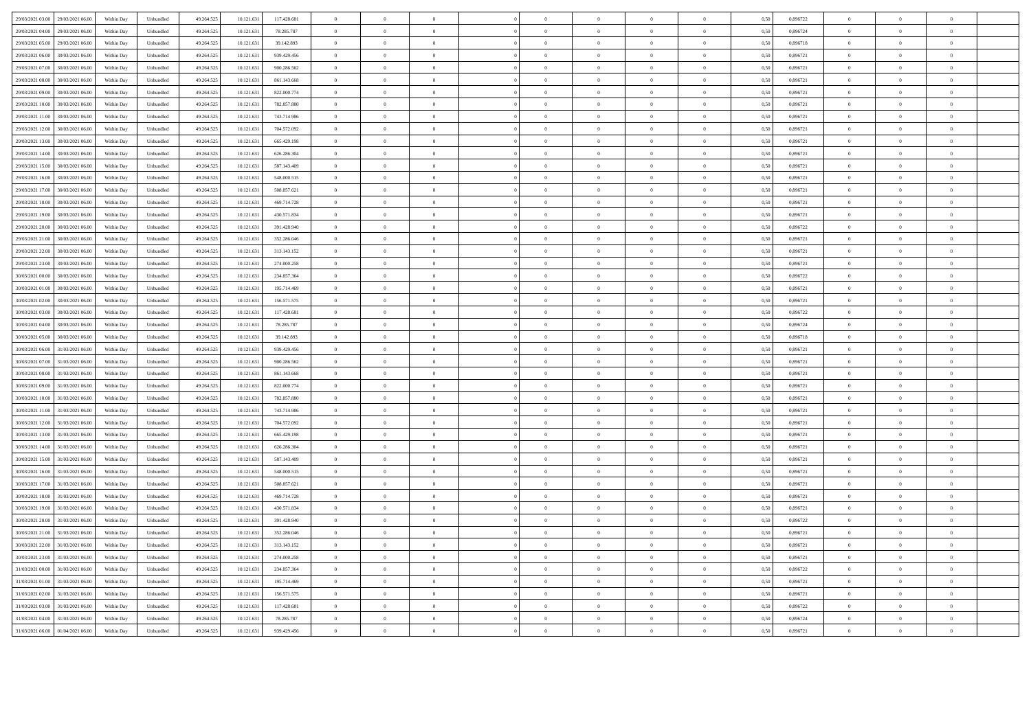| | | | | | | | | | | | | | | | | | | | | |
|---|---|---|---|---|---|---|---|---|---|---|---|---|---|---|---|---|---|---|---|---|
| 29/03/2021 03:00 | 29/03/2021 06:00 | Within Day | Unbundled | 49.264.525 | 10.121.631 | 117.428.681 | 0 | 0 | 0 | | 0 | 0 | 0 | 0 | 0,50 | 0,896722 | 0 | 0 | 0 | |
| 29/03/2021 04:00 | 29/03/2021 06:00 | Within Day | Unbundled | 49.264.525 | 10.121.631 | 78.285.787 | 0 | 0 | 0 | | 0 | 0 | 0 | 0 | 0,50 | 0,896724 | 0 | 0 | 0 | |
| 29/03/2021 05:00 | 29/03/2021 06:00 | Within Day | Unbundled | 49.264.525 | 10.121.631 | 39.142.893 | 0 | 0 | 0 | | 0 | 0 | 0 | 0 | 0,50 | 0,896718 | 0 | 0 | 0 | |
| 29/03/2021 06:00 | 30/03/2021 06:00 | Within Day | Unbundled | 49.264.525 | 10.121.631 | 939.429.456 | 0 | 0 | 0 | | 0 | 0 | 0 | 0 | 0,50 | 0,896721 | 0 | 0 | 0 | |
| 29/03/2021 07:00 | 30/03/2021 06:00 | Within Day | Unbundled | 49.264.525 | 10.121.631 | 900.286.562 | 0 | 0 | 0 | | 0 | 0 | 0 | 0 | 0,50 | 0,896721 | 0 | 0 | 0 | |
| 29/03/2021 08:00 | 30/03/2021 06:00 | Within Day | Unbundled | 49.264.525 | 10.121.631 | 861.143.668 | 0 | 0 | 0 | | 0 | 0 | 0 | 0 | 0,50 | 0,896721 | 0 | 0 | 0 | |
| 29/03/2021 09:00 | 30/03/2021 06:00 | Within Day | Unbundled | 49.264.525 | 10.121.631 | 822.000.774 | 0 | 0 | 0 | | 0 | 0 | 0 | 0 | 0,50 | 0,896721 | 0 | 0 | 0 | |
| 29/03/2021 10:00 | 30/03/2021 06:00 | Within Day | Unbundled | 49.264.525 | 10.121.631 | 782.857.880 | 0 | 0 | 0 | | 0 | 0 | 0 | 0 | 0,50 | 0,896721 | 0 | 0 | 0 | |
| 29/03/2021 11:00 | 30/03/2021 06:00 | Within Day | Unbundled | 49.264.525 | 10.121.631 | 743.714.986 | 0 | 0 | 0 | | 0 | 0 | 0 | 0 | 0,50 | 0,896721 | 0 | 0 | 0 | |
| 29/03/2021 12:00 | 30/03/2021 06:00 | Within Day | Unbundled | 49.264.525 | 10.121.631 | 704.572.092 | 0 | 0 | 0 | | 0 | 0 | 0 | 0 | 0,50 | 0,896721 | 0 | 0 | 0 | |
| 29/03/2021 13:00 | 30/03/2021 06:00 | Within Day | Unbundled | 49.264.525 | 10.121.631 | 665.429.198 | 0 | 0 | 0 | | 0 | 0 | 0 | 0 | 0,50 | 0,896721 | 0 | 0 | 0 | |
| 29/03/2021 14:00 | 30/03/2021 06:00 | Within Day | Unbundled | 49.264.525 | 10.121.631 | 626.286.304 | 0 | 0 | 0 | | 0 | 0 | 0 | 0 | 0,50 | 0,896721 | 0 | 0 | 0 | |
| 29/03/2021 15:00 | 30/03/2021 06:00 | Within Day | Unbundled | 49.264.525 | 10.121.631 | 587.143.409 | 0 | 0 | 0 | | 0 | 0 | 0 | 0 | 0,50 | 0,896721 | 0 | 0 | 0 | |
| 29/03/2021 16:00 | 30/03/2021 06:00 | Within Day | Unbundled | 49.264.525 | 10.121.631 | 548.000.515 | 0 | 0 | 0 | | 0 | 0 | 0 | 0 | 0,50 | 0,896721 | 0 | 0 | 0 | |
| 29/03/2021 17:00 | 30/03/2021 06:00 | Within Day | Unbundled | 49.264.525 | 10.121.631 | 508.857.621 | 0 | 0 | 0 | | 0 | 0 | 0 | 0 | 0,50 | 0,896721 | 0 | 0 | 0 | |
| 29/03/2021 18:00 | 30/03/2021 06:00 | Within Day | Unbundled | 49.264.525 | 10.121.631 | 469.714.728 | 0 | 0 | 0 | | 0 | 0 | 0 | 0 | 0,50 | 0,896721 | 0 | 0 | 0 | |
| 29/03/2021 19:00 | 30/03/2021 06:00 | Within Day | Unbundled | 49.264.525 | 10.121.631 | 430.571.834 | 0 | 0 | 0 | | 0 | 0 | 0 | 0 | 0,50 | 0,896721 | 0 | 0 | 0 | |
| 29/03/2021 20:00 | 30/03/2021 06:00 | Within Day | Unbundled | 49.264.525 | 10.121.631 | 391.428.940 | 0 | 0 | 0 | | 0 | 0 | 0 | 0 | 0,50 | 0,896722 | 0 | 0 | 0 | |
| 29/03/2021 21:00 | 30/03/2021 06:00 | Within Day | Unbundled | 49.264.525 | 10.121.631 | 352.286.046 | 0 | 0 | 0 | | 0 | 0 | 0 | 0 | 0,50 | 0,896721 | 0 | 0 | 0 | |
| 29/03/2021 22:00 | 30/03/2021 06:00 | Within Day | Unbundled | 49.264.525 | 10.121.631 | 313.143.152 | 0 | 0 | 0 | | 0 | 0 | 0 | 0 | 0,50 | 0,896721 | 0 | 0 | 0 | |
| 29/03/2021 23:00 | 30/03/2021 06:00 | Within Day | Unbundled | 49.264.525 | 10.121.631 | 274.000.258 | 0 | 0 | 0 | | 0 | 0 | 0 | 0 | 0,50 | 0,896721 | 0 | 0 | 0 | |
| 30/03/2021 00:00 | 30/03/2021 06:00 | Within Day | Unbundled | 49.264.525 | 10.121.631 | 234.857.364 | 0 | 0 | 0 | | 0 | 0 | 0 | 0 | 0,50 | 0,896722 | 0 | 0 | 0 | |
| 30/03/2021 01:00 | 30/03/2021 06:00 | Within Day | Unbundled | 49.264.525 | 10.121.631 | 195.714.469 | 0 | 0 | 0 | | 0 | 0 | 0 | 0 | 0,50 | 0,896721 | 0 | 0 | 0 | |
| 30/03/2021 02:00 | 30/03/2021 06:00 | Within Day | Unbundled | 49.264.525 | 10.121.631 | 156.571.575 | 0 | 0 | 0 | | 0 | 0 | 0 | 0 | 0,50 | 0,896721 | 0 | 0 | 0 | |
| 30/03/2021 03:00 | 30/03/2021 06:00 | Within Day | Unbundled | 49.264.525 | 10.121.631 | 117.428.681 | 0 | 0 | 0 | | 0 | 0 | 0 | 0 | 0,50 | 0,896722 | 0 | 0 | 0 | |
| 30/03/2021 04:00 | 30/03/2021 06:00 | Within Day | Unbundled | 49.264.525 | 10.121.631 | 78.285.787 | 0 | 0 | 0 | | 0 | 0 | 0 | 0 | 0,50 | 0,896724 | 0 | 0 | 0 | |
| 30/03/2021 05:00 | 30/03/2021 06:00 | Within Day | Unbundled | 49.264.525 | 10.121.631 | 39.142.893 | 0 | 0 | 0 | | 0 | 0 | 0 | 0 | 0,50 | 0,896718 | 0 | 0 | 0 | |
| 30/03/2021 06:00 | 31/03/2021 06:00 | Within Day | Unbundled | 49.264.525 | 10.121.631 | 939.429.456 | 0 | 0 | 0 | | 0 | 0 | 0 | 0 | 0,50 | 0,896721 | 0 | 0 | 0 | |
| 30/03/2021 07:00 | 31/03/2021 06:00 | Within Day | Unbundled | 49.264.525 | 10.121.631 | 900.286.562 | 0 | 0 | 0 | | 0 | 0 | 0 | 0 | 0,50 | 0,896721 | 0 | 0 | 0 | |
| 30/03/2021 08:00 | 31/03/2021 06:00 | Within Day | Unbundled | 49.264.525 | 10.121.631 | 861.143.668 | 0 | 0 | 0 | | 0 | 0 | 0 | 0 | 0,50 | 0,896721 | 0 | 0 | 0 | |
| 30/03/2021 09:00 | 31/03/2021 06:00 | Within Day | Unbundled | 49.264.525 | 10.121.631 | 822.000.774 | 0 | 0 | 0 | | 0 | 0 | 0 | 0 | 0,50 | 0,896721 | 0 | 0 | 0 | |
| 30/03/2021 10:00 | 31/03/2021 06:00 | Within Day | Unbundled | 49.264.525 | 10.121.631 | 782.857.880 | 0 | 0 | 0 | | 0 | 0 | 0 | 0 | 0,50 | 0,896721 | 0 | 0 | 0 | |
| 30/03/2021 11:00 | 31/03/2021 06:00 | Within Day | Unbundled | 49.264.525 | 10.121.631 | 743.714.986 | 0 | 0 | 0 | | 0 | 0 | 0 | 0 | 0,50 | 0,896721 | 0 | 0 | 0 | |
| 30/03/2021 12:00 | 31/03/2021 06:00 | Within Day | Unbundled | 49.264.525 | 10.121.631 | 704.572.092 | 0 | 0 | 0 | | 0 | 0 | 0 | 0 | 0,50 | 0,896721 | 0 | 0 | 0 | |
| 30/03/2021 13:00 | 31/03/2021 06:00 | Within Day | Unbundled | 49.264.525 | 10.121.631 | 665.429.198 | 0 | 0 | 0 | | 0 | 0 | 0 | 0 | 0,50 | 0,896721 | 0 | 0 | 0 | |
| 30/03/2021 14:00 | 31/03/2021 06:00 | Within Day | Unbundled | 49.264.525 | 10.121.631 | 626.286.304 | 0 | 0 | 0 | | 0 | 0 | 0 | 0 | 0,50 | 0,896721 | 0 | 0 | 0 | |
| 30/03/2021 15:00 | 31/03/2021 06:00 | Within Day | Unbundled | 49.264.525 | 10.121.631 | 587.143.409 | 0 | 0 | 0 | | 0 | 0 | 0 | 0 | 0,50 | 0,896721 | 0 | 0 | 0 | |
| 30/03/2021 16:00 | 31/03/2021 06:00 | Within Day | Unbundled | 49.264.525 | 10.121.631 | 548.000.515 | 0 | 0 | 0 | | 0 | 0 | 0 | 0 | 0,50 | 0,896721 | 0 | 0 | 0 | |
| 30/03/2021 17:00 | 31/03/2021 06:00 | Within Day | Unbundled | 49.264.525 | 10.121.631 | 508.857.621 | 0 | 0 | 0 | | 0 | 0 | 0 | 0 | 0,50 | 0,896721 | 0 | 0 | 0 | |
| 30/03/2021 18:00 | 31/03/2021 06:00 | Within Day | Unbundled | 49.264.525 | 10.121.631 | 469.714.728 | 0 | 0 | 0 | | 0 | 0 | 0 | 0 | 0,50 | 0,896721 | 0 | 0 | 0 | |
| 30/03/2021 19:00 | 31/03/2021 06:00 | Within Day | Unbundled | 49.264.525 | 10.121.631 | 430.571.834 | 0 | 0 | 0 | | 0 | 0 | 0 | 0 | 0,50 | 0,896721 | 0 | 0 | 0 | |
| 30/03/2021 20:00 | 31/03/2021 06:00 | Within Day | Unbundled | 49.264.525 | 10.121.631 | 391.428.940 | 0 | 0 | 0 | | 0 | 0 | 0 | 0 | 0,50 | 0,896722 | 0 | 0 | 0 | |
| 30/03/2021 21:00 | 31/03/2021 06:00 | Within Day | Unbundled | 49.264.525 | 10.121.631 | 352.286.046 | 0 | 0 | 0 | | 0 | 0 | 0 | 0 | 0,50 | 0,896721 | 0 | 0 | 0 | |
| 30/03/2021 22:00 | 31/03/2021 06:00 | Within Day | Unbundled | 49.264.525 | 10.121.631 | 313.143.152 | 0 | 0 | 0 | | 0 | 0 | 0 | 0 | 0,50 | 0,896721 | 0 | 0 | 0 | |
| 30/03/2021 23:00 | 31/03/2021 06:00 | Within Day | Unbundled | 49.264.525 | 10.121.631 | 274.000.258 | 0 | 0 | 0 | | 0 | 0 | 0 | 0 | 0,50 | 0,896721 | 0 | 0 | 0 | |
| 31/03/2021 00:00 | 31/03/2021 06:00 | Within Day | Unbundled | 49.264.525 | 10.121.631 | 234.857.364 | 0 | 0 | 0 | | 0 | 0 | 0 | 0 | 0,50 | 0,896722 | 0 | 0 | 0 | |
| 31/03/2021 01:00 | 31/03/2021 06:00 | Within Day | Unbundled | 49.264.525 | 10.121.631 | 195.714.469 | 0 | 0 | 0 | | 0 | 0 | 0 | 0 | 0,50 | 0,896721 | 0 | 0 | 0 | |
| 31/03/2021 02:00 | 31/03/2021 06:00 | Within Day | Unbundled | 49.264.525 | 10.121.631 | 156.571.575 | 0 | 0 | 0 | | 0 | 0 | 0 | 0 | 0,50 | 0,896721 | 0 | 0 | 0 | |
| 31/03/2021 03:00 | 31/03/2021 06:00 | Within Day | Unbundled | 49.264.525 | 10.121.631 | 117.428.681 | 0 | 0 | 0 | | 0 | 0 | 0 | 0 | 0,50 | 0,896722 | 0 | 0 | 0 | |
| 31/03/2021 04:00 | 31/03/2021 06:00 | Within Day | Unbundled | 49.264.525 | 10.121.631 | 78.285.787 | 0 | 0 | 0 | | 0 | 0 | 0 | 0 | 0,50 | 0,896724 | 0 | 0 | 0 | |
| 31/03/2021 06:00 | 01/04/2021 06:00 | Within Day | Unbundled | 49.264.525 | 10.121.631 | 939.429.456 | 0 | 0 | 0 | | 0 | 0 | 0 | 0 | 0,50 | 0,896721 | 0 | 0 | 0 | |